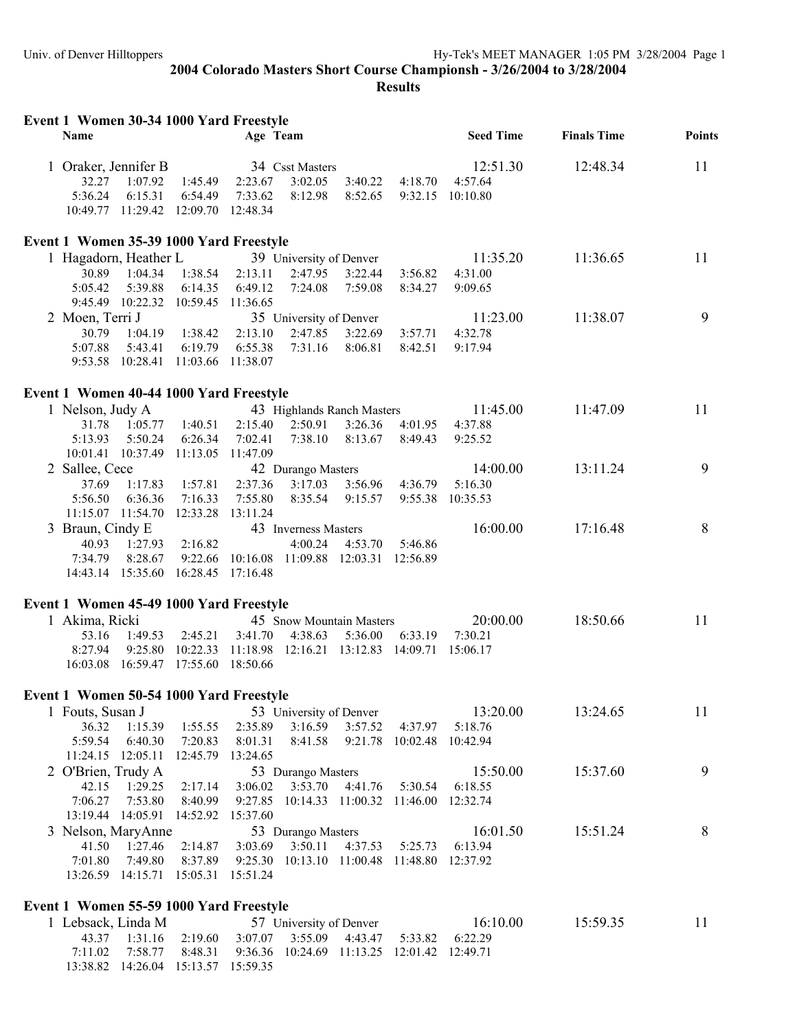## 2004 Colorado Masters Short Course Championsh - 3/26/2004 to 3/28/2004

## Results

### Event 1 Women 30-34 1000 Yard Freestyle

| | Name | Age | Team | Seed Time | Finals Time | Points |
|---|---|---|---|---|---|---|
| 1 | Oraker, Jennifer B | 34 | Csst Masters | 12:51.30 | 12:48.34 | 11 |

32.27 1:07.92 1:45.49 2:23.67 3:02.05 3:40.22 4:18.70 4:57.64
5:36.24 6:15.31 6:54.49 7:33.62 8:12.98 8:52.65 9:32.15 10:10.80
10:49.77 11:29.42 12:09.70 12:48.34

### Event 1 Women 35-39 1000 Yard Freestyle

| | Name | Age | Team | Seed Time | Finals Time | Points |
|---|---|---|---|---|---|---|
| 1 | Hagadorn, Heather L | 39 | University of Denver | 11:35.20 | 11:36.65 | 11 |

30.89 1:04.34 1:38.54 2:13.11 2:47.95 3:22.44 3:56.82 4:31.00
5:05.42 5:39.88 6:14.35 6:49.12 7:24.08 7:59.08 8:34.27 9:09.65
9:45.49 10:22.32 10:59.45 11:36.65

| | Name | Age | Team | Seed Time | Finals Time | Points |
|---|---|---|---|---|---|---|
| 2 | Moen, Terri J | 35 | University of Denver | 11:23.00 | 11:38.07 | 9 |

30.79 1:04.19 1:38.42 2:13.10 2:47.85 3:22.69 3:57.71 4:32.78
5:07.88 5:43.41 6:19.79 6:55.38 7:31.16 8:06.81 8:42.51 9:17.94
9:53.58 10:28.41 11:03.66 11:38.07

### Event 1 Women 40-44 1000 Yard Freestyle

| | Name | Age | Team | Seed Time | Finals Time | Points |
|---|---|---|---|---|---|---|
| 1 | Nelson, Judy A | 43 | Highlands Ranch Masters | 11:45.00 | 11:47.09 | 11 |

31.78 1:05.77 1:40.51 2:15.40 2:50.91 3:26.36 4:01.95 4:37.88
5:13.93 5:50.24 6:26.34 7:02.41 7:38.10 8:13.67 8:49.43 9:25.52
10:01.41 10:37.49 11:13.05 11:47.09

| | Name | Age | Team | Seed Time | Finals Time | Points |
|---|---|---|---|---|---|---|
| 2 | Sallee, Cece | 42 | Durango Masters | 14:00.00 | 13:11.24 | 9 |

37.69 1:17.83 1:57.81 2:37.36 3:17.03 3:56.96 4:36.79 5:16.30
5:56.50 6:36.36 7:16.33 7:55.80 8:35.54 9:15.57 9:55.38 10:35.53
11:15.07 11:54.70 12:33.28 13:11.24

| | Name | Age | Team | Seed Time | Finals Time | Points |
|---|---|---|---|---|---|---|
| 3 | Braun, Cindy E | 43 | Inverness Masters | 16:00.00 | 17:16.48 | 8 |

40.93 1:27.93 2:16.82 4:00.24 4:53.70 5:46.86
7:34.79 8:28.67 9:22.66 10:16.08 11:09.88 12:03.31 12:56.89
14:43.14 15:35.60 16:28.45 17:16.48

### Event 1 Women 45-49 1000 Yard Freestyle

| | Name | Age | Team | Seed Time | Finals Time | Points |
|---|---|---|---|---|---|---|
| 1 | Akima, Ricki | 45 | Snow Mountain Masters | 20:00.00 | 18:50.66 | 11 |

53.16 1:49.53 2:45.21 3:41.70 4:38.63 5:36.00 6:33.19 7:30.21
8:27.94 9:25.80 10:22.33 11:18.98 12:16.21 13:12.83 14:09.71 15:06.17
16:03.08 16:59.47 17:55.60 18:50.66

### Event 1 Women 50-54 1000 Yard Freestyle

| | Name | Age | Team | Seed Time | Finals Time | Points |
|---|---|---|---|---|---|---|
| 1 | Fouts, Susan J | 53 | University of Denver | 13:20.00 | 13:24.65 | 11 |

36.32 1:15.39 1:55.55 2:35.89 3:16.59 3:57.52 4:37.97 5:18.76
5:59.54 6:40.30 7:20.83 8:01.31 8:41.58 9:21.78 10:02.48 10:42.94
11:24.15 12:05.11 12:45.79 13:24.65

| | Name | Age | Team | Seed Time | Finals Time | Points |
|---|---|---|---|---|---|---|
| 2 | O'Brien, Trudy A | 53 | Durango Masters | 15:50.00 | 15:37.60 | 9 |

42.15 1:29.25 2:17.14 3:06.02 3:53.70 4:41.76 5:30.54 6:18.55
7:06.27 7:53.80 8:40.99 9:27.85 10:14.33 11:00.32 11:46.00 12:32.74
13:19.44 14:05.91 14:52.92 15:37.60

| | Name | Age | Team | Seed Time | Finals Time | Points |
|---|---|---|---|---|---|---|
| 3 | Nelson, MaryAnne | 53 | Durango Masters | 16:01.50 | 15:51.24 | 8 |

41.50 1:27.46 2:14.87 3:03.69 3:50.11 4:37.53 5:25.73 6:13.94
7:01.80 7:49.80 8:37.89 9:25.30 10:13.10 11:00.48 11:48.80 12:37.92
13:26.59 14:15.71 15:05.31 15:51.24

### Event 1 Women 55-59 1000 Yard Freestyle

| | Name | Age | Team | Seed Time | Finals Time | Points |
|---|---|---|---|---|---|---|
| 1 | Lebsack, Linda M | 57 | University of Denver | 16:10.00 | 15:59.35 | 11 |

43.37 1:31.16 2:19.60 3:07.07 3:55.09 4:43.47 5:33.82 6:22.29
7:11.02 7:58.77 8:48.31 9:36.36 10:24.69 11:13.25 12:01.42 12:49.71
13:38.82 14:26.04 15:13.57 15:59.35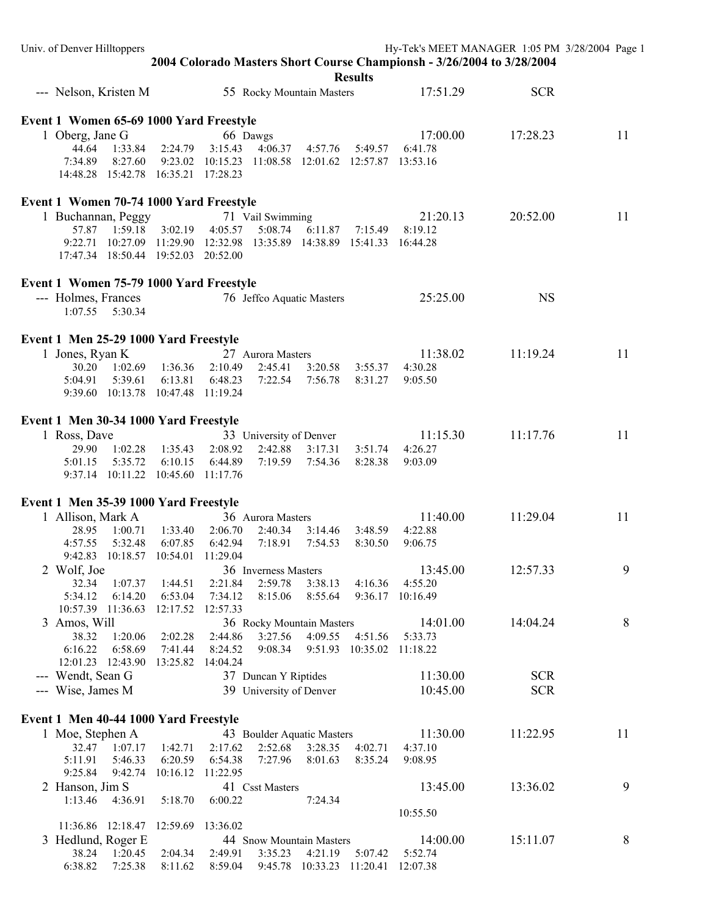## 2004 Colorado Masters Short Course Championsh - 3/26/2004 to 3/28/2004

### Results

--- Nelson, Kristen M 55 Rocky Mountain Masters 17:51.29 SCR

### Event 1 Women 65-69 1000 Yard Freestyle

1 Oberg, Jane G 66 Dawgs 17:00.00 17:28.23 11

44.64 1:33.84 2:24.79 3:15.43 4:06.37 4:57.76 5:49.57 6:41.78
7:34.89 8:27.60 9:23.02 10:15.23 11:08.58 12:01.62 12:57.87 13:53.16
14:48.28 15:42.78 16:35.21 17:28.23

### Event 1 Women 70-74 1000 Yard Freestyle

1 Buchannan, Peggy 71 Vail Swimming 21:20.13 20:52.00 11

57.87 1:59.18 3:02.19 4:05.57 5:08.74 6:11.87 7:15.49 8:19.12
9:22.71 10:27.09 11:29.90 12:32.98 13:35.89 14:38.89 15:41.33 16:44.28
17:47.34 18:50.44 19:52.03 20:52.00

### Event 1 Women 75-79 1000 Yard Freestyle

--- Holmes, Frances 76 Jeffco Aquatic Masters 25:25.00 NS

1:07.55 5:30.34

### Event 1 Men 25-29 1000 Yard Freestyle

1 Jones, Ryan K 27 Aurora Masters 11:38.02 11:19.24 11

30.20 1:02.69 1:36.36 2:10.49 2:45.41 3:20.58 3:55.37 4:30.28
5:04.91 5:39.61 6:13.81 6:48.23 7:22.54 7:56.78 8:31.27 9:05.50
9:39.60 10:13.78 10:47.48 11:19.24

### Event 1 Men 30-34 1000 Yard Freestyle

1 Ross, Dave 33 University of Denver 11:15.30 11:17.76 11

29.90 1:02.28 1:35.43 2:08.92 2:42.88 3:17.31 3:51.74 4:26.27
5:01.15 5:35.72 6:10.15 6:44.89 7:19.59 7:54.36 8:28.38 9:03.09
9:37.14 10:11.22 10:45.60 11:17.76

### Event 1 Men 35-39 1000 Yard Freestyle

1 Allison, Mark A 36 Aurora Masters 11:40.00 11:29.04 11

28.95 1:00.71 1:33.40 2:06.70 2:40.34 3:14.46 3:48.59 4:22.88
4:57.55 5:32.48 6:07.85 6:42.94 7:18.91 7:54.53 8:30.50 9:06.75
9:42.83 10:18.57 10:54.01 11:29.04

2 Wolf, Joe 36 Inverness Masters 13:45.00 12:57.33 9

32.34 1:07.37 1:44.51 2:21.84 2:59.78 3:38.13 4:16.36 4:55.20
5:34.12 6:14.20 6:53.04 7:34.12 8:15.06 8:55.64 9:36.17 10:16.49
10:57.39 11:36.63 12:17.52 12:57.33

3 Amos, Will 36 Rocky Mountain Masters 14:01.00 14:04.24 8

38.32 1:20.06 2:02.28 2:44.86 3:27.56 4:09.55 4:51.56 5:33.73
6:16.22 6:58.69 7:41.44 8:24.52 9:08.34 9:51.93 10:35.02 11:18.22
12:01.23 12:43.90 13:25.82 14:04.24

--- Wendt, Sean G 37 Duncan Y Riptides 11:30.00 SCR

--- Wise, James M 39 University of Denver 10:45.00 SCR

### Event 1 Men 40-44 1000 Yard Freestyle

1 Moe, Stephen A 43 Boulder Aquatic Masters 11:30.00 11:22.95 11

32.47 1:07.17 1:42.71 2:17.62 2:52.68 3:28.35 4:02.71 4:37.10
5:11.91 5:46.33 6:20.59 6:54.38 7:27.96 8:01.63 8:35.24 9:08.95
9:25.84 9:42.74 10:16.12 11:22.95

2 Hanson, Jim S 41 Csst Masters 13:45.00 13:36.02 9

1:13.46 4:36.91 5:18.70 6:00.22 7:24.34
10:55.50
11:36.86 12:18.47 12:59.69 13:36.02

3 Hedlund, Roger E 44 Snow Mountain Masters 14:00.00 15:11.07 8

38.24 1:20.45 2:04.34 2:49.91 3:35.23 4:21.19 5:07.42 5:52.74
6:38.82 7:25.38 8:11.62 8:59.04 9:45.78 10:33.23 11:20.41 12:07.38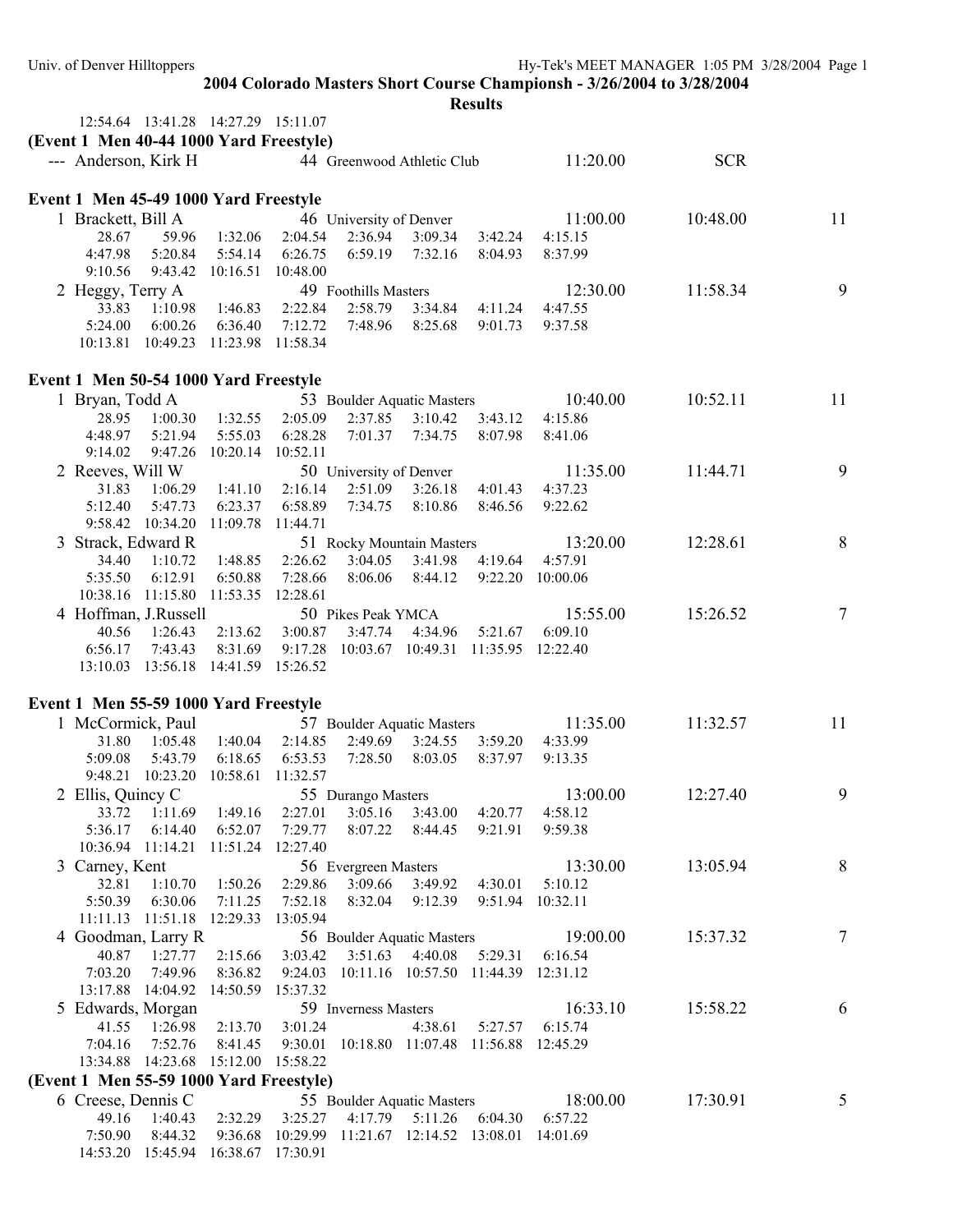**2004 Colorado Masters Short Course Championsh - 3/26/2004 to 3/28/2004**

**Results**

12:54.64 13:41.28 14:27.29 15:11.07

### (Event 1 Men 40-44 1000 Yard Freestyle)

--- Anderson, Kirk H 44 Greenwood Athletic Club 11:20.00 SCR

### Event 1 Men 45-49 1000 Yard Freestyle

1 Brackett, Bill A 46 University of Denver 11:00.00 10:48.00 11
28.67 59.96 1:32.06 2:04.54 2:36.94 3:09.34 3:42.24 4:15.15
4:47.98 5:20.84 5:54.14 6:26.75 6:59.19 7:32.16 8:04.93 8:37.99
9:10.56 9:43.42 10:16.51 10:48.00

2 Heggy, Terry A 49 Foothills Masters 12:30.00 11:58.34 9
33.83 1:10.98 1:46.83 2:22.84 2:58.79 3:34.84 4:11.24 4:47.55
5:24.00 6:00.26 6:36.40 7:12.72 7:48.96 8:25.68 9:01.73 9:37.58
10:13.81 10:49.23 11:23.98 11:58.34

### Event 1 Men 50-54 1000 Yard Freestyle

1 Bryan, Todd A 53 Boulder Aquatic Masters 10:40.00 10:52.11 11
28.95 1:00.30 1:32.55 2:05.09 2:37.85 3:10.42 3:43.12 4:15.86
4:48.97 5:21.94 5:55.03 6:28.28 7:01.37 7:34.75 8:07.98 8:41.06
9:14.02 9:47.26 10:20.14 10:52.11

2 Reeves, Will W 50 University of Denver 11:35.00 11:44.71 9
31.83 1:06.29 1:41.10 2:16.14 2:51.09 3:26.18 4:01.43 4:37.23
5:12.40 5:47.73 6:23.37 6:58.89 7:34.75 8:10.86 8:46.56 9:22.62
9:58.42 10:34.20 11:09.78 11:44.71

3 Strack, Edward R 51 Rocky Mountain Masters 13:20.00 12:28.61 8
34.40 1:10.72 1:48.85 2:26.62 3:04.05 3:41.98 4:19.64 4:57.91
5:35.50 6:12.91 6:50.88 7:28.66 8:06.06 8:44.12 9:22.20 10:00.06
10:38.16 11:15.80 11:53.35 12:28.61

4 Hoffman, J.Russell 50 Pikes Peak YMCA 15:55.00 15:26.52 7
40.56 1:26.43 2:13.62 3:00.87 3:47.74 4:34.96 5:21.67 6:09.10
6:56.17 7:43.43 8:31.69 9:17.28 10:03.67 10:49.31 11:35.95 12:22.40
13:10.03 13:56.18 14:41.59 15:26.52

### Event 1 Men 55-59 1000 Yard Freestyle

1 McCormick, Paul 57 Boulder Aquatic Masters 11:35.00 11:32.57 11
31.80 1:05.48 1:40.04 2:14.85 2:49.69 3:24.55 3:59.20 4:33.99
5:09.08 5:43.79 6:18.65 6:53.53 7:28.50 8:03.05 8:37.97 9:13.35
9:48.21 10:23.20 10:58.61 11:32.57

2 Ellis, Quincy C 55 Durango Masters 13:00.00 12:27.40 9
33.72 1:11.69 1:49.16 2:27.01 3:05.16 3:43.00 4:20.77 4:58.12
5:36.17 6:14.40 6:52.07 7:29.77 8:07.22 8:44.45 9:21.91 9:59.38
10:36.94 11:14.21 11:51.24 12:27.40

3 Carney, Kent 56 Evergreen Masters 13:30.00 13:05.94 8
32.81 1:10.70 1:50.26 2:29.86 3:09.66 3:49.92 4:30.01 5:10.12
5:50.39 6:30.06 7:11.25 7:52.18 8:32.04 9:12.39 9:51.94 10:32.11
11:11.13 11:51.18 12:29.33 13:05.94

4 Goodman, Larry R 56 Boulder Aquatic Masters 19:00.00 15:37.32 7
40.87 1:27.77 2:15.66 3:03.42 3:51.63 4:40.08 5:29.31 6:16.54
7:03.20 7:49.96 8:36.82 9:24.03 10:11.16 10:57.50 11:44.39 12:31.12
13:17.88 14:04.92 14:50.59 15:37.32

5 Edwards, Morgan 59 Inverness Masters 16:33.10 15:58.22 6
41.55 1:26.98 2:13.70 3:01.24 4:38.61 5:27.57 6:15.74
7:04.16 7:52.76 8:41.45 9:30.01 10:18.80 11:07.48 11:56.88 12:45.29
13:34.88 14:23.68 15:12.00 15:58.22

### (Event 1 Men 55-59 1000 Yard Freestyle)

6 Creese, Dennis C 55 Boulder Aquatic Masters 18:00.00 17:30.91 5
49.16 1:40.43 2:32.29 3:25.27 4:17.79 5:11.26 6:04.30 6:57.22
7:50.90 8:44.32 9:36.68 10:29.99 11:21.67 12:14.52 13:08.01 14:01.69
14:53.20 15:45.94 16:38.67 17:30.91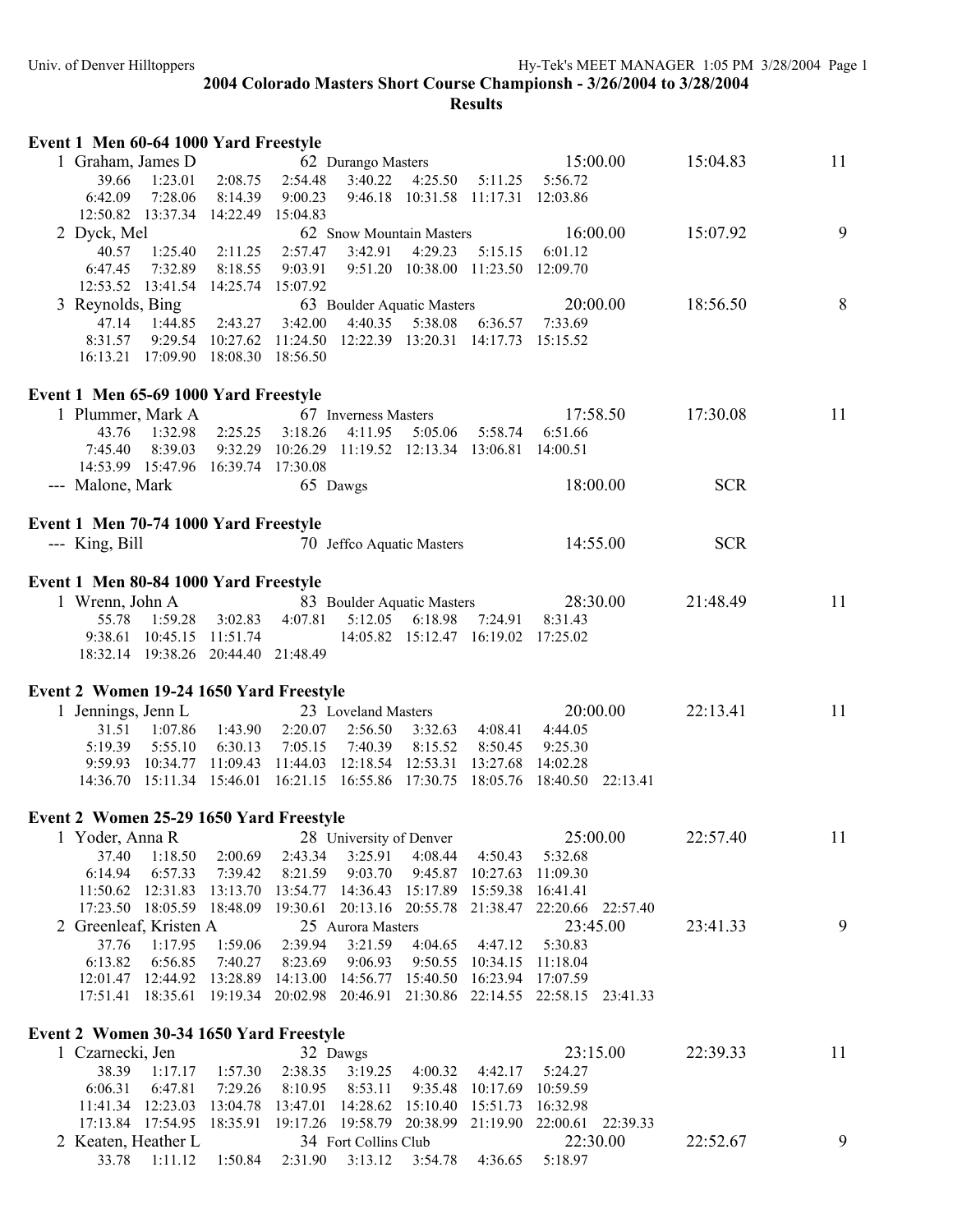**2004 Colorado Masters Short Course Championsh - 3/26/2004 to 3/28/2004**

**Results**

**Event 1 Men 60-64 1000 Yard Freestyle**

```
  1 Graham, James D              62 Durango Masters            15:00.00      15:04.83        11
       39.66    1:23.01   2:08.75   2:54.48   3:40.22   4:25.50   5:11.25   5:56.72
     6:42.09    7:28.06   8:14.39   9:00.23   9:46.18  10:31.58  11:17.31  12:03.86
    12:50.82   13:37.34  14:22.49  15:04.83
  2 Dyck, Mel                    62 Snow Mountain Masters      16:00.00      15:07.92         9
       40.57    1:25.40   2:11.25   2:57.47   3:42.91   4:29.23   5:15.15   6:01.12
     6:47.45    7:32.89   8:18.55   9:03.91   9:51.20  10:38.00  11:23.50  12:09.70
    12:53.52   13:41.54  14:25.74  15:07.92
  3 Reynolds, Bing               63 Boulder Aquatic Masters    20:00.00      18:56.50         8
       47.14    1:44.85   2:43.27   3:42.00   4:40.35   5:38.08   6:36.57   7:33.69
     8:31.57    9:29.54  10:27.62  11:24.50  12:22.39  13:20.31  14:17.73  15:15.52
    16:13.21   17:09.90  18:08.30  18:56.50
```

**Event 1 Men 65-69 1000 Yard Freestyle**

```
  1 Plummer, Mark A              67 Inverness Masters          17:58.50      17:30.08        11
       43.76    1:32.98   2:25.25   3:18.26   4:11.95   5:05.06   5:58.74   6:51.66
     7:45.40    8:39.03   9:32.29  10:26.29  11:19.52  12:13.34  13:06.81  14:00.51
    14:53.99   15:47.96  16:39.74  17:30.08
--- Malone, Mark                 65 Dawgs                      18:00.00           SCR
```

**Event 1 Men 70-74 1000 Yard Freestyle**

```
--- King, Bill                   70 Jeffco Aquatic Masters     14:55.00           SCR
```

**Event 1 Men 80-84 1000 Yard Freestyle**

```
  1 Wrenn, John A                83 Boulder Aquatic Masters    28:30.00      21:48.49        11
       55.78    1:59.28   3:02.83   4:07.81   5:12.05   6:18.98   7:24.91   8:31.43
     9:38.61   10:45.15  11:51.74            14:05.82  15:12.47  16:19.02  17:25.02
    18:32.14   19:38.26  20:44.40  21:48.49
```

**Event 2 Women 19-24 1650 Yard Freestyle**

```
  1 Jennings, Jenn L             23 Loveland Masters           20:00.00      22:13.41        11
       31.51    1:07.86   1:43.90   2:20.07   2:56.50   3:32.63   4:08.41   4:44.05
     5:19.39    5:55.10   6:30.13   7:05.15   7:40.39   8:15.52   8:50.45   9:25.30
     9:59.93   10:34.77  11:09.43  11:44.03  12:18.54  12:53.31  13:27.68  14:02.28
    14:36.70   15:11.34  15:46.01  16:21.15  16:55.86  17:30.75  18:05.76  18:40.50  22:13.41
```

**Event 2 Women 25-29 1650 Yard Freestyle**

```
  1 Yoder, Anna R                28 University of Denver       25:00.00      22:57.40        11
       37.40    1:18.50   2:00.69   2:43.34   3:25.91   4:08.44   4:50.43   5:32.68
     6:14.94    6:57.33   7:39.42   8:21.59   9:03.70   9:45.87  10:27.63  11:09.30
    11:50.62   12:31.83  13:13.70  13:54.77  14:36.43  15:17.89  15:59.38  16:41.41
    17:23.50   18:05.59  18:48.09  19:30.61  20:13.16  20:55.78  21:38.47  22:20.66  22:57.40
  2 Greenleaf, Kristen A         25 Aurora Masters             23:45.00      23:41.33         9
       37.76    1:17.95   1:59.06   2:39.94   3:21.59   4:04.65   4:47.12   5:30.83
     6:13.82    6:56.85   7:40.27   8:23.69   9:06.93   9:50.55  10:34.15  11:18.04
    12:01.47   12:44.92  13:28.89  14:13.00  14:56.77  15:40.50  16:23.94  17:07.59
    17:51.41   18:35.61  19:19.34  20:02.98  20:46.91  21:30.86  22:14.55  22:58.15  23:41.33
```

**Event 2 Women 30-34 1650 Yard Freestyle**

```
  1 Czarnecki, Jen               32 Dawgs                      23:15.00      22:39.33        11
       38.39    1:17.17   1:57.30   2:38.35   3:19.25   4:00.32   4:42.17   5:24.27
     6:06.31    6:47.81   7:29.26   8:10.95   8:53.11   9:35.48  10:17.69  10:59.59
    11:41.34   12:23.03  13:04.78  13:47.01  14:28.62  15:10.40  15:51.73  16:32.98
    17:13.84   17:54.95  18:35.91  19:17.26  19:58.79  20:38.99  21:19.90  22:00.61  22:39.33
  2 Keaten, Heather L            34 Fort Collins Club          22:30.00      22:52.67         9
       33.78    1:11.12   1:50.84   2:31.90   3:13.12   3:54.78   4:36.65   5:18.97
```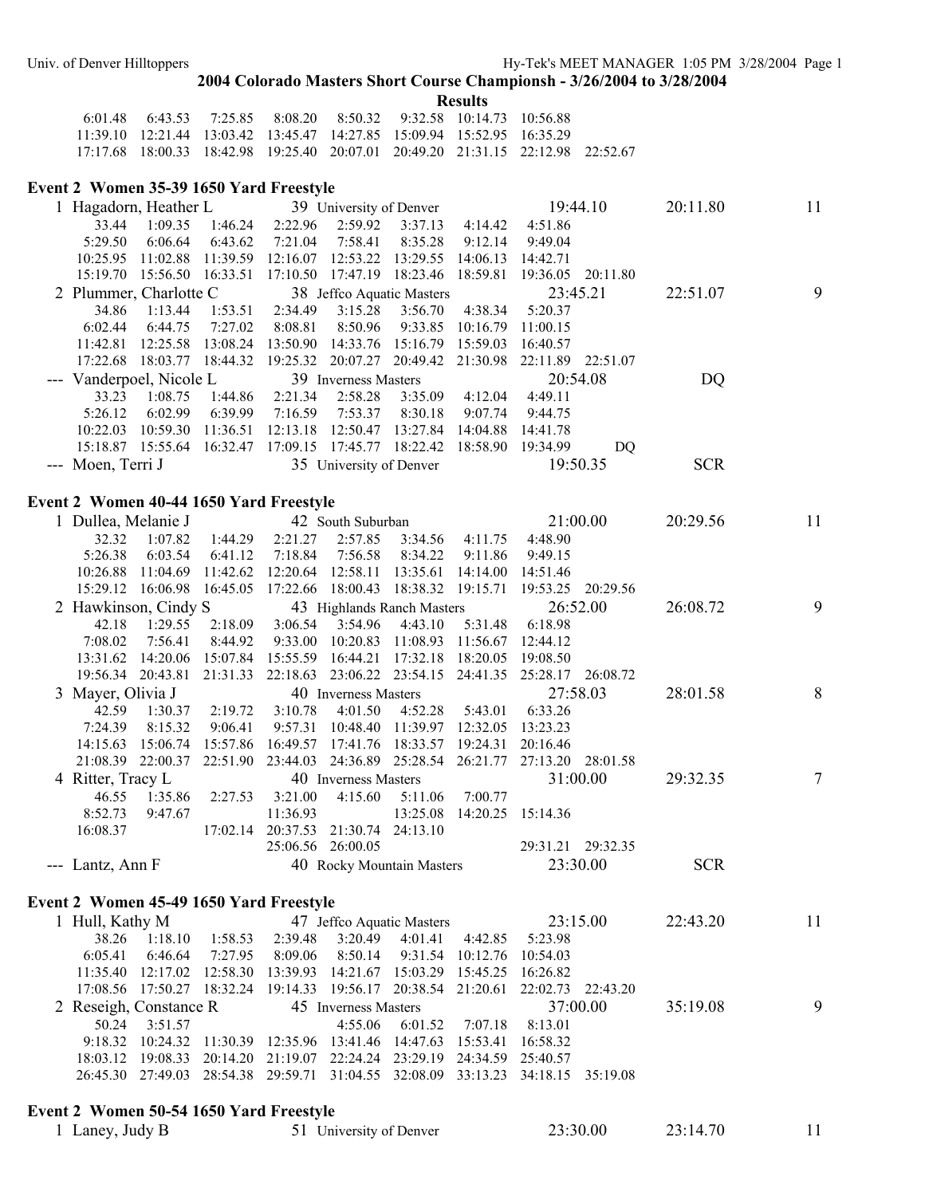## 2004 Colorado Masters Short Course Championsh - 3/26/2004 to 3/28/2004

### Results

```
    6:01.48    6:43.53    7:25.85    8:08.20    8:50.32    9:32.58   10:14.73   10:56.88
   11:39.10   12:21.44   13:03.42   13:45.47   14:27.85   15:09.94   15:52.95   16:35.29
   17:17.68   18:00.33   18:42.98   19:25.40   20:07.01   20:49.20   21:31.15   22:12.98   22:52.67
```

### Event 2 Women 35-39 1650 Yard Freestyle

```
  1 Hagadorn, Heather L            39 University of Denver              19:44.10     20:11.80     11
      33.44    1:09.35    1:46.24    2:22.96    2:59.92    3:37.13    4:14.42    4:51.86
    5:29.50    6:06.64    6:43.62    7:21.04    7:58.41    8:35.28    9:12.14    9:49.04
   10:25.95   11:02.88   11:39.59   12:16.07   12:53.22   13:29.55   14:06.13   14:42.71
   15:19.70   15:56.50   16:33.51   17:10.50   17:47.19   18:23.46   18:59.81   19:36.05   20:11.80
  2 Plummer, Charlotte C           38 Jeffco Aquatic Masters            23:45.21     22:51.07      9
      34.86    1:13.44    1:53.51    2:34.49    3:15.28    3:56.70    4:38.34    5:20.37
    6:02.44    6:44.75    7:27.02    8:08.81    8:50.96    9:33.85   10:16.79   11:00.15
   11:42.81   12:25.58   13:08.24   13:50.90   14:33.76   15:16.79   15:59.03   16:40.57
   17:22.68   18:03.77   18:44.32   19:25.32   20:07.27   20:49.42   21:30.98   22:11.89   22:51.07
--- Vanderpoel, Nicole L           39 Inverness Masters                 20:54.08           DQ
      33.23    1:08.75    1:44.86    2:21.34    2:58.28    3:35.09    4:12.04    4:49.11
    5:26.12    6:02.99    6:39.99    7:16.59    7:53.37    8:30.18    9:07.74    9:44.75
   10:22.03   10:59.30   11:36.51   12:13.18   12:50.47   13:27.84   14:04.88   14:41.78
   15:18.87   15:55.64   16:32.47   17:09.15   17:45.77   18:22.42   18:58.90   19:34.99         DQ
--- Moen, Terri J                  35 University of Denver              19:50.35          SCR
```

### Event 2 Women 40-44 1650 Yard Freestyle

```
  1 Dullea, Melanie J              42 South Suburban                    21:00.00     20:29.56     11
      32.32    1:07.82    1:44.29    2:21.27    2:57.85    3:34.56    4:11.75    4:48.90
    5:26.38    6:03.54    6:41.12    7:18.84    7:56.58    8:34.22    9:11.86    9:49.15
   10:26.88   11:04.69   11:42.62   12:20.64   12:58.11   13:35.61   14:14.00   14:51.46
   15:29.12   16:06.98   16:45.05   17:22.66   18:00.43   18:38.32   19:15.71   19:53.25   20:29.56
  2 Hawkinson, Cindy S             43 Highlands Ranch Masters           26:52.00     26:08.72      9
      42.18    1:29.55    2:18.09    3:06.54    3:54.96    4:43.10    5:31.48    6:18.98
    7:08.02    7:56.41    8:44.92    9:33.00   10:20.83   11:08.93   11:56.67   12:44.12
   13:31.62   14:20.06   15:07.84   15:55.59   16:44.21   17:32.18   18:20.05   19:08.50
   19:56.34   20:43.81   21:31.33   22:18.63   23:06.22   23:54.15   24:41.35   25:28.17   26:08.72
  3 Mayer, Olivia J                40 Inverness Masters                 27:58.03     28:01.58      8
      42.59    1:30.37    2:19.72    3:10.78    4:01.50    4:52.28    5:43.01    6:33.26
    7:24.39    8:15.32    9:06.41    9:57.31   10:48.40   11:39.97   12:32.05   13:23.23
   14:15.63   15:06.74   15:57.86   16:49.57   17:41.76   18:33.57   19:24.31   20:16.46
   21:08.39   22:00.37   22:51.90   23:44.03   24:36.89   25:28.54   26:21.77   27:13.20   28:01.58
  4 Ritter, Tracy L                40 Inverness Masters                 31:00.00     29:32.35      7
      46.55    1:35.86    2:27.53    3:21.00    4:15.60    5:11.06    7:00.77
    8:52.73    9:47.67              11:36.93              13:25.08   14:20.25   15:14.36
   16:08.37              17:02.14   20:37.53   21:30.74   24:13.10
                                    25:06.56   26:00.05                          29:31.21   29:32.35
--- Lantz, Ann F                   40 Rocky Mountain Masters            23:30.00          SCR
```

### Event 2 Women 45-49 1650 Yard Freestyle

```
  1 Hull, Kathy M                  47 Jeffco Aquatic Masters            23:15.00     22:43.20     11
      38.26    1:18.10    1:58.53    2:39.48    3:20.49    4:01.41    4:42.85    5:23.98
    6:05.41    6:46.64    7:27.95    8:09.06    8:50.14    9:31.54   10:12.76   10:54.03
   11:35.40   12:17.02   12:58.30   13:39.93   14:21.67   15:03.29   15:45.25   16:26.82
   17:08.56   17:50.27   18:32.24   19:14.33   19:56.17   20:38.54   21:20.61   22:02.73   22:43.20
  2 Reseigh, Constance R           45 Inverness Masters                 37:00.00     35:19.08      9
      50.24    3:51.57                          4:55.06    6:01.52    7:07.18    8:13.01
    9:18.32   10:24.32   11:30.39   12:35.96   13:41.46   14:47.63   15:53.41   16:58.32
   18:03.12   19:08.33   20:14.20   21:19.07   22:24.24   23:29.19   24:34.59   25:40.57
   26:45.30   27:49.03   28:54.38   29:59.71   31:04.55   32:08.09   33:13.23   34:18.15   35:19.08
```

### Event 2 Women 50-54 1650 Yard Freestyle

```
  1 Laney, Judy B                  51 University of Denver              23:30.00     23:14.70     11
```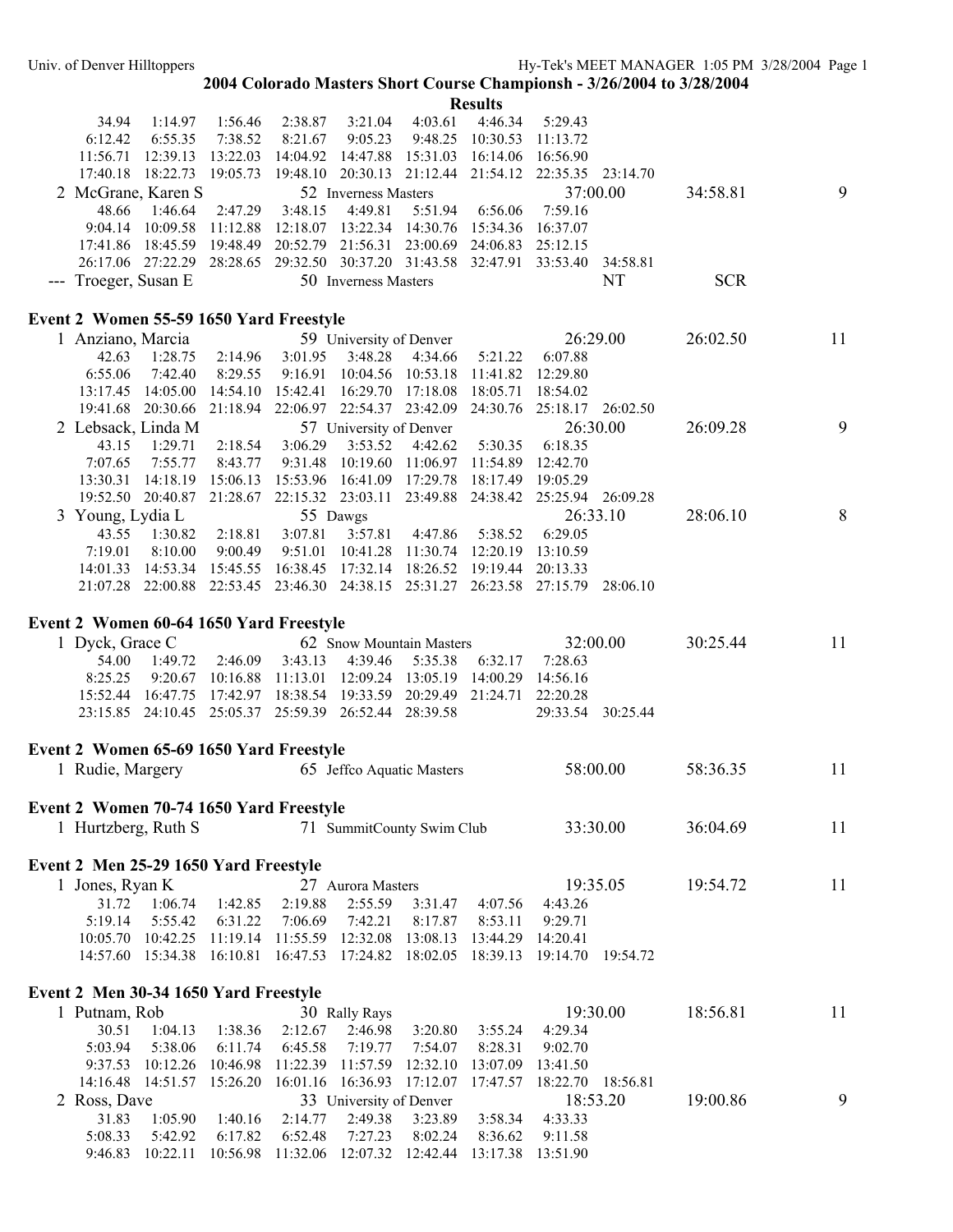**2004 Colorado Masters Short Course Championsh - 3/26/2004 to 3/28/2004**

**Results**

```
     34.94    1:14.97    1:56.46    2:38.87    3:21.04    4:03.61    4:46.34    5:29.43
   6:12.42    6:55.35    7:38.52    8:21.67    9:05.23    9:48.25   10:30.53   11:13.72
  11:56.71   12:39.13   13:22.03   14:04.92   14:47.88   15:31.03   16:14.06   16:56.90
  17:40.18   18:22.73   19:05.73   19:48.10   20:30.13   21:12.44   21:54.12   22:35.35   23:14.70
  2 McGrane, Karen S              52 Inverness Masters               37:00.00      34:58.81        9
     48.66    1:46.64    2:47.29    3:48.15    4:49.81    5:51.94    6:56.06    7:59.16
   9:04.14   10:09.58   11:12.88   12:18.07   13:22.34   14:30.76   15:34.36   16:37.07
  17:41.86   18:45.59   19:48.49   20:52.79   21:56.31   23:00.69   24:06.83   25:12.15
  26:17.06   27:22.29   28:28.65   29:32.50   30:37.20   31:43.58   32:47.91   33:53.40   34:58.81
--- Troeger, Susan E              50 Inverness Masters                     NT           SCR
```

**Event 2 Women 55-59 1650 Yard Freestyle**

```
  1 Anziano, Marcia               59 University of Denver            26:29.00      26:02.50       11
     42.63    1:28.75    2:14.96    3:01.95    3:48.28    4:34.66    5:21.22    6:07.88
   6:55.06    7:42.40    8:29.55    9:16.91   10:04.56   10:53.18   11:41.82   12:29.80
  13:17.45   14:05.00   14:54.10   15:42.41   16:29.70   17:18.08   18:05.71   18:54.02
  19:41.68   20:30.66   21:18.94   22:06.97   22:54.37   23:42.09   24:30.76   25:18.17   26:02.50
  2 Lebsack, Linda M              57 University of Denver            26:30.00      26:09.28        9
     43.15    1:29.71    2:18.54    3:06.29    3:53.52    4:42.62    5:30.35    6:18.35
   7:07.65    7:55.77    8:43.77    9:31.48   10:19.60   11:06.97   11:54.89   12:42.70
  13:30.31   14:18.19   15:06.13   15:53.96   16:41.09   17:29.78   18:17.49   19:05.29
  19:52.50   20:40.87   21:28.67   22:15.32   23:03.11   23:49.88   24:38.42   25:25.94   26:09.28
  3 Young, Lydia L                55 Dawgs                           26:33.10      28:06.10        8
     43.55    1:30.82    2:18.81    3:07.81    3:57.81    4:47.86    5:38.52    6:29.05
   7:19.01    8:10.00    9:00.49    9:51.01   10:41.28   11:30.74   12:20.19   13:10.59
  14:01.33   14:53.34   15:45.55   16:38.45   17:32.14   18:26.52   19:19.44   20:13.33
  21:07.28   22:00.88   22:53.45   23:46.30   24:38.15   25:31.27   26:23.58   27:15.79   28:06.10
```

**Event 2 Women 60-64 1650 Yard Freestyle**

```
  1 Dyck, Grace C                 62 Snow Mountain Masters           32:00.00      30:25.44       11
     54.00    1:49.72    2:46.09    3:43.13    4:39.46    5:35.38    6:32.17    7:28.63
   8:25.25    9:20.67   10:16.88   11:13.01   12:09.24   13:05.19   14:00.29   14:56.16
  15:52.44   16:47.75   17:42.97   18:38.54   19:33.59   20:29.49   21:24.71   22:20.28
  23:15.85   24:10.45   25:05.37   25:59.39   26:52.44   28:39.58              29:33.54   30:25.44
```

**Event 2 Women 65-69 1650 Yard Freestyle**

```
  1 Rudie, Margery                65 Jeffco Aquatic Masters          58:00.00      58:36.35       11
```

**Event 2 Women 70-74 1650 Yard Freestyle**

```
  1 Hurtzberg, Ruth S             71 SummitCounty Swim Club          33:30.00      36:04.69       11
```

**Event 2 Men 25-29 1650 Yard Freestyle**

```
  1 Jones, Ryan K                 27 Aurora Masters                  19:35.05      19:54.72       11
     31.72    1:06.74    1:42.85    2:19.88    2:55.59    3:31.47    4:07.56    4:43.26
   5:19.14    5:55.42    6:31.22    7:06.69    7:42.21    8:17.87    8:53.11    9:29.71
  10:05.70   10:42.25   11:19.14   11:55.59   12:32.08   13:08.13   13:44.29   14:20.41
  14:57.60   15:34.38   16:10.81   16:47.53   17:24.82   18:02.05   18:39.13   19:14.70   19:54.72
```

**Event 2 Men 30-34 1650 Yard Freestyle**

```
  1 Putnam, Rob                   30 Rally Rays                      19:30.00      18:56.81       11
     30.51    1:04.13    1:38.36    2:12.67    2:46.98    3:20.80    3:55.24    4:29.34
   5:03.94    5:38.06    6:11.74    6:45.58    7:19.77    7:54.07    8:28.31    9:02.70
   9:37.53   10:12.26   10:46.98   11:22.39   11:57.59   12:32.10   13:07.09   13:41.50
  14:16.48   14:51.57   15:26.20   16:01.16   16:36.93   17:12.07   17:47.57   18:22.70   18:56.81
  2 Ross, Dave                    33 University of Denver            18:53.20      19:00.86        9
     31.83    1:05.90    1:40.16    2:14.77    2:49.38    3:23.89    3:58.34    4:33.33
   5:08.33    5:42.92    6:17.82    6:52.48    7:27.23    8:02.24    8:36.62    9:11.58
   9:46.83   10:22.11   10:56.98   11:32.06   12:07.32   12:42.44   13:17.38   13:51.90
```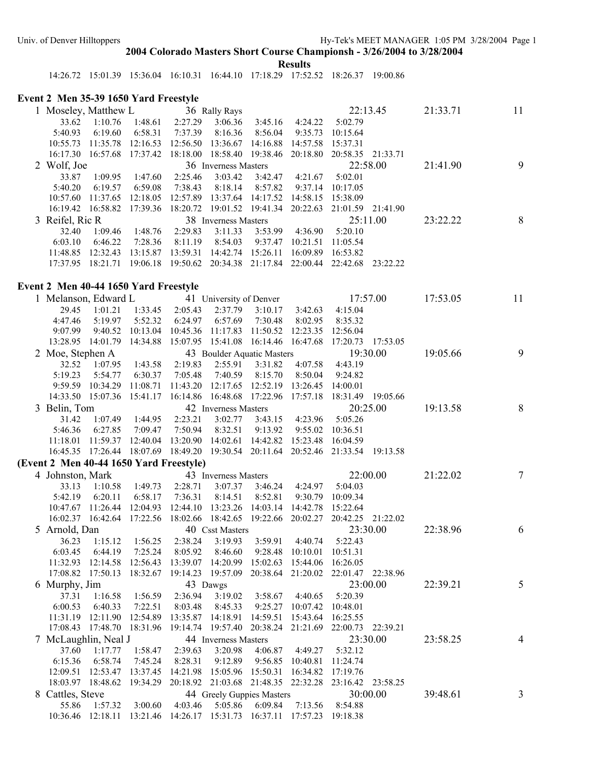## 2004 Colorado Masters Short Course Championsh - 3/26/2004 to 3/28/2004

### Results

14:26.72 15:01.39 15:36.04 16:10.31 16:44.10 17:18.29 17:52.52 18:26.37 19:00.86

### Event 2 Men 35-39 1650 Yard Freestyle

1 Moseley, Matthew L 36 Rally Rays 22:13.45 21:33.71 11
33.62 1:10.76 1:48.61 2:27.29 3:06.36 3:45.16 4:24.22 5:02.79
5:40.93 6:19.60 6:58.31 7:37.39 8:16.36 8:56.04 9:35.73 10:15.64
10:55.73 11:35.78 12:16.53 12:56.50 13:36.67 14:16.88 14:57.58 15:37.31
16:17.30 16:57.68 17:37.42 18:18.00 18:58.40 19:38.46 20:18.80 20:58.35 21:33.71

2 Wolf, Joe 36 Inverness Masters 22:58.00 21:41.90 9
33.87 1:09.95 1:47.60 2:25.46 3:03.42 3:42.47 4:21.67 5:02.01
5:40.20 6:19.57 6:59.08 7:38.43 8:18.14 8:57.82 9:37.14 10:17.05
10:57.60 11:37.65 12:18.05 12:57.89 13:37.64 14:17.52 14:58.15 15:38.09
16:19.42 16:58.82 17:39.36 18:20.72 19:01.52 19:41.34 20:22.63 21:01.59 21:41.90

3 Reifel, Ric R 38 Inverness Masters 25:11.00 23:22.22 8
32.40 1:09.46 1:48.76 2:29.83 3:11.33 3:53.99 4:36.90 5:20.10
6:03.10 6:46.22 7:28.36 8:11.19 8:54.03 9:37.47 10:21.51 11:05.54
11:48.85 12:32.43 13:15.87 13:59.31 14:42.74 15:26.11 16:09.89 16:53.82
17:37.95 18:21.71 19:06.18 19:50.62 20:34.38 21:17.84 22:00.44 22:42.68 23:22.22

### Event 2 Men 40-44 1650 Yard Freestyle

1 Melanson, Edward L 41 University of Denver 17:57.00 17:53.05 11
29.45 1:01.21 1:33.45 2:05.43 2:37.79 3:10.17 3:42.63 4:15.04
4:47.46 5:19.97 5:52.32 6:24.97 6:57.69 7:30.48 8:02.95 8:35.32
9:07.99 9:40.52 10:13.04 10:45.36 11:17.83 11:50.52 12:23.35 12:56.04
13:28.95 14:01.79 14:34.88 15:07.95 15:41.08 16:14.46 16:47.68 17:20.73 17:53.05

2 Moe, Stephen A 43 Boulder Aquatic Masters 19:30.00 19:05.66 9
32.52 1:07.95 1:43.58 2:19.83 2:55.91 3:31.82 4:07.58 4:43.19
5:19.23 5:54.77 6:30.37 7:05.48 7:40.59 8:15.70 8:50.04 9:24.82
9:59.59 10:34.29 11:08.71 11:43.20 12:17.65 12:52.19 13:26.45 14:00.01
14:33.50 15:07.36 15:41.17 16:14.86 16:48.68 17:22.96 17:57.18 18:31.49 19:05.66

3 Belin, Tom 42 Inverness Masters 20:25.00 19:13.58 8
31.42 1:07.49 1:44.95 2:23.21 3:02.77 3:43.15 4:23.96 5:05.26
5:46.36 6:27.85 7:09.47 7:50.94 8:32.51 9:13.92 9:55.02 10:36.51
11:18.01 11:59.37 12:40.04 13:20.90 14:02.61 14:42.82 15:23.48 16:04.59
16:45.35 17:26.44 18:07.69 18:49.20 19:30.54 20:11.64 20:52.46 21:33.54 19:13.58

### (Event 2 Men 40-44 1650 Yard Freestyle)

4 Johnston, Mark 43 Inverness Masters 22:00.00 21:22.02 7
33.13 1:10.58 1:49.73 2:28.71 3:07.37 3:46.24 4:24.97 5:04.03
5:42.19 6:20.11 6:58.17 7:36.31 8:14.51 8:52.81 9:30.79 10:09.34
10:47.67 11:26.44 12:04.93 12:44.10 13:23.26 14:03.14 14:42.78 15:22.64
16:02.37 16:42.64 17:22.56 18:02.66 18:42.65 19:22.66 20:02.27 20:42.25 21:22.02

5 Arnold, Dan 40 Csst Masters 23:30.00 22:38.96 6
36.23 1:15.12 1:56.25 2:38.24 3:19.93 3:59.91 4:40.74 5:22.43
6:03.45 6:44.19 7:25.24 8:05.92 8:46.60 9:28.48 10:10.01 10:51.31
11:32.93 12:14.58 12:56.43 13:39.07 14:20.99 15:02.63 15:44.06 16:26.05
17:08.82 17:50.13 18:32.67 19:14.23 19:57.09 20:38.64 21:20.02 22:01.47 22:38.96

6 Murphy, Jim 43 Dawgs 23:00.00 22:39.21 5
37.31 1:16.58 1:56.59 2:36.94 3:19.02 3:58.67 4:40.65 5:20.39
6:00.53 6:40.33 7:22.51 8:03.48 8:45.33 9:25.27 10:07.42 10:48.01
11:31.19 12:11.90 12:54.89 13:35.87 14:18.91 14:59.51 15:43.64 16:25.55
17:08.43 17:48.70 18:31.96 19:14.74 19:57.40 20:38.24 21:21.69 22:00.73 22:39.21

7 McLaughlin, Neal J 44 Inverness Masters 23:30.00 23:58.25 4
37.60 1:17.77 1:58.47 2:39.63 3:20.98 4:06.87 4:49.27 5:32.12
6:15.36 6:58.74 7:45.24 8:28.31 9:12.89 9:56.85 10:40.81 11:24.74
12:09.51 12:53.47 13:37.45 14:21.98 15:05.96 15:50.31 16:34.82 17:19.76
18:03.97 18:48.62 19:34.29 20:18.92 21:03.68 21:48.35 22:32.28 23:16.42 23:58.25

8 Cattles, Steve 44 Greely Guppies Masters 30:00.00 39:48.61 3
55.86 1:57.32 3:00.60 4:03.46 5:05.86 6:09.84 7:13.56 8:54.88
10:36.46 12:18.11 13:21.46 14:26.17 15:31.73 16:37.11 17:57.23 19:18.38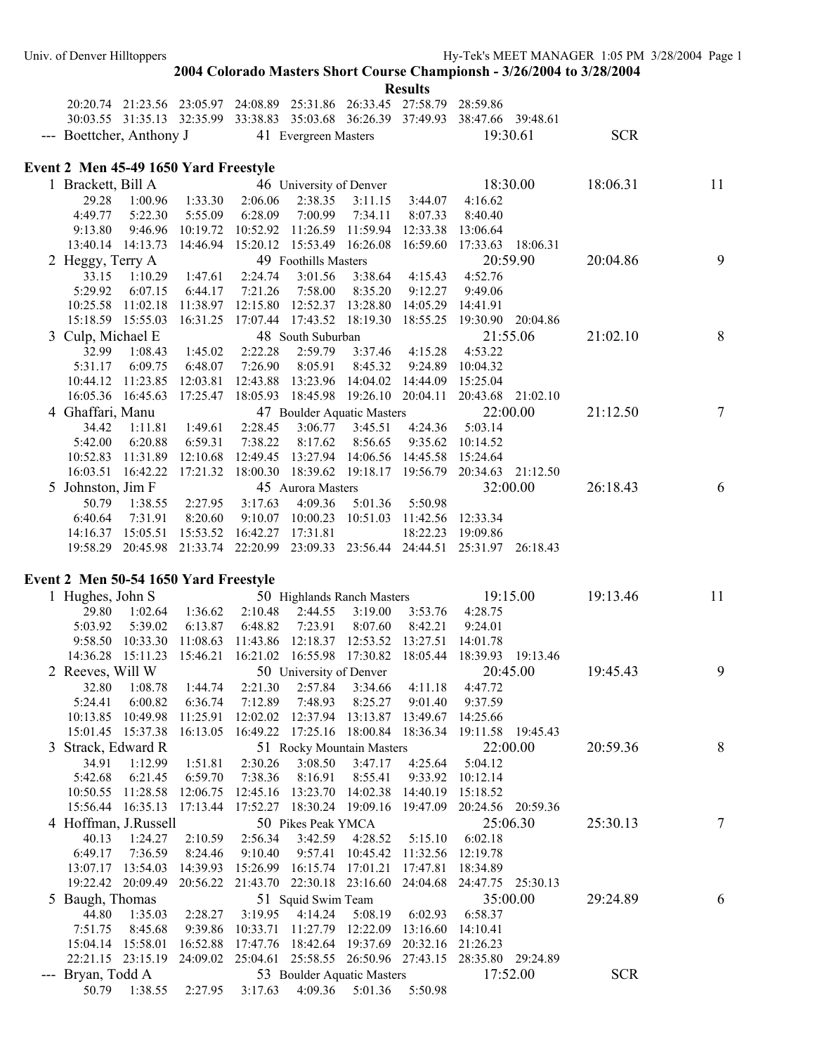## 2004 Colorado Masters Short Course Championsh - 3/26/2004 to 3/28/2004

### Results

```
     20:20.74  21:23.56  23:05.97  24:08.89  25:31.86  26:33.45  27:58.79  28:59.86
     30:03.55  31:35.13  32:35.99  33:38.83  35:03.68  36:26.39  37:49.93  38:47.66  39:48.61
 --- Boettcher, Anthony J          41 Evergreen Masters              19:30.61        SCR
```

### Event 2  Men 45-49 1650 Yard Freestyle

```
  1 Brackett, Bill A               46 University of Denver           18:30.00     18:06.31    11
      29.28   1:00.96   1:33.30   2:06.06   2:38.35   3:11.15   3:44.07   4:16.62
    4:49.77   5:22.30   5:55.09   6:28.09   7:00.99   7:34.11   8:07.33   8:40.40
    9:13.80   9:46.96  10:19.72  10:52.92  11:26.59  11:59.94  12:33.38  13:06.64
   13:40.14  14:13.73  14:46.94  15:20.12  15:53.49  16:26.08  16:59.60  17:33.63  18:06.31
  2 Heggy, Terry A                 49 Foothills Masters              20:59.90     20:04.86     9
      33.15   1:10.29   1:47.61   2:24.74   3:01.56   3:38.64   4:15.43   4:52.76
    5:29.92   6:07.15   6:44.17   7:21.26   7:58.00   8:35.20   9:12.27   9:49.06
   10:25.58  11:02.18  11:38.97  12:15.80  12:52.37  13:28.80  14:05.29  14:41.91
   15:18.59  15:55.03  16:31.25  17:07.44  17:43.52  18:19.30  18:55.25  19:30.90  20:04.86
  3 Culp, Michael E                48 South Suburban                 21:55.06     21:02.10     8
      32.99   1:08.43   1:45.02   2:22.28   2:59.79   3:37.46   4:15.28   4:53.22
    5:31.17   6:09.75   6:48.07   7:26.90   8:05.91   8:45.32   9:24.89  10:04.32
   10:44.12  11:23.85  12:03.81  12:43.88  13:23.96  14:04.02  14:44.09  15:25.04
   16:05.36  16:45.63  17:25.47  18:05.93  18:45.98  19:26.10  20:04.11  20:43.68  21:02.10
  4 Ghaffari, Manu                 47 Boulder Aquatic Masters        22:00.00     21:12.50     7
      34.42   1:11.81   1:49.61   2:28.45   3:06.77   3:45.51   4:24.36   5:03.14
    5:42.00   6:20.88   6:59.31   7:38.22   8:17.62   8:56.65   9:35.62  10:14.52
   10:52.83  11:31.89  12:10.68  12:49.45  13:27.94  14:06.56  14:45.58  15:24.64
   16:03.51  16:42.22  17:21.32  18:00.30  18:39.62  19:18.17  19:56.79  20:34.63  21:12.50
  5 Johnston, Jim F                45 Aurora Masters                 32:00.00     26:18.43     6
      50.79   1:38.55   2:27.95   3:17.63   4:09.36   5:01.36   5:50.98
    6:40.64   7:31.91   8:20.60   9:10.07  10:00.23  10:51.03  11:42.56  12:33.34
   14:16.37  15:05.51  15:53.52  16:42.27  17:31.81            18:22.23  19:09.86
   19:58.29  20:45.98  21:33.74  22:20.99  23:09.33  23:56.44  24:44.51  25:31.97  26:18.43
```

### Event 2  Men 50-54 1650 Yard Freestyle

```
  1 Hughes, John S                 50 Highlands Ranch Masters        19:15.00     19:13.46    11
      29.80   1:02.64   1:36.62   2:10.48   2:44.55   3:19.00   3:53.76   4:28.75
    5:03.92   5:39.02   6:13.87   6:48.82   7:23.91   8:07.60   8:42.21   9:24.01
    9:58.50  10:33.30  11:08.63  11:43.86  12:18.37  12:53.52  13:27.51  14:01.78
   14:36.28  15:11.23  15:46.21  16:21.02  16:55.98  17:30.82  18:05.44  18:39.93  19:13.46
  2 Reeves, Will W                 50 University of Denver           20:45.00     19:45.43     9
      32.80   1:08.78   1:44.74   2:21.30   2:57.84   3:34.66   4:11.18   4:47.72
    5:24.41   6:00.82   6:36.74   7:12.89   7:48.93   8:25.27   9:01.40   9:37.59
   10:13.85  10:49.98  11:25.91  12:02.02  12:37.94  13:13.87  13:49.67  14:25.66
   15:01.45  15:37.38  16:13.05  16:49.22  17:25.16  18:00.84  18:36.34  19:11.58  19:45.43
  3 Strack, Edward R               51 Rocky Mountain Masters         22:00.00     20:59.36     8
      34.91   1:12.99   1:51.81   2:30.26   3:08.50   3:47.17   4:25.64   5:04.12
    5:42.68   6:21.45   6:59.70   7:38.36   8:16.91   8:55.41   9:33.92  10:12.14
   10:50.55  11:28.58  12:06.75  12:45.16  13:23.70  14:02.38  14:40.19  15:18.52
   15:56.44  16:35.13  17:13.44  17:52.27  18:30.24  19:09.16  19:47.09  20:24.56  20:59.36
  4 Hoffman, J.Russell             50 Pikes Peak YMCA                25:06.30     25:30.13     7
      40.13   1:24.27   2:10.59   2:56.34   3:42.59   4:28.52   5:15.10   6:02.18
    6:49.17   7:36.59   8:24.46   9:10.40   9:57.41  10:45.42  11:32.56  12:19.78
   13:07.17  13:54.03  14:39.93  15:26.99  16:15.74  17:01.21  17:47.81  18:34.89
   19:22.42  20:09.49  20:56.22  21:43.70  22:30.18  23:16.60  24:04.68  24:47.75  25:30.13
  5 Baugh, Thomas                  51 Squid Swim Team                35:00.00     29:24.89     6
      44.80   1:35.03   2:28.27   3:19.95   4:14.24   5:08.19   6:02.93   6:58.37
    7:51.75   8:45.68   9:39.86  10:33.71  11:27.79  12:22.09  13:16.60  14:10.41
   15:04.14  15:58.01  16:52.88  17:47.76  18:42.64  19:37.69  20:32.16  21:26.23
   22:21.15  23:15.19  24:09.02  25:04.61  25:58.55  26:50.96  27:43.15  28:35.80  29:24.89
 --- Bryan, Todd A                 53 Boulder Aquatic Masters        17:52.00        SCR
      50.79   1:38.55   2:27.95   3:17.63   4:09.36   5:01.36   5:50.98
```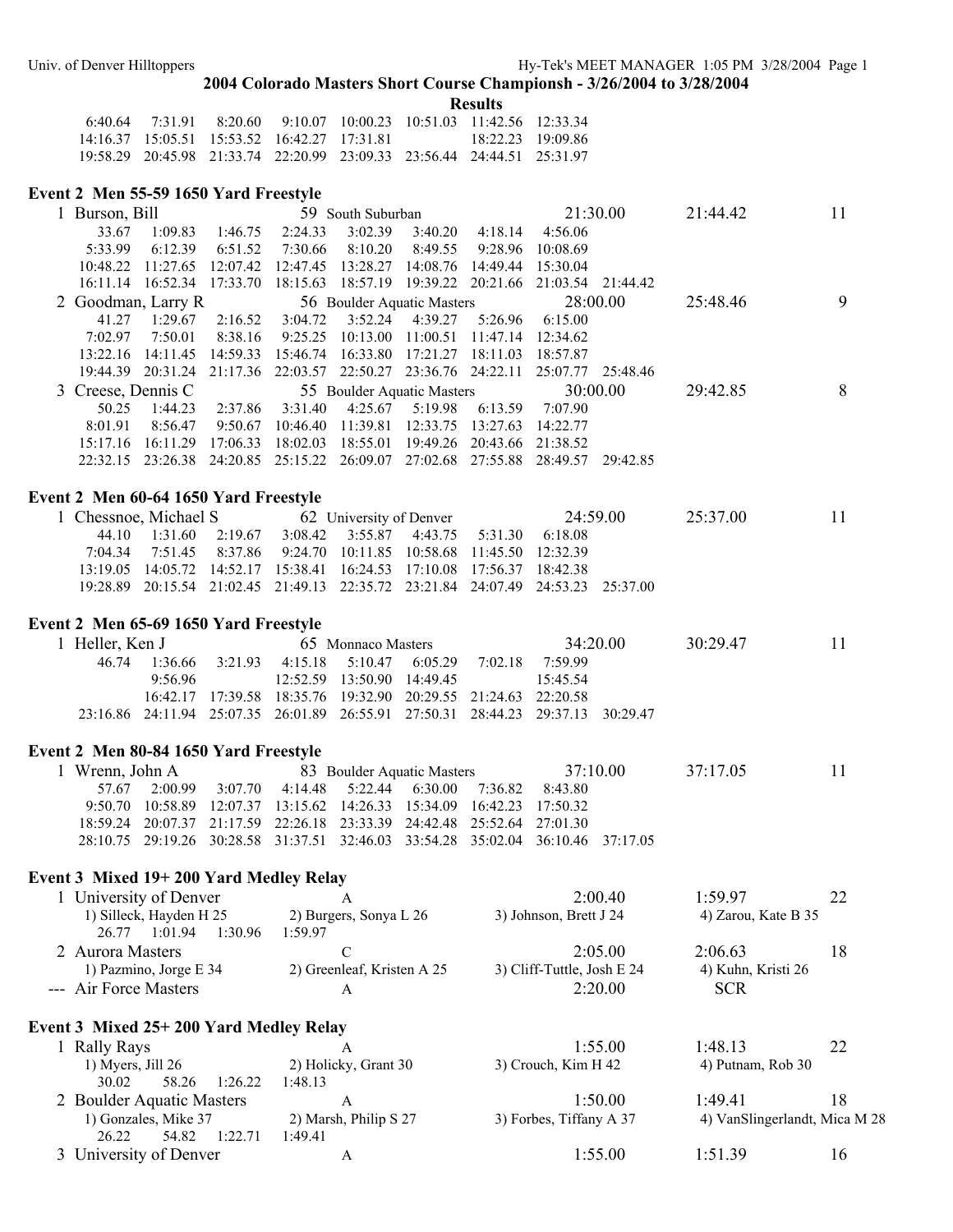**2004 Colorado Masters Short Course Championsh - 3/26/2004 to 3/28/2004**

**Results**

```
6:40.64   7:31.91   8:20.60   9:10.07  10:00.23  10:51.03  11:42.56  12:33.34
14:16.37  15:05.51  15:53.52  16:42.27  17:31.81            18:22.23  19:09.86
19:58.29  20:45.98  21:33.74  22:20.99  23:09.33  23:56.44  24:44.51  25:31.97
```

### Event 2 Men 55-59 1650 Yard Freestyle

```
  1 Burson, Bill                 59 South Suburban                 21:30.00      21:44.42    11
       33.67   1:09.83   1:46.75   2:24.33   3:02.39   3:40.20   4:18.14   4:56.06
     5:33.99   6:12.39   6:51.52   7:30.66   8:10.20   8:49.55   9:28.96  10:08.69
    10:48.22  11:27.65  12:07.42  12:47.45  13:28.27  14:08.76  14:49.44  15:30.04
    16:11.14  16:52.34  17:33.70  18:15.63  18:57.19  19:39.22  20:21.66  21:03.54  21:44.42
  2 Goodman, Larry R             56 Boulder Aquatic Masters        28:00.00      25:48.46     9
       41.27   1:29.67   2:16.52   3:04.72   3:52.24   4:39.27   5:26.96   6:15.00
     7:02.97   7:50.01   8:38.16   9:25.25  10:13.00  11:00.51  11:47.14  12:34.62
    13:22.16  14:11.45  14:59.33  15:46.74  16:33.80  17:21.27  18:11.03  18:57.87
    19:44.39  20:31.24  21:17.36  22:03.57  22:50.27  23:36.76  24:22.11  25:07.77  25:48.46
  3 Creese, Dennis C             55 Boulder Aquatic Masters        30:00.00      29:42.85     8
       50.25   1:44.23   2:37.86   3:31.40   4:25.67   5:19.98   6:13.59   7:07.90
     8:01.91   8:56.47   9:50.67  10:46.40  11:39.81  12:33.75  13:27.63  14:22.77
    15:17.16  16:11.29  17:06.33  18:02.03  18:55.01  19:49.26  20:43.66  21:38.52
    22:32.15  23:26.38  24:20.85  25:15.22  26:09.07  27:02.68  27:55.88  28:49.57  29:42.85
```

### Event 2 Men 60-64 1650 Yard Freestyle

```
  1 Chessnoe, Michael S          62 University of Denver           24:59.00      25:37.00    11
       44.10   1:31.60   2:19.67   3:08.42   3:55.87   4:43.75   5:31.30   6:18.08
     7:04.34   7:51.45   8:37.86   9:24.70  10:11.85  10:58.68  11:45.50  12:32.39
    13:19.05  14:05.72  14:52.17  15:38.41  16:24.53  17:10.08  17:56.37  18:42.38
    19:28.89  20:15.54  21:02.45  21:49.13  22:35.72  23:21.84  24:07.49  24:53.23  25:37.00
```

### Event 2 Men 65-69 1650 Yard Freestyle

```
  1 Heller, Ken J                65 Monnaco Masters                34:20.00      30:29.47    11
       46.74   1:36.66   3:21.93   4:15.18   5:10.47   6:05.29   7:02.18   7:59.99
               9:56.96             12:52.59  13:50.90  14:49.45            15:45.54
              16:42.17  17:39.58  18:35.76  19:32.90  20:29.55  21:24.63  22:20.58
    23:16.86  24:11.94  25:07.35  26:01.89  26:55.91  27:50.31  28:44.23  29:37.13  30:29.47
```

### Event 2 Men 80-84 1650 Yard Freestyle

```
  1 Wrenn, John A                83 Boulder Aquatic Masters        37:10.00      37:17.05    11
       57.67   2:00.99   3:07.70   4:14.48   5:22.44   6:30.00   7:36.82   8:43.80
     9:50.70  10:58.89  12:07.37  13:15.62  14:26.33  15:34.09  16:42.23  17:50.32
    18:59.24  20:07.37  21:17.59  22:26.18  23:33.39  24:42.48  25:52.64  27:01.30
    28:10.75  29:19.26  30:28.58  31:37.51  32:46.03  33:54.28  35:02.04  36:10.46  37:17.05
```

### Event 3 Mixed 19+ 200 Yard Medley Relay

```
  1 University of Denver              A                            2:00.40       1:59.97    22
     1) Silleck, Hayden H 25   2) Burgers, Sonya L 26   3) Johnson, Brett J 24   4) Zarou, Kate B 35
       26.77   1:01.94   1:30.96   1:59.97
  2 Aurora Masters                    C                            2:05.00       2:06.63    18
     1) Pazmino, Jorge E 34    2) Greenleaf, Kristen A 25   3) Cliff-Tuttle, Josh E 24   4) Kuhn, Kristi 26
--- Air Force Masters                 A                            2:20.00         SCR
```

### Event 3 Mixed 25+ 200 Yard Medley Relay

```
  1 Rally Rays                        A                            1:55.00       1:48.13    22
     1) Myers, Jill 26         2) Holicky, Grant 30     3) Crouch, Kim H 42      4) Putnam, Rob 30
       30.02     58.26   1:26.22   1:48.13
  2 Boulder Aquatic Masters           A                            1:50.00       1:49.41    18
     1) Gonzales, Mike 37      2) Marsh, Philip S 27    3) Forbes, Tiffany A 37  4) VanSlingerlandt, Mica M 28
       26.22     54.82   1:22.71   1:49.41
  3 University of Denver              A                            1:55.00       1:51.39    16
```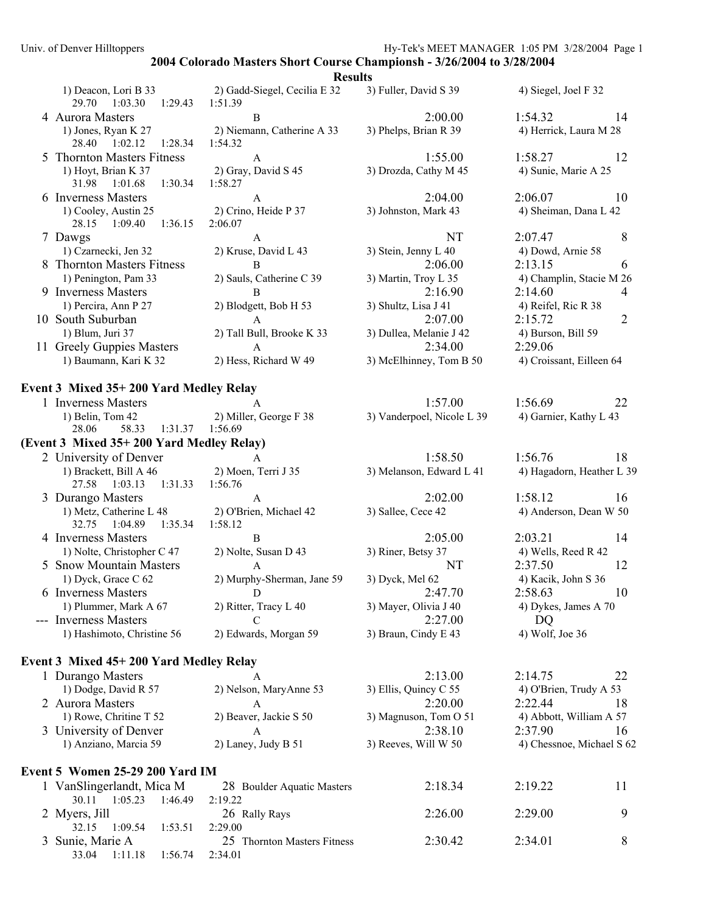## 2004 Colorado Masters Short Course Championsh - 3/26/2004 to 3/28/2004

### Results

1) Deacon, Lori B 33 — 2) Gadd-Siegel, Cecilia E 32 — 3) Fuller, David S 39 — 4) Siegel, Joel F 32
29.70 1:03.30 1:29.43 1:51.39

| Place | Team | Relay | Seed Time | Finals Time | Points |
|---|---|---|---|---|---|
| 4 | Aurora Masters | B | 2:00.00 | 1:54.32 | 14 |
| | 1) Jones, Ryan K 27 | 2) Niemann, Catherine A 33 | 3) Phelps, Brian R 39 | 4) Herrick, Laura M 28 | |
| | 28.40 1:02.12 1:28.34 1:54.32 | | | | |
| 5 | Thornton Masters Fitness | A | 1:55.00 | 1:58.27 | 12 |
| | 1) Hoyt, Brian K 37 | 2) Gray, David S 45 | 3) Drozda, Cathy M 45 | 4) Sunie, Marie A 25 | |
| | 31.98 1:01.68 1:30.34 1:58.27 | | | | |
| 6 | Inverness Masters | A | 2:04.00 | 2:06.07 | 10 |
| | 1) Cooley, Austin 25 | 2) Crino, Heide P 37 | 3) Johnston, Mark 43 | 4) Sheiman, Dana L 42 | |
| | 28.15 1:09.40 1:36.15 2:06.07 | | | | |
| 7 | Dawgs | A | NT | 2:07.47 | 8 |
| | 1) Czarnecki, Jen 32 | 2) Kruse, David L 43 | 3) Stein, Jenny L 40 | 4) Dowd, Arnie 58 | |
| 8 | Thornton Masters Fitness | B | 2:06.00 | 2:13.15 | 6 |
| | 1) Penington, Pam 33 | 2) Sauls, Catherine C 39 | 3) Martin, Troy L 35 | 4) Champlin, Stacie M 26 | |
| 9 | Inverness Masters | B | 2:16.90 | 2:14.60 | 4 |
| | 1) Percira, Ann P 27 | 2) Blodgett, Bob H 53 | 3) Shultz, Lisa J 41 | 4) Reifel, Ric R 38 | |
| 10 | South Suburban | A | 2:07.00 | 2:15.72 | 2 |
| | 1) Blum, Juri 37 | 2) Tall Bull, Brooke K 33 | 3) Dullea, Melanie J 42 | 4) Burson, Bill 59 | |
| 11 | Greely Guppies Masters | A | 2:34.00 | 2:29.06 | |
| | 1) Baumann, Kari K 32 | 2) Hess, Richard W 49 | 3) McElhinney, Tom B 50 | 4) Croissant, Eilleen 64 | |

### Event 3 Mixed 35+ 200 Yard Medley Relay

| Place | Team | Relay | Seed Time | Finals Time | Points |
|---|---|---|---|---|---|
| 1 | Inverness Masters | A | 1:57.00 | 1:56.69 | 22 |
| | 1) Belin, Tom 42 | 2) Miller, George F 38 | 3) Vanderpoel, Nicole L 39 | 4) Garnier, Kathy L 43 | |
| | 28.06 58.33 1:31.37 1:56.69 | | | | |
| 2 | University of Denver | A | 1:58.50 | 1:56.76 | 18 |
| | 1) Brackett, Bill A 46 | 2) Moen, Terri J 35 | 3) Melanson, Edward L 41 | 4) Hagadorn, Heather L 39 | |
| | 27.58 1:03.13 1:31.33 1:56.76 | | | | |
| 3 | Durango Masters | A | 2:02.00 | 1:58.12 | 16 |
| | 1) Metz, Catherine L 48 | 2) O'Brien, Michael 42 | 3) Sallee, Cece 42 | 4) Anderson, Dean W 50 | |
| | 32.75 1:04.89 1:35.34 1:58.12 | | | | |
| 4 | Inverness Masters | B | 2:05.00 | 2:03.21 | 14 |
| | 1) Nolte, Christopher C 47 | 2) Nolte, Susan D 43 | 3) Riner, Betsy 37 | 4) Wells, Reed R 42 | |
| 5 | Snow Mountain Masters | A | NT | 2:37.50 | 12 |
| | 1) Dyck, Grace C 62 | 2) Murphy-Sherman, Jane 59 | 3) Dyck, Mel 62 | 4) Kacik, John S 36 | |
| 6 | Inverness Masters | D | 2:47.70 | 2:58.63 | 10 |
| | 1) Plummer, Mark A 67 | 2) Ritter, Tracy L 40 | 3) Mayer, Olivia J 40 | 4) Dykes, James A 70 | |
| --- | Inverness Masters | C | 2:27.00 | DQ | |
| | 1) Hashimoto, Christine 56 | 2) Edwards, Morgan 59 | 3) Braun, Cindy E 43 | 4) Wolf, Joe 36 | |

### Event 3 Mixed 45+ 200 Yard Medley Relay

| Place | Team | Relay | Seed Time | Finals Time | Points |
|---|---|---|---|---|---|
| 1 | Durango Masters | A | 2:13.00 | 2:14.75 | 22 |
| | 1) Dodge, David R 57 | 2) Nelson, MaryAnne 53 | 3) Ellis, Quincy C 55 | 4) O'Brien, Trudy A 53 | |
| 2 | Aurora Masters | A | 2:20.00 | 2:22.44 | 18 |
| | 1) Rowe, Chritine T 52 | 2) Beaver, Jackie S 50 | 3) Magnuson, Tom O 51 | 4) Abbott, William A 57 | |
| 3 | University of Denver | A | 2:38.10 | 2:37.90 | 16 |
| | 1) Anziano, Marcia 59 | 2) Laney, Judy B 51 | 3) Reeves, Will W 50 | 4) Chessnoe, Michael S 62 | |

### Event 5 Women 25-29 200 Yard IM

| Place | Name | Age | Team | Seed Time | Finals Time | Points |
|---|---|---|---|---|---|---|
| 1 | VanSlingerlandt, Mica M | 28 | Boulder Aquatic Masters | 2:18.34 | 2:19.22 | 11 |
| | 30.11 1:05.23 1:46.49 2:19.22 | | | | | |
| 2 | Myers, Jill | 26 | Rally Rays | 2:26.00 | 2:29.00 | 9 |
| | 32.15 1:09.54 1:53.51 2:29.00 | | | | | |
| 3 | Sunie, Marie A | 25 | Thornton Masters Fitness | 2:30.42 | 2:34.01 | 8 |
| | 33.04 1:11.18 1:56.74 2:34.01 | | | | | |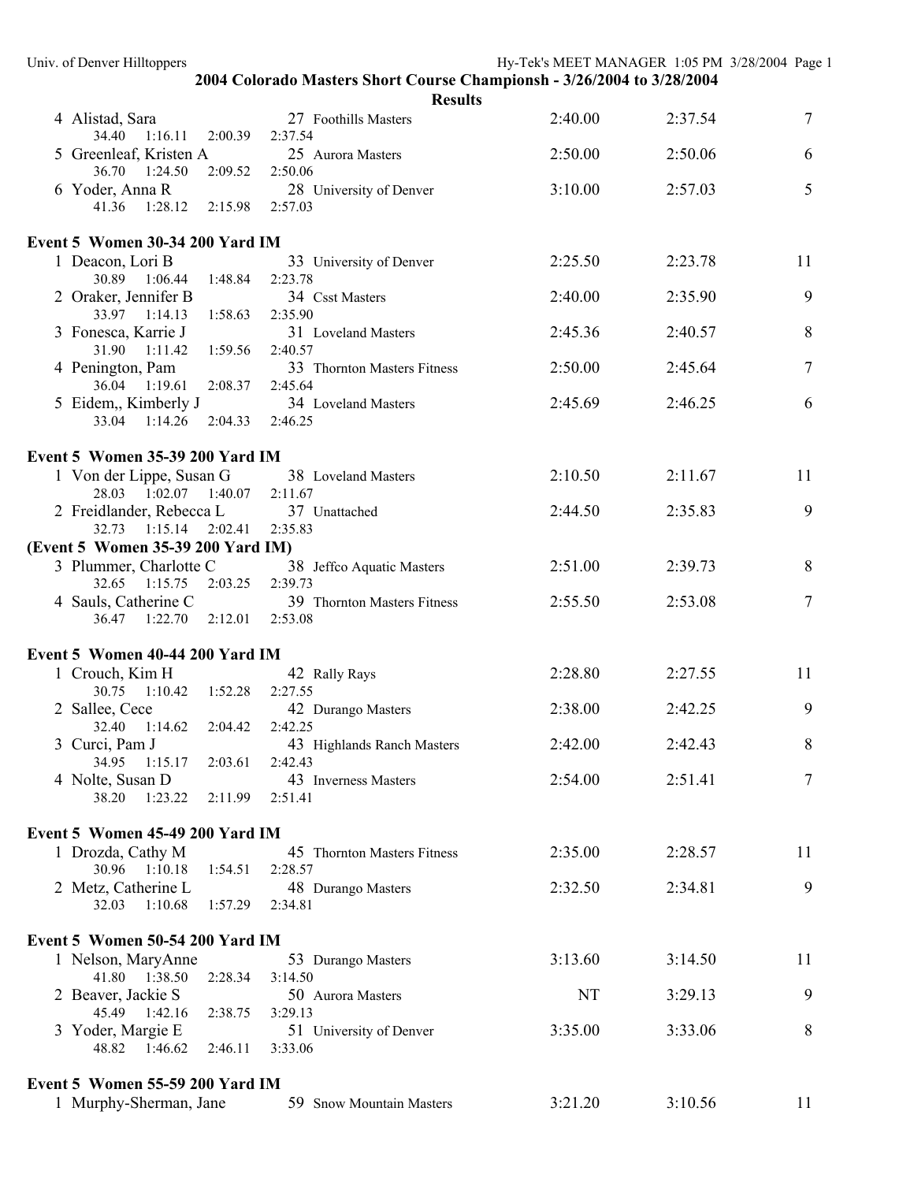**2004 Colorado Masters Short Course Championsh - 3/26/2004 to 3/28/2004**

**Results**

| Place | Name | Age | Team | Seed Time | Finals Time | Points |
|---|---|---|---|---|---|---|
| 4 | Alistad, Sara | 27 | Foothills Masters | 2:40.00 | 2:37.54 | 7 |
| | 34.40 1:16.11 2:00.39 2:37.54 | | | | | |
| 5 | Greenleaf, Kristen A | 25 | Aurora Masters | 2:50.00 | 2:50.06 | 6 |
| | 36.70 1:24.50 2:09.52 2:50.06 | | | | | |
| 6 | Yoder, Anna R | 28 | University of Denver | 3:10.00 | 2:57.03 | 5 |
| | 41.36 1:28.12 2:15.98 2:57.03 | | | | | |

**Event 5 Women 30-34 200 Yard IM**

| Place | Name | Age | Team | Seed Time | Finals Time | Points |
|---|---|---|---|---|---|---|
| 1 | Deacon, Lori B | 33 | University of Denver | 2:25.50 | 2:23.78 | 11 |
| | 30.89 1:06.44 1:48.84 2:23.78 | | | | | |
| 2 | Oraker, Jennifer B | 34 | Csst Masters | 2:40.00 | 2:35.90 | 9 |
| | 33.97 1:14.13 1:58.63 2:35.90 | | | | | |
| 3 | Fonesca, Karrie J | 31 | Loveland Masters | 2:45.36 | 2:40.57 | 8 |
| | 31.90 1:11.42 1:59.56 2:40.57 | | | | | |
| 4 | Penington, Pam | 33 | Thornton Masters Fitness | 2:50.00 | 2:45.64 | 7 |
| | 36.04 1:19.61 2:08.37 2:45.64 | | | | | |
| 5 | Eidem,, Kimberly J | 34 | Loveland Masters | 2:45.69 | 2:46.25 | 6 |
| | 33.04 1:14.26 2:04.33 2:46.25 | | | | | |

**Event 5 Women 35-39 200 Yard IM**

| Place | Name | Age | Team | Seed Time | Finals Time | Points |
|---|---|---|---|---|---|---|
| 1 | Von der Lippe, Susan G | 38 | Loveland Masters | 2:10.50 | 2:11.67 | 11 |
| | 28.03 1:02.07 1:40.07 2:11.67 | | | | | |
| 2 | Freidlander, Rebecca L | 37 | Unattached | 2:44.50 | 2:35.83 | 9 |
| | 32.73 1:15.14 2:02.41 2:35.83 | | | | | |

**(Event 5 Women 35-39 200 Yard IM)**

| Place | Name | Age | Team | Seed Time | Finals Time | Points |
|---|---|---|---|---|---|---|
| 3 | Plummer, Charlotte C | 38 | Jeffco Aquatic Masters | 2:51.00 | 2:39.73 | 8 |
| | 32.65 1:15.75 2:03.25 2:39.73 | | | | | |
| 4 | Sauls, Catherine C | 39 | Thornton Masters Fitness | 2:55.50 | 2:53.08 | 7 |
| | 36.47 1:22.70 2:12.01 2:53.08 | | | | | |

**Event 5 Women 40-44 200 Yard IM**

| Place | Name | Age | Team | Seed Time | Finals Time | Points |
|---|---|---|---|---|---|---|
| 1 | Crouch, Kim H | 42 | Rally Rays | 2:28.80 | 2:27.55 | 11 |
| | 30.75 1:10.42 1:52.28 2:27.55 | | | | | |
| 2 | Sallee, Cece | 42 | Durango Masters | 2:38.00 | 2:42.25 | 9 |
| | 32.40 1:14.62 2:04.42 2:42.25 | | | | | |
| 3 | Curci, Pam J | 43 | Highlands Ranch Masters | 2:42.00 | 2:42.43 | 8 |
| | 34.95 1:15.17 2:03.61 2:42.43 | | | | | |
| 4 | Nolte, Susan D | 43 | Inverness Masters | 2:54.00 | 2:51.41 | 7 |
| | 38.20 1:23.22 2:11.99 2:51.41 | | | | | |

**Event 5 Women 45-49 200 Yard IM**

| Place | Name | Age | Team | Seed Time | Finals Time | Points |
|---|---|---|---|---|---|---|
| 1 | Drozda, Cathy M | 45 | Thornton Masters Fitness | 2:35.00 | 2:28.57 | 11 |
| | 30.96 1:10.18 1:54.51 2:28.57 | | | | | |
| 2 | Metz, Catherine L | 48 | Durango Masters | 2:32.50 | 2:34.81 | 9 |
| | 32.03 1:10.68 1:57.29 2:34.81 | | | | | |

**Event 5 Women 50-54 200 Yard IM**

| Place | Name | Age | Team | Seed Time | Finals Time | Points |
|---|---|---|---|---|---|---|
| 1 | Nelson, MaryAnne | 53 | Durango Masters | 3:13.60 | 3:14.50 | 11 |
| | 41.80 1:38.50 2:28.34 3:14.50 | | | | | |
| 2 | Beaver, Jackie S | 50 | Aurora Masters | NT | 3:29.13 | 9 |
| | 45.49 1:42.16 2:38.75 3:29.13 | | | | | |
| 3 | Yoder, Margie E | 51 | University of Denver | 3:35.00 | 3:33.06 | 8 |
| | 48.82 1:46.62 2:46.11 3:33.06 | | | | | |

**Event 5 Women 55-59 200 Yard IM**

| Place | Name | Age | Team | Seed Time | Finals Time | Points |
|---|---|---|---|---|---|---|
| 1 | Murphy-Sherman, Jane | 59 | Snow Mountain Masters | 3:21.20 | 3:10.56 | 11 |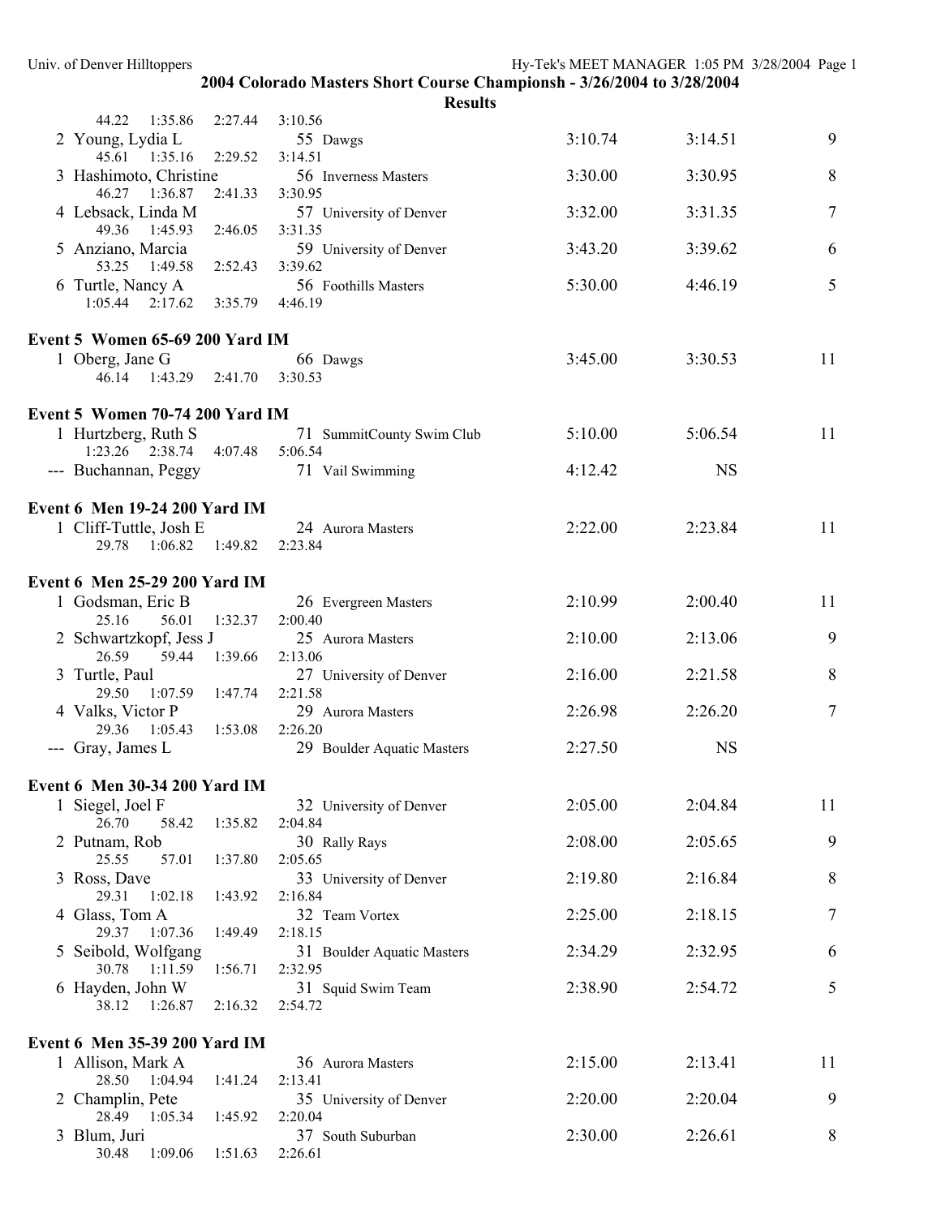**2004 Colorado Masters Short Course Championsh - 3/26/2004 to 3/28/2004**

**Results**

44.22   1:35.86   2:27.44   3:10.56

| | Name | Age | Team | Seed Time | Finals Time | Points |
|---|---|---|---|---|---|---|
| 2 | Young, Lydia L | 55 | Dawgs | 3:10.74 | 3:14.51 | 9 |
| | 45.61   1:35.16   2:29.52   3:14.51 | | | | | |
| 3 | Hashimoto, Christine | 56 | Inverness Masters | 3:30.00 | 3:30.95 | 8 |
| | 46.27   1:36.87   2:41.33   3:30.95 | | | | | |
| 4 | Lebsack, Linda M | 57 | University of Denver | 3:32.00 | 3:31.35 | 7 |
| | 49.36   1:45.93   2:46.05   3:31.35 | | | | | |
| 5 | Anziano, Marcia | 59 | University of Denver | 3:43.20 | 3:39.62 | 6 |
| | 53.25   1:49.58   2:52.43   3:39.62 | | | | | |
| 6 | Turtle, Nancy A | 56 | Foothills Masters | 5:30.00 | 4:46.19 | 5 |
| | 1:05.44   2:17.62   3:35.79   4:46.19 | | | | | |

**Event 5  Women 65-69 200 Yard IM**

| | Name | Age | Team | Seed Time | Finals Time | Points |
|---|---|---|---|---|---|---|
| 1 | Oberg, Jane G | 66 | Dawgs | 3:45.00 | 3:30.53 | 11 |
| | 46.14   1:43.29   2:41.70   3:30.53 | | | | | |

**Event 5  Women 70-74 200 Yard IM**

| | Name | Age | Team | Seed Time | Finals Time | Points |
|---|---|---|---|---|---|---|
| 1 | Hurtzberg, Ruth S | 71 | SummitCounty Swim Club | 5:10.00 | 5:06.54 | 11 |
| | 1:23.26   2:38.74   4:07.48   5:06.54 | | | | | |
| --- | Buchannan, Peggy | 71 | Vail Swimming | 4:12.42 | NS | |

**Event 6  Men 19-24 200 Yard IM**

| | Name | Age | Team | Seed Time | Finals Time | Points |
|---|---|---|---|---|---|---|
| 1 | Cliff-Tuttle, Josh E | 24 | Aurora Masters | 2:22.00 | 2:23.84 | 11 |
| | 29.78   1:06.82   1:49.82   2:23.84 | | | | | |

**Event 6  Men 25-29 200 Yard IM**

| | Name | Age | Team | Seed Time | Finals Time | Points |
|---|---|---|---|---|---|---|
| 1 | Godsman, Eric B | 26 | Evergreen Masters | 2:10.99 | 2:00.40 | 11 |
| | 25.16   56.01   1:32.37   2:00.40 | | | | | |
| 2 | Schwartzkopf, Jess J | 25 | Aurora Masters | 2:10.00 | 2:13.06 | 9 |
| | 26.59   59.44   1:39.66   2:13.06 | | | | | |
| 3 | Turtle, Paul | 27 | University of Denver | 2:16.00 | 2:21.58 | 8 |
| | 29.50   1:07.59   1:47.74   2:21.58 | | | | | |
| 4 | Valks, Victor P | 29 | Aurora Masters | 2:26.98 | 2:26.20 | 7 |
| | 29.36   1:05.43   1:53.08   2:26.20 | | | | | |
| --- | Gray, James L | 29 | Boulder Aquatic Masters | 2:27.50 | NS | |

**Event 6  Men 30-34 200 Yard IM**

| | Name | Age | Team | Seed Time | Finals Time | Points |
|---|---|---|---|---|---|---|
| 1 | Siegel, Joel F | 32 | University of Denver | 2:05.00 | 2:04.84 | 11 |
| | 26.70   58.42   1:35.82   2:04.84 | | | | | |
| 2 | Putnam, Rob | 30 | Rally Rays | 2:08.00 | 2:05.65 | 9 |
| | 25.55   57.01   1:37.80   2:05.65 | | | | | |
| 3 | Ross, Dave | 33 | University of Denver | 2:19.80 | 2:16.84 | 8 |
| | 29.31   1:02.18   1:43.92   2:16.84 | | | | | |
| 4 | Glass, Tom A | 32 | Team Vortex | 2:25.00 | 2:18.15 | 7 |
| | 29.37   1:07.36   1:49.49   2:18.15 | | | | | |
| 5 | Seibold, Wolfgang | 31 | Boulder Aquatic Masters | 2:34.29 | 2:32.95 | 6 |
| | 30.78   1:11.59   1:56.71   2:32.95 | | | | | |
| 6 | Hayden, John W | 31 | Squid Swim Team | 2:38.90 | 2:54.72 | 5 |
| | 38.12   1:26.87   2:16.32   2:54.72 | | | | | |

**Event 6  Men 35-39 200 Yard IM**

| | Name | Age | Team | Seed Time | Finals Time | Points |
|---|---|---|---|---|---|---|
| 1 | Allison, Mark A | 36 | Aurora Masters | 2:15.00 | 2:13.41 | 11 |
| | 28.50   1:04.94   1:41.24   2:13.41 | | | | | |
| 2 | Champlin, Pete | 35 | University of Denver | 2:20.00 | 2:20.04 | 9 |
| | 28.49   1:05.34   1:45.92   2:20.04 | | | | | |
| 3 | Blum, Juri | 37 | South Suburban | 2:30.00 | 2:26.61 | 8 |
| | 30.48   1:09.06   1:51.63   2:26.61 | | | | | |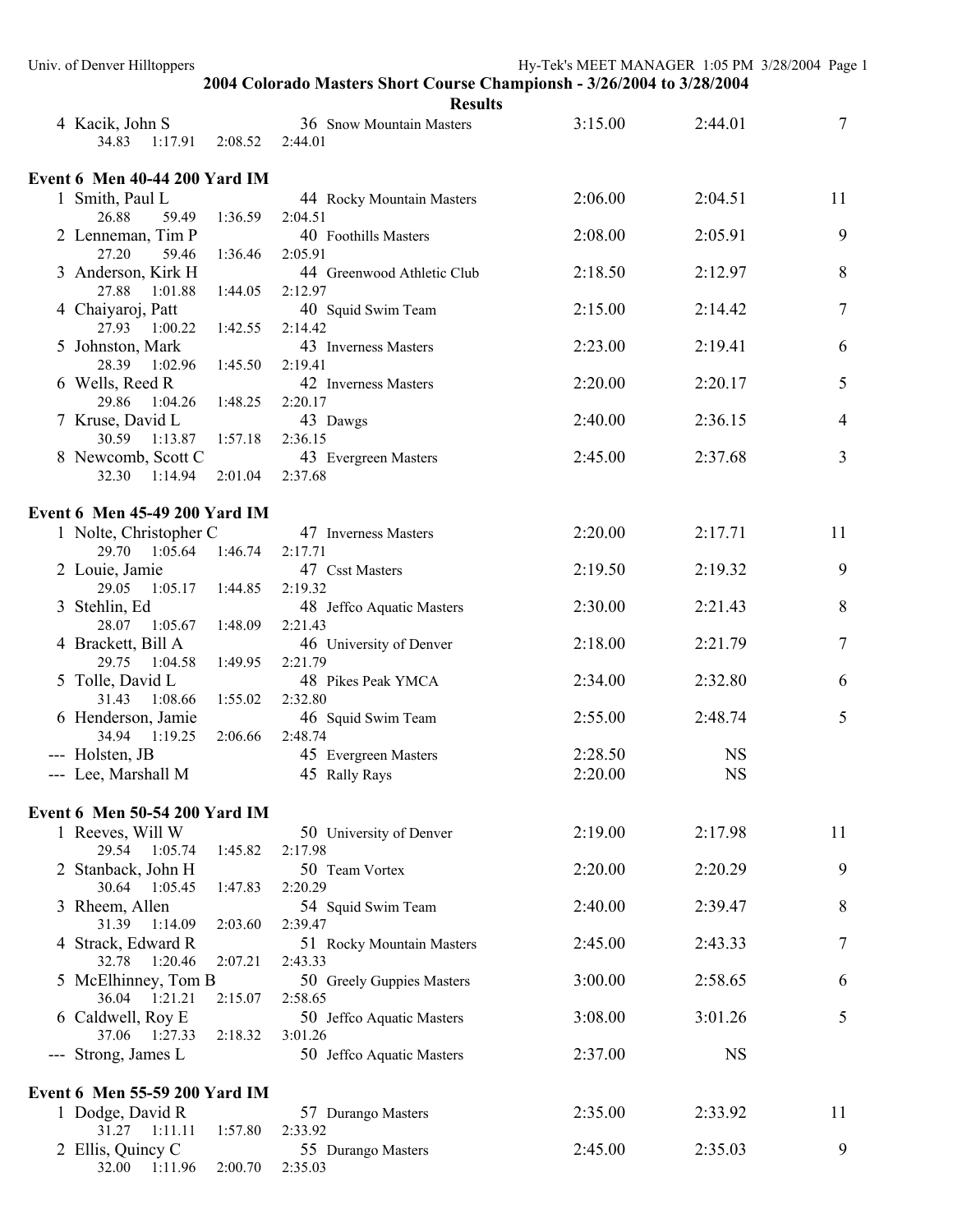## 2004 Colorado Masters Short Course Championsh - 3/26/2004 to 3/28/2004

### Results

| Place | Name | Age | Team | Seed Time | Finals Time | Points |
|---|---|---|---|---|---|---|
| 4 | Kacik, John S | 36 | Snow Mountain Masters | 3:15.00 | 2:44.01 | 7 |
| | 34.83 1:17.91 2:08.52 2:44.01 | | | | | |

### Event 6 Men 40-44 200 Yard IM

| Place | Name | Age | Team | Seed Time | Finals Time | Points |
|---|---|---|---|---|---|---|
| 1 | Smith, Paul L | 44 | Rocky Mountain Masters | 2:06.00 | 2:04.51 | 11 |
| | 26.88 59.49 1:36.59 2:04.51 | | | | | |
| 2 | Lenneman, Tim P | 40 | Foothills Masters | 2:08.00 | 2:05.91 | 9 |
| | 27.20 59.46 1:36.46 2:05.91 | | | | | |
| 3 | Anderson, Kirk H | 44 | Greenwood Athletic Club | 2:18.50 | 2:12.97 | 8 |
| | 27.88 1:01.88 1:44.05 2:12.97 | | | | | |
| 4 | Chaiyaroj, Patt | 40 | Squid Swim Team | 2:15.00 | 2:14.42 | 7 |
| | 27.93 1:00.22 1:42.55 2:14.42 | | | | | |
| 5 | Johnston, Mark | 43 | Inverness Masters | 2:23.00 | 2:19.41 | 6 |
| | 28.39 1:02.96 1:45.50 2:19.41 | | | | | |
| 6 | Wells, Reed R | 42 | Inverness Masters | 2:20.00 | 2:20.17 | 5 |
| | 29.86 1:04.26 1:48.25 2:20.17 | | | | | |
| 7 | Kruse, David L | 43 | Dawgs | 2:40.00 | 2:36.15 | 4 |
| | 30.59 1:13.87 1:57.18 2:36.15 | | | | | |
| 8 | Newcomb, Scott C | 43 | Evergreen Masters | 2:45.00 | 2:37.68 | 3 |
| | 32.30 1:14.94 2:01.04 2:37.68 | | | | | |

### Event 6 Men 45-49 200 Yard IM

| Place | Name | Age | Team | Seed Time | Finals Time | Points |
|---|---|---|---|---|---|---|
| 1 | Nolte, Christopher C | 47 | Inverness Masters | 2:20.00 | 2:17.71 | 11 |
| | 29.70 1:05.64 1:46.74 2:17.71 | | | | | |
| 2 | Louie, Jamie | 47 | Csst Masters | 2:19.50 | 2:19.32 | 9 |
| | 29.05 1:05.17 1:44.85 2:19.32 | | | | | |
| 3 | Stehlin, Ed | 48 | Jeffco Aquatic Masters | 2:30.00 | 2:21.43 | 8 |
| | 28.07 1:05.67 1:48.09 2:21.43 | | | | | |
| 4 | Brackett, Bill A | 46 | University of Denver | 2:18.00 | 2:21.79 | 7 |
| | 29.75 1:04.58 1:49.95 2:21.79 | | | | | |
| 5 | Tolle, David L | 48 | Pikes Peak YMCA | 2:34.00 | 2:32.80 | 6 |
| | 31.43 1:08.66 1:55.02 2:32.80 | | | | | |
| 6 | Henderson, Jamie | 46 | Squid Swim Team | 2:55.00 | 2:48.74 | 5 |
| | 34.94 1:19.25 2:06.66 2:48.74 | | | | | |
| --- | Holsten, JB | 45 | Evergreen Masters | 2:28.50 | NS | |
| --- | Lee, Marshall M | 45 | Rally Rays | 2:20.00 | NS | |

### Event 6 Men 50-54 200 Yard IM

| Place | Name | Age | Team | Seed Time | Finals Time | Points |
|---|---|---|---|---|---|---|
| 1 | Reeves, Will W | 50 | University of Denver | 2:19.00 | 2:17.98 | 11 |
| | 29.54 1:05.74 1:45.82 2:17.98 | | | | | |
| 2 | Stanback, John H | 50 | Team Vortex | 2:20.00 | 2:20.29 | 9 |
| | 30.64 1:05.45 1:47.83 2:20.29 | | | | | |
| 3 | Rheem, Allen | 54 | Squid Swim Team | 2:40.00 | 2:39.47 | 8 |
| | 31.39 1:14.09 2:03.60 2:39.47 | | | | | |
| 4 | Strack, Edward R | 51 | Rocky Mountain Masters | 2:45.00 | 2:43.33 | 7 |
| | 32.78 1:20.46 2:07.21 2:43.33 | | | | | |
| 5 | McElhinney, Tom B | 50 | Greely Guppies Masters | 3:00.00 | 2:58.65 | 6 |
| | 36.04 1:21.21 2:15.07 2:58.65 | | | | | |
| 6 | Caldwell, Roy E | 50 | Jeffco Aquatic Masters | 3:08.00 | 3:01.26 | 5 |
| | 37.06 1:27.33 2:18.32 3:01.26 | | | | | |
| --- | Strong, James L | 50 | Jeffco Aquatic Masters | 2:37.00 | NS | |

### Event 6 Men 55-59 200 Yard IM

| Place | Name | Age | Team | Seed Time | Finals Time | Points |
|---|---|---|---|---|---|---|
| 1 | Dodge, David R | 57 | Durango Masters | 2:35.00 | 2:33.92 | 11 |
| | 31.27 1:11.11 1:57.80 2:33.92 | | | | | |
| 2 | Ellis, Quincy C | 55 | Durango Masters | 2:45.00 | 2:35.03 | 9 |
| | 32.00 1:11.96 2:00.70 2:35.03 | | | | | |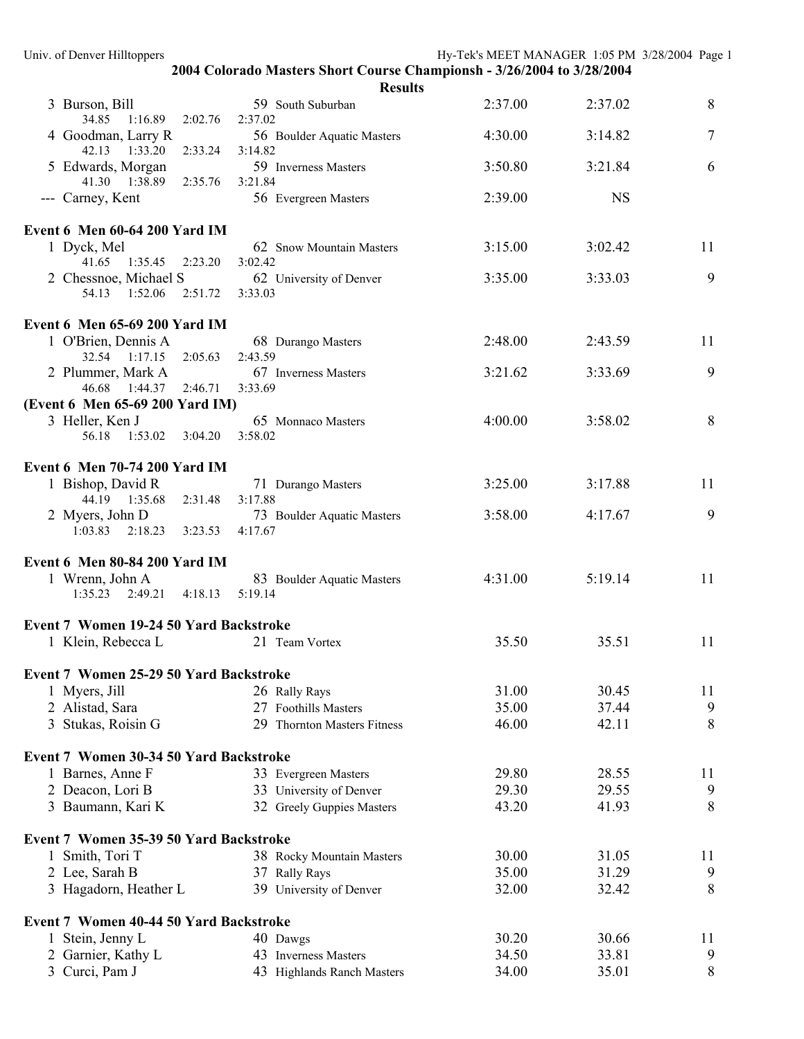**2004 Colorado Masters Short Course Championsh - 3/26/2004 to 3/28/2004**

**Results**

| Place | Name | Age | Team | Seed Time | Finals Time | Points |
|---|---|---|---|---|---|---|
| 3 | Burson, Bill | 59 | South Suburban | 2:37.00 | 2:37.02 | 8 |
| | 34.85 1:16.89 2:02.76 2:37.02 | | | | | |
| 4 | Goodman, Larry R | 56 | Boulder Aquatic Masters | 4:30.00 | 3:14.82 | 7 |
| | 42.13 1:33.20 2:33.24 3:14.82 | | | | | |
| 5 | Edwards, Morgan | 59 | Inverness Masters | 3:50.80 | 3:21.84 | 6 |
| | 41.30 1:38.89 2:35.76 3:21.84 | | | | | |
| --- | Carney, Kent | 56 | Evergreen Masters | 2:39.00 | NS | |

**Event 6 Men 60-64 200 Yard IM**

| Place | Name | Age | Team | Seed Time | Finals Time | Points |
|---|---|---|---|---|---|---|
| 1 | Dyck, Mel | 62 | Snow Mountain Masters | 3:15.00 | 3:02.42 | 11 |
| | 41.65 1:35.45 2:23.20 3:02.42 | | | | | |
| 2 | Chessnoe, Michael S | 62 | University of Denver | 3:35.00 | 3:33.03 | 9 |
| | 54.13 1:52.06 2:51.72 3:33.03 | | | | | |

**Event 6 Men 65-69 200 Yard IM**

| Place | Name | Age | Team | Seed Time | Finals Time | Points |
|---|---|---|---|---|---|---|
| 1 | O'Brien, Dennis A | 68 | Durango Masters | 2:48.00 | 2:43.59 | 11 |
| | 32.54 1:17.15 2:05.63 2:43.59 | | | | | |
| 2 | Plummer, Mark A | 67 | Inverness Masters | 3:21.62 | 3:33.69 | 9 |
| | 46.68 1:44.37 2:46.71 3:33.69 | | | | | |

**(Event 6 Men 65-69 200 Yard IM)**

| Place | Name | Age | Team | Seed Time | Finals Time | Points |
|---|---|---|---|---|---|---|
| 3 | Heller, Ken J | 65 | Monnaco Masters | 4:00.00 | 3:58.02 | 8 |
| | 56.18 1:53.02 3:04.20 3:58.02 | | | | | |

**Event 6 Men 70-74 200 Yard IM**

| Place | Name | Age | Team | Seed Time | Finals Time | Points |
|---|---|---|---|---|---|---|
| 1 | Bishop, David R | 71 | Durango Masters | 3:25.00 | 3:17.88 | 11 |
| | 44.19 1:35.68 2:31.48 3:17.88 | | | | | |
| 2 | Myers, John D | 73 | Boulder Aquatic Masters | 3:58.00 | 4:17.67 | 9 |
| | 1:03.83 2:18.23 3:23.53 4:17.67 | | | | | |

**Event 6 Men 80-84 200 Yard IM**

| Place | Name | Age | Team | Seed Time | Finals Time | Points |
|---|---|---|---|---|---|---|
| 1 | Wrenn, John A | 83 | Boulder Aquatic Masters | 4:31.00 | 5:19.14 | 11 |
| | 1:35.23 2:49.21 4:18.13 5:19.14 | | | | | |

**Event 7 Women 19-24 50 Yard Backstroke**

| Place | Name | Age | Team | Seed Time | Finals Time | Points |
|---|---|---|---|---|---|---|
| 1 | Klein, Rebecca L | 21 | Team Vortex | 35.50 | 35.51 | 11 |

**Event 7 Women 25-29 50 Yard Backstroke**

| Place | Name | Age | Team | Seed Time | Finals Time | Points |
|---|---|---|---|---|---|---|
| 1 | Myers, Jill | 26 | Rally Rays | 31.00 | 30.45 | 11 |
| 2 | Alistad, Sara | 27 | Foothills Masters | 35.00 | 37.44 | 9 |
| 3 | Stukas, Roisin G | 29 | Thornton Masters Fitness | 46.00 | 42.11 | 8 |

**Event 7 Women 30-34 50 Yard Backstroke**

| Place | Name | Age | Team | Seed Time | Finals Time | Points |
|---|---|---|---|---|---|---|
| 1 | Barnes, Anne F | 33 | Evergreen Masters | 29.80 | 28.55 | 11 |
| 2 | Deacon, Lori B | 33 | University of Denver | 29.30 | 29.55 | 9 |
| 3 | Baumann, Kari K | 32 | Greely Guppies Masters | 43.20 | 41.93 | 8 |

**Event 7 Women 35-39 50 Yard Backstroke**

| Place | Name | Age | Team | Seed Time | Finals Time | Points |
|---|---|---|---|---|---|---|
| 1 | Smith, Tori T | 38 | Rocky Mountain Masters | 30.00 | 31.05 | 11 |
| 2 | Lee, Sarah B | 37 | Rally Rays | 35.00 | 31.29 | 9 |
| 3 | Hagadorn, Heather L | 39 | University of Denver | 32.00 | 32.42 | 8 |

**Event 7 Women 40-44 50 Yard Backstroke**

| Place | Name | Age | Team | Seed Time | Finals Time | Points |
|---|---|---|---|---|---|---|
| 1 | Stein, Jenny L | 40 | Dawgs | 30.20 | 30.66 | 11 |
| 2 | Garnier, Kathy L | 43 | Inverness Masters | 34.50 | 33.81 | 9 |
| 3 | Curci, Pam J | 43 | Highlands Ranch Masters | 34.00 | 35.01 | 8 |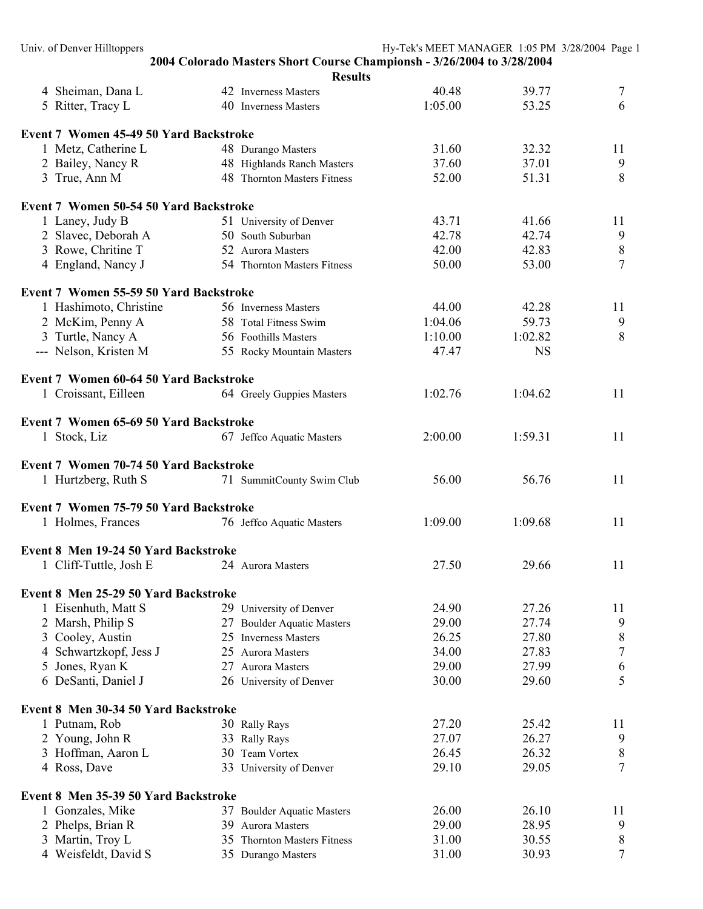**2004 Colorado Masters Short Course Championsh - 3/26/2004 to 3/28/2004**

**Results**

| | Name | Age | Team | Seed | Finals | Points |
|---|---|---|---|---|---|---|
| 4 | Sheiman, Dana L | 42 | Inverness Masters | 40.48 | 39.77 | 7 |
| 5 | Ritter, Tracy L | 40 | Inverness Masters | 1:05.00 | 53.25 | 6 |

**Event 7 Women 45-49 50 Yard Backstroke**

| | Name | Age | Team | Seed | Finals | Points |
|---|---|---|---|---|---|---|
| 1 | Metz, Catherine L | 48 | Durango Masters | 31.60 | 32.32 | 11 |
| 2 | Bailey, Nancy R | 48 | Highlands Ranch Masters | 37.60 | 37.01 | 9 |
| 3 | True, Ann M | 48 | Thornton Masters Fitness | 52.00 | 51.31 | 8 |

**Event 7 Women 50-54 50 Yard Backstroke**

| | Name | Age | Team | Seed | Finals | Points |
|---|---|---|---|---|---|---|
| 1 | Laney, Judy B | 51 | University of Denver | 43.71 | 41.66 | 11 |
| 2 | Slavec, Deborah A | 50 | South Suburban | 42.78 | 42.74 | 9 |
| 3 | Rowe, Chritine T | 52 | Aurora Masters | 42.00 | 42.83 | 8 |
| 4 | England, Nancy J | 54 | Thornton Masters Fitness | 50.00 | 53.00 | 7 |

**Event 7 Women 55-59 50 Yard Backstroke**

| | Name | Age | Team | Seed | Finals | Points |
|---|---|---|---|---|---|---|
| 1 | Hashimoto, Christine | 56 | Inverness Masters | 44.00 | 42.28 | 11 |
| 2 | McKim, Penny A | 58 | Total Fitness Swim | 1:04.06 | 59.73 | 9 |
| 3 | Turtle, Nancy A | 56 | Foothills Masters | 1:10.00 | 1:02.82 | 8 |
| --- | Nelson, Kristen M | 55 | Rocky Mountain Masters | 47.47 | NS | |

**Event 7 Women 60-64 50 Yard Backstroke**

| | Name | Age | Team | Seed | Finals | Points |
|---|---|---|---|---|---|---|
| 1 | Croissant, Eilleen | 64 | Greely Guppies Masters | 1:02.76 | 1:04.62 | 11 |

**Event 7 Women 65-69 50 Yard Backstroke**

| | Name | Age | Team | Seed | Finals | Points |
|---|---|---|---|---|---|---|
| 1 | Stock, Liz | 67 | Jeffco Aquatic Masters | 2:00.00 | 1:59.31 | 11 |

**Event 7 Women 70-74 50 Yard Backstroke**

| | Name | Age | Team | Seed | Finals | Points |
|---|---|---|---|---|---|---|
| 1 | Hurtzberg, Ruth S | 71 | SummitCounty Swim Club | 56.00 | 56.76 | 11 |

**Event 7 Women 75-79 50 Yard Backstroke**

| | Name | Age | Team | Seed | Finals | Points |
|---|---|---|---|---|---|---|
| 1 | Holmes, Frances | 76 | Jeffco Aquatic Masters | 1:09.00 | 1:09.68 | 11 |

**Event 8 Men 19-24 50 Yard Backstroke**

| | Name | Age | Team | Seed | Finals | Points |
|---|---|---|---|---|---|---|
| 1 | Cliff-Tuttle, Josh E | 24 | Aurora Masters | 27.50 | 29.66 | 11 |

**Event 8 Men 25-29 50 Yard Backstroke**

| | Name | Age | Team | Seed | Finals | Points |
|---|---|---|---|---|---|---|
| 1 | Eisenhuth, Matt S | 29 | University of Denver | 24.90 | 27.26 | 11 |
| 2 | Marsh, Philip S | 27 | Boulder Aquatic Masters | 29.00 | 27.74 | 9 |
| 3 | Cooley, Austin | 25 | Inverness Masters | 26.25 | 27.80 | 8 |
| 4 | Schwartzkopf, Jess J | 25 | Aurora Masters | 34.00 | 27.83 | 7 |
| 5 | Jones, Ryan K | 27 | Aurora Masters | 29.00 | 27.99 | 6 |
| 6 | DeSanti, Daniel J | 26 | University of Denver | 30.00 | 29.60 | 5 |

**Event 8 Men 30-34 50 Yard Backstroke**

| | Name | Age | Team | Seed | Finals | Points |
|---|---|---|---|---|---|---|
| 1 | Putnam, Rob | 30 | Rally Rays | 27.20 | 25.42 | 11 |
| 2 | Young, John R | 33 | Rally Rays | 27.07 | 26.27 | 9 |
| 3 | Hoffman, Aaron L | 30 | Team Vortex | 26.45 | 26.32 | 8 |
| 4 | Ross, Dave | 33 | University of Denver | 29.10 | 29.05 | 7 |

**Event 8 Men 35-39 50 Yard Backstroke**

| | Name | Age | Team | Seed | Finals | Points |
|---|---|---|---|---|---|---|
| 1 | Gonzales, Mike | 37 | Boulder Aquatic Masters | 26.00 | 26.10 | 11 |
| 2 | Phelps, Brian R | 39 | Aurora Masters | 29.00 | 28.95 | 9 |
| 3 | Martin, Troy L | 35 | Thornton Masters Fitness | 31.00 | 30.55 | 8 |
| 4 | Weisfeldt, David S | 35 | Durango Masters | 31.00 | 30.93 | 7 |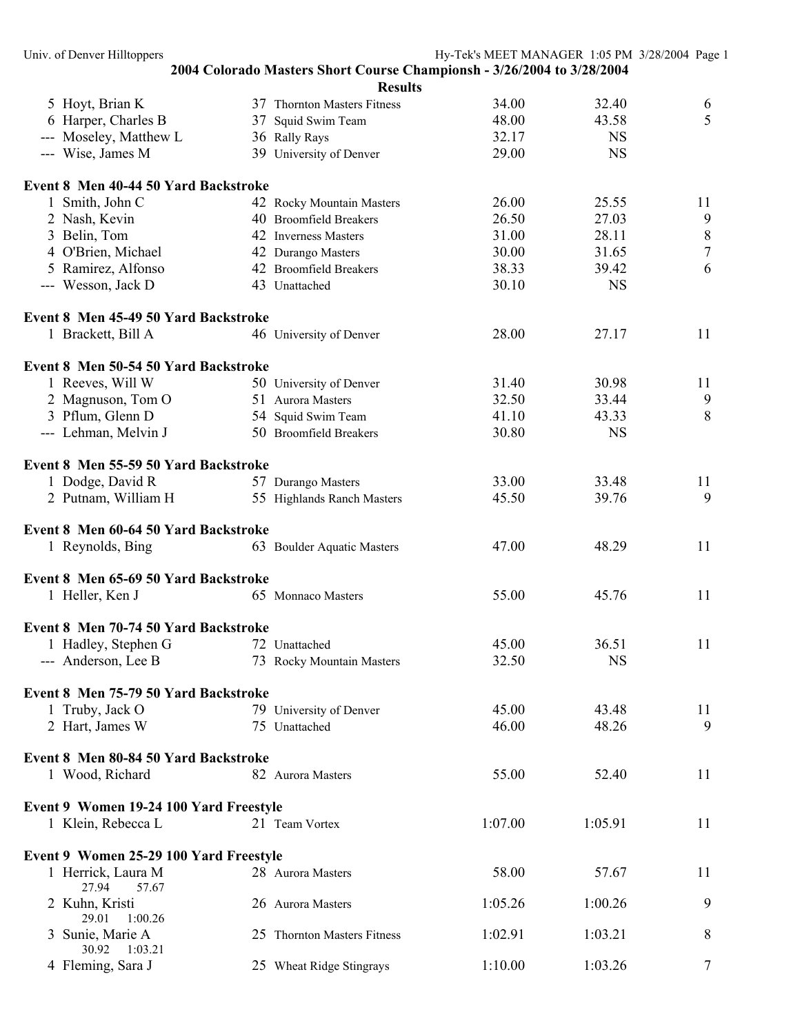**2004 Colorado Masters Short Course Championsh - 3/26/2004 to 3/28/2004**

**Results**

| Place | Name | Age | Team | Seed Time | Finals Time | Points |
|---|---|---|---|---|---|---|
| 5 | Hoyt, Brian K | 37 | Thornton Masters Fitness | 34.00 | 32.40 | 6 |
| 6 | Harper, Charles B | 37 | Squid Swim Team | 48.00 | 43.58 | 5 |
| --- | Moseley, Matthew L | 36 | Rally Rays | 32.17 | NS | |
| --- | Wise, James M | 39 | University of Denver | 29.00 | NS | |

**Event 8 Men 40-44 50 Yard Backstroke**

| Place | Name | Age | Team | Seed Time | Finals Time | Points |
|---|---|---|---|---|---|---|
| 1 | Smith, John C | 42 | Rocky Mountain Masters | 26.00 | 25.55 | 11 |
| 2 | Nash, Kevin | 40 | Broomfield Breakers | 26.50 | 27.03 | 9 |
| 3 | Belin, Tom | 42 | Inverness Masters | 31.00 | 28.11 | 8 |
| 4 | O'Brien, Michael | 42 | Durango Masters | 30.00 | 31.65 | 7 |
| 5 | Ramirez, Alfonso | 42 | Broomfield Breakers | 38.33 | 39.42 | 6 |
| --- | Wesson, Jack D | 43 | Unattached | 30.10 | NS | |

**Event 8 Men 45-49 50 Yard Backstroke**

| Place | Name | Age | Team | Seed Time | Finals Time | Points |
|---|---|---|---|---|---|---|
| 1 | Brackett, Bill A | 46 | University of Denver | 28.00 | 27.17 | 11 |

**Event 8 Men 50-54 50 Yard Backstroke**

| Place | Name | Age | Team | Seed Time | Finals Time | Points |
|---|---|---|---|---|---|---|
| 1 | Reeves, Will W | 50 | University of Denver | 31.40 | 30.98 | 11 |
| 2 | Magnuson, Tom O | 51 | Aurora Masters | 32.50 | 33.44 | 9 |
| 3 | Pflum, Glenn D | 54 | Squid Swim Team | 41.10 | 43.33 | 8 |
| --- | Lehman, Melvin J | 50 | Broomfield Breakers | 30.80 | NS | |

**Event 8 Men 55-59 50 Yard Backstroke**

| Place | Name | Age | Team | Seed Time | Finals Time | Points |
|---|---|---|---|---|---|---|
| 1 | Dodge, David R | 57 | Durango Masters | 33.00 | 33.48 | 11 |
| 2 | Putnam, William H | 55 | Highlands Ranch Masters | 45.50 | 39.76 | 9 |

**Event 8 Men 60-64 50 Yard Backstroke**

| Place | Name | Age | Team | Seed Time | Finals Time | Points |
|---|---|---|---|---|---|---|
| 1 | Reynolds, Bing | 63 | Boulder Aquatic Masters | 47.00 | 48.29 | 11 |

**Event 8 Men 65-69 50 Yard Backstroke**

| Place | Name | Age | Team | Seed Time | Finals Time | Points |
|---|---|---|---|---|---|---|
| 1 | Heller, Ken J | 65 | Monnaco Masters | 55.00 | 45.76 | 11 |

**Event 8 Men 70-74 50 Yard Backstroke**

| Place | Name | Age | Team | Seed Time | Finals Time | Points |
|---|---|---|---|---|---|---|
| 1 | Hadley, Stephen G | 72 | Unattached | 45.00 | 36.51 | 11 |
| --- | Anderson, Lee B | 73 | Rocky Mountain Masters | 32.50 | NS | |

**Event 8 Men 75-79 50 Yard Backstroke**

| Place | Name | Age | Team | Seed Time | Finals Time | Points |
|---|---|---|---|---|---|---|
| 1 | Truby, Jack O | 79 | University of Denver | 45.00 | 43.48 | 11 |
| 2 | Hart, James W | 75 | Unattached | 46.00 | 48.26 | 9 |

**Event 8 Men 80-84 50 Yard Backstroke**

| Place | Name | Age | Team | Seed Time | Finals Time | Points |
|---|---|---|---|---|---|---|
| 1 | Wood, Richard | 82 | Aurora Masters | 55.00 | 52.40 | 11 |

**Event 9 Women 19-24 100 Yard Freestyle**

| Place | Name | Age | Team | Seed Time | Finals Time | Points |
|---|---|---|---|---|---|---|
| 1 | Klein, Rebecca L | 21 | Team Vortex | 1:07.00 | 1:05.91 | 11 |

**Event 9 Women 25-29 100 Yard Freestyle**

| Place | Name | Age | Team | Seed Time | Finals Time | Points |
|---|---|---|---|---|---|---|
| 1 | Herrick, Laura M | 28 | Aurora Masters | 58.00 | 57.67 | 11 |
| | 27.94 57.67 | | | | | |
| 2 | Kuhn, Kristi | 26 | Aurora Masters | 1:05.26 | 1:00.26 | 9 |
| | 29.01 1:00.26 | | | | | |
| 3 | Sunie, Marie A | 25 | Thornton Masters Fitness | 1:02.91 | 1:03.21 | 8 |
| | 30.92 1:03.21 | | | | | |
| 4 | Fleming, Sara J | 25 | Wheat Ridge Stingrays | 1:10.00 | 1:03.26 | 7 |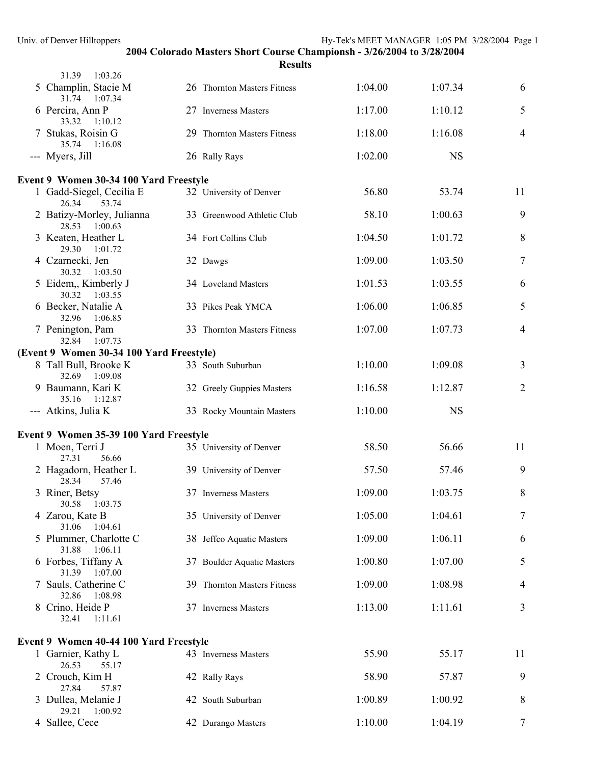## 2004 Colorado Masters Short Course Championsh - 3/26/2004 to 3/28/2004

### Results

| Place | Name | Age | Team | Seed Time | Finals Time | Points |
|---|---|---|---|---|---|---|
| | 31.39 1:03.26 | | | | | |
| 5 | Champlin, Stacie M | 26 | Thornton Masters Fitness | 1:04.00 | 1:07.34 | 6 |
| | 31.74 1:07.34 | | | | | |
| 6 | Percira, Ann P | 27 | Inverness Masters | 1:17.00 | 1:10.12 | 5 |
| | 33.32 1:10.12 | | | | | |
| 7 | Stukas, Roisin G | 29 | Thornton Masters Fitness | 1:18.00 | 1:16.08 | 4 |
| | 35.74 1:16.08 | | | | | |
| --- | Myers, Jill | 26 | Rally Rays | 1:02.00 | NS | |

**Event 9 Women 30-34 100 Yard Freestyle**

| Place | Name | Age | Team | Seed Time | Finals Time | Points |
|---|---|---|---|---|---|---|
| 1 | Gadd-Siegel, Cecilia E | 32 | University of Denver | 56.80 | 53.74 | 11 |
| | 26.34 53.74 | | | | | |
| 2 | Batizy-Morley, Julianna | 33 | Greenwood Athletic Club | 58.10 | 1:00.63 | 9 |
| | 28.53 1:00.63 | | | | | |
| 3 | Keaten, Heather L | 34 | Fort Collins Club | 1:04.50 | 1:01.72 | 8 |
| | 29.30 1:01.72 | | | | | |
| 4 | Czarnecki, Jen | 32 | Dawgs | 1:09.00 | 1:03.50 | 7 |
| | 30.32 1:03.50 | | | | | |
| 5 | Eidem,, Kimberly J | 34 | Loveland Masters | 1:01.53 | 1:03.55 | 6 |
| | 30.32 1:03.55 | | | | | |
| 6 | Becker, Natalie A | 33 | Pikes Peak YMCA | 1:06.00 | 1:06.85 | 5 |
| | 32.96 1:06.85 | | | | | |
| 7 | Penington, Pam | 33 | Thornton Masters Fitness | 1:07.00 | 1:07.73 | 4 |
| | 32.84 1:07.73 | | | | | |
| 8 | Tall Bull, Brooke K | 33 | South Suburban | 1:10.00 | 1:09.08 | 3 |
| | 32.69 1:09.08 | | | | | |
| 9 | Baumann, Kari K | 32 | Greely Guppies Masters | 1:16.58 | 1:12.87 | 2 |
| | 35.16 1:12.87 | | | | | |
| --- | Atkins, Julia K | 33 | Rocky Mountain Masters | 1:10.00 | NS | |

**Event 9 Women 35-39 100 Yard Freestyle**

| Place | Name | Age | Team | Seed Time | Finals Time | Points |
|---|---|---|---|---|---|---|
| 1 | Moen, Terri J | 35 | University of Denver | 58.50 | 56.66 | 11 |
| | 27.31 56.66 | | | | | |
| 2 | Hagadorn, Heather L | 39 | University of Denver | 57.50 | 57.46 | 9 |
| | 28.34 57.46 | | | | | |
| 3 | Riner, Betsy | 37 | Inverness Masters | 1:09.00 | 1:03.75 | 8 |
| | 30.58 1:03.75 | | | | | |
| 4 | Zarou, Kate B | 35 | University of Denver | 1:05.00 | 1:04.61 | 7 |
| | 31.06 1:04.61 | | | | | |
| 5 | Plummer, Charlotte C | 38 | Jeffco Aquatic Masters | 1:09.00 | 1:06.11 | 6 |
| | 31.88 1:06.11 | | | | | |
| 6 | Forbes, Tiffany A | 37 | Boulder Aquatic Masters | 1:00.80 | 1:07.00 | 5 |
| | 31.39 1:07.00 | | | | | |
| 7 | Sauls, Catherine C | 39 | Thornton Masters Fitness | 1:09.00 | 1:08.98 | 4 |
| | 32.86 1:08.98 | | | | | |
| 8 | Crino, Heide P | 37 | Inverness Masters | 1:13.00 | 1:11.61 | 3 |
| | 32.41 1:11.61 | | | | | |

**Event 9 Women 40-44 100 Yard Freestyle**

| Place | Name | Age | Team | Seed Time | Finals Time | Points |
|---|---|---|---|---|---|---|
| 1 | Garnier, Kathy L | 43 | Inverness Masters | 55.90 | 55.17 | 11 |
| | 26.53 55.17 | | | | | |
| 2 | Crouch, Kim H | 42 | Rally Rays | 58.90 | 57.87 | 9 |
| | 27.84 57.87 | | | | | |
| 3 | Dullea, Melanie J | 42 | South Suburban | 1:00.89 | 1:00.92 | 8 |
| | 29.21 1:00.92 | | | | | |
| 4 | Sallee, Cece | 42 | Durango Masters | 1:10.00 | 1:04.19 | 7 |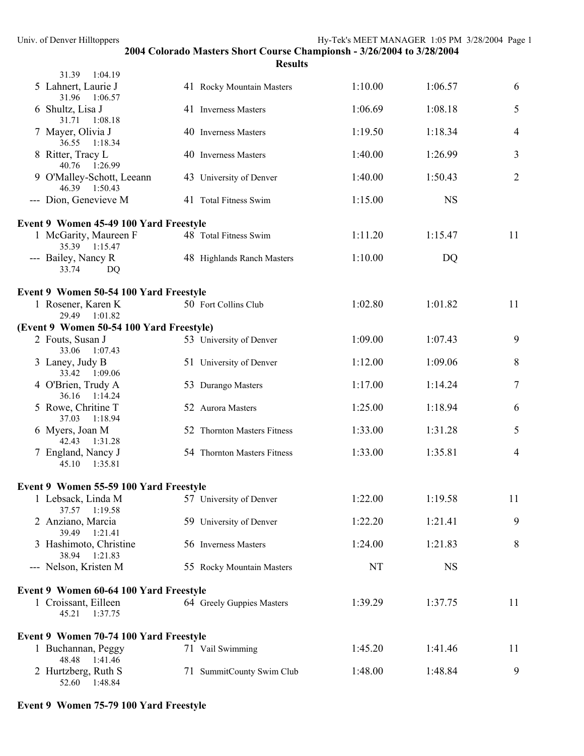## 2004 Colorado Masters Short Course Championsh - 3/26/2004 to 3/28/2004

**Results**

31.39 1:04.19

| | Name | Age | Team | Seed Time | Finals Time | Points |
|---|---|---|---|---|---|---|
| 5 | Lahnert, Laurie J | 41 | Rocky Mountain Masters | 1:10.00 | 1:06.57 | 6 |
| | 31.96 1:06.57 | | | | | |
| 6 | Shultz, Lisa J | 41 | Inverness Masters | 1:06.69 | 1:08.18 | 5 |
| | 31.71 1:08.18 | | | | | |
| 7 | Mayer, Olivia J | 40 | Inverness Masters | 1:19.50 | 1:18.34 | 4 |
| | 36.55 1:18.34 | | | | | |
| 8 | Ritter, Tracy L | 40 | Inverness Masters | 1:40.00 | 1:26.99 | 3 |
| | 40.76 1:26.99 | | | | | |
| 9 | O'Malley-Schott, Leeann | 43 | University of Denver | 1:40.00 | 1:50.43 | 2 |
| | 46.39 1:50.43 | | | | | |
| --- | Dion, Genevieve M | 41 | Total Fitness Swim | 1:15.00 | NS | |

**Event 9 Women 45-49 100 Yard Freestyle**

| | Name | Age | Team | Seed Time | Finals Time | Points |
|---|---|---|---|---|---|---|
| 1 | McGarity, Maureen F | 48 | Total Fitness Swim | 1:11.20 | 1:15.47 | 11 |
| | 35.39 1:15.47 | | | | | |
| --- | Bailey, Nancy R | 48 | Highlands Ranch Masters | 1:10.00 | DQ | |
| | 33.74 DQ | | | | | |

**Event 9 Women 50-54 100 Yard Freestyle**

| | Name | Age | Team | Seed Time | Finals Time | Points |
|---|---|---|---|---|---|---|
| 1 | Rosener, Karen K | 50 | Fort Collins Club | 1:02.80 | 1:01.82 | 11 |
| | 29.49 1:01.82 | | | | | |
| 2 | Fouts, Susan J | 53 | University of Denver | 1:09.00 | 1:07.43 | 9 |
| | 33.06 1:07.43 | | | | | |
| 3 | Laney, Judy B | 51 | University of Denver | 1:12.00 | 1:09.06 | 8 |
| | 33.42 1:09.06 | | | | | |
| 4 | O'Brien, Trudy A | 53 | Durango Masters | 1:17.00 | 1:14.24 | 7 |
| | 36.16 1:14.24 | | | | | |
| 5 | Rowe, Chritine T | 52 | Aurora Masters | 1:25.00 | 1:18.94 | 6 |
| | 37.03 1:18.94 | | | | | |
| 6 | Myers, Joan M | 52 | Thornton Masters Fitness | 1:33.00 | 1:31.28 | 5 |
| | 42.43 1:31.28 | | | | | |
| 7 | England, Nancy J | 54 | Thornton Masters Fitness | 1:33.00 | 1:35.81 | 4 |
| | 45.10 1:35.81 | | | | | |

**Event 9 Women 55-59 100 Yard Freestyle**

| | Name | Age | Team | Seed Time | Finals Time | Points |
|---|---|---|---|---|---|---|
| 1 | Lebsack, Linda M | 57 | University of Denver | 1:22.00 | 1:19.58 | 11 |
| | 37.57 1:19.58 | | | | | |
| 2 | Anziano, Marcia | 59 | University of Denver | 1:22.20 | 1:21.41 | 9 |
| | 39.49 1:21.41 | | | | | |
| 3 | Hashimoto, Christine | 56 | Inverness Masters | 1:24.00 | 1:21.83 | 8 |
| | 38.94 1:21.83 | | | | | |
| --- | Nelson, Kristen M | 55 | Rocky Mountain Masters | NT | NS | |

**Event 9 Women 60-64 100 Yard Freestyle**

| | Name | Age | Team | Seed Time | Finals Time | Points |
|---|---|---|---|---|---|---|
| 1 | Croissant, Eilleen | 64 | Greely Guppies Masters | 1:39.29 | 1:37.75 | 11 |
| | 45.21 1:37.75 | | | | | |

**Event 9 Women 70-74 100 Yard Freestyle**

| | Name | Age | Team | Seed Time | Finals Time | Points |
|---|---|---|---|---|---|---|
| 1 | Buchannan, Peggy | 71 | Vail Swimming | 1:45.20 | 1:41.46 | 11 |
| | 48.48 1:41.46 | | | | | |
| 2 | Hurtzberg, Ruth S | 71 | SummitCounty Swim Club | 1:48.00 | 1:48.84 | 9 |
| | 52.60 1:48.84 | | | | | |

**Event 9 Women 75-79 100 Yard Freestyle**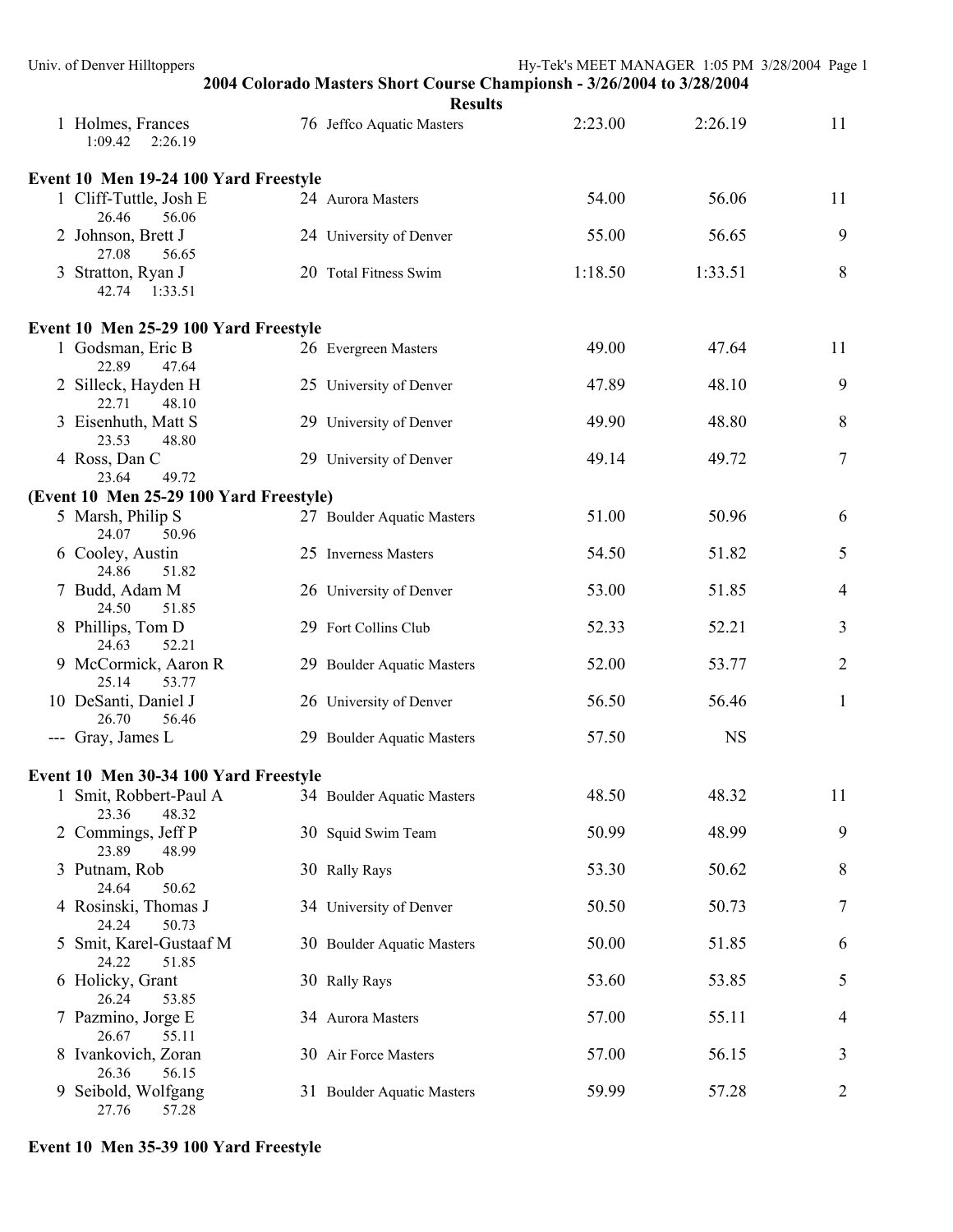## 2004 Colorado Masters Short Course Championsh - 3/26/2004 to 3/28/2004

### Results

| Place | Name | Age | Team | Seed Time | Finals Time | Points |
|---|---|---|---|---|---|---|
| 1 | Holmes, Frances | 76 | Jeffco Aquatic Masters | 2:23.00 | 2:26.19 | 11 |
| | 1:09.42 2:26.19 | | | | | |

### Event 10 Men 19-24 100 Yard Freestyle

| Place | Name | Age | Team | Seed Time | Finals Time | Points |
|---|---|---|---|---|---|---|
| 1 | Cliff-Tuttle, Josh E | 24 | Aurora Masters | 54.00 | 56.06 | 11 |
| | 26.46 56.06 | | | | | |
| 2 | Johnson, Brett J | 24 | University of Denver | 55.00 | 56.65 | 9 |
| | 27.08 56.65 | | | | | |
| 3 | Stratton, Ryan J | 20 | Total Fitness Swim | 1:18.50 | 1:33.51 | 8 |
| | 42.74 1:33.51 | | | | | |

### Event 10 Men 25-29 100 Yard Freestyle

| Place | Name | Age | Team | Seed Time | Finals Time | Points |
|---|---|---|---|---|---|---|
| 1 | Godsman, Eric B | 26 | Evergreen Masters | 49.00 | 47.64 | 11 |
| | 22.89 47.64 | | | | | |
| 2 | Silleck, Hayden H | 25 | University of Denver | 47.89 | 48.10 | 9 |
| | 22.71 48.10 | | | | | |
| 3 | Eisenhuth, Matt S | 29 | University of Denver | 49.90 | 48.80 | 8 |
| | 23.53 48.80 | | | | | |
| 4 | Ross, Dan C | 29 | University of Denver | 49.14 | 49.72 | 7 |
| | 23.64 49.72 | | | | | |
| 5 | Marsh, Philip S | 27 | Boulder Aquatic Masters | 51.00 | 50.96 | 6 |
| | 24.07 50.96 | | | | | |
| 6 | Cooley, Austin | 25 | Inverness Masters | 54.50 | 51.82 | 5 |
| | 24.86 51.82 | | | | | |
| 7 | Budd, Adam M | 26 | University of Denver | 53.00 | 51.85 | 4 |
| | 24.50 51.85 | | | | | |
| 8 | Phillips, Tom D | 29 | Fort Collins Club | 52.33 | 52.21 | 3 |
| | 24.63 52.21 | | | | | |
| 9 | McCormick, Aaron R | 29 | Boulder Aquatic Masters | 52.00 | 53.77 | 2 |
| | 25.14 53.77 | | | | | |
| 10 | DeSanti, Daniel J | 26 | University of Denver | 56.50 | 56.46 | 1 |
| | 26.70 56.46 | | | | | |
| --- | Gray, James L | 29 | Boulder Aquatic Masters | 57.50 | NS | |

### Event 10 Men 30-34 100 Yard Freestyle

| Place | Name | Age | Team | Seed Time | Finals Time | Points |
|---|---|---|---|---|---|---|
| 1 | Smit, Robbert-Paul A | 34 | Boulder Aquatic Masters | 48.50 | 48.32 | 11 |
| | 23.36 48.32 | | | | | |
| 2 | Commings, Jeff P | 30 | Squid Swim Team | 50.99 | 48.99 | 9 |
| | 23.89 48.99 | | | | | |
| 3 | Putnam, Rob | 30 | Rally Rays | 53.30 | 50.62 | 8 |
| | 24.64 50.62 | | | | | |
| 4 | Rosinski, Thomas J | 34 | University of Denver | 50.50 | 50.73 | 7 |
| | 24.24 50.73 | | | | | |
| 5 | Smit, Karel-Gustaaf M | 30 | Boulder Aquatic Masters | 50.00 | 51.85 | 6 |
| | 24.22 51.85 | | | | | |
| 6 | Holicky, Grant | 30 | Rally Rays | 53.60 | 53.85 | 5 |
| | 26.24 53.85 | | | | | |
| 7 | Pazmino, Jorge E | 34 | Aurora Masters | 57.00 | 55.11 | 4 |
| | 26.67 55.11 | | | | | |
| 8 | Ivankovich, Zoran | 30 | Air Force Masters | 57.00 | 56.15 | 3 |
| | 26.36 56.15 | | | | | |
| 9 | Seibold, Wolfgang | 31 | Boulder Aquatic Masters | 59.99 | 57.28 | 2 |
| | 27.76 57.28 | | | | | |

### Event 10 Men 35-39 100 Yard Freestyle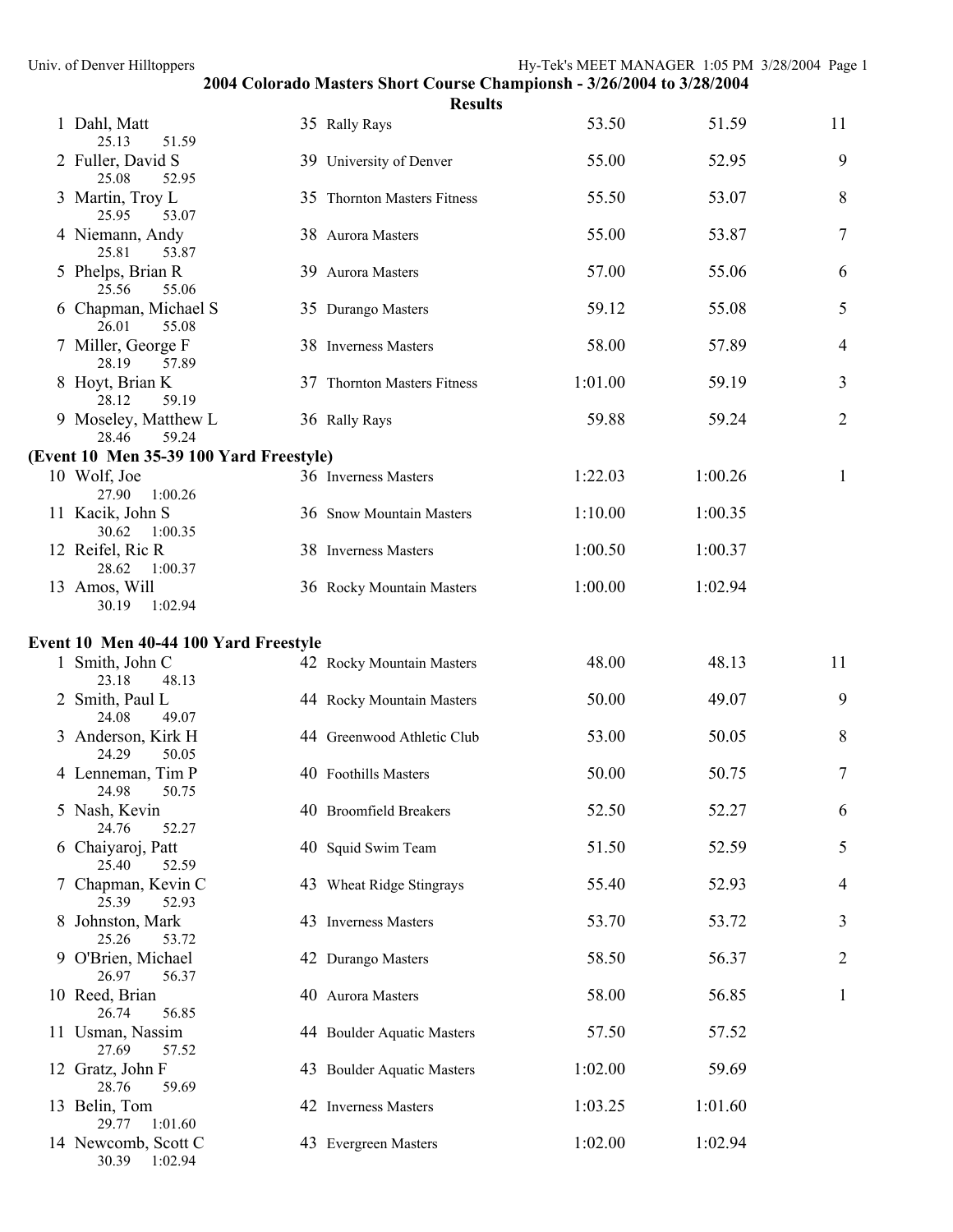## 2004 Colorado Masters Short Course Championsh - 3/26/2004 to 3/28/2004

### Results

| Place | Name | Age | Team | Seed Time | Finals Time | Points |
|---|---|---|---|---|---|---|
| 1 | Dahl, Matt | 35 | Rally Rays | 53.50 | 51.59 | 11 |
| | 25.13 51.59 | | | | | |
| 2 | Fuller, David S | 39 | University of Denver | 55.00 | 52.95 | 9 |
| | 25.08 52.95 | | | | | |
| 3 | Martin, Troy L | 35 | Thornton Masters Fitness | 55.50 | 53.07 | 8 |
| | 25.95 53.07 | | | | | |
| 4 | Niemann, Andy | 38 | Aurora Masters | 55.00 | 53.87 | 7 |
| | 25.81 53.87 | | | | | |
| 5 | Phelps, Brian R | 39 | Aurora Masters | 57.00 | 55.06 | 6 |
| | 25.56 55.06 | | | | | |
| 6 | Chapman, Michael S | 35 | Durango Masters | 59.12 | 55.08 | 5 |
| | 26.01 55.08 | | | | | |
| 7 | Miller, George F | 38 | Inverness Masters | 58.00 | 57.89 | 4 |
| | 28.19 57.89 | | | | | |
| 8 | Hoyt, Brian K | 37 | Thornton Masters Fitness | 1:01.00 | 59.19 | 3 |
| | 28.12 59.19 | | | | | |
| 9 | Moseley, Matthew L | 36 | Rally Rays | 59.88 | 59.24 | 2 |
| | 28.46 59.24 | | | | | |

**(Event 10 Men 35-39 100 Yard Freestyle)**

| Place | Name | Age | Team | Seed Time | Finals Time | Points |
|---|---|---|---|---|---|---|
| 10 | Wolf, Joe | 36 | Inverness Masters | 1:22.03 | 1:00.26 | 1 |
| | 27.90 1:00.26 | | | | | |
| 11 | Kacik, John S | 36 | Snow Mountain Masters | 1:10.00 | 1:00.35 | |
| | 30.62 1:00.35 | | | | | |
| 12 | Reifel, Ric R | 38 | Inverness Masters | 1:00.50 | 1:00.37 | |
| | 28.62 1:00.37 | | | | | |
| 13 | Amos, Will | 36 | Rocky Mountain Masters | 1:00.00 | 1:02.94 | |
| | 30.19 1:02.94 | | | | | |

### Event 10 Men 40-44 100 Yard Freestyle

| Place | Name | Age | Team | Seed Time | Finals Time | Points |
|---|---|---|---|---|---|---|
| 1 | Smith, John C | 42 | Rocky Mountain Masters | 48.00 | 48.13 | 11 |
| | 23.18 48.13 | | | | | |
| 2 | Smith, Paul L | 44 | Rocky Mountain Masters | 50.00 | 49.07 | 9 |
| | 24.08 49.07 | | | | | |
| 3 | Anderson, Kirk H | 44 | Greenwood Athletic Club | 53.00 | 50.05 | 8 |
| | 24.29 50.05 | | | | | |
| 4 | Lenneman, Tim P | 40 | Foothills Masters | 50.00 | 50.75 | 7 |
| | 24.98 50.75 | | | | | |
| 5 | Nash, Kevin | 40 | Broomfield Breakers | 52.50 | 52.27 | 6 |
| | 24.76 52.27 | | | | | |
| 6 | Chaiyaroj, Patt | 40 | Squid Swim Team | 51.50 | 52.59 | 5 |
| | 25.40 52.59 | | | | | |
| 7 | Chapman, Kevin C | 43 | Wheat Ridge Stingrays | 55.40 | 52.93 | 4 |
| | 25.39 52.93 | | | | | |
| 8 | Johnston, Mark | 43 | Inverness Masters | 53.70 | 53.72 | 3 |
| | 25.26 53.72 | | | | | |
| 9 | O'Brien, Michael | 42 | Durango Masters | 58.50 | 56.37 | 2 |
| | 26.97 56.37 | | | | | |
| 10 | Reed, Brian | 40 | Aurora Masters | 58.00 | 56.85 | 1 |
| | 26.74 56.85 | | | | | |
| 11 | Usman, Nassim | 44 | Boulder Aquatic Masters | 57.50 | 57.52 | |
| | 27.69 57.52 | | | | | |
| 12 | Gratz, John F | 43 | Boulder Aquatic Masters | 1:02.00 | 59.69 | |
| | 28.76 59.69 | | | | | |
| 13 | Belin, Tom | 42 | Inverness Masters | 1:03.25 | 1:01.60 | |
| | 29.77 1:01.60 | | | | | |
| 14 | Newcomb, Scott C | 43 | Evergreen Masters | 1:02.00 | 1:02.94 | |
| | 30.39 1:02.94 | | | | | |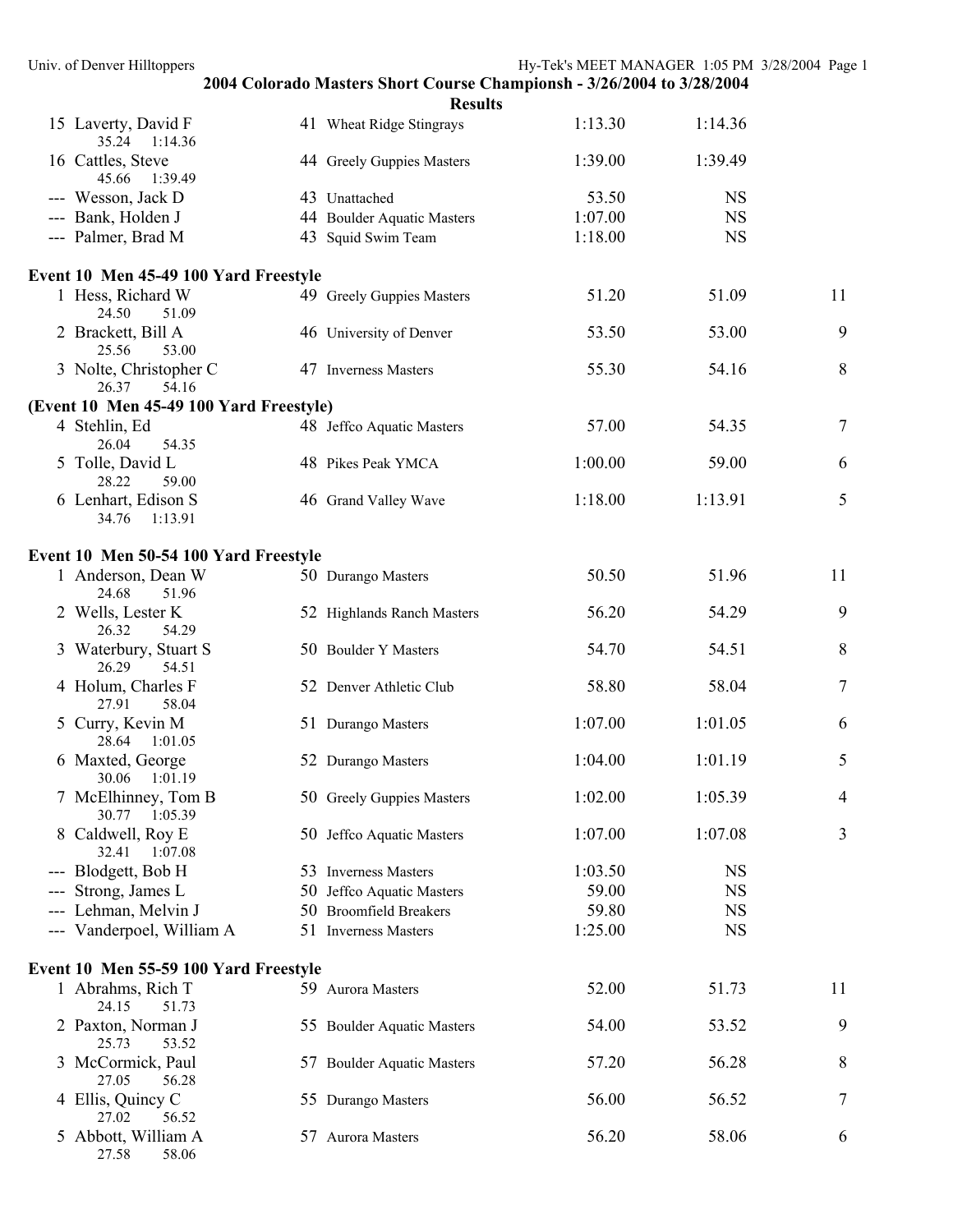**2004 Colorado Masters Short Course Championsh - 3/26/2004 to 3/28/2004**

**Results**

| | Name | Age | Team | Seed Time | Finals Time | Points |
|---|---|---|---|---|---|---|
| 15 | Laverty, David F | 41 | Wheat Ridge Stingrays | 1:13.30 | 1:14.36 | |
| | 35.24 1:14.36 | | | | | |
| 16 | Cattles, Steve | 44 | Greely Guppies Masters | 1:39.00 | 1:39.49 | |
| | 45.66 1:39.49 | | | | | |
| --- | Wesson, Jack D | 43 | Unattached | 53.50 | NS | |
| --- | Bank, Holden J | 44 | Boulder Aquatic Masters | 1:07.00 | NS | |
| --- | Palmer, Brad M | 43 | Squid Swim Team | 1:18.00 | NS | |

**Event 10 Men 45-49 100 Yard Freestyle**

| | Name | Age | Team | Seed Time | Finals Time | Points |
|---|---|---|---|---|---|---|
| 1 | Hess, Richard W | 49 | Greely Guppies Masters | 51.20 | 51.09 | 11 |
| | 24.50 51.09 | | | | | |
| 2 | Brackett, Bill A | 46 | University of Denver | 53.50 | 53.00 | 9 |
| | 25.56 53.00 | | | | | |
| 3 | Nolte, Christopher C | 47 | Inverness Masters | 55.30 | 54.16 | 8 |
| | 26.37 54.16 | | | | | |

**(Event 10 Men 45-49 100 Yard Freestyle)**

| | Name | Age | Team | Seed Time | Finals Time | Points |
|---|---|---|---|---|---|---|
| 4 | Stehlin, Ed | 48 | Jeffco Aquatic Masters | 57.00 | 54.35 | 7 |
| | 26.04 54.35 | | | | | |
| 5 | Tolle, David L | 48 | Pikes Peak YMCA | 1:00.00 | 59.00 | 6 |
| | 28.22 59.00 | | | | | |
| 6 | Lenhart, Edison S | 46 | Grand Valley Wave | 1:18.00 | 1:13.91 | 5 |
| | 34.76 1:13.91 | | | | | |

**Event 10 Men 50-54 100 Yard Freestyle**

| | Name | Age | Team | Seed Time | Finals Time | Points |
|---|---|---|---|---|---|---|
| 1 | Anderson, Dean W | 50 | Durango Masters | 50.50 | 51.96 | 11 |
| | 24.68 51.96 | | | | | |
| 2 | Wells, Lester K | 52 | Highlands Ranch Masters | 56.20 | 54.29 | 9 |
| | 26.32 54.29 | | | | | |
| 3 | Waterbury, Stuart S | 50 | Boulder Y Masters | 54.70 | 54.51 | 8 |
| | 26.29 54.51 | | | | | |
| 4 | Holum, Charles F | 52 | Denver Athletic Club | 58.80 | 58.04 | 7 |
| | 27.91 58.04 | | | | | |
| 5 | Curry, Kevin M | 51 | Durango Masters | 1:07.00 | 1:01.05 | 6 |
| | 28.64 1:01.05 | | | | | |
| 6 | Maxted, George | 52 | Durango Masters | 1:04.00 | 1:01.19 | 5 |
| | 30.06 1:01.19 | | | | | |
| 7 | McElhinney, Tom B | 50 | Greely Guppies Masters | 1:02.00 | 1:05.39 | 4 |
| | 30.77 1:05.39 | | | | | |
| 8 | Caldwell, Roy E | 50 | Jeffco Aquatic Masters | 1:07.00 | 1:07.08 | 3 |
| | 32.41 1:07.08 | | | | | |
| --- | Blodgett, Bob H | 53 | Inverness Masters | 1:03.50 | NS | |
| --- | Strong, James L | 50 | Jeffco Aquatic Masters | 59.00 | NS | |
| --- | Lehman, Melvin J | 50 | Broomfield Breakers | 59.80 | NS | |
| --- | Vanderpoel, William A | 51 | Inverness Masters | 1:25.00 | NS | |

**Event 10 Men 55-59 100 Yard Freestyle**

| | Name | Age | Team | Seed Time | Finals Time | Points |
|---|---|---|---|---|---|---|
| 1 | Abrahms, Rich T | 59 | Aurora Masters | 52.00 | 51.73 | 11 |
| | 24.15 51.73 | | | | | |
| 2 | Paxton, Norman J | 55 | Boulder Aquatic Masters | 54.00 | 53.52 | 9 |
| | 25.73 53.52 | | | | | |
| 3 | McCormick, Paul | 57 | Boulder Aquatic Masters | 57.20 | 56.28 | 8 |
| | 27.05 56.28 | | | | | |
| 4 | Ellis, Quincy C | 55 | Durango Masters | 56.00 | 56.52 | 7 |
| | 27.02 56.52 | | | | | |
| 5 | Abbott, William A | 57 | Aurora Masters | 56.20 | 58.06 | 6 |
| | 27.58 58.06 | | | | | |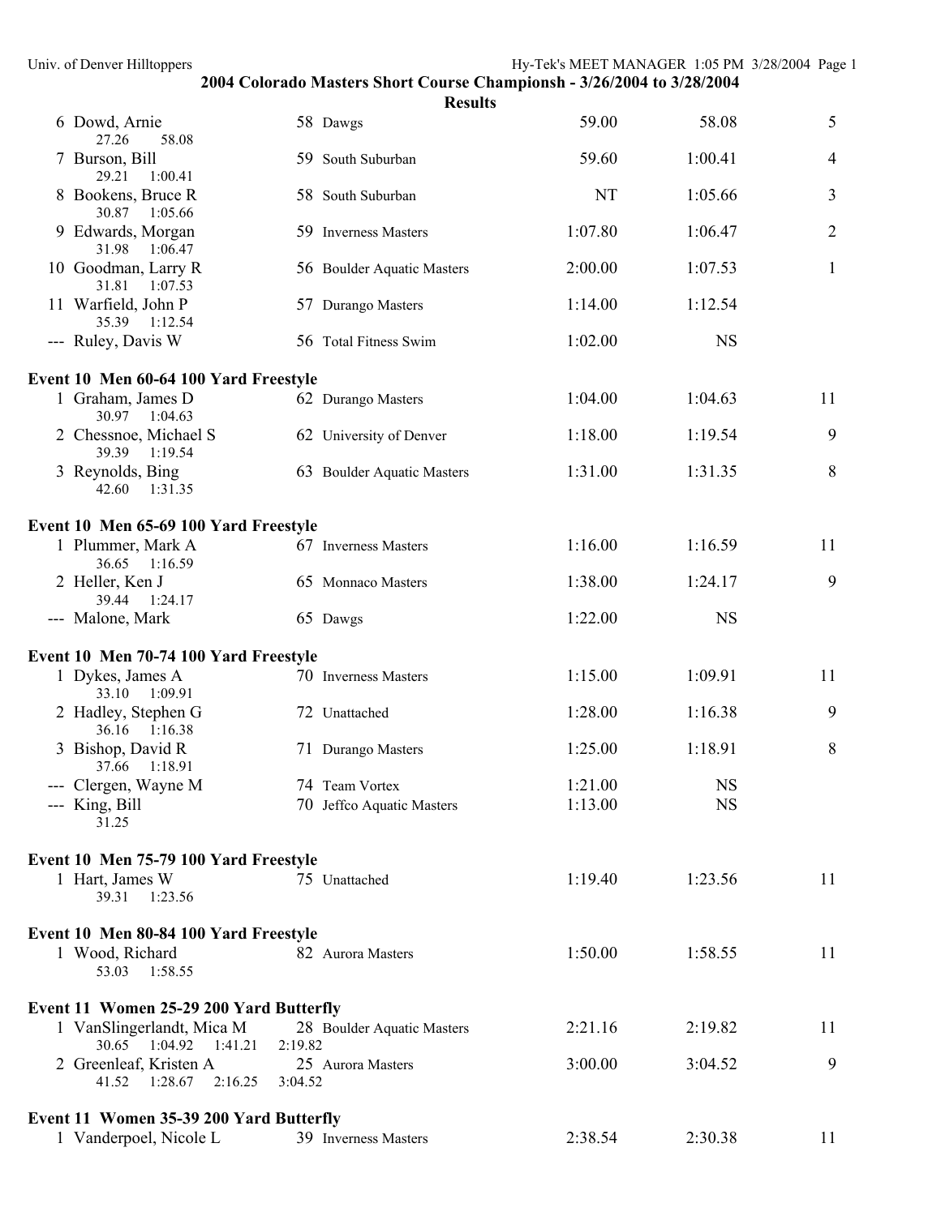## 2004 Colorado Masters Short Course Championsh - 3/26/2004 to 3/28/2004

### Results

| Place | Name | Age | Team | Seed Time | Finals Time | Points |
|---|---|---|---|---|---|---|
| 6 | Dowd, Arnie | 58 | Dawgs | 59.00 | 58.08 | 5 |
| | 27.26 58.08 | | | | | |
| 7 | Burson, Bill | 59 | South Suburban | 59.60 | 1:00.41 | 4 |
| | 29.21 1:00.41 | | | | | |
| 8 | Bookens, Bruce R | 58 | South Suburban | NT | 1:05.66 | 3 |
| | 30.87 1:05.66 | | | | | |
| 9 | Edwards, Morgan | 59 | Inverness Masters | 1:07.80 | 1:06.47 | 2 |
| | 31.98 1:06.47 | | | | | |
| 10 | Goodman, Larry R | 56 | Boulder Aquatic Masters | 2:00.00 | 1:07.53 | 1 |
| | 31.81 1:07.53 | | | | | |
| 11 | Warfield, John P | 57 | Durango Masters | 1:14.00 | 1:12.54 | |
| | 35.39 1:12.54 | | | | | |
| --- | Ruley, Davis W | 56 | Total Fitness Swim | 1:02.00 | NS | |

**Event 10 Men 60-64 100 Yard Freestyle**

| Place | Name | Age | Team | Seed Time | Finals Time | Points |
|---|---|---|---|---|---|---|
| 1 | Graham, James D | 62 | Durango Masters | 1:04.00 | 1:04.63 | 11 |
| | 30.97 1:04.63 | | | | | |
| 2 | Chessnoe, Michael S | 62 | University of Denver | 1:18.00 | 1:19.54 | 9 |
| | 39.39 1:19.54 | | | | | |
| 3 | Reynolds, Bing | 63 | Boulder Aquatic Masters | 1:31.00 | 1:31.35 | 8 |
| | 42.60 1:31.35 | | | | | |

**Event 10 Men 65-69 100 Yard Freestyle**

| Place | Name | Age | Team | Seed Time | Finals Time | Points |
|---|---|---|---|---|---|---|
| 1 | Plummer, Mark A | 67 | Inverness Masters | 1:16.00 | 1:16.59 | 11 |
| | 36.65 1:16.59 | | | | | |
| 2 | Heller, Ken J | 65 | Monnaco Masters | 1:38.00 | 1:24.17 | 9 |
| | 39.44 1:24.17 | | | | | |
| --- | Malone, Mark | 65 | Dawgs | 1:22.00 | NS | |

**Event 10 Men 70-74 100 Yard Freestyle**

| Place | Name | Age | Team | Seed Time | Finals Time | Points |
|---|---|---|---|---|---|---|
| 1 | Dykes, James A | 70 | Inverness Masters | 1:15.00 | 1:09.91 | 11 |
| | 33.10 1:09.91 | | | | | |
| 2 | Hadley, Stephen G | 72 | Unattached | 1:28.00 | 1:16.38 | 9 |
| | 36.16 1:16.38 | | | | | |
| 3 | Bishop, David R | 71 | Durango Masters | 1:25.00 | 1:18.91 | 8 |
| | 37.66 1:18.91 | | | | | |
| --- | Clergen, Wayne M | 74 | Team Vortex | 1:21.00 | NS | |
| --- | King, Bill | 70 | Jeffco Aquatic Masters | 1:13.00 | NS | |
| | 31.25 | | | | | |

**Event 10 Men 75-79 100 Yard Freestyle**

| Place | Name | Age | Team | Seed Time | Finals Time | Points |
|---|---|---|---|---|---|---|
| 1 | Hart, James W | 75 | Unattached | 1:19.40 | 1:23.56 | 11 |
| | 39.31 1:23.56 | | | | | |

**Event 10 Men 80-84 100 Yard Freestyle**

| Place | Name | Age | Team | Seed Time | Finals Time | Points |
|---|---|---|---|---|---|---|
| 1 | Wood, Richard | 82 | Aurora Masters | 1:50.00 | 1:58.55 | 11 |
| | 53.03 1:58.55 | | | | | |

**Event 11 Women 25-29 200 Yard Butterfly**

| Place | Name | Age | Team | Seed Time | Finals Time | Points |
|---|---|---|---|---|---|---|
| 1 | VanSlingerlandt, Mica M | 28 | Boulder Aquatic Masters | 2:21.16 | 2:19.82 | 11 |
| | 30.65 1:04.92 1:41.21 2:19.82 | | | | | |
| 2 | Greenleaf, Kristen A | 25 | Aurora Masters | 3:00.00 | 3:04.52 | 9 |
| | 41.52 1:28.67 2:16.25 3:04.52 | | | | | |

**Event 11 Women 35-39 200 Yard Butterfly**

| Place | Name | Age | Team | Seed Time | Finals Time | Points |
|---|---|---|---|---|---|---|
| 1 | Vanderpoel, Nicole L | 39 | Inverness Masters | 2:38.54 | 2:30.38 | 11 |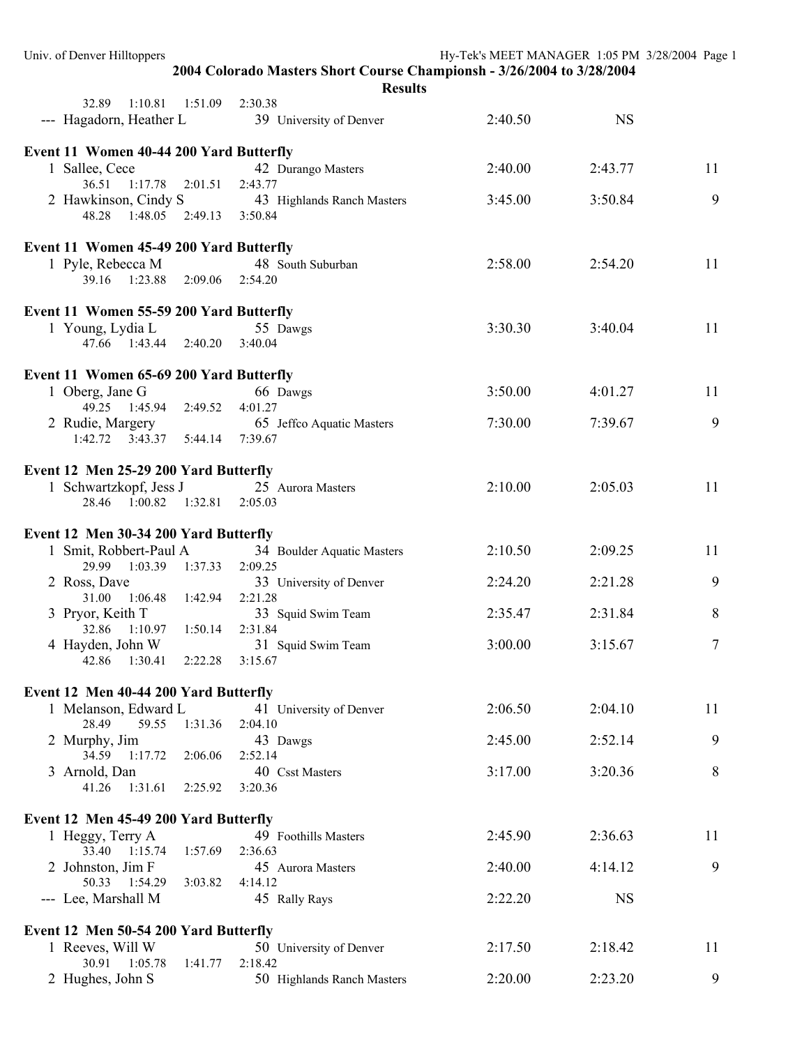## 2004 Colorado Masters Short Course Championsh - 3/26/2004 to 3/28/2004

### Results

32.89 1:10.81 1:51.09 2:30.38

| | Name | Age | Team | Seed Time | Finals Time | Points |
|---|---|---|---|---|---|---|
| --- | Hagadorn, Heather L | 39 | University of Denver | 2:40.50 | NS | |

**Event 11 Women 40-44 200 Yard Butterfly**

| | Name | Age | Team | Seed Time | Finals Time | Points |
|---|---|---|---|---|---|---|
| 1 | Sallee, Cece | 42 | Durango Masters | 2:40.00 | 2:43.77 | 11 |
| | 36.51 1:17.78 2:01.51 2:43.77 | | | | | |
| 2 | Hawkinson, Cindy S | 43 | Highlands Ranch Masters | 3:45.00 | 3:50.84 | 9 |
| | 48.28 1:48.05 2:49.13 3:50.84 | | | | | |

**Event 11 Women 45-49 200 Yard Butterfly**

| | Name | Age | Team | Seed Time | Finals Time | Points |
|---|---|---|---|---|---|---|
| 1 | Pyle, Rebecca M | 48 | South Suburban | 2:58.00 | 2:54.20 | 11 |
| | 39.16 1:23.88 2:09.06 2:54.20 | | | | | |

**Event 11 Women 55-59 200 Yard Butterfly**

| | Name | Age | Team | Seed Time | Finals Time | Points |
|---|---|---|---|---|---|---|
| 1 | Young, Lydia L | 55 | Dawgs | 3:30.30 | 3:40.04 | 11 |
| | 47.66 1:43.44 2:40.20 3:40.04 | | | | | |

**Event 11 Women 65-69 200 Yard Butterfly**

| | Name | Age | Team | Seed Time | Finals Time | Points |
|---|---|---|---|---|---|---|
| 1 | Oberg, Jane G | 66 | Dawgs | 3:50.00 | 4:01.27 | 11 |
| | 49.25 1:45.94 2:49.52 4:01.27 | | | | | |
| 2 | Rudie, Margery | 65 | Jeffco Aquatic Masters | 7:30.00 | 7:39.67 | 9 |
| | 1:42.72 3:43.37 5:44.14 7:39.67 | | | | | |

**Event 12 Men 25-29 200 Yard Butterfly**

| | Name | Age | Team | Seed Time | Finals Time | Points |
|---|---|---|---|---|---|---|
| 1 | Schwartzkopf, Jess J | 25 | Aurora Masters | 2:10.00 | 2:05.03 | 11 |
| | 28.46 1:00.82 1:32.81 2:05.03 | | | | | |

**Event 12 Men 30-34 200 Yard Butterfly**

| | Name | Age | Team | Seed Time | Finals Time | Points |
|---|---|---|---|---|---|---|
| 1 | Smit, Robbert-Paul A | 34 | Boulder Aquatic Masters | 2:10.50 | 2:09.25 | 11 |
| | 29.99 1:03.39 1:37.33 2:09.25 | | | | | |
| 2 | Ross, Dave | 33 | University of Denver | 2:24.20 | 2:21.28 | 9 |
| | 31.00 1:06.48 1:42.94 2:21.28 | | | | | |
| 3 | Pryor, Keith T | 33 | Squid Swim Team | 2:35.47 | 2:31.84 | 8 |
| | 32.86 1:10.97 1:50.14 2:31.84 | | | | | |
| 4 | Hayden, John W | 31 | Squid Swim Team | 3:00.00 | 3:15.67 | 7 |
| | 42.86 1:30.41 2:22.28 3:15.67 | | | | | |

**Event 12 Men 40-44 200 Yard Butterfly**

| | Name | Age | Team | Seed Time | Finals Time | Points |
|---|---|---|---|---|---|---|
| 1 | Melanson, Edward L | 41 | University of Denver | 2:06.50 | 2:04.10 | 11 |
| | 28.49 59.55 1:31.36 2:04.10 | | | | | |
| 2 | Murphy, Jim | 43 | Dawgs | 2:45.00 | 2:52.14 | 9 |
| | 34.59 1:17.72 2:06.06 2:52.14 | | | | | |
| 3 | Arnold, Dan | 40 | Csst Masters | 3:17.00 | 3:20.36 | 8 |
| | 41.26 1:31.61 2:25.92 3:20.36 | | | | | |

**Event 12 Men 45-49 200 Yard Butterfly**

| | Name | Age | Team | Seed Time | Finals Time | Points |
|---|---|---|---|---|---|---|
| 1 | Heggy, Terry A | 49 | Foothills Masters | 2:45.90 | 2:36.63 | 11 |
| | 33.40 1:15.74 1:57.69 2:36.63 | | | | | |
| 2 | Johnston, Jim F | 45 | Aurora Masters | 2:40.00 | 4:14.12 | 9 |
| | 50.33 1:54.29 3:03.82 4:14.12 | | | | | |
| --- | Lee, Marshall M | 45 | Rally Rays | 2:22.20 | NS | |

**Event 12 Men 50-54 200 Yard Butterfly**

| | Name | Age | Team | Seed Time | Finals Time | Points |
|---|---|---|---|---|---|---|
| 1 | Reeves, Will W | 50 | University of Denver | 2:17.50 | 2:18.42 | 11 |
| | 30.91 1:05.78 1:41.77 2:18.42 | | | | | |
| 2 | Hughes, John S | 50 | Highlands Ranch Masters | 2:20.00 | 2:23.20 | 9 |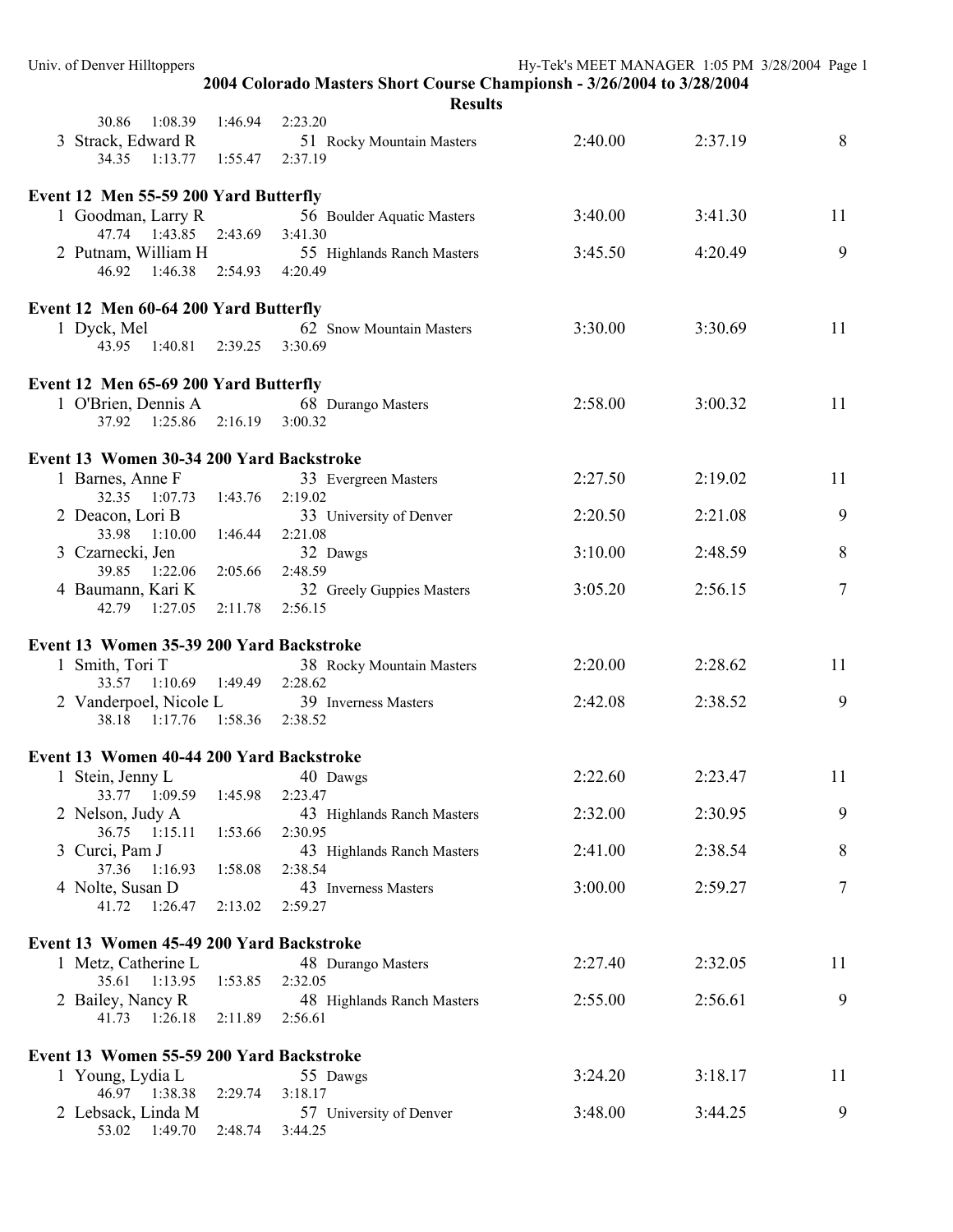## 2004 Colorado Masters Short Course Championsh - 3/26/2004 to 3/28/2004

### Results

30.86 1:08.39 1:46.94 2:23.20

3 Strack, Edward R 51 Rocky Mountain Masters 2:40.00 2:37.19 8
34.35 1:13.77 1:55.47 2:37.19

**Event 12 Men 55-59 200 Yard Butterfly**

1 Goodman, Larry R 56 Boulder Aquatic Masters 3:40.00 3:41.30 11
47.74 1:43.85 2:43.69 3:41.30

2 Putnam, William H 55 Highlands Ranch Masters 3:45.50 4:20.49 9
46.92 1:46.38 2:54.93 4:20.49

**Event 12 Men 60-64 200 Yard Butterfly**

1 Dyck, Mel 62 Snow Mountain Masters 3:30.00 3:30.69 11
43.95 1:40.81 2:39.25 3:30.69

**Event 12 Men 65-69 200 Yard Butterfly**

1 O'Brien, Dennis A 68 Durango Masters 2:58.00 3:00.32 11
37.92 1:25.86 2:16.19 3:00.32

**Event 13 Women 30-34 200 Yard Backstroke**

1 Barnes, Anne F 33 Evergreen Masters 2:27.50 2:19.02 11
32.35 1:07.73 1:43.76 2:19.02

2 Deacon, Lori B 33 University of Denver 2:20.50 2:21.08 9
33.98 1:10.00 1:46.44 2:21.08

3 Czarnecki, Jen 32 Dawgs 3:10.00 2:48.59 8
39.85 1:22.06 2:05.66 2:48.59

4 Baumann, Kari K 32 Greely Guppies Masters 3:05.20 2:56.15 7
42.79 1:27.05 2:11.78 2:56.15

**Event 13 Women 35-39 200 Yard Backstroke**

1 Smith, Tori T 38 Rocky Mountain Masters 2:20.00 2:28.62 11
33.57 1:10.69 1:49.49 2:28.62

2 Vanderpoel, Nicole L 39 Inverness Masters 2:42.08 2:38.52 9
38.18 1:17.76 1:58.36 2:38.52

**Event 13 Women 40-44 200 Yard Backstroke**

1 Stein, Jenny L 40 Dawgs 2:22.60 2:23.47 11
33.77 1:09.59 1:45.98 2:23.47

2 Nelson, Judy A 43 Highlands Ranch Masters 2:32.00 2:30.95 9
36.75 1:15.11 1:53.66 2:30.95

3 Curci, Pam J 43 Highlands Ranch Masters 2:41.00 2:38.54 8
37.36 1:16.93 1:58.08 2:38.54

4 Nolte, Susan D 43 Inverness Masters 3:00.00 2:59.27 7
41.72 1:26.47 2:13.02 2:59.27

**Event 13 Women 45-49 200 Yard Backstroke**

1 Metz, Catherine L 48 Durango Masters 2:27.40 2:32.05 11
35.61 1:13.95 1:53.85 2:32.05

2 Bailey, Nancy R 48 Highlands Ranch Masters 2:55.00 2:56.61 9
41.73 1:26.18 2:11.89 2:56.61

**Event 13 Women 55-59 200 Yard Backstroke**

1 Young, Lydia L 55 Dawgs 3:24.20 3:18.17 11
46.97 1:38.38 2:29.74 3:18.17

2 Lebsack, Linda M 57 University of Denver 3:48.00 3:44.25 9
53.02 1:49.70 2:48.74 3:44.25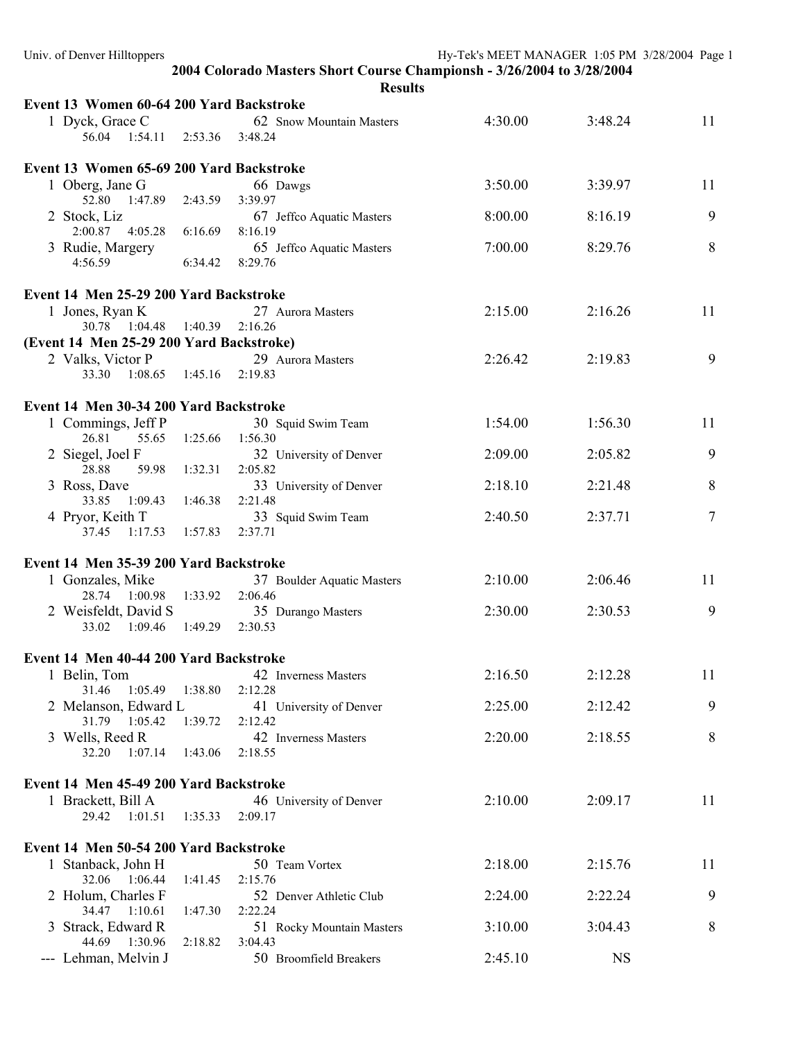**2004 Colorado Masters Short Course Championsh - 3/26/2004 to 3/28/2004**

**Results**

**Event 13 Women 60-64 200 Yard Backstroke**

| Place | Name | Age | Team | Seed Time | Finals Time | Points |
|---|---|---|---|---|---|---|
| 1 | Dyck, Grace C | 62 | Snow Mountain Masters | 4:30.00 | 3:48.24 | 11 |
| | 56.04 1:54.11 2:53.36 3:48.24 | | | | | |

**Event 13 Women 65-69 200 Yard Backstroke**

| Place | Name | Age | Team | Seed Time | Finals Time | Points |
|---|---|---|---|---|---|---|
| 1 | Oberg, Jane G | 66 | Dawgs | 3:50.00 | 3:39.97 | 11 |
| | 52.80 1:47.89 2:43.59 3:39.97 | | | | | |
| 2 | Stock, Liz | 67 | Jeffco Aquatic Masters | 8:00.00 | 8:16.19 | 9 |
| | 2:00.87 4:05.28 6:16.69 8:16.19 | | | | | |
| 3 | Rudie, Margery | 65 | Jeffco Aquatic Masters | 7:00.00 | 8:29.76 | 8 |
| | 4:56.59 6:34.42 8:29.76 | | | | | |

**Event 14 Men 25-29 200 Yard Backstroke**

| Place | Name | Age | Team | Seed Time | Finals Time | Points |
|---|---|---|---|---|---|---|
| 1 | Jones, Ryan K | 27 | Aurora Masters | 2:15.00 | 2:16.26 | 11 |
| | 30.78 1:04.48 1:40.39 2:16.26 | | | | | |
| 2 | Valks, Victor P | 29 | Aurora Masters | 2:26.42 | 2:19.83 | 9 |
| | 33.30 1:08.65 1:45.16 2:19.83 | | | | | |

**Event 14 Men 30-34 200 Yard Backstroke**

| Place | Name | Age | Team | Seed Time | Finals Time | Points |
|---|---|---|---|---|---|---|
| 1 | Commings, Jeff P | 30 | Squid Swim Team | 1:54.00 | 1:56.30 | 11 |
| | 26.81 55.65 1:25.66 1:56.30 | | | | | |
| 2 | Siegel, Joel F | 32 | University of Denver | 2:09.00 | 2:05.82 | 9 |
| | 28.88 59.98 1:32.31 2:05.82 | | | | | |
| 3 | Ross, Dave | 33 | University of Denver | 2:18.10 | 2:21.48 | 8 |
| | 33.85 1:09.43 1:46.38 2:21.48 | | | | | |
| 4 | Pryor, Keith T | 33 | Squid Swim Team | 2:40.50 | 2:37.71 | 7 |
| | 37.45 1:17.53 1:57.83 2:37.71 | | | | | |

**Event 14 Men 35-39 200 Yard Backstroke**

| Place | Name | Age | Team | Seed Time | Finals Time | Points |
|---|---|---|---|---|---|---|
| 1 | Gonzales, Mike | 37 | Boulder Aquatic Masters | 2:10.00 | 2:06.46 | 11 |
| | 28.74 1:00.98 1:33.92 2:06.46 | | | | | |
| 2 | Weisfeldt, David S | 35 | Durango Masters | 2:30.00 | 2:30.53 | 9 |
| | 33.02 1:09.46 1:49.29 2:30.53 | | | | | |

**Event 14 Men 40-44 200 Yard Backstroke**

| Place | Name | Age | Team | Seed Time | Finals Time | Points |
|---|---|---|---|---|---|---|
| 1 | Belin, Tom | 42 | Inverness Masters | 2:16.50 | 2:12.28 | 11 |
| | 31.46 1:05.49 1:38.80 2:12.28 | | | | | |
| 2 | Melanson, Edward L | 41 | University of Denver | 2:25.00 | 2:12.42 | 9 |
| | 31.79 1:05.42 1:39.72 2:12.42 | | | | | |
| 3 | Wells, Reed R | 42 | Inverness Masters | 2:20.00 | 2:18.55 | 8 |
| | 32.20 1:07.14 1:43.06 2:18.55 | | | | | |

**Event 14 Men 45-49 200 Yard Backstroke**

| Place | Name | Age | Team | Seed Time | Finals Time | Points |
|---|---|---|---|---|---|---|
| 1 | Brackett, Bill A | 46 | University of Denver | 2:10.00 | 2:09.17 | 11 |
| | 29.42 1:01.51 1:35.33 2:09.17 | | | | | |

**Event 14 Men 50-54 200 Yard Backstroke**

| Place | Name | Age | Team | Seed Time | Finals Time | Points |
|---|---|---|---|---|---|---|
| 1 | Stanback, John H | 50 | Team Vortex | 2:18.00 | 2:15.76 | 11 |
| | 32.06 1:06.44 1:41.45 2:15.76 | | | | | |
| 2 | Holum, Charles F | 52 | Denver Athletic Club | 2:24.00 | 2:22.24 | 9 |
| | 34.47 1:10.61 1:47.30 2:22.24 | | | | | |
| 3 | Strack, Edward R | 51 | Rocky Mountain Masters | 3:10.00 | 3:04.43 | 8 |
| | 44.69 1:30.96 2:18.82 3:04.43 | | | | | |
| --- | Lehman, Melvin J | 50 | Broomfield Breakers | 2:45.10 | NS | |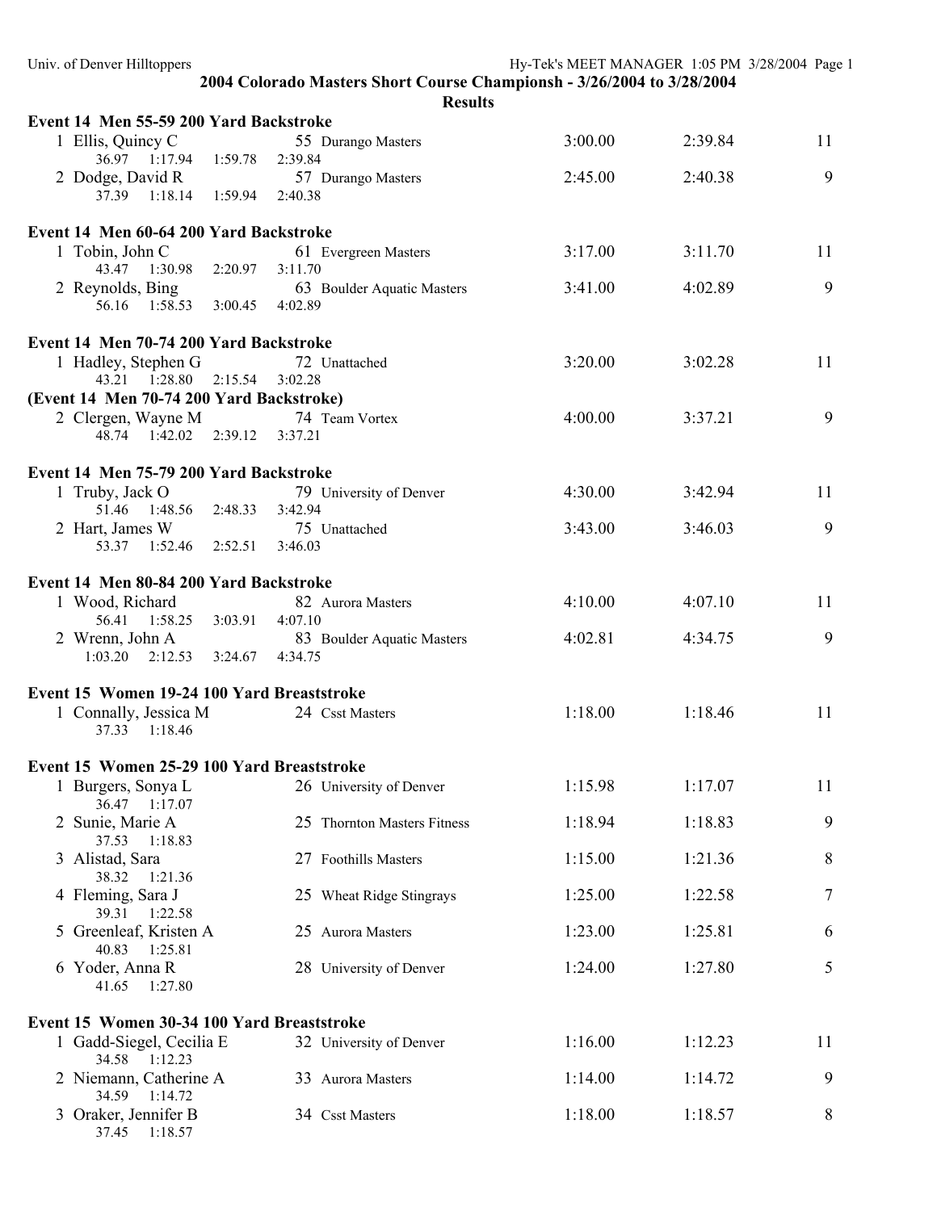## 2004 Colorado Masters Short Course Championsh - 3/26/2004 to 3/28/2004

### Results

**Event 14 Men 55-59 200 Yard Backstroke**

| Place | Name | Age | Team | Seed Time | Finals Time | Points |
|---|---|---|---|---|---|---|
| 1 | Ellis, Quincy C | 55 | Durango Masters | 3:00.00 | 2:39.84 | 11 |
| | 36.97 1:17.94 1:59.78 2:39.84 | | | | | |
| 2 | Dodge, David R | 57 | Durango Masters | 2:45.00 | 2:40.38 | 9 |
| | 37.39 1:18.14 1:59.94 2:40.38 | | | | | |

**Event 14 Men 60-64 200 Yard Backstroke**

| Place | Name | Age | Team | Seed Time | Finals Time | Points |
|---|---|---|---|---|---|---|
| 1 | Tobin, John C | 61 | Evergreen Masters | 3:17.00 | 3:11.70 | 11 |
| | 43.47 1:30.98 2:20.97 3:11.70 | | | | | |
| 2 | Reynolds, Bing | 63 | Boulder Aquatic Masters | 3:41.00 | 4:02.89 | 9 |
| | 56.16 1:58.53 3:00.45 4:02.89 | | | | | |

**Event 14 Men 70-74 200 Yard Backstroke**

| Place | Name | Age | Team | Seed Time | Finals Time | Points |
|---|---|---|---|---|---|---|
| 1 | Hadley, Stephen G | 72 | Unattached | 3:20.00 | 3:02.28 | 11 |
| | 43.21 1:28.80 2:15.54 3:02.28 | | | | | |
| 2 | Clergen, Wayne M | 74 | Team Vortex | 4:00.00 | 3:37.21 | 9 |
| | 48.74 1:42.02 2:39.12 3:37.21 | | | | | |

**Event 14 Men 75-79 200 Yard Backstroke**

| Place | Name | Age | Team | Seed Time | Finals Time | Points |
|---|---|---|---|---|---|---|
| 1 | Truby, Jack O | 79 | University of Denver | 4:30.00 | 3:42.94 | 11 |
| | 51.46 1:48.56 2:48.33 3:42.94 | | | | | |
| 2 | Hart, James W | 75 | Unattached | 3:43.00 | 3:46.03 | 9 |
| | 53.37 1:52.46 2:52.51 3:46.03 | | | | | |

**Event 14 Men 80-84 200 Yard Backstroke**

| Place | Name | Age | Team | Seed Time | Finals Time | Points |
|---|---|---|---|---|---|---|
| 1 | Wood, Richard | 82 | Aurora Masters | 4:10.00 | 4:07.10 | 11 |
| | 56.41 1:58.25 3:03.91 4:07.10 | | | | | |
| 2 | Wrenn, John A | 83 | Boulder Aquatic Masters | 4:02.81 | 4:34.75 | 9 |
| | 1:03.20 2:12.53 3:24.67 4:34.75 | | | | | |

**Event 15 Women 19-24 100 Yard Breaststroke**

| Place | Name | Age | Team | Seed Time | Finals Time | Points |
|---|---|---|---|---|---|---|
| 1 | Connally, Jessica M | 24 | Csst Masters | 1:18.00 | 1:18.46 | 11 |
| | 37.33 1:18.46 | | | | | |

**Event 15 Women 25-29 100 Yard Breaststroke**

| Place | Name | Age | Team | Seed Time | Finals Time | Points |
|---|---|---|---|---|---|---|
| 1 | Burgers, Sonya L | 26 | University of Denver | 1:15.98 | 1:17.07 | 11 |
| | 36.47 1:17.07 | | | | | |
| 2 | Sunie, Marie A | 25 | Thornton Masters Fitness | 1:18.94 | 1:18.83 | 9 |
| | 37.53 1:18.83 | | | | | |
| 3 | Alistad, Sara | 27 | Foothills Masters | 1:15.00 | 1:21.36 | 8 |
| | 38.32 1:21.36 | | | | | |
| 4 | Fleming, Sara J | 25 | Wheat Ridge Stingrays | 1:25.00 | 1:22.58 | 7 |
| | 39.31 1:22.58 | | | | | |
| 5 | Greenleaf, Kristen A | 25 | Aurora Masters | 1:23.00 | 1:25.81 | 6 |
| | 40.83 1:25.81 | | | | | |
| 6 | Yoder, Anna R | 28 | University of Denver | 1:24.00 | 1:27.80 | 5 |
| | 41.65 1:27.80 | | | | | |

**Event 15 Women 30-34 100 Yard Breaststroke**

| Place | Name | Age | Team | Seed Time | Finals Time | Points |
|---|---|---|---|---|---|---|
| 1 | Gadd-Siegel, Cecilia E | 32 | University of Denver | 1:16.00 | 1:12.23 | 11 |
| | 34.58 1:12.23 | | | | | |
| 2 | Niemann, Catherine A | 33 | Aurora Masters | 1:14.00 | 1:14.72 | 9 |
| | 34.59 1:14.72 | | | | | |
| 3 | Oraker, Jennifer B | 34 | Csst Masters | 1:18.00 | 1:18.57 | 8 |
| | 37.45 1:18.57 | | | | | |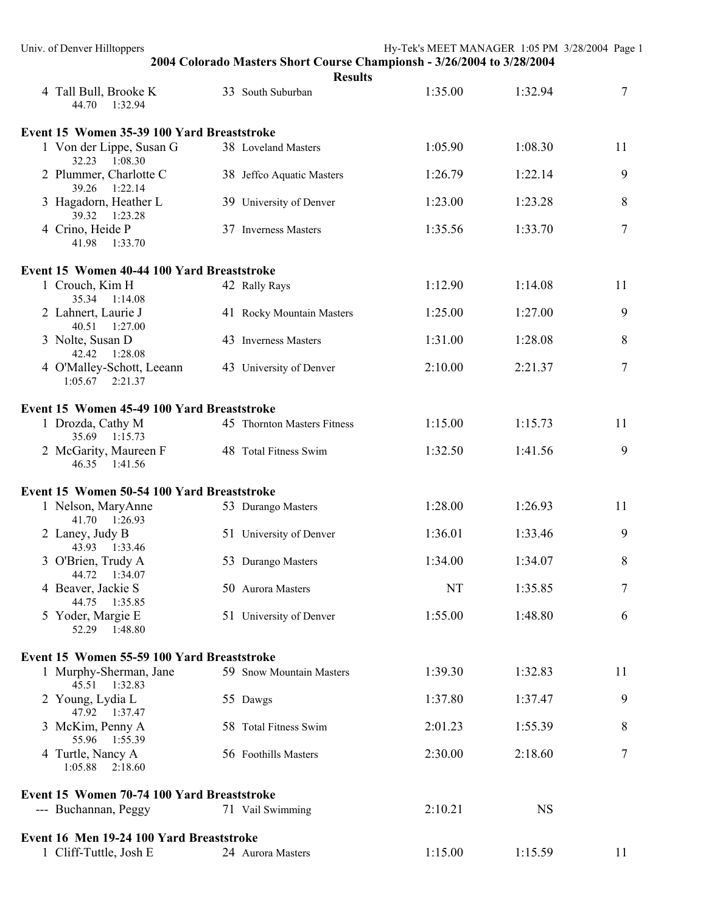2004 Colorado Masters Short Course Championsh - 3/26/2004 to 3/28/2004

Results

| | Name | Age | Team | Seed Time | Finals Time | Points |
|---|---|---|---|---|---|---|
| 4 | Tall Bull, Brooke K | 33 | South Suburban | 1:35.00 | 1:32.94 | 7 |
| | 44.70 1:32.94 | | | | | |

### Event 15 Women 35-39 100 Yard Breaststroke

| | Name | Age | Team | Seed Time | Finals Time | Points |
|---|---|---|---|---|---|---|
| 1 | Von der Lippe, Susan G | 38 | Loveland Masters | 1:05.90 | 1:08.30 | 11 |
| | 32.23 1:08.30 | | | | | |
| 2 | Plummer, Charlotte C | 38 | Jeffco Aquatic Masters | 1:26.79 | 1:22.14 | 9 |
| | 39.26 1:22.14 | | | | | |
| 3 | Hagadorn, Heather L | 39 | University of Denver | 1:23.00 | 1:23.28 | 8 |
| | 39.32 1:23.28 | | | | | |
| 4 | Crino, Heide P | 37 | Inverness Masters | 1:35.56 | 1:33.70 | 7 |
| | 41.98 1:33.70 | | | | | |

### Event 15 Women 40-44 100 Yard Breaststroke

| | Name | Age | Team | Seed Time | Finals Time | Points |
|---|---|---|---|---|---|---|
| 1 | Crouch, Kim H | 42 | Rally Rays | 1:12.90 | 1:14.08 | 11 |
| | 35.34 1:14.08 | | | | | |
| 2 | Lahnert, Laurie J | 41 | Rocky Mountain Masters | 1:25.00 | 1:27.00 | 9 |
| | 40.51 1:27.00 | | | | | |
| 3 | Nolte, Susan D | 43 | Inverness Masters | 1:31.00 | 1:28.08 | 8 |
| | 42.42 1:28.08 | | | | | |
| 4 | O'Malley-Schott, Leeann | 43 | University of Denver | 2:10.00 | 2:21.37 | 7 |
| | 1:05.67 2:21.37 | | | | | |

### Event 15 Women 45-49 100 Yard Breaststroke

| | Name | Age | Team | Seed Time | Finals Time | Points |
|---|---|---|---|---|---|---|
| 1 | Drozda, Cathy M | 45 | Thornton Masters Fitness | 1:15.00 | 1:15.73 | 11 |
| | 35.69 1:15.73 | | | | | |
| 2 | McGarity, Maureen F | 48 | Total Fitness Swim | 1:32.50 | 1:41.56 | 9 |
| | 46.35 1:41.56 | | | | | |

### Event 15 Women 50-54 100 Yard Breaststroke

| | Name | Age | Team | Seed Time | Finals Time | Points |
|---|---|---|---|---|---|---|
| 1 | Nelson, MaryAnne | 53 | Durango Masters | 1:28.00 | 1:26.93 | 11 |
| | 41.70 1:26.93 | | | | | |
| 2 | Laney, Judy B | 51 | University of Denver | 1:36.01 | 1:33.46 | 9 |
| | 43.93 1:33.46 | | | | | |
| 3 | O'Brien, Trudy A | 53 | Durango Masters | 1:34.00 | 1:34.07 | 8 |
| | 44.72 1:34.07 | | | | | |
| 4 | Beaver, Jackie S | 50 | Aurora Masters | NT | 1:35.85 | 7 |
| | 44.75 1:35.85 | | | | | |
| 5 | Yoder, Margie E | 51 | University of Denver | 1:55.00 | 1:48.80 | 6 |
| | 52.29 1:48.80 | | | | | |

### Event 15 Women 55-59 100 Yard Breaststroke

| | Name | Age | Team | Seed Time | Finals Time | Points |
|---|---|---|---|---|---|---|
| 1 | Murphy-Sherman, Jane | 59 | Snow Mountain Masters | 1:39.30 | 1:32.83 | 11 |
| | 45.51 1:32.83 | | | | | |
| 2 | Young, Lydia L | 55 | Dawgs | 1:37.80 | 1:37.47 | 9 |
| | 47.92 1:37.47 | | | | | |
| 3 | McKim, Penny A | 58 | Total Fitness Swim | 2:01.23 | 1:55.39 | 8 |
| | 55.96 1:55.39 | | | | | |
| 4 | Turtle, Nancy A | 56 | Foothills Masters | 2:30.00 | 2:18.60 | 7 |
| | 1:05.88 2:18.60 | | | | | |

### Event 15 Women 70-74 100 Yard Breaststroke

| | Name | Age | Team | Seed Time | Finals Time | Points |
|---|---|---|---|---|---|---|
| --- | Buchannan, Peggy | 71 | Vail Swimming | 2:10.21 | NS | |

### Event 16 Men 19-24 100 Yard Breaststroke

| | Name | Age | Team | Seed Time | Finals Time | Points |
|---|---|---|---|---|---|---|
| 1 | Cliff-Tuttle, Josh E | 24 | Aurora Masters | 1:15.00 | 1:15.59 | 11 |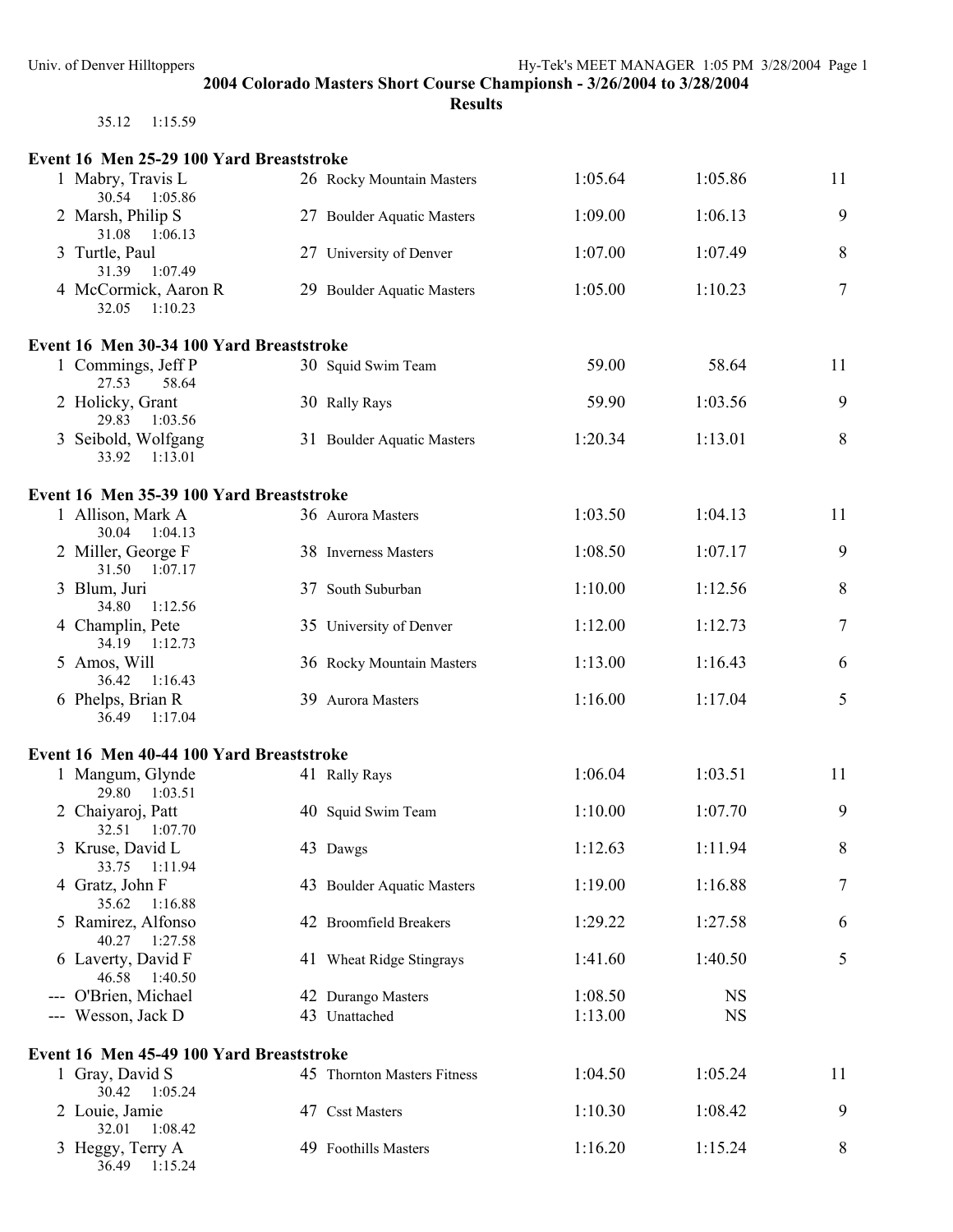## 2004 Colorado Masters Short Course Championsh - 3/26/2004 to 3/28/2004

### Results

35.12 1:15.59

### Event 16 Men 25-29 100 Yard Breaststroke

| Place | Name | Age | Team | Seed Time | Finals Time | Points |
|---|---|---|---|---|---|---|
| 1 | Mabry, Travis L | 26 | Rocky Mountain Masters | 1:05.64 | 1:05.86 | 11 |
| | 30.54 1:05.86 | | | | | |
| 2 | Marsh, Philip S | 27 | Boulder Aquatic Masters | 1:09.00 | 1:06.13 | 9 |
| | 31.08 1:06.13 | | | | | |
| 3 | Turtle, Paul | 27 | University of Denver | 1:07.00 | 1:07.49 | 8 |
| | 31.39 1:07.49 | | | | | |
| 4 | McCormick, Aaron R | 29 | Boulder Aquatic Masters | 1:05.00 | 1:10.23 | 7 |
| | 32.05 1:10.23 | | | | | |

### Event 16 Men 30-34 100 Yard Breaststroke

| Place | Name | Age | Team | Seed Time | Finals Time | Points |
|---|---|---|---|---|---|---|
| 1 | Commings, Jeff P | 30 | Squid Swim Team | 59.00 | 58.64 | 11 |
| | 27.53 58.64 | | | | | |
| 2 | Holicky, Grant | 30 | Rally Rays | 59.90 | 1:03.56 | 9 |
| | 29.83 1:03.56 | | | | | |
| 3 | Seibold, Wolfgang | 31 | Boulder Aquatic Masters | 1:20.34 | 1:13.01 | 8 |
| | 33.92 1:13.01 | | | | | |

### Event 16 Men 35-39 100 Yard Breaststroke

| Place | Name | Age | Team | Seed Time | Finals Time | Points |
|---|---|---|---|---|---|---|
| 1 | Allison, Mark A | 36 | Aurora Masters | 1:03.50 | 1:04.13 | 11 |
| | 30.04 1:04.13 | | | | | |
| 2 | Miller, George F | 38 | Inverness Masters | 1:08.50 | 1:07.17 | 9 |
| | 31.50 1:07.17 | | | | | |
| 3 | Blum, Juri | 37 | South Suburban | 1:10.00 | 1:12.56 | 8 |
| | 34.80 1:12.56 | | | | | |
| 4 | Champlin, Pete | 35 | University of Denver | 1:12.00 | 1:12.73 | 7 |
| | 34.19 1:12.73 | | | | | |
| 5 | Amos, Will | 36 | Rocky Mountain Masters | 1:13.00 | 1:16.43 | 6 |
| | 36.42 1:16.43 | | | | | |
| 6 | Phelps, Brian R | 39 | Aurora Masters | 1:16.00 | 1:17.04 | 5 |
| | 36.49 1:17.04 | | | | | |

### Event 16 Men 40-44 100 Yard Breaststroke

| Place | Name | Age | Team | Seed Time | Finals Time | Points |
|---|---|---|---|---|---|---|
| 1 | Mangum, Glynde | 41 | Rally Rays | 1:06.04 | 1:03.51 | 11 |
| | 29.80 1:03.51 | | | | | |
| 2 | Chaiyaroj, Patt | 40 | Squid Swim Team | 1:10.00 | 1:07.70 | 9 |
| | 32.51 1:07.70 | | | | | |
| 3 | Kruse, David L | 43 | Dawgs | 1:12.63 | 1:11.94 | 8 |
| | 33.75 1:11.94 | | | | | |
| 4 | Gratz, John F | 43 | Boulder Aquatic Masters | 1:19.00 | 1:16.88 | 7 |
| | 35.62 1:16.88 | | | | | |
| 5 | Ramirez, Alfonso | 42 | Broomfield Breakers | 1:29.22 | 1:27.58 | 6 |
| | 40.27 1:27.58 | | | | | |
| 6 | Laverty, David F | 41 | Wheat Ridge Stingrays | 1:41.60 | 1:40.50 | 5 |
| | 46.58 1:40.50 | | | | | |
| --- | O'Brien, Michael | 42 | Durango Masters | 1:08.50 | NS | |
| --- | Wesson, Jack D | 43 | Unattached | 1:13.00 | NS | |

### Event 16 Men 45-49 100 Yard Breaststroke

| Place | Name | Age | Team | Seed Time | Finals Time | Points |
|---|---|---|---|---|---|---|
| 1 | Gray, David S | 45 | Thornton Masters Fitness | 1:04.50 | 1:05.24 | 11 |
| | 30.42 1:05.24 | | | | | |
| 2 | Louie, Jamie | 47 | Csst Masters | 1:10.30 | 1:08.42 | 9 |
| | 32.01 1:08.42 | | | | | |
| 3 | Heggy, Terry A | 49 | Foothills Masters | 1:16.20 | 1:15.24 | 8 |
| | 36.49 1:15.24 | | | | | |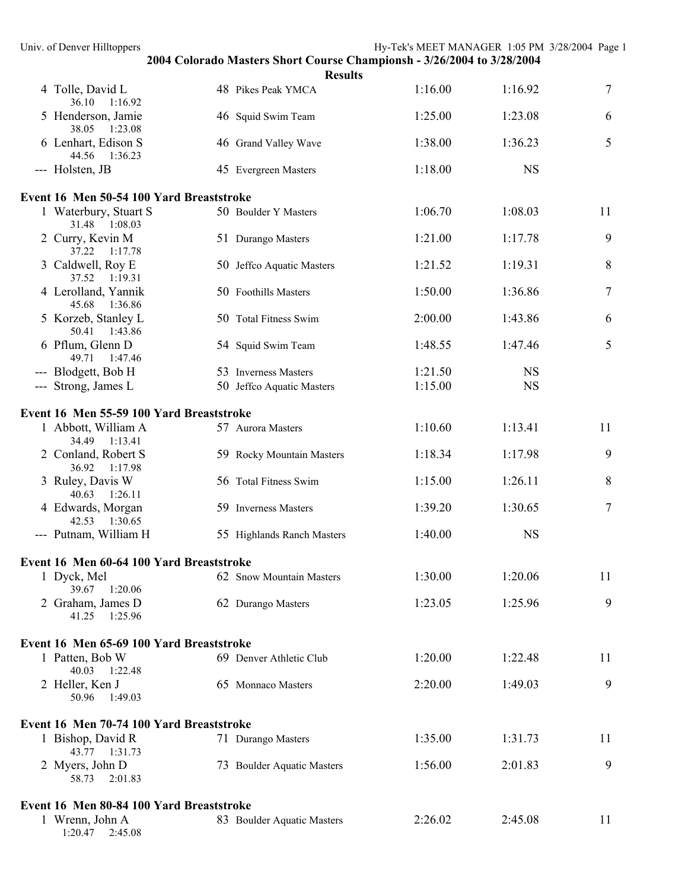## 2004 Colorado Masters Short Course Championsh - 3/26/2004 to 3/28/2004

### Results

| Place | Name | Age | Team | Seed Time | Finals Time | Points |
|---|---|---|---|---|---|---|
| 4 | Tolle, David L | 48 | Pikes Peak YMCA | 1:16.00 | 1:16.92 | 7 |
| | 36.10 1:16.92 | | | | | |
| 5 | Henderson, Jamie | 46 | Squid Swim Team | 1:25.00 | 1:23.08 | 6 |
| | 38.05 1:23.08 | | | | | |
| 6 | Lenhart, Edison S | 46 | Grand Valley Wave | 1:38.00 | 1:36.23 | 5 |
| | 44.56 1:36.23 | | | | | |
| --- | Holsten, JB | 45 | Evergreen Masters | 1:18.00 | NS | |

**Event 16 Men 50-54 100 Yard Breaststroke**

| Place | Name | Age | Team | Seed Time | Finals Time | Points |
|---|---|---|---|---|---|---|
| 1 | Waterbury, Stuart S | 50 | Boulder Y Masters | 1:06.70 | 1:08.03 | 11 |
| | 31.48 1:08.03 | | | | | |
| 2 | Curry, Kevin M | 51 | Durango Masters | 1:21.00 | 1:17.78 | 9 |
| | 37.22 1:17.78 | | | | | |
| 3 | Caldwell, Roy E | 50 | Jeffco Aquatic Masters | 1:21.52 | 1:19.31 | 8 |
| | 37.52 1:19.31 | | | | | |
| 4 | Lerolland, Yannik | 50 | Foothills Masters | 1:50.00 | 1:36.86 | 7 |
| | 45.68 1:36.86 | | | | | |
| 5 | Korzeb, Stanley L | 50 | Total Fitness Swim | 2:00.00 | 1:43.86 | 6 |
| | 50.41 1:43.86 | | | | | |
| 6 | Pflum, Glenn D | 54 | Squid Swim Team | 1:48.55 | 1:47.46 | 5 |
| | 49.71 1:47.46 | | | | | |
| --- | Blodgett, Bob H | 53 | Inverness Masters | 1:21.50 | NS | |
| --- | Strong, James L | 50 | Jeffco Aquatic Masters | 1:15.00 | NS | |

**Event 16 Men 55-59 100 Yard Breaststroke**

| Place | Name | Age | Team | Seed Time | Finals Time | Points |
|---|---|---|---|---|---|---|
| 1 | Abbott, William A | 57 | Aurora Masters | 1:10.60 | 1:13.41 | 11 |
| | 34.49 1:13.41 | | | | | |
| 2 | Conland, Robert S | 59 | Rocky Mountain Masters | 1:18.34 | 1:17.98 | 9 |
| | 36.92 1:17.98 | | | | | |
| 3 | Ruley, Davis W | 56 | Total Fitness Swim | 1:15.00 | 1:26.11 | 8 |
| | 40.63 1:26.11 | | | | | |
| 4 | Edwards, Morgan | 59 | Inverness Masters | 1:39.20 | 1:30.65 | 7 |
| | 42.53 1:30.65 | | | | | |
| --- | Putnam, William H | 55 | Highlands Ranch Masters | 1:40.00 | NS | |

**Event 16 Men 60-64 100 Yard Breaststroke**

| Place | Name | Age | Team | Seed Time | Finals Time | Points |
|---|---|---|---|---|---|---|
| 1 | Dyck, Mel | 62 | Snow Mountain Masters | 1:30.00 | 1:20.06 | 11 |
| | 39.67 1:20.06 | | | | | |
| 2 | Graham, James D | 62 | Durango Masters | 1:23.05 | 1:25.96 | 9 |
| | 41.25 1:25.96 | | | | | |

**Event 16 Men 65-69 100 Yard Breaststroke**

| Place | Name | Age | Team | Seed Time | Finals Time | Points |
|---|---|---|---|---|---|---|
| 1 | Patten, Bob W | 69 | Denver Athletic Club | 1:20.00 | 1:22.48 | 11 |
| | 40.03 1:22.48 | | | | | |
| 2 | Heller, Ken J | 65 | Monnaco Masters | 2:20.00 | 1:49.03 | 9 |
| | 50.96 1:49.03 | | | | | |

**Event 16 Men 70-74 100 Yard Breaststroke**

| Place | Name | Age | Team | Seed Time | Finals Time | Points |
|---|---|---|---|---|---|---|
| 1 | Bishop, David R | 71 | Durango Masters | 1:35.00 | 1:31.73 | 11 |
| | 43.77 1:31.73 | | | | | |
| 2 | Myers, John D | 73 | Boulder Aquatic Masters | 1:56.00 | 2:01.83 | 9 |
| | 58.73 2:01.83 | | | | | |

**Event 16 Men 80-84 100 Yard Breaststroke**

| Place | Name | Age | Team | Seed Time | Finals Time | Points |
|---|---|---|---|---|---|---|
| 1 | Wrenn, John A | 83 | Boulder Aquatic Masters | 2:26.02 | 2:45.08 | 11 |
| | 1:20.47 2:45.08 | | | | | |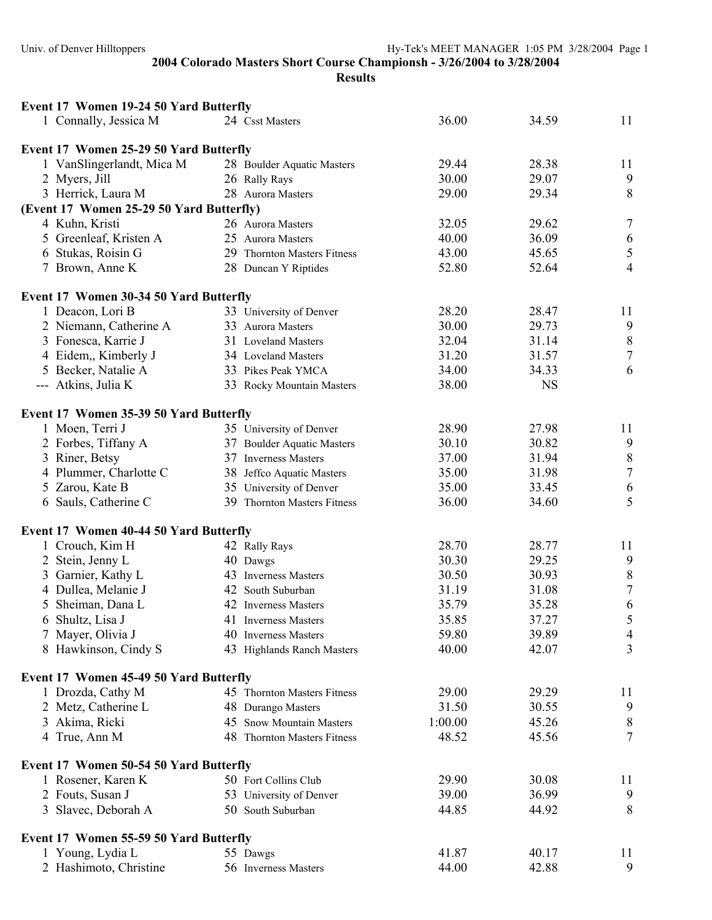**2004 Colorado Masters Short Course Championsh - 3/26/2004 to 3/28/2004**

**Results**

### Event 17 Women 19-24 50 Yard Butterfly

| Place | Name | Age | Team | Seed Time | Finals Time | Points |
|---|---|---|---|---|---|---|
| 1 | Connally, Jessica M | 24 | Csst Masters | 36.00 | 34.59 | 11 |

### Event 17 Women 25-29 50 Yard Butterfly

| Place | Name | Age | Team | Seed Time | Finals Time | Points |
|---|---|---|---|---|---|---|
| 1 | VanSlingerlandt, Mica M | 28 | Boulder Aquatic Masters | 29.44 | 28.38 | 11 |
| 2 | Myers, Jill | 26 | Rally Rays | 30.00 | 29.07 | 9 |
| 3 | Herrick, Laura M | 28 | Aurora Masters | 29.00 | 29.34 | 8 |
| 4 | Kuhn, Kristi | 26 | Aurora Masters | 32.05 | 29.62 | 7 |
| 5 | Greenleaf, Kristen A | 25 | Aurora Masters | 40.00 | 36.09 | 6 |
| 6 | Stukas, Roisin G | 29 | Thornton Masters Fitness | 43.00 | 45.65 | 5 |
| 7 | Brown, Anne K | 28 | Duncan Y Riptides | 52.80 | 52.64 | 4 |

### Event 17 Women 30-34 50 Yard Butterfly

| Place | Name | Age | Team | Seed Time | Finals Time | Points |
|---|---|---|---|---|---|---|
| 1 | Deacon, Lori B | 33 | University of Denver | 28.20 | 28.47 | 11 |
| 2 | Niemann, Catherine A | 33 | Aurora Masters | 30.00 | 29.73 | 9 |
| 3 | Fonesca, Karrie J | 31 | Loveland Masters | 32.04 | 31.14 | 8 |
| 4 | Eidem,, Kimberly J | 34 | Loveland Masters | 31.20 | 31.57 | 7 |
| 5 | Becker, Natalie A | 33 | Pikes Peak YMCA | 34.00 | 34.33 | 6 |
| --- | Atkins, Julia K | 33 | Rocky Mountain Masters | 38.00 | NS | |

### Event 17 Women 35-39 50 Yard Butterfly

| Place | Name | Age | Team | Seed Time | Finals Time | Points |
|---|---|---|---|---|---|---|
| 1 | Moen, Terri J | 35 | University of Denver | 28.90 | 27.98 | 11 |
| 2 | Forbes, Tiffany A | 37 | Boulder Aquatic Masters | 30.10 | 30.82 | 9 |
| 3 | Riner, Betsy | 37 | Inverness Masters | 37.00 | 31.94 | 8 |
| 4 | Plummer, Charlotte C | 38 | Jeffco Aquatic Masters | 35.00 | 31.98 | 7 |
| 5 | Zarou, Kate B | 35 | University of Denver | 35.00 | 33.45 | 6 |
| 6 | Sauls, Catherine C | 39 | Thornton Masters Fitness | 36.00 | 34.60 | 5 |

### Event 17 Women 40-44 50 Yard Butterfly

| Place | Name | Age | Team | Seed Time | Finals Time | Points |
|---|---|---|---|---|---|---|
| 1 | Crouch, Kim H | 42 | Rally Rays | 28.70 | 28.77 | 11 |
| 2 | Stein, Jenny L | 40 | Dawgs | 30.30 | 29.25 | 9 |
| 3 | Garnier, Kathy L | 43 | Inverness Masters | 30.50 | 30.93 | 8 |
| 4 | Dullea, Melanie J | 42 | South Suburban | 31.19 | 31.08 | 7 |
| 5 | Sheiman, Dana L | 42 | Inverness Masters | 35.79 | 35.28 | 6 |
| 6 | Shultz, Lisa J | 41 | Inverness Masters | 35.85 | 37.27 | 5 |
| 7 | Mayer, Olivia J | 40 | Inverness Masters | 59.80 | 39.89 | 4 |
| 8 | Hawkinson, Cindy S | 43 | Highlands Ranch Masters | 40.00 | 42.07 | 3 |

### Event 17 Women 45-49 50 Yard Butterfly

| Place | Name | Age | Team | Seed Time | Finals Time | Points |
|---|---|---|---|---|---|---|
| 1 | Drozda, Cathy M | 45 | Thornton Masters Fitness | 29.00 | 29.29 | 11 |
| 2 | Metz, Catherine L | 48 | Durango Masters | 31.50 | 30.55 | 9 |
| 3 | Akima, Ricki | 45 | Snow Mountain Masters | 1:00.00 | 45.26 | 8 |
| 4 | True, Ann M | 48 | Thornton Masters Fitness | 48.52 | 45.56 | 7 |

### Event 17 Women 50-54 50 Yard Butterfly

| Place | Name | Age | Team | Seed Time | Finals Time | Points |
|---|---|---|---|---|---|---|
| 1 | Rosener, Karen K | 50 | Fort Collins Club | 29.90 | 30.08 | 11 |
| 2 | Fouts, Susan J | 53 | University of Denver | 39.00 | 36.99 | 9 |
| 3 | Slavec, Deborah A | 50 | South Suburban | 44.85 | 44.92 | 8 |

### Event 17 Women 55-59 50 Yard Butterfly

| Place | Name | Age | Team | Seed Time | Finals Time | Points |
|---|---|---|---|---|---|---|
| 1 | Young, Lydia L | 55 | Dawgs | 41.87 | 40.17 | 11 |
| 2 | Hashimoto, Christine | 56 | Inverness Masters | 44.00 | 42.88 | 9 |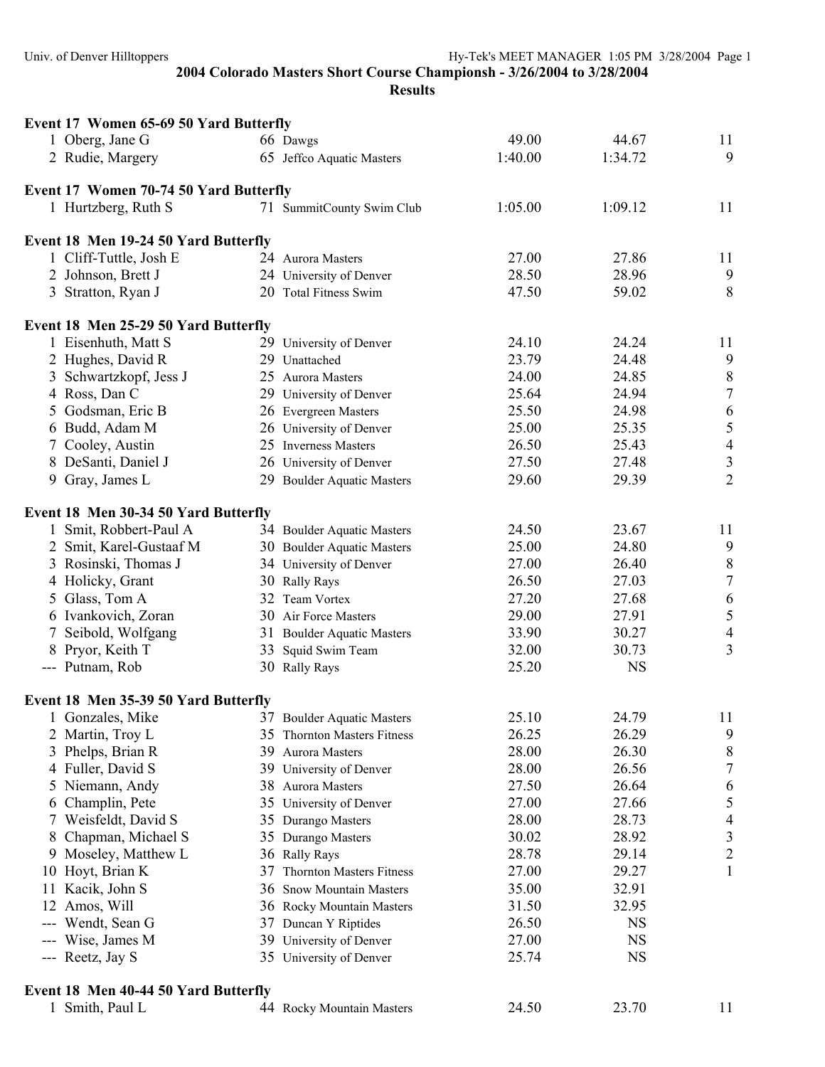## 2004 Colorado Masters Short Course Championsh - 3/26/2004 to 3/28/2004

## Results

### Event 17 Women 65-69 50 Yard Butterfly

| | Name | Age | Team | Seed | Finals | Points |
|---|---|---|---|---|---|---|
| 1 | Oberg, Jane G | 66 | Dawgs | 49.00 | 44.67 | 11 |
| 2 | Rudie, Margery | 65 | Jeffco Aquatic Masters | 1:40.00 | 1:34.72 | 9 |

### Event 17 Women 70-74 50 Yard Butterfly

| | Name | Age | Team | Seed | Finals | Points |
|---|---|---|---|---|---|---|
| 1 | Hurtzberg, Ruth S | 71 | SummitCounty Swim Club | 1:05.00 | 1:09.12 | 11 |

### Event 18 Men 19-24 50 Yard Butterfly

| | Name | Age | Team | Seed | Finals | Points |
|---|---|---|---|---|---|---|
| 1 | Cliff-Tuttle, Josh E | 24 | Aurora Masters | 27.00 | 27.86 | 11 |
| 2 | Johnson, Brett J | 24 | University of Denver | 28.50 | 28.96 | 9 |
| 3 | Stratton, Ryan J | 20 | Total Fitness Swim | 47.50 | 59.02 | 8 |

### Event 18 Men 25-29 50 Yard Butterfly

| | Name | Age | Team | Seed | Finals | Points |
|---|---|---|---|---|---|---|
| 1 | Eisenhuth, Matt S | 29 | University of Denver | 24.10 | 24.24 | 11 |
| 2 | Hughes, David R | 29 | Unattached | 23.79 | 24.48 | 9 |
| 3 | Schwartzkopf, Jess J | 25 | Aurora Masters | 24.00 | 24.85 | 8 |
| 4 | Ross, Dan C | 29 | University of Denver | 25.64 | 24.94 | 7 |
| 5 | Godsman, Eric B | 26 | Evergreen Masters | 25.50 | 24.98 | 6 |
| 6 | Budd, Adam M | 26 | University of Denver | 25.00 | 25.35 | 5 |
| 7 | Cooley, Austin | 25 | Inverness Masters | 26.50 | 25.43 | 4 |
| 8 | DeSanti, Daniel J | 26 | University of Denver | 27.50 | 27.48 | 3 |
| 9 | Gray, James L | 29 | Boulder Aquatic Masters | 29.60 | 29.39 | 2 |

### Event 18 Men 30-34 50 Yard Butterfly

| | Name | Age | Team | Seed | Finals | Points |
|---|---|---|---|---|---|---|
| 1 | Smit, Robbert-Paul A | 34 | Boulder Aquatic Masters | 24.50 | 23.67 | 11 |
| 2 | Smit, Karel-Gustaaf M | 30 | Boulder Aquatic Masters | 25.00 | 24.80 | 9 |
| 3 | Rosinski, Thomas J | 34 | University of Denver | 27.00 | 26.40 | 8 |
| 4 | Holicky, Grant | 30 | Rally Rays | 26.50 | 27.03 | 7 |
| 5 | Glass, Tom A | 32 | Team Vortex | 27.20 | 27.68 | 6 |
| 6 | Ivankovich, Zoran | 30 | Air Force Masters | 29.00 | 27.91 | 5 |
| 7 | Seibold, Wolfgang | 31 | Boulder Aquatic Masters | 33.90 | 30.27 | 4 |
| 8 | Pryor, Keith T | 33 | Squid Swim Team | 32.00 | 30.73 | 3 |
| --- | Putnam, Rob | 30 | Rally Rays | 25.20 | NS | |

### Event 18 Men 35-39 50 Yard Butterfly

| | Name | Age | Team | Seed | Finals | Points |
|---|---|---|---|---|---|---|
| 1 | Gonzales, Mike | 37 | Boulder Aquatic Masters | 25.10 | 24.79 | 11 |
| 2 | Martin, Troy L | 35 | Thornton Masters Fitness | 26.25 | 26.29 | 9 |
| 3 | Phelps, Brian R | 39 | Aurora Masters | 28.00 | 26.30 | 8 |
| 4 | Fuller, David S | 39 | University of Denver | 28.00 | 26.56 | 7 |
| 5 | Niemann, Andy | 38 | Aurora Masters | 27.50 | 26.64 | 6 |
| 6 | Champlin, Pete | 35 | University of Denver | 27.00 | 27.66 | 5 |
| 7 | Weisfeldt, David S | 35 | Durango Masters | 28.00 | 28.73 | 4 |
| 8 | Chapman, Michael S | 35 | Durango Masters | 30.02 | 28.92 | 3 |
| 9 | Moseley, Matthew L | 36 | Rally Rays | 28.78 | 29.14 | 2 |
| 10 | Hoyt, Brian K | 37 | Thornton Masters Fitness | 27.00 | 29.27 | 1 |
| 11 | Kacik, John S | 36 | Snow Mountain Masters | 35.00 | 32.91 | |
| 12 | Amos, Will | 36 | Rocky Mountain Masters | 31.50 | 32.95 | |
| --- | Wendt, Sean G | 37 | Duncan Y Riptides | 26.50 | NS | |
| --- | Wise, James M | 39 | University of Denver | 27.00 | NS | |
| --- | Reetz, Jay S | 35 | University of Denver | 25.74 | NS | |

### Event 18 Men 40-44 50 Yard Butterfly

| | Name | Age | Team | Seed | Finals | Points |
|---|---|---|---|---|---|---|
| 1 | Smith, Paul L | 44 | Rocky Mountain Masters | 24.50 | 23.70 | 11 |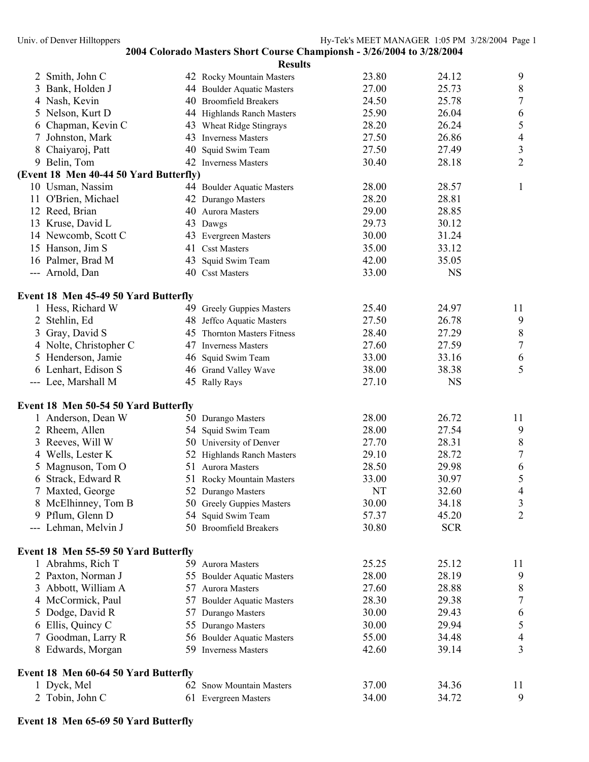## 2004 Colorado Masters Short Course Championsh - 3/26/2004 to 3/28/2004

### Results

| Place | Name | Age | Team | Seed Time | Finals Time | Points |
|---|---|---|---|---|---|---|
| 2 | Smith, John C | 42 | Rocky Mountain Masters | 23.80 | 24.12 | 9 |
| 3 | Bank, Holden J | 44 | Boulder Aquatic Masters | 27.00 | 25.73 | 8 |
| 4 | Nash, Kevin | 40 | Broomfield Breakers | 24.50 | 25.78 | 7 |
| 5 | Nelson, Kurt D | 44 | Highlands Ranch Masters | 25.90 | 26.04 | 6 |
| 6 | Chapman, Kevin C | 43 | Wheat Ridge Stingrays | 28.20 | 26.24 | 5 |
| 7 | Johnston, Mark | 43 | Inverness Masters | 27.50 | 26.86 | 4 |
| 8 | Chaiyaroj, Patt | 40 | Squid Swim Team | 27.50 | 27.49 | 3 |
| 9 | Belin, Tom | 42 | Inverness Masters | 30.40 | 28.18 | 2 |

**(Event 18 Men 40-44 50 Yard Butterfly)**

| Place | Name | Age | Team | Seed Time | Finals Time | Points |
|---|---|---|---|---|---|---|
| 10 | Usman, Nassim | 44 | Boulder Aquatic Masters | 28.00 | 28.57 | 1 |
| 11 | O'Brien, Michael | 42 | Durango Masters | 28.20 | 28.81 | |
| 12 | Reed, Brian | 40 | Aurora Masters | 29.00 | 28.85 | |
| 13 | Kruse, David L | 43 | Dawgs | 29.73 | 30.12 | |
| 14 | Newcomb, Scott C | 43 | Evergreen Masters | 30.00 | 31.24 | |
| 15 | Hanson, Jim S | 41 | Csst Masters | 35.00 | 33.12 | |
| 16 | Palmer, Brad M | 43 | Squid Swim Team | 42.00 | 35.05 | |
| --- | Arnold, Dan | 40 | Csst Masters | 33.00 | NS | |

**Event 18 Men 45-49 50 Yard Butterfly**

| Place | Name | Age | Team | Seed Time | Finals Time | Points |
|---|---|---|---|---|---|---|
| 1 | Hess, Richard W | 49 | Greely Guppies Masters | 25.40 | 24.97 | 11 |
| 2 | Stehlin, Ed | 48 | Jeffco Aquatic Masters | 27.50 | 26.78 | 9 |
| 3 | Gray, David S | 45 | Thornton Masters Fitness | 28.40 | 27.29 | 8 |
| 4 | Nolte, Christopher C | 47 | Inverness Masters | 27.60 | 27.59 | 7 |
| 5 | Henderson, Jamie | 46 | Squid Swim Team | 33.00 | 33.16 | 6 |
| 6 | Lenhart, Edison S | 46 | Grand Valley Wave | 38.00 | 38.38 | 5 |
| --- | Lee, Marshall M | 45 | Rally Rays | 27.10 | NS | |

**Event 18 Men 50-54 50 Yard Butterfly**

| Place | Name | Age | Team | Seed Time | Finals Time | Points |
|---|---|---|---|---|---|---|
| 1 | Anderson, Dean W | 50 | Durango Masters | 28.00 | 26.72 | 11 |
| 2 | Rheem, Allen | 54 | Squid Swim Team | 28.00 | 27.54 | 9 |
| 3 | Reeves, Will W | 50 | University of Denver | 27.70 | 28.31 | 8 |
| 4 | Wells, Lester K | 52 | Highlands Ranch Masters | 29.10 | 28.72 | 7 |
| 5 | Magnuson, Tom O | 51 | Aurora Masters | 28.50 | 29.98 | 6 |
| 6 | Strack, Edward R | 51 | Rocky Mountain Masters | 33.00 | 30.97 | 5 |
| 7 | Maxted, George | 52 | Durango Masters | NT | 32.60 | 4 |
| 8 | McElhinney, Tom B | 50 | Greely Guppies Masters | 30.00 | 34.18 | 3 |
| 9 | Pflum, Glenn D | 54 | Squid Swim Team | 57.37 | 45.20 | 2 |
| --- | Lehman, Melvin J | 50 | Broomfield Breakers | 30.80 | SCR | |

**Event 18 Men 55-59 50 Yard Butterfly**

| Place | Name | Age | Team | Seed Time | Finals Time | Points |
|---|---|---|---|---|---|---|
| 1 | Abrahms, Rich T | 59 | Aurora Masters | 25.25 | 25.12 | 11 |
| 2 | Paxton, Norman J | 55 | Boulder Aquatic Masters | 28.00 | 28.19 | 9 |
| 3 | Abbott, William A | 57 | Aurora Masters | 27.60 | 28.88 | 8 |
| 4 | McCormick, Paul | 57 | Boulder Aquatic Masters | 28.30 | 29.38 | 7 |
| 5 | Dodge, David R | 57 | Durango Masters | 30.00 | 29.43 | 6 |
| 6 | Ellis, Quincy C | 55 | Durango Masters | 30.00 | 29.94 | 5 |
| 7 | Goodman, Larry R | 56 | Boulder Aquatic Masters | 55.00 | 34.48 | 4 |
| 8 | Edwards, Morgan | 59 | Inverness Masters | 42.60 | 39.14 | 3 |

**Event 18 Men 60-64 50 Yard Butterfly**

| Place | Name | Age | Team | Seed Time | Finals Time | Points |
|---|---|---|---|---|---|---|
| 1 | Dyck, Mel | 62 | Snow Mountain Masters | 37.00 | 34.36 | 11 |
| 2 | Tobin, John C | 61 | Evergreen Masters | 34.00 | 34.72 | 9 |

**Event 18 Men 65-69 50 Yard Butterfly**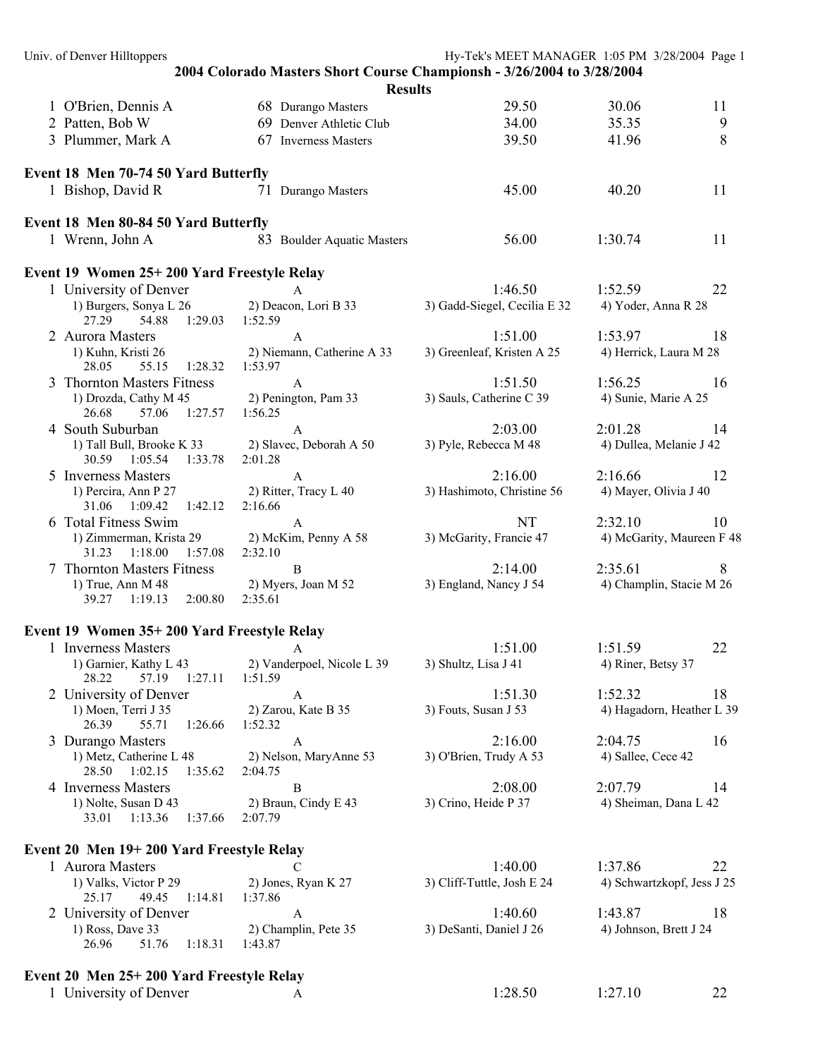## 2004 Colorado Masters Short Course Championsh - 3/26/2004 to 3/28/2004

### Results

| | Name | Age | Team | Seed | Finals | Points |
|---|---|---|---|---|---|---|
| 1 | O'Brien, Dennis A | 68 | Durango Masters | 29.50 | 30.06 | 11 |
| 2 | Patten, Bob W | 69 | Denver Athletic Club | 34.00 | 35.35 | 9 |
| 3 | Plummer, Mark A | 67 | Inverness Masters | 39.50 | 41.96 | 8 |

**Event 18 Men 70-74 50 Yard Butterfly**

| | Name | Age | Team | Seed | Finals | Points |
|---|---|---|---|---|---|---|
| 1 | Bishop, David R | 71 | Durango Masters | 45.00 | 40.20 | 11 |

**Event 18 Men 80-84 50 Yard Butterfly**

| | Name | Age | Team | Seed | Finals | Points |
|---|---|---|---|---|---|---|
| 1 | Wrenn, John A | 83 | Boulder Aquatic Masters | 56.00 | 1:30.74 | 11 |

**Event 19 Women 25+ 200 Yard Freestyle Relay**

1 University of Denver — A — 1:46.50 — 1:52.59 — 22
   1) Burgers, Sonya L 26  2) Deacon, Lori B 33  3) Gadd-Siegel, Cecilia E 32  4) Yoder, Anna R 28
   27.29  54.88  1:29.03  1:52.59

2 Aurora Masters — A — 1:51.00 — 1:53.97 — 18
   1) Kuhn, Kristi 26  2) Niemann, Catherine A 33  3) Greenleaf, Kristen A 25  4) Herrick, Laura M 28
   28.05  55.15  1:28.32  1:53.97

3 Thornton Masters Fitness — A — 1:51.50 — 1:56.25 — 16
   1) Drozda, Cathy M 45  2) Penington, Pam 33  3) Sauls, Catherine C 39  4) Sunie, Marie A 25
   26.68  57.06  1:27.57  1:56.25

4 South Suburban — A — 2:03.00 — 2:01.28 — 14
   1) Tall Bull, Brooke K 33  2) Slavec, Deborah A 50  3) Pyle, Rebecca M 48  4) Dullea, Melanie J 42
   30.59  1:05.54  1:33.78  2:01.28

5 Inverness Masters — A — 2:16.00 — 2:16.66 — 12
   1) Percira, Ann P 27  2) Ritter, Tracy L 40  3) Hashimoto, Christine 56  4) Mayer, Olivia J 40
   31.06  1:09.42  1:42.12  2:16.66

6 Total Fitness Swim — A — NT — 2:32.10 — 10
   1) Zimmerman, Krista 29  2) McKim, Penny A 58  3) McGarity, Francie 47  4) McGarity, Maureen F 48
   31.23  1:18.00  1:57.08  2:32.10

7 Thornton Masters Fitness — B — 2:14.00 — 2:35.61 — 8
   1) True, Ann M 48  2) Myers, Joan M 52  3) England, Nancy J 54  4) Champlin, Stacie M 26
   39.27  1:19.13  2:00.80  2:35.61

**Event 19 Women 35+ 200 Yard Freestyle Relay**

1 Inverness Masters — A — 1:51.00 — 1:51.59 — 22
   1) Garnier, Kathy L 43  2) Vanderpoel, Nicole L 39  3) Shultz, Lisa J 41  4) Riner, Betsy 37
   28.22  57.19  1:27.11  1:51.59

2 University of Denver — A — 1:51.30 — 1:52.32 — 18
   1) Moen, Terri J 35  2) Zarou, Kate B 35  3) Fouts, Susan J 53  4) Hagadorn, Heather L 39
   26.39  55.71  1:26.66  1:52.32

3 Durango Masters — A — 2:16.00 — 2:04.75 — 16
   1) Metz, Catherine L 48  2) Nelson, MaryAnne 53  3) O'Brien, Trudy A 53  4) Sallee, Cece 42
   28.50  1:02.15  1:35.62  2:04.75

4 Inverness Masters — B — 2:08.00 — 2:07.79 — 14
   1) Nolte, Susan D 43  2) Braun, Cindy E 43  3) Crino, Heide P 37  4) Sheiman, Dana L 42
   33.01  1:13.36  1:37.66  2:07.79

**Event 20 Men 19+ 200 Yard Freestyle Relay**

1 Aurora Masters — C — 1:40.00 — 1:37.86 — 22
   1) Valks, Victor P 29  2) Jones, Ryan K 27  3) Cliff-Tuttle, Josh E 24  4) Schwartzkopf, Jess J 25
   25.17  49.45  1:14.81  1:37.86

2 University of Denver — A — 1:40.60 — 1:43.87 — 18
   1) Ross, Dave 33  2) Champlin, Pete 35  3) DeSanti, Daniel J 26  4) Johnson, Brett J 24
   26.96  51.76  1:18.31  1:43.87

**Event 20 Men 25+ 200 Yard Freestyle Relay**

1 University of Denver — A — 1:28.50 — 1:27.10 — 22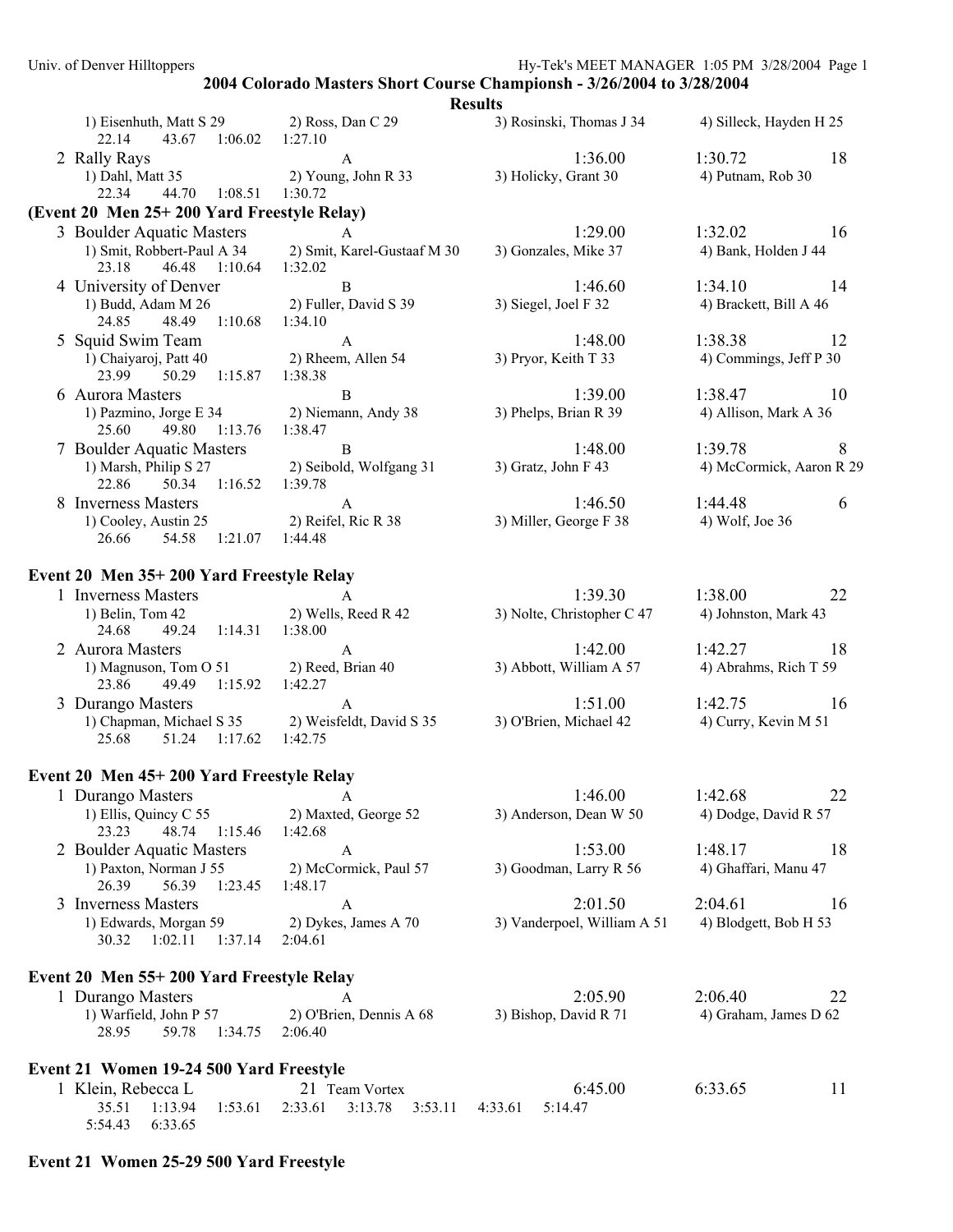## 2004 Colorado Masters Short Course Championsh - 3/26/2004 to 3/28/2004

### Results

1) Eisenhuth, Matt S 29 2) Ross, Dan C 29 3) Rosinski, Thomas J 34 4) Silleck, Hayden H 25
22.14 43.67 1:06.02 1:27.10

2 Rally Rays A 1:36.00 1:30.72 18
1) Dahl, Matt 35 2) Young, John R 33 3) Holicky, Grant 30 4) Putnam, Rob 30
22.34 44.70 1:08.51 1:30.72

**(Event 20 Men 25+ 200 Yard Freestyle Relay)**

3 Boulder Aquatic Masters A 1:29.00 1:32.02 16
1) Smit, Robbert-Paul A 34 2) Smit, Karel-Gustaaf M 30 3) Gonzales, Mike 37 4) Bank, Holden J 44
23.18 46.48 1:10.64 1:32.02

4 University of Denver B 1:46.60 1:34.10 14
1) Budd, Adam M 26 2) Fuller, David S 39 3) Siegel, Joel F 32 4) Brackett, Bill A 46
24.85 48.49 1:10.68 1:34.10

5 Squid Swim Team A 1:48.00 1:38.38 12
1) Chaiyaroj, Patt 40 2) Rheem, Allen 54 3) Pryor, Keith T 33 4) Commings, Jeff P 30
23.99 50.29 1:15.87 1:38.38

6 Aurora Masters B 1:39.00 1:38.47 10
1) Pazmino, Jorge E 34 2) Niemann, Andy 38 3) Phelps, Brian R 39 4) Allison, Mark A 36
25.60 49.80 1:13.76 1:38.47

7 Boulder Aquatic Masters B 1:48.00 1:39.78 8
1) Marsh, Philip S 27 2) Seibold, Wolfgang 31 3) Gratz, John F 43 4) McCormick, Aaron R 29
22.86 50.34 1:16.52 1:39.78

8 Inverness Masters A 1:46.50 1:44.48 6
1) Cooley, Austin 25 2) Reifel, Ric R 38 3) Miller, George F 38 4) Wolf, Joe 36
26.66 54.58 1:21.07 1:44.48

**Event 20 Men 35+ 200 Yard Freestyle Relay**

1 Inverness Masters A 1:39.30 1:38.00 22
1) Belin, Tom 42 2) Wells, Reed R 42 3) Nolte, Christopher C 47 4) Johnston, Mark 43
24.68 49.24 1:14.31 1:38.00

2 Aurora Masters A 1:42.00 1:42.27 18
1) Magnuson, Tom O 51 2) Reed, Brian 40 3) Abbott, William A 57 4) Abrahms, Rich T 59
23.86 49.49 1:15.92 1:42.27

3 Durango Masters A 1:51.00 1:42.75 16
1) Chapman, Michael S 35 2) Weisfeldt, David S 35 3) O'Brien, Michael 42 4) Curry, Kevin M 51
25.68 51.24 1:17.62 1:42.75

**Event 20 Men 45+ 200 Yard Freestyle Relay**

1 Durango Masters A 1:46.00 1:42.68 22
1) Ellis, Quincy C 55 2) Maxted, George 52 3) Anderson, Dean W 50 4) Dodge, David R 57
23.23 48.74 1:15.46 1:42.68

2 Boulder Aquatic Masters A 1:53.00 1:48.17 18
1) Paxton, Norman J 55 2) McCormick, Paul 57 3) Goodman, Larry R 56 4) Ghaffari, Manu 47
26.39 56.39 1:23.45 1:48.17

3 Inverness Masters A 2:01.50 2:04.61 16
1) Edwards, Morgan 59 2) Dykes, James A 70 3) Vanderpoel, William A 51 4) Blodgett, Bob H 53
30.32 1:02.11 1:37.14 2:04.61

**Event 20 Men 55+ 200 Yard Freestyle Relay**

1 Durango Masters A 2:05.90 2:06.40 22
1) Warfield, John P 57 2) O'Brien, Dennis A 68 3) Bishop, David R 71 4) Graham, James D 62
28.95 59.78 1:34.75 2:06.40

**Event 21 Women 19-24 500 Yard Freestyle**

1 Klein, Rebecca L 21 Team Vortex 6:45.00 6:33.65 11
35.51 1:13.94 1:53.61 2:33.61 3:13.78 3:53.11 4:33.61 5:14.47
5:54.43 6:33.65

**Event 21 Women 25-29 500 Yard Freestyle**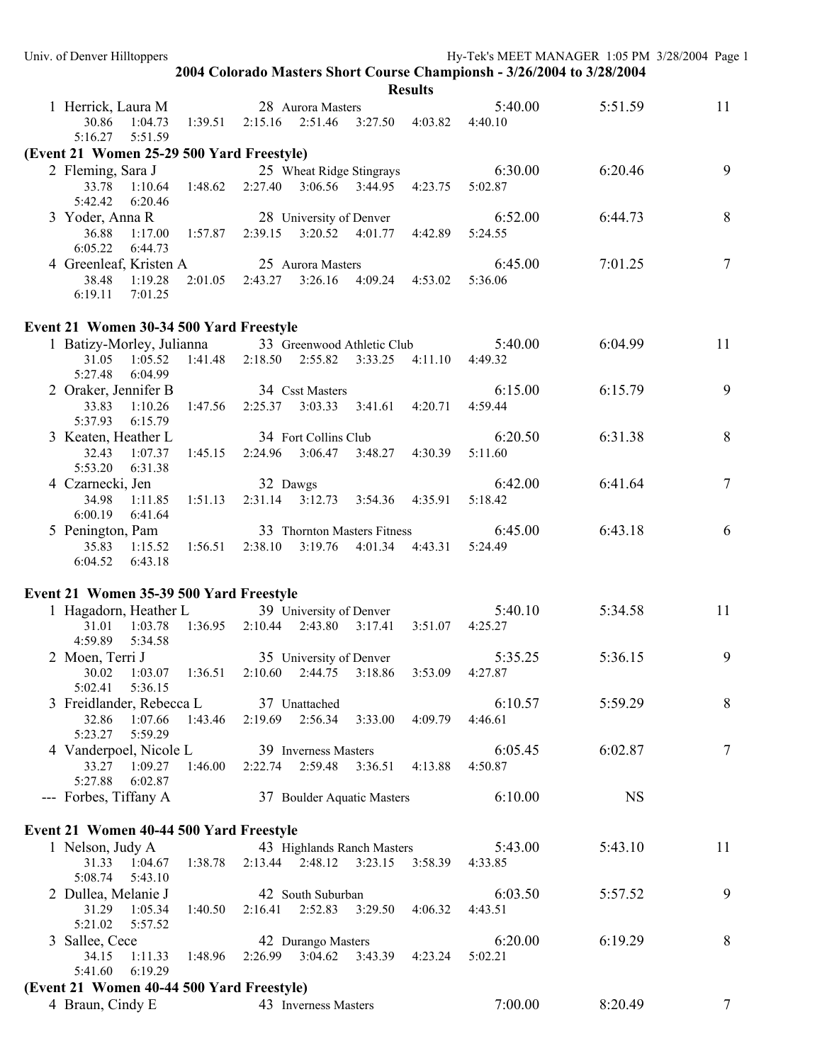## 2004 Colorado Masters Short Course Championsh - 3/26/2004 to 3/28/2004

### Results

| Place | Name | Age | Team | Seed Time | Finals Time | Points |
|---|---|---|---|---|---|---|
| 1 | Herrick, Laura M | 28 | Aurora Masters | 5:40.00 | 5:51.59 | 11 |
| | 30.86 1:04.73 1:39.51 2:15.16 2:51.46 3:27.50 4:03.82 4:40.10 5:16.27 5:51.59 | | | | | |

**(Event 21 Women 25-29 500 Yard Freestyle)**

| Place | Name | Age | Team | Seed Time | Finals Time | Points |
|---|---|---|---|---|---|---|
| 2 | Fleming, Sara J | 25 | Wheat Ridge Stingrays | 6:30.00 | 6:20.46 | 9 |
| | 33.78 1:10.64 1:48.62 2:27.40 3:06.56 3:44.95 4:23.75 5:02.87 5:42.42 6:20.46 | | | | | |
| 3 | Yoder, Anna R | 28 | University of Denver | 6:52.00 | 6:44.73 | 8 |
| | 36.88 1:17.00 1:57.87 2:39.15 3:20.52 4:01.77 4:42.89 5:24.55 6:05.22 6:44.73 | | | | | |
| 4 | Greenleaf, Kristen A | 25 | Aurora Masters | 6:45.00 | 7:01.25 | 7 |
| | 38.48 1:19.28 2:01.05 2:43.27 3:26.16 4:09.24 4:53.02 5:36.06 6:19.11 7:01.25 | | | | | |

### Event 21 Women 30-34 500 Yard Freestyle

| Place | Name | Age | Team | Seed Time | Finals Time | Points |
|---|---|---|---|---|---|---|
| 1 | Batizy-Morley, Julianna | 33 | Greenwood Athletic Club | 5:40.00 | 6:04.99 | 11 |
| | 31.05 1:05.52 1:41.48 2:18.50 2:55.82 3:33.25 4:11.10 4:49.32 5:27.48 6:04.99 | | | | | |
| 2 | Oraker, Jennifer B | 34 | Csst Masters | 6:15.00 | 6:15.79 | 9 |
| | 33.83 1:10.26 1:47.56 2:25.37 3:03.33 3:41.61 4:20.71 4:59.44 5:37.93 6:15.79 | | | | | |
| 3 | Keaten, Heather L | 34 | Fort Collins Club | 6:20.50 | 6:31.38 | 8 |
| | 32.43 1:07.37 1:45.15 2:24.96 3:06.47 3:48.27 4:30.39 5:11.60 5:53.20 6:31.38 | | | | | |
| 4 | Czarnecki, Jen | 32 | Dawgs | 6:42.00 | 6:41.64 | 7 |
| | 34.98 1:11.85 1:51.13 2:31.14 3:12.73 3:54.36 4:35.91 5:18.42 6:00.19 6:41.64 | | | | | |
| 5 | Penington, Pam | 33 | Thornton Masters Fitness | 6:45.00 | 6:43.18 | 6 |
| | 35.83 1:15.52 1:56.51 2:38.10 3:19.76 4:01.34 4:43.31 5:24.49 6:04.52 6:43.18 | | | | | |

### Event 21 Women 35-39 500 Yard Freestyle

| Place | Name | Age | Team | Seed Time | Finals Time | Points |
|---|---|---|---|---|---|---|
| 1 | Hagadorn, Heather L | 39 | University of Denver | 5:40.10 | 5:34.58 | 11 |
| | 31.01 1:03.78 1:36.95 2:10.44 2:43.80 3:17.41 3:51.07 4:25.27 4:59.89 5:34.58 | | | | | |
| 2 | Moen, Terri J | 35 | University of Denver | 5:35.25 | 5:36.15 | 9 |
| | 30.02 1:03.07 1:36.51 2:10.60 2:44.75 3:18.86 3:53.09 4:27.87 5:02.41 5:36.15 | | | | | |
| 3 | Freidlander, Rebecca L | 37 | Unattached | 6:10.57 | 5:59.29 | 8 |
| | 32.86 1:07.66 1:43.46 2:19.69 2:56.34 3:33.00 4:09.79 4:46.61 5:23.27 5:59.29 | | | | | |
| 4 | Vanderpoel, Nicole L | 39 | Inverness Masters | 6:05.45 | 6:02.87 | 7 |
| | 33.27 1:09.27 1:46.00 2:22.74 2:59.48 3:36.51 4:13.88 4:50.87 5:27.88 6:02.87 | | | | | |
| --- | Forbes, Tiffany A | 37 | Boulder Aquatic Masters | 6:10.00 | NS | |

### Event 21 Women 40-44 500 Yard Freestyle

| Place | Name | Age | Team | Seed Time | Finals Time | Points |
|---|---|---|---|---|---|---|
| 1 | Nelson, Judy A | 43 | Highlands Ranch Masters | 5:43.00 | 5:43.10 | 11 |
| | 31.33 1:04.67 1:38.78 2:13.44 2:48.12 3:23.15 3:58.39 4:33.85 5:08.74 5:43.10 | | | | | |
| 2 | Dullea, Melanie J | 42 | South Suburban | 6:03.50 | 5:57.52 | 9 |
| | 31.29 1:05.34 1:40.50 2:16.41 2:52.83 3:29.50 4:06.32 4:43.51 5:21.02 5:57.52 | | | | | |
| 3 | Sallee, Cece | 42 | Durango Masters | 6:20.00 | 6:19.29 | 8 |
| | 34.15 1:11.33 1:48.96 2:26.99 3:04.62 3:43.39 4:23.24 5:02.21 5:41.60 6:19.29 | | | | | |

**(Event 21 Women 40-44 500 Yard Freestyle)**

| Place | Name | Age | Team | Seed Time | Finals Time | Points |
|---|---|---|---|---|---|---|
| 4 | Braun, Cindy E | 43 | Inverness Masters | 7:00.00 | 8:20.49 | 7 |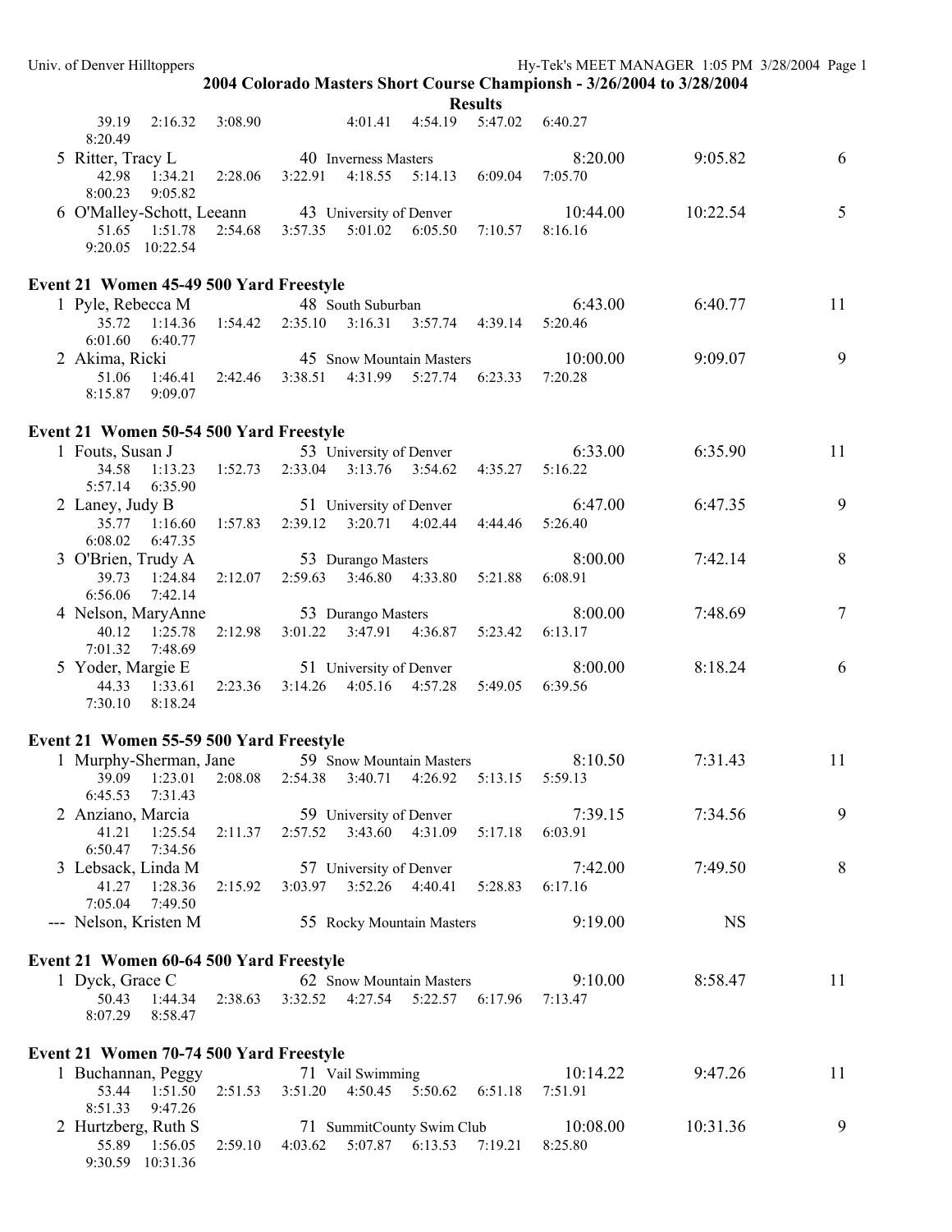## 2004 Colorado Masters Short Course Championsh - 3/26/2004 to 3/28/2004

### Results

39.19 2:16.32 3:08.90 4:01.41 4:54.19 5:47.02 6:40.27
8:20.49

5 Ritter, Tracy L 40 Inverness Masters 8:20.00 9:05.82 6
42.98 1:34.21 2:28.06 3:22.91 4:18.55 5:14.13 6:09.04 7:05.70
8:00.23 9:05.82

6 O'Malley-Schott, Leeann 43 University of Denver 10:44.00 10:22.54 5
51.65 1:51.78 2:54.68 3:57.35 5:01.02 6:05.50 7:10.57 8:16.16
9:20.05 10:22.54

### Event 21 Women 45-49 500 Yard Freestyle

1 Pyle, Rebecca M 48 South Suburban 6:43.00 6:40.77 11
35.72 1:14.36 1:54.42 2:35.10 3:16.31 3:57.74 4:39.14 5:20.46
6:01.60 6:40.77

2 Akima, Ricki 45 Snow Mountain Masters 10:00.00 9:09.07 9
51.06 1:46.41 2:42.46 3:38.51 4:31.99 5:27.74 6:23.33 7:20.28
8:15.87 9:09.07

### Event 21 Women 50-54 500 Yard Freestyle

1 Fouts, Susan J 53 University of Denver 6:33.00 6:35.90 11
34.58 1:13.23 1:52.73 2:33.04 3:13.76 3:54.62 4:35.27 5:16.22
5:57.14 6:35.90

2 Laney, Judy B 51 University of Denver 6:47.00 6:47.35 9
35.77 1:16.60 1:57.83 2:39.12 3:20.71 4:02.44 4:44.46 5:26.40
6:08.02 6:47.35

3 O'Brien, Trudy A 53 Durango Masters 8:00.00 7:42.14 8
39.73 1:24.84 2:12.07 2:59.63 3:46.80 4:33.80 5:21.88 6:08.91
6:56.06 7:42.14

4 Nelson, MaryAnne 53 Durango Masters 8:00.00 7:48.69 7
40.12 1:25.78 2:12.98 3:01.22 3:47.91 4:36.87 5:23.42 6:13.17
7:01.32 7:48.69

5 Yoder, Margie E 51 University of Denver 8:00.00 8:18.24 6
44.33 1:33.61 2:23.36 3:14.26 4:05.16 4:57.28 5:49.05 6:39.56
7:30.10 8:18.24

### Event 21 Women 55-59 500 Yard Freestyle

1 Murphy-Sherman, Jane 59 Snow Mountain Masters 8:10.50 7:31.43 11
39.09 1:23.01 2:08.08 2:54.38 3:40.71 4:26.92 5:13.15 5:59.13
6:45.53 7:31.43

2 Anziano, Marcia 59 University of Denver 7:39.15 7:34.56 9
41.21 1:25.54 2:11.37 2:57.52 3:43.60 4:31.09 5:17.18 6:03.91
6:50.47 7:34.56

3 Lebsack, Linda M 57 University of Denver 7:42.00 7:49.50 8
41.27 1:28.36 2:15.92 3:03.97 3:52.26 4:40.41 5:28.83 6:17.16
7:05.04 7:49.50

--- Nelson, Kristen M 55 Rocky Mountain Masters 9:19.00 NS

### Event 21 Women 60-64 500 Yard Freestyle

1 Dyck, Grace C 62 Snow Mountain Masters 9:10.00 8:58.47 11
50.43 1:44.34 2:38.63 3:32.52 4:27.54 5:22.57 6:17.96 7:13.47
8:07.29 8:58.47

### Event 21 Women 70-74 500 Yard Freestyle

1 Buchannan, Peggy 71 Vail Swimming 10:14.22 9:47.26 11
53.44 1:51.50 2:51.53 3:51.20 4:50.45 5:50.62 6:51.18 7:51.91
8:51.33 9:47.26

2 Hurtzberg, Ruth S 71 SummitCounty Swim Club 10:08.00 10:31.36 9
55.89 1:56.05 2:59.10 4:03.62 5:07.87 6:13.53 7:19.21 8:25.80
9:30.59 10:31.36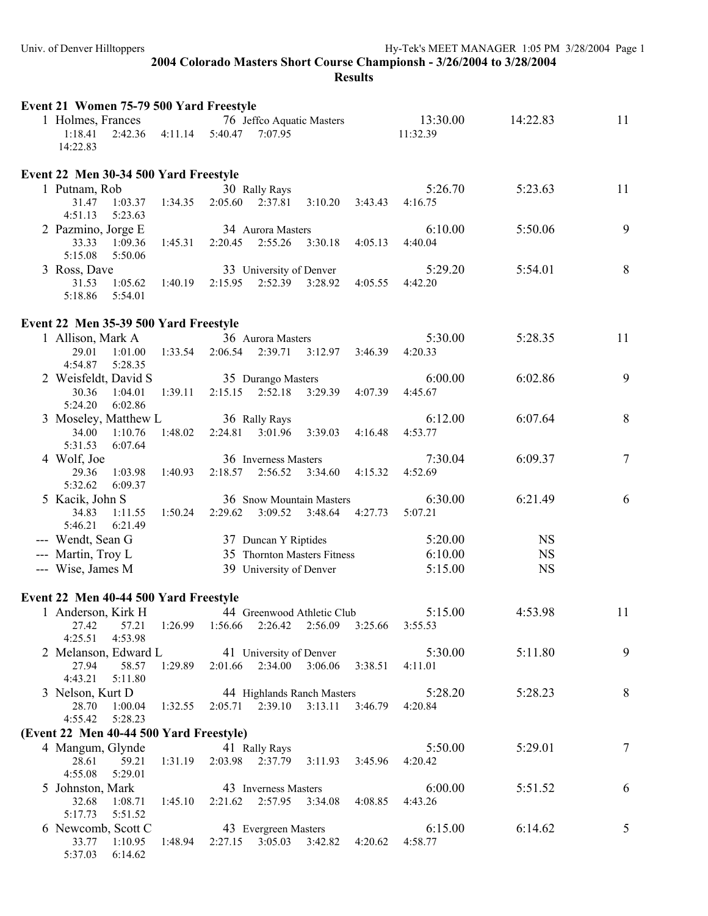## 2004 Colorado Masters Short Course Championsh - 3/26/2004 to 3/28/2004

**Results**

### Event 21 Women 75-79 500 Yard Freestyle

1 Holmes, Frances — 76 Jeffco Aquatic Masters — 13:30.00 — 14:22.83 — 11
1:18.41 2:42.36 4:11.14 5:40.47 7:07.95 11:32.39
14:22.83

### Event 22 Men 30-34 500 Yard Freestyle

1 Putnam, Rob — 30 Rally Rays — 5:26.70 — 5:23.63 — 11
31.47 1:03.37 1:34.35 2:05.60 2:37.81 3:10.20 3:43.43 4:16.75
4:51.13 5:23.63

2 Pazmino, Jorge E — 34 Aurora Masters — 6:10.00 — 5:50.06 — 9
33.33 1:09.36 1:45.31 2:20.45 2:55.26 3:30.18 4:05.13 4:40.04
5:15.08 5:50.06

3 Ross, Dave — 33 University of Denver — 5:29.20 — 5:54.01 — 8
31.53 1:05.62 1:40.19 2:15.95 2:52.39 3:28.92 4:05.55 4:42.20
5:18.86 5:54.01

### Event 22 Men 35-39 500 Yard Freestyle

1 Allison, Mark A — 36 Aurora Masters — 5:30.00 — 5:28.35 — 11
29.01 1:01.00 1:33.54 2:06.54 2:39.71 3:12.97 3:46.39 4:20.33
4:54.87 5:28.35

2 Weisfeldt, David S — 35 Durango Masters — 6:00.00 — 6:02.86 — 9
30.36 1:04.01 1:39.11 2:15.15 2:52.18 3:29.39 4:07.39 4:45.67
5:24.20 6:02.86

3 Moseley, Matthew L — 36 Rally Rays — 6:12.00 — 6:07.64 — 8
34.00 1:10.76 1:48.02 2:24.81 3:01.96 3:39.03 4:16.48 4:53.77
5:31.53 6:07.64

4 Wolf, Joe — 36 Inverness Masters — 7:30.04 — 6:09.37 — 7
29.36 1:03.98 1:40.93 2:18.57 2:56.52 3:34.60 4:15.32 4:52.69
5:32.62 6:09.37

5 Kacik, John S — 36 Snow Mountain Masters — 6:30.00 — 6:21.49 — 6
34.83 1:11.55 1:50.24 2:29.62 3:09.52 3:48.64 4:27.73 5:07.21
5:46.21 6:21.49

--- Wendt, Sean G — 37 Duncan Y Riptides — 5:20.00 — NS
--- Martin, Troy L — 35 Thornton Masters Fitness — 6:10.00 — NS
--- Wise, James M — 39 University of Denver — 5:15.00 — NS

### Event 22 Men 40-44 500 Yard Freestyle

1 Anderson, Kirk H — 44 Greenwood Athletic Club — 5:15.00 — 4:53.98 — 11
27.42 57.21 1:26.99 1:56.66 2:26.42 2:56.09 3:25.66 3:55.53
4:25.51 4:53.98

2 Melanson, Edward L — 41 University of Denver — 5:30.00 — 5:11.80 — 9
27.94 58.57 1:29.89 2:01.66 2:34.00 3:06.06 3:38.51 4:11.01
4:43.21 5:11.80

3 Nelson, Kurt D — 44 Highlands Ranch Masters — 5:28.20 — 5:28.23 — 8
28.70 1:00.04 1:32.55 2:05.71 2:39.10 3:13.11 3:46.79 4:20.84
4:55.42 5:28.23

### (Event 22 Men 40-44 500 Yard Freestyle)

4 Mangum, Glynde — 41 Rally Rays — 5:50.00 — 5:29.01 — 7
28.61 59.21 1:31.19 2:03.98 2:37.79 3:11.93 3:45.96 4:20.42
4:55.08 5:29.01

5 Johnston, Mark — 43 Inverness Masters — 6:00.00 — 5:51.52 — 6
32.68 1:08.71 1:45.10 2:21.62 2:57.95 3:34.08 4:08.85 4:43.26
5:17.73 5:51.52

6 Newcomb, Scott C — 43 Evergreen Masters — 6:15.00 — 6:14.62 — 5
33.77 1:10.95 1:48.94 2:27.15 3:05.03 3:42.82 4:20.62 4:58.77
5:37.03 6:14.62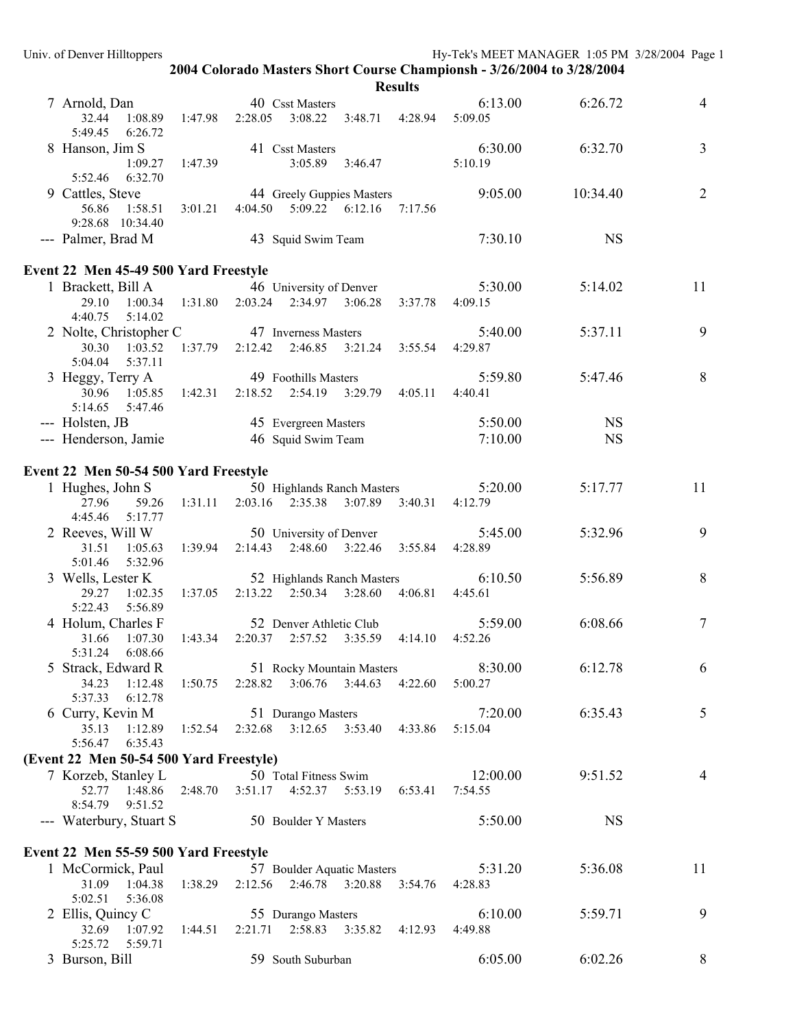**2004 Colorado Masters Short Course Championsh - 3/26/2004 to 3/28/2004**

**Results**

| | Name | Age | Team | Seed Time | Finals Time | Points |
|---|---|---|---|---|---|---|
| 7 | Arnold, Dan | 40 | Csst Masters | 6:13.00 | 6:26.72 | 4 |
| | 32.44 1:08.89 1:47.98 2:28.05 3:08.22 3:48.71 4:28.94 5:09.05 5:49.45 6:26.72 | | | | | |
| 8 | Hanson, Jim S | 41 | Csst Masters | 6:30.00 | 6:32.70 | 3 |
| | 1:09.27 1:47.39 3:05.89 3:46.47 5:10.19 5:52.46 6:32.70 | | | | | |
| 9 | Cattles, Steve | 44 | Greely Guppies Masters | 9:05.00 | 10:34.40 | 2 |
| | 56.86 1:58.51 3:01.21 4:04.50 5:09.22 6:12.16 7:17.56 9:28.68 10:34.40 | | | | | |
| --- | Palmer, Brad M | 43 | Squid Swim Team | 7:30.10 | NS | |

**Event 22 Men 45-49 500 Yard Freestyle**

| | Name | Age | Team | Seed Time | Finals Time | Points |
|---|---|---|---|---|---|---|
| 1 | Brackett, Bill A | 46 | University of Denver | 5:30.00 | 5:14.02 | 11 |
| | 29.10 1:00.34 1:31.80 2:03.24 2:34.97 3:06.28 3:37.78 4:09.15 4:40.75 5:14.02 | | | | | |
| 2 | Nolte, Christopher C | 47 | Inverness Masters | 5:40.00 | 5:37.11 | 9 |
| | 30.30 1:03.52 1:37.79 2:12.42 2:46.85 3:21.24 3:55.54 4:29.87 5:04.04 5:37.11 | | | | | |
| 3 | Heggy, Terry A | 49 | Foothills Masters | 5:59.80 | 5:47.46 | 8 |
| | 30.96 1:05.85 1:42.31 2:18.52 2:54.19 3:29.79 4:05.11 4:40.41 5:14.65 5:47.46 | | | | | |
| --- | Holsten, JB | 45 | Evergreen Masters | 5:50.00 | NS | |
| --- | Henderson, Jamie | 46 | Squid Swim Team | 7:10.00 | NS | |

**Event 22 Men 50-54 500 Yard Freestyle**

| | Name | Age | Team | Seed Time | Finals Time | Points |
|---|---|---|---|---|---|---|
| 1 | Hughes, John S | 50 | Highlands Ranch Masters | 5:20.00 | 5:17.77 | 11 |
| | 27.96 59.26 1:31.11 2:03.16 2:35.38 3:07.89 3:40.31 4:12.79 4:45.46 5:17.77 | | | | | |
| 2 | Reeves, Will W | 50 | University of Denver | 5:45.00 | 5:32.96 | 9 |
| | 31.51 1:05.63 1:39.94 2:14.43 2:48.60 3:22.46 3:55.84 4:28.89 5:01.46 5:32.96 | | | | | |
| 3 | Wells, Lester K | 52 | Highlands Ranch Masters | 6:10.50 | 5:56.89 | 8 |
| | 29.27 1:02.35 1:37.05 2:13.22 2:50.34 3:28.60 4:06.81 4:45.61 5:22.43 5:56.89 | | | | | |
| 4 | Holum, Charles F | 52 | Denver Athletic Club | 5:59.00 | 6:08.66 | 7 |
| | 31.66 1:07.30 1:43.34 2:20.37 2:57.52 3:35.59 4:14.10 4:52.26 5:31.24 6:08.66 | | | | | |
| 5 | Strack, Edward R | 51 | Rocky Mountain Masters | 8:30.00 | 6:12.78 | 6 |
| | 34.23 1:12.48 1:50.75 2:28.82 3:06.76 3:44.63 4:22.60 5:00.27 5:37.33 6:12.78 | | | | | |
| 6 | Curry, Kevin M | 51 | Durango Masters | 7:20.00 | 6:35.43 | 5 |
| | 35.13 1:12.89 1:52.54 2:32.68 3:12.65 3:53.40 4:33.86 5:15.04 5:56.47 6:35.43 | | | | | |

**(Event 22 Men 50-54 500 Yard Freestyle)**

| | Name | Age | Team | Seed Time | Finals Time | Points |
|---|---|---|---|---|---|---|
| 7 | Korzeb, Stanley L | 50 | Total Fitness Swim | 12:00.00 | 9:51.52 | 4 |
| | 52.77 1:48.86 2:48.70 3:51.17 4:52.37 5:53.19 6:53.41 7:54.55 8:54.79 9:51.52 | | | | | |
| --- | Waterbury, Stuart S | 50 | Boulder Y Masters | 5:50.00 | NS | |

**Event 22 Men 55-59 500 Yard Freestyle**

| | Name | Age | Team | Seed Time | Finals Time | Points |
|---|---|---|---|---|---|---|
| 1 | McCormick, Paul | 57 | Boulder Aquatic Masters | 5:31.20 | 5:36.08 | 11 |
| | 31.09 1:04.38 1:38.29 2:12.56 2:46.78 3:20.88 3:54.76 4:28.83 5:02.51 5:36.08 | | | | | |
| 2 | Ellis, Quincy C | 55 | Durango Masters | 6:10.00 | 5:59.71 | 9 |
| | 32.69 1:07.92 1:44.51 2:21.71 2:58.83 3:35.82 4:12.93 4:49.88 5:25.72 5:59.71 | | | | | |
| 3 | Burson, Bill | 59 | South Suburban | 6:05.00 | 6:02.26 | 8 |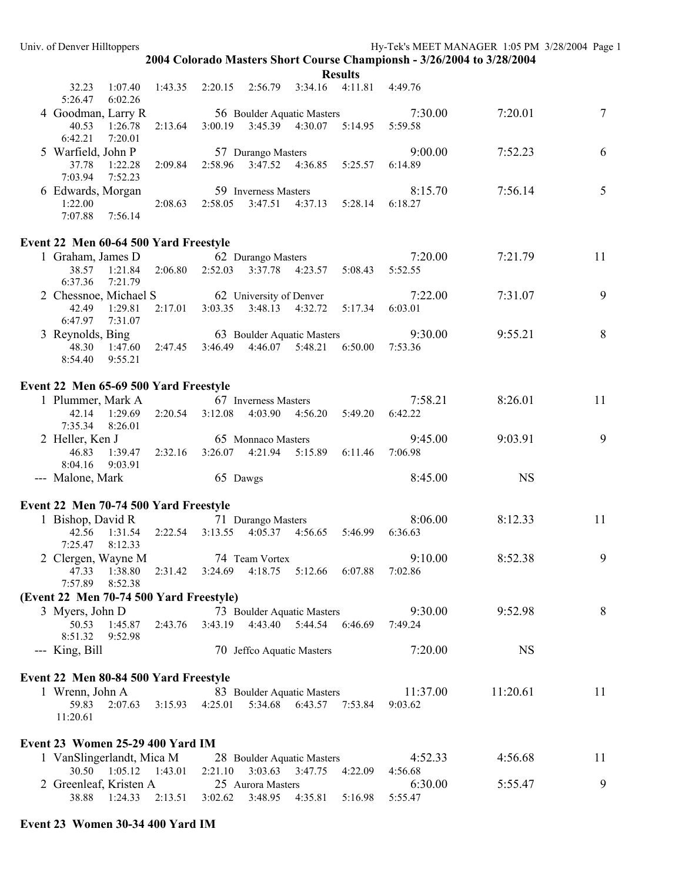**2004 Colorado Masters Short Course Championsh - 3/26/2004 to 3/28/2004**

**Results**

32.23 1:07.40 1:43.35 2:20.15 2:56.79 3:34.16 4:11.81 4:49.76
5:26.47 6:02.26

| Place | Name | Age | Team | Seed Time | Finals Time | Points |
|---|---|---|---|---|---|---|
| 4 | Goodman, Larry R | 56 | Boulder Aquatic Masters | 7:30.00 | 7:20.01 | 7 |
| | 40.53 1:26.78 2:13.64 3:00.19 3:45.39 4:30.07 5:14.95 5:59.58 6:42.21 7:20.01 | | | | | |
| 5 | Warfield, John P | 57 | Durango Masters | 9:00.00 | 7:52.23 | 6 |
| | 37.78 1:22.28 2:09.84 2:58.96 3:47.52 4:36.85 5:25.57 6:14.89 7:03.94 7:52.23 | | | | | |
| 6 | Edwards, Morgan | 59 | Inverness Masters | 8:15.70 | 7:56.14 | 5 |
| | 1:22.00 2:08.63 2:58.05 3:47.51 4:37.13 5:28.14 6:18.27 7:07.88 7:56.14 | | | | | |

**Event 22 Men 60-64 500 Yard Freestyle**

| Place | Name | Age | Team | Seed Time | Finals Time | Points |
|---|---|---|---|---|---|---|
| 1 | Graham, James D | 62 | Durango Masters | 7:20.00 | 7:21.79 | 11 |
| | 38.57 1:21.84 2:06.80 2:52.03 3:37.78 4:23.57 5:08.43 5:52.55 6:37.36 7:21.79 | | | | | |
| 2 | Chessnoe, Michael S | 62 | University of Denver | 7:22.00 | 7:31.07 | 9 |
| | 42.49 1:29.81 2:17.01 3:03.35 3:48.13 4:32.72 5:17.34 6:03.01 6:47.97 7:31.07 | | | | | |
| 3 | Reynolds, Bing | 63 | Boulder Aquatic Masters | 9:30.00 | 9:55.21 | 8 |
| | 48.30 1:47.60 2:47.45 3:46.49 4:46.07 5:48.21 6:50.00 7:53.36 8:54.40 9:55.21 | | | | | |

**Event 22 Men 65-69 500 Yard Freestyle**

| Place | Name | Age | Team | Seed Time | Finals Time | Points |
|---|---|---|---|---|---|---|
| 1 | Plummer, Mark A | 67 | Inverness Masters | 7:58.21 | 8:26.01 | 11 |
| | 42.14 1:29.69 2:20.54 3:12.08 4:03.90 4:56.20 5:49.20 6:42.22 7:35.34 8:26.01 | | | | | |
| 2 | Heller, Ken J | 65 | Monnaco Masters | 9:45.00 | 9:03.91 | 9 |
| | 46.83 1:39.47 2:32.16 3:26.07 4:21.94 5:15.89 6:11.46 7:06.98 8:04.16 9:03.91 | | | | | |
| --- | Malone, Mark | 65 | Dawgs | 8:45.00 | NS | |

**Event 22 Men 70-74 500 Yard Freestyle**

| Place | Name | Age | Team | Seed Time | Finals Time | Points |
|---|---|---|---|---|---|---|
| 1 | Bishop, David R | 71 | Durango Masters | 8:06.00 | 8:12.33 | 11 |
| | 42.56 1:31.54 2:22.54 3:13.55 4:05.37 4:56.65 5:46.99 6:36.63 7:25.47 8:12.33 | | | | | |
| 2 | Clergen, Wayne M | 74 | Team Vortex | 9:10.00 | 8:52.38 | 9 |
| | 47.33 1:38.80 2:31.42 3:24.69 4:18.75 5:12.66 6:07.88 7:02.86 7:57.89 8:52.38 | | | | | |

**(Event 22 Men 70-74 500 Yard Freestyle)**

| Place | Name | Age | Team | Seed Time | Finals Time | Points |
|---|---|---|---|---|---|---|
| 3 | Myers, John D | 73 | Boulder Aquatic Masters | 9:30.00 | 9:52.98 | 8 |
| | 50.53 1:45.87 2:43.76 3:43.19 4:43.40 5:44.54 6:46.69 7:49.24 8:51.32 9:52.98 | | | | | |
| --- | King, Bill | 70 | Jeffco Aquatic Masters | 7:20.00 | NS | |

**Event 22 Men 80-84 500 Yard Freestyle**

| Place | Name | Age | Team | Seed Time | Finals Time | Points |
|---|---|---|---|---|---|---|
| 1 | Wrenn, John A | 83 | Boulder Aquatic Masters | 11:37.00 | 11:20.61 | 11 |
| | 59.83 2:07.63 3:15.93 4:25.01 5:34.68 6:43.57 7:53.84 9:03.62 11:20.61 | | | | | |

**Event 23 Women 25-29 400 Yard IM**

| Place | Name | Age | Team | Seed Time | Finals Time | Points |
|---|---|---|---|---|---|---|
| 1 | VanSlingerlandt, Mica M | 28 | Boulder Aquatic Masters | 4:52.33 | 4:56.68 | 11 |
| | 30.50 1:05.12 1:43.01 2:21.10 3:03.63 3:47.75 4:22.09 4:56.68 | | | | | |
| 2 | Greenleaf, Kristen A | 25 | Aurora Masters | 6:30.00 | 5:55.47 | 9 |
| | 38.88 1:24.33 2:13.51 3:02.62 3:48.95 4:35.81 5:16.98 5:55.47 | | | | | |

**Event 23 Women 30-34 400 Yard IM**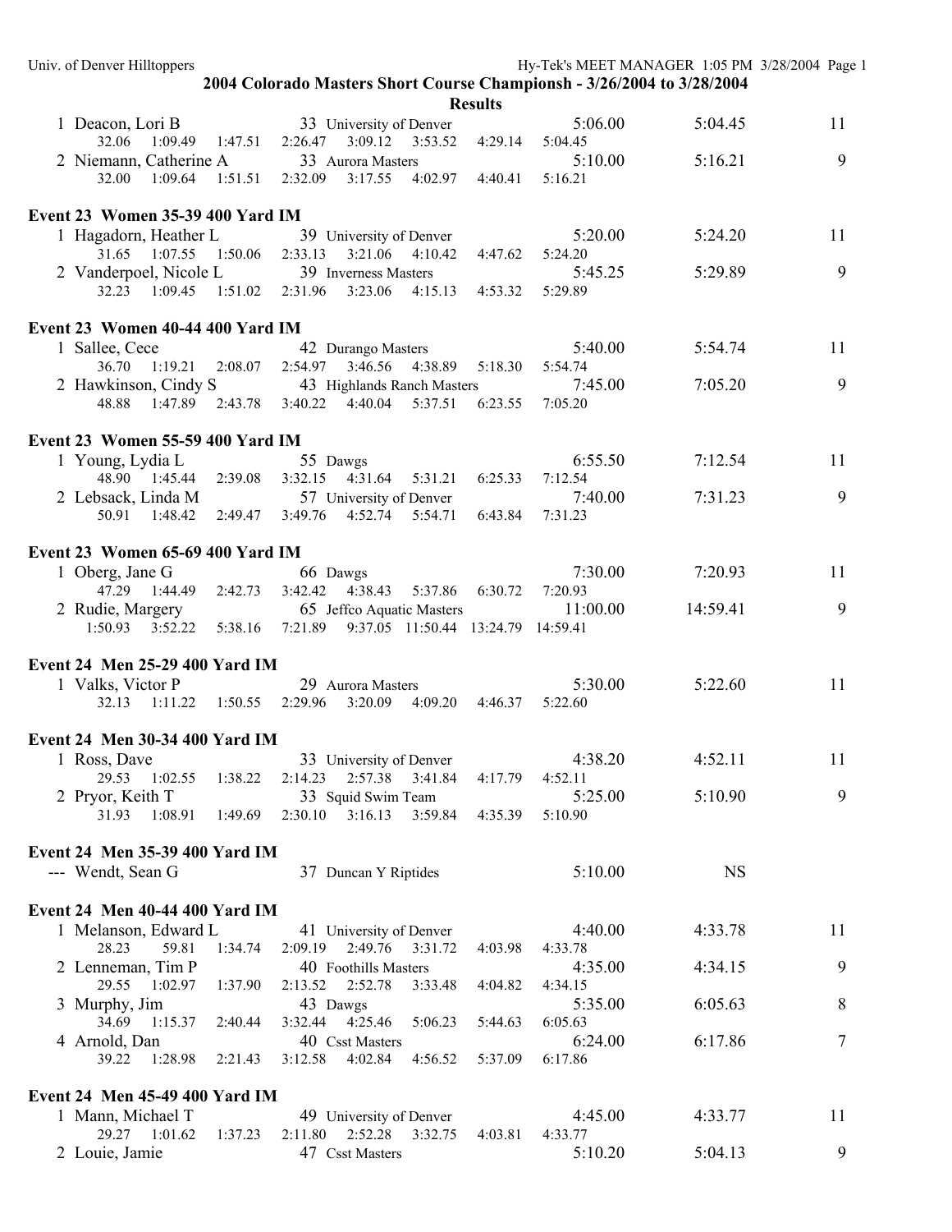## 2004 Colorado Masters Short Course Championsh - 3/26/2004 to 3/28/2004

### Results

1 Deacon, Lori B — 33 University of Denver — 5:06.00 — 5:04.45 — 11
32.06 1:09.49 1:47.51 2:26.47 3:09.12 3:53.52 4:29.14 5:04.45

2 Niemann, Catherine A — 33 Aurora Masters — 5:10.00 — 5:16.21 — 9
32.00 1:09.64 1:51.51 2:32.09 3:17.55 4:02.97 4:40.41 5:16.21

### Event 23 Women 35-39 400 Yard IM

1 Hagadorn, Heather L — 39 University of Denver — 5:20.00 — 5:24.20 — 11
31.65 1:07.55 1:50.06 2:33.13 3:21.06 4:10.42 4:47.62 5:24.20

2 Vanderpoel, Nicole L — 39 Inverness Masters — 5:45.25 — 5:29.89 — 9
32.23 1:09.45 1:51.02 2:31.96 3:23.06 4:15.13 4:53.32 5:29.89

### Event 23 Women 40-44 400 Yard IM

1 Sallee, Cece — 42 Durango Masters — 5:40.00 — 5:54.74 — 11
36.70 1:19.21 2:08.07 2:54.97 3:46.56 4:38.89 5:18.30 5:54.74

2 Hawkinson, Cindy S — 43 Highlands Ranch Masters — 7:45.00 — 7:05.20 — 9
48.88 1:47.89 2:43.78 3:40.22 4:40.04 5:37.51 6:23.55 7:05.20

### Event 23 Women 55-59 400 Yard IM

1 Young, Lydia L — 55 Dawgs — 6:55.50 — 7:12.54 — 11
48.90 1:45.44 2:39.08 3:32.15 4:31.64 5:31.21 6:25.33 7:12.54

2 Lebsack, Linda M — 57 University of Denver — 7:40.00 — 7:31.23 — 9
50.91 1:48.42 2:49.47 3:49.76 4:52.74 5:54.71 6:43.84 7:31.23

### Event 23 Women 65-69 400 Yard IM

1 Oberg, Jane G — 66 Dawgs — 7:30.00 — 7:20.93 — 11
47.29 1:44.49 2:42.73 3:42.42 4:38.43 5:37.86 6:30.72 7:20.93

2 Rudie, Margery — 65 Jeffco Aquatic Masters — 11:00.00 — 14:59.41 — 9
1:50.93 3:52.22 5:38.16 7:21.89 9:37.05 11:50.44 13:24.79 14:59.41

### Event 24 Men 25-29 400 Yard IM

1 Valks, Victor P — 29 Aurora Masters — 5:30.00 — 5:22.60 — 11
32.13 1:11.22 1:50.55 2:29.96 3:20.09 4:09.20 4:46.37 5:22.60

### Event 24 Men 30-34 400 Yard IM

1 Ross, Dave — 33 University of Denver — 4:38.20 — 4:52.11 — 11
29.53 1:02.55 1:38.22 2:14.23 2:57.38 3:41.84 4:17.79 4:52.11

2 Pryor, Keith T — 33 Squid Swim Team — 5:25.00 — 5:10.90 — 9
31.93 1:08.91 1:49.69 2:30.10 3:16.13 3:59.84 4:35.39 5:10.90

### Event 24 Men 35-39 400 Yard IM

--- Wendt, Sean G — 37 Duncan Y Riptides — 5:10.00 — NS

### Event 24 Men 40-44 400 Yard IM

1 Melanson, Edward L — 41 University of Denver — 4:40.00 — 4:33.78 — 11
28.23 59.81 1:34.74 2:09.19 2:49.76 3:31.72 4:03.98 4:33.78

2 Lenneman, Tim P — 40 Foothills Masters — 4:35.00 — 4:34.15 — 9
29.55 1:02.97 1:37.90 2:13.52 2:52.78 3:33.48 4:04.82 4:34.15

3 Murphy, Jim — 43 Dawgs — 5:35.00 — 6:05.63 — 8
34.69 1:15.37 2:40.44 3:32.44 4:25.46 5:06.23 5:44.63 6:05.63

4 Arnold, Dan — 40 Csst Masters — 6:24.00 — 6:17.86 — 7
39.22 1:28.98 2:21.43 3:12.58 4:02.84 4:56.52 5:37.09 6:17.86

### Event 24 Men 45-49 400 Yard IM

1 Mann, Michael T — 49 University of Denver — 4:45.00 — 4:33.77 — 11
29.27 1:01.62 1:37.23 2:11.80 2:52.28 3:32.75 4:03.81 4:33.77

2 Louie, Jamie — 47 Csst Masters — 5:10.20 — 5:04.13 — 9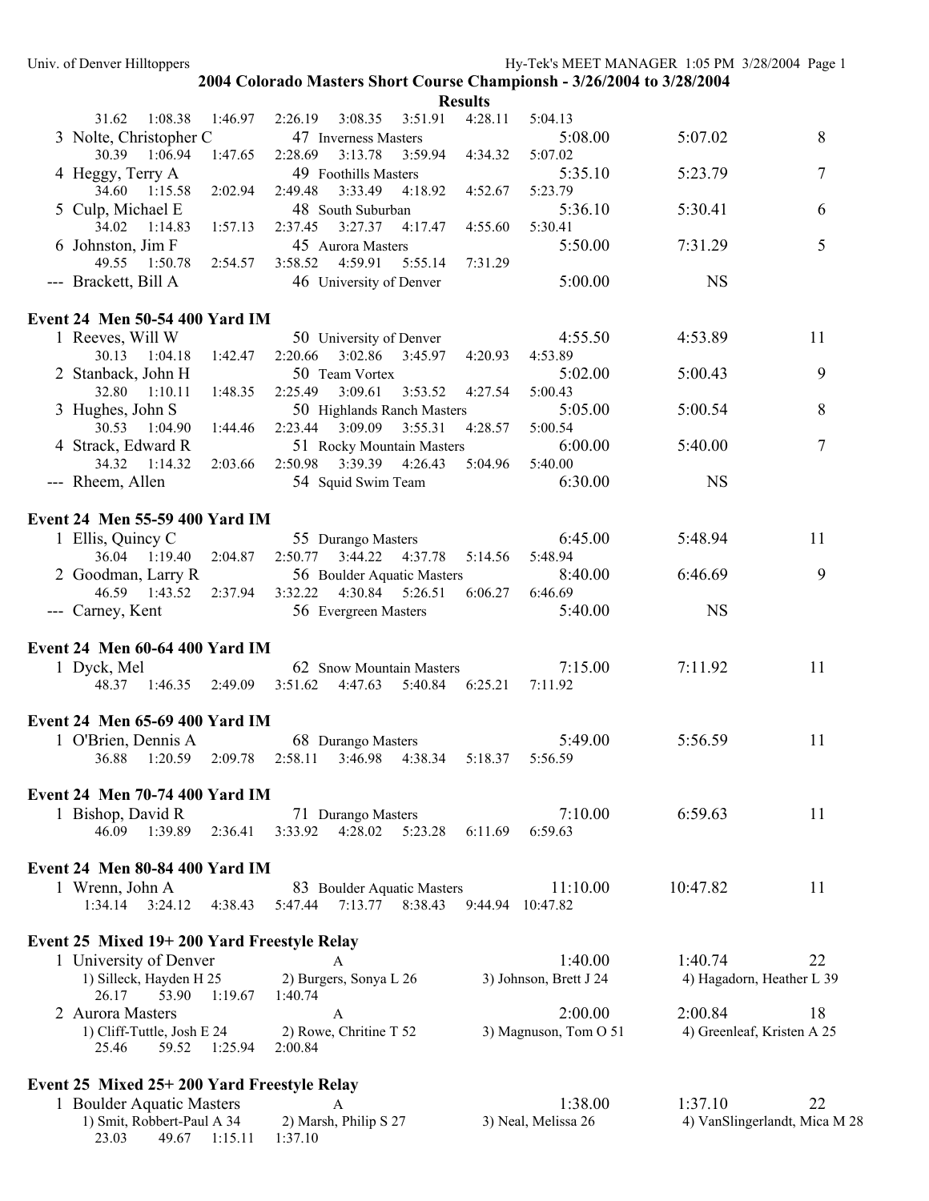**2004 Colorado Masters Short Course Championsh - 3/26/2004 to 3/28/2004**

**Results**

31.62 1:08.38 1:46.97 2:26.19 3:08.35 3:51.91 4:28.11 5:04.13

| Place | Name | Age | Team | Seed Time | Finals Time | Points |
|---|---|---|---|---|---|---|
| 3 | Nolte, Christopher C | 47 | Inverness Masters | 5:08.00 | 5:07.02 | 8 |
| | 30.39 1:06.94 1:47.65 2:28.69 3:13.78 3:59.94 4:34.32 5:07.02 | | | | | |
| 4 | Heggy, Terry A | 49 | Foothills Masters | 5:35.10 | 5:23.79 | 7 |
| | 34.60 1:15.58 2:02.94 2:49.48 3:33.49 4:18.92 4:52.67 5:23.79 | | | | | |
| 5 | Culp, Michael E | 48 | South Suburban | 5:36.10 | 5:30.41 | 6 |
| | 34.02 1:14.83 1:57.13 2:37.45 3:27.37 4:17.47 4:55.60 5:30.41 | | | | | |
| 6 | Johnston, Jim F | 45 | Aurora Masters | 5:50.00 | 7:31.29 | 5 |
| | 49.55 1:50.78 2:54.57 3:58.52 4:59.91 5:55.14 7:31.29 | | | | | |
| --- | Brackett, Bill A | 46 | University of Denver | 5:00.00 | NS | |

### Event 24 Men 50-54 400 Yard IM

| Place | Name | Age | Team | Seed Time | Finals Time | Points |
|---|---|---|---|---|---|---|
| 1 | Reeves, Will W | 50 | University of Denver | 4:55.50 | 4:53.89 | 11 |
| | 30.13 1:04.18 1:42.47 2:20.66 3:02.86 3:45.97 4:20.93 4:53.89 | | | | | |
| 2 | Stanback, John H | 50 | Team Vortex | 5:02.00 | 5:00.43 | 9 |
| | 32.80 1:10.11 1:48.35 2:25.49 3:09.61 3:53.52 4:27.54 5:00.43 | | | | | |
| 3 | Hughes, John S | 50 | Highlands Ranch Masters | 5:05.00 | 5:00.54 | 8 |
| | 30.53 1:04.90 1:44.46 2:23.44 3:09.09 3:55.31 4:28.57 5:00.54 | | | | | |
| 4 | Strack, Edward R | 51 | Rocky Mountain Masters | 6:00.00 | 5:40.00 | 7 |
| | 34.32 1:14.32 2:03.66 2:50.98 3:39.39 4:26.43 5:04.96 5:40.00 | | | | | |
| --- | Rheem, Allen | 54 | Squid Swim Team | 6:30.00 | NS | |

### Event 24 Men 55-59 400 Yard IM

| Place | Name | Age | Team | Seed Time | Finals Time | Points |
|---|---|---|---|---|---|---|
| 1 | Ellis, Quincy C | 55 | Durango Masters | 6:45.00 | 5:48.94 | 11 |
| | 36.04 1:19.40 2:04.87 2:50.77 3:44.22 4:37.78 5:14.56 5:48.94 | | | | | |
| 2 | Goodman, Larry R | 56 | Boulder Aquatic Masters | 8:40.00 | 6:46.69 | 9 |
| | 46.59 1:43.52 2:37.94 3:32.22 4:30.84 5:26.51 6:06.27 6:46.69 | | | | | |
| --- | Carney, Kent | 56 | Evergreen Masters | 5:40.00 | NS | |

### Event 24 Men 60-64 400 Yard IM

| Place | Name | Age | Team | Seed Time | Finals Time | Points |
|---|---|---|---|---|---|---|
| 1 | Dyck, Mel | 62 | Snow Mountain Masters | 7:15.00 | 7:11.92 | 11 |
| | 48.37 1:46.35 2:49.09 3:51.62 4:47.63 5:40.84 6:25.21 7:11.92 | | | | | |

### Event 24 Men 65-69 400 Yard IM

| Place | Name | Age | Team | Seed Time | Finals Time | Points |
|---|---|---|---|---|---|---|
| 1 | O'Brien, Dennis A | 68 | Durango Masters | 5:49.00 | 5:56.59 | 11 |
| | 36.88 1:20.59 2:09.78 2:58.11 3:46.98 4:38.34 5:18.37 5:56.59 | | | | | |

### Event 24 Men 70-74 400 Yard IM

| Place | Name | Age | Team | Seed Time | Finals Time | Points |
|---|---|---|---|---|---|---|
| 1 | Bishop, David R | 71 | Durango Masters | 7:10.00 | 6:59.63 | 11 |
| | 46.09 1:39.89 2:36.41 3:33.92 4:28.02 5:23.28 6:11.69 6:59.63 | | | | | |

### Event 24 Men 80-84 400 Yard IM

| Place | Name | Age | Team | Seed Time | Finals Time | Points |
|---|---|---|---|---|---|---|
| 1 | Wrenn, John A | 83 | Boulder Aquatic Masters | 11:10.00 | 10:47.82 | 11 |
| | 1:34.14 3:24.12 4:38.43 5:47.44 7:13.77 8:38.43 9:44.94 10:47.82 | | | | | |

### Event 25 Mixed 19+ 200 Yard Freestyle Relay

| Place | Team | Relay | Seed Time | Finals Time | Points |
|---|---|---|---|---|---|
| 1 | University of Denver | A | 1:40.00 | 1:40.74 | 22 |
| | 1) Silleck, Hayden H 25; 2) Burgers, Sonya L 26; 3) Johnson, Brett J 24; 4) Hagadorn, Heather L 39 | | | | |
| | 26.17 53.90 1:19.67 1:40.74 | | | | |
| 2 | Aurora Masters | A | 2:00.00 | 2:00.84 | 18 |
| | 1) Cliff-Tuttle, Josh E 24; 2) Rowe, Chritine T 52; 3) Magnuson, Tom O 51; 4) Greenleaf, Kristen A 25 | | | | |
| | 25.46 59.52 1:25.94 2:00.84 | | | | |

### Event 25 Mixed 25+ 200 Yard Freestyle Relay

| Place | Team | Relay | Seed Time | Finals Time | Points |
|---|---|---|---|---|---|
| 1 | Boulder Aquatic Masters | A | 1:38.00 | 1:37.10 | 22 |
| | 1) Smit, Robbert-Paul A 34; 2) Marsh, Philip S 27; 3) Neal, Melissa 26; 4) VanSlingerlandt, Mica M 28 | | | | |
| | 23.03 49.67 1:15.11 1:37.10 | | | | |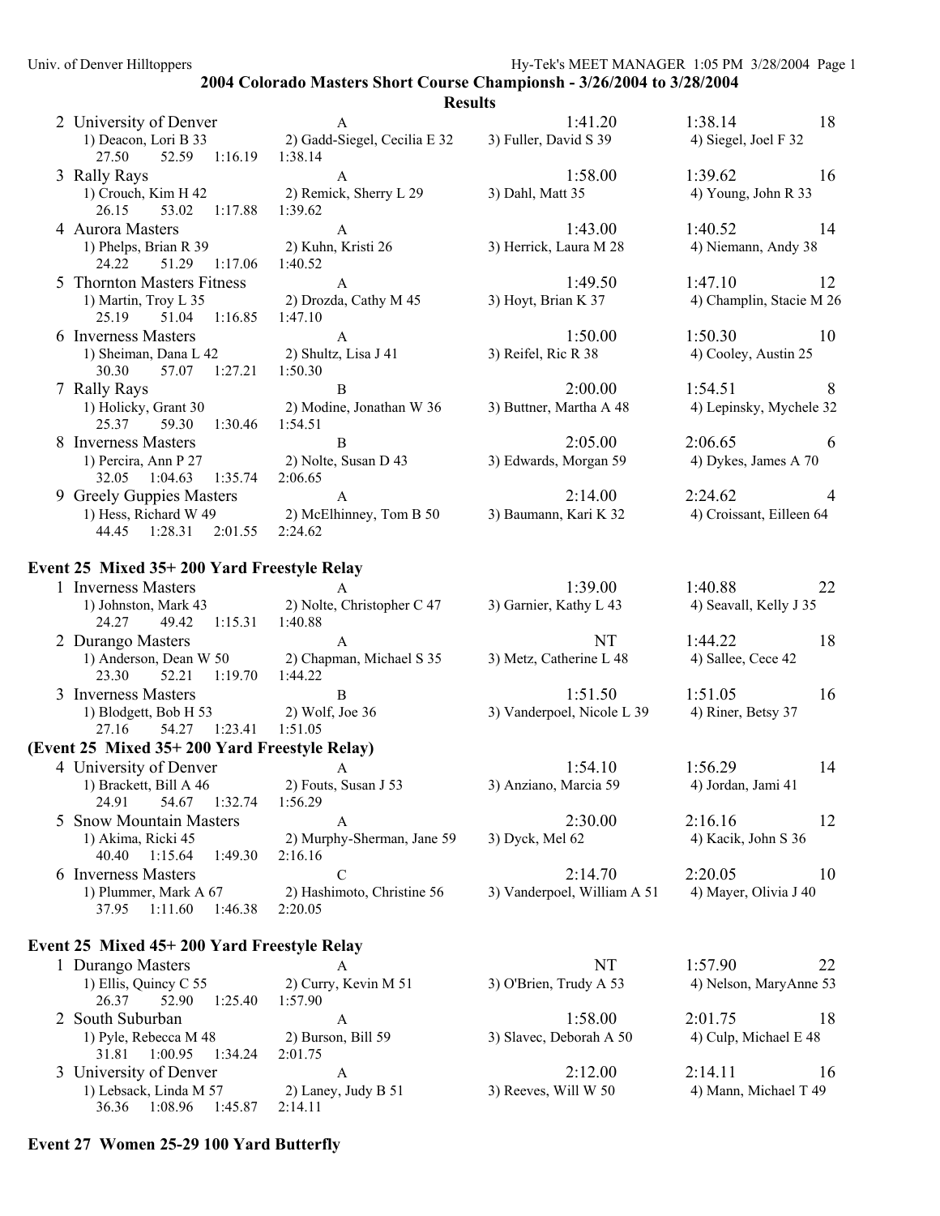**2004 Colorado Masters Short Course Championsh - 3/26/2004 to 3/28/2004**

**Results**

| | Team | Relay | Seed Time | Finals Time | Points |
|---|---|---|---|---|---|
| 2 | University of Denver | A | 1:41.20 | 1:38.14 | 18 |
| | 1) Deacon, Lori B 33 | 2) Gadd-Siegel, Cecilia E 32 | 3) Fuller, David S 39 | 4) Siegel, Joel F 32 | |
| | 27.50 52.59 1:16.19 1:38.14 | | | | |
| 3 | Rally Rays | A | 1:58.00 | 1:39.62 | 16 |
| | 1) Crouch, Kim H 42 | 2) Remick, Sherry L 29 | 3) Dahl, Matt 35 | 4) Young, John R 33 | |
| | 26.15 53.02 1:17.88 1:39.62 | | | | |
| 4 | Aurora Masters | A | 1:43.00 | 1:40.52 | 14 |
| | 1) Phelps, Brian R 39 | 2) Kuhn, Kristi 26 | 3) Herrick, Laura M 28 | 4) Niemann, Andy 38 | |
| | 24.22 51.29 1:17.06 1:40.52 | | | | |
| 5 | Thornton Masters Fitness | A | 1:49.50 | 1:47.10 | 12 |
| | 1) Martin, Troy L 35 | 2) Drozda, Cathy M 45 | 3) Hoyt, Brian K 37 | 4) Champlin, Stacie M 26 | |
| | 25.19 51.04 1:16.85 1:47.10 | | | | |
| 6 | Inverness Masters | A | 1:50.00 | 1:50.30 | 10 |
| | 1) Sheiman, Dana L 42 | 2) Shultz, Lisa J 41 | 3) Reifel, Ric R 38 | 4) Cooley, Austin 25 | |
| | 30.30 57.07 1:27.21 1:50.30 | | | | |
| 7 | Rally Rays | B | 2:00.00 | 1:54.51 | 8 |
| | 1) Holicky, Grant 30 | 2) Modine, Jonathan W 36 | 3) Buttner, Martha A 48 | 4) Lepinsky, Mychele 32 | |
| | 25.37 59.30 1:30.46 1:54.51 | | | | |
| 8 | Inverness Masters | B | 2:05.00 | 2:06.65 | 6 |
| | 1) Percira, Ann P 27 | 2) Nolte, Susan D 43 | 3) Edwards, Morgan 59 | 4) Dykes, James A 70 | |
| | 32.05 1:04.63 1:35.74 2:06.65 | | | | |
| 9 | Greely Guppies Masters | A | 2:14.00 | 2:24.62 | 4 |
| | 1) Hess, Richard W 49 | 2) McElhinney, Tom B 50 | 3) Baumann, Kari K 32 | 4) Croissant, Eilleen 64 | |
| | 44.45 1:28.31 2:01.55 2:24.62 | | | | |

**Event 25 Mixed 35+ 200 Yard Freestyle Relay**

| | Team | Relay | Seed Time | Finals Time | Points |
|---|---|---|---|---|---|
| 1 | Inverness Masters | A | 1:39.00 | 1:40.88 | 22 |
| | 1) Johnston, Mark 43 | 2) Nolte, Christopher C 47 | 3) Garnier, Kathy L 43 | 4) Seavall, Kelly J 35 | |
| | 24.27 49.42 1:15.31 1:40.88 | | | | |
| 2 | Durango Masters | A | NT | 1:44.22 | 18 |
| | 1) Anderson, Dean W 50 | 2) Chapman, Michael S 35 | 3) Metz, Catherine L 48 | 4) Sallee, Cece 42 | |
| | 23.30 52.21 1:19.70 1:44.22 | | | | |
| 3 | Inverness Masters | B | 1:51.50 | 1:51.05 | 16 |
| | 1) Blodgett, Bob H 53 | 2) Wolf, Joe 36 | 3) Vanderpoel, Nicole L 39 | 4) Riner, Betsy 37 | |
| | 27.16 54.27 1:23.41 1:51.05 | | | | |

**(Event 25 Mixed 35+ 200 Yard Freestyle Relay)**

| | Team | Relay | Seed Time | Finals Time | Points |
|---|---|---|---|---|---|
| 4 | University of Denver | A | 1:54.10 | 1:56.29 | 14 |
| | 1) Brackett, Bill A 46 | 2) Fouts, Susan J 53 | 3) Anziano, Marcia 59 | 4) Jordan, Jami 41 | |
| | 24.91 54.67 1:32.74 1:56.29 | | | | |
| 5 | Snow Mountain Masters | A | 2:30.00 | 2:16.16 | 12 |
| | 1) Akima, Ricki 45 | 2) Murphy-Sherman, Jane 59 | 3) Dyck, Mel 62 | 4) Kacik, John S 36 | |
| | 40.40 1:15.64 1:49.30 2:16.16 | | | | |
| 6 | Inverness Masters | C | 2:14.70 | 2:20.05 | 10 |
| | 1) Plummer, Mark A 67 | 2) Hashimoto, Christine 56 | 3) Vanderpoel, William A 51 | 4) Mayer, Olivia J 40 | |
| | 37.95 1:11.60 1:46.38 2:20.05 | | | | |

**Event 25 Mixed 45+ 200 Yard Freestyle Relay**

| | Team | Relay | Seed Time | Finals Time | Points |
|---|---|---|---|---|---|
| 1 | Durango Masters | A | NT | 1:57.90 | 22 |
| | 1) Ellis, Quincy C 55 | 2) Curry, Kevin M 51 | 3) O'Brien, Trudy A 53 | 4) Nelson, MaryAnne 53 | |
| | 26.37 52.90 1:25.40 1:57.90 | | | | |
| 2 | South Suburban | A | 1:58.00 | 2:01.75 | 18 |
| | 1) Pyle, Rebecca M 48 | 2) Burson, Bill 59 | 3) Slavec, Deborah A 50 | 4) Culp, Michael E 48 | |
| | 31.81 1:00.95 1:34.24 2:01.75 | | | | |
| 3 | University of Denver | A | 2:12.00 | 2:14.11 | 16 |
| | 1) Lebsack, Linda M 57 | 2) Laney, Judy B 51 | 3) Reeves, Will W 50 | 4) Mann, Michael T 49 | |
| | 36.36 1:08.96 1:45.87 2:14.11 | | | | |

**Event 27 Women 25-29 100 Yard Butterfly**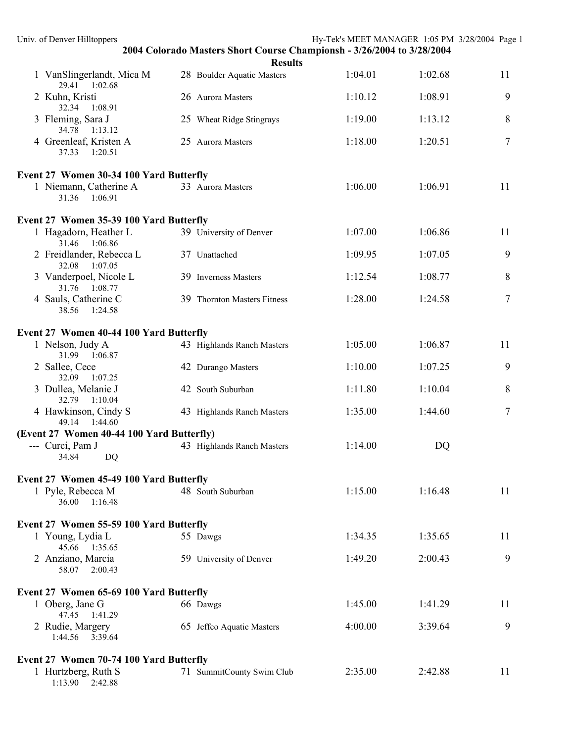## 2004 Colorado Masters Short Course Championsh - 3/26/2004 to 3/28/2004

### Results

| Place | Name | Age | Team | Seed Time | Finals Time | Points |
|---|---|---|---|---|---|---|
| 1 | VanSlingerlandt, Mica M | 28 | Boulder Aquatic Masters | 1:04.01 | 1:02.68 | 11 |
| | 29.41 1:02.68 | | | | | |
| 2 | Kuhn, Kristi | 26 | Aurora Masters | 1:10.12 | 1:08.91 | 9 |
| | 32.34 1:08.91 | | | | | |
| 3 | Fleming, Sara J | 25 | Wheat Ridge Stingrays | 1:19.00 | 1:13.12 | 8 |
| | 34.78 1:13.12 | | | | | |
| 4 | Greenleaf, Kristen A | 25 | Aurora Masters | 1:18.00 | 1:20.51 | 7 |
| | 37.33 1:20.51 | | | | | |

**Event 27 Women 30-34 100 Yard Butterfly**

| Place | Name | Age | Team | Seed Time | Finals Time | Points |
|---|---|---|---|---|---|---|
| 1 | Niemann, Catherine A | 33 | Aurora Masters | 1:06.00 | 1:06.91 | 11 |
| | 31.36 1:06.91 | | | | | |

**Event 27 Women 35-39 100 Yard Butterfly**

| Place | Name | Age | Team | Seed Time | Finals Time | Points |
|---|---|---|---|---|---|---|
| 1 | Hagadorn, Heather L | 39 | University of Denver | 1:07.00 | 1:06.86 | 11 |
| | 31.46 1:06.86 | | | | | |
| 2 | Freidlander, Rebecca L | 37 | Unattached | 1:09.95 | 1:07.05 | 9 |
| | 32.08 1:07.05 | | | | | |
| 3 | Vanderpoel, Nicole L | 39 | Inverness Masters | 1:12.54 | 1:08.77 | 8 |
| | 31.76 1:08.77 | | | | | |
| 4 | Sauls, Catherine C | 39 | Thornton Masters Fitness | 1:28.00 | 1:24.58 | 7 |
| | 38.56 1:24.58 | | | | | |

**Event 27 Women 40-44 100 Yard Butterfly**

| Place | Name | Age | Team | Seed Time | Finals Time | Points |
|---|---|---|---|---|---|---|
| 1 | Nelson, Judy A | 43 | Highlands Ranch Masters | 1:05.00 | 1:06.87 | 11 |
| | 31.99 1:06.87 | | | | | |
| 2 | Sallee, Cece | 42 | Durango Masters | 1:10.00 | 1:07.25 | 9 |
| | 32.09 1:07.25 | | | | | |
| 3 | Dullea, Melanie J | 42 | South Suburban | 1:11.80 | 1:10.04 | 8 |
| | 32.79 1:10.04 | | | | | |
| 4 | Hawkinson, Cindy S | 43 | Highlands Ranch Masters | 1:35.00 | 1:44.60 | 7 |
| | 49.14 1:44.60 | | | | | |

**(Event 27 Women 40-44 100 Yard Butterfly)**

| Place | Name | Age | Team | Seed Time | Finals Time | Points |
|---|---|---|---|---|---|---|
| --- | Curci, Pam J | 43 | Highlands Ranch Masters | 1:14.00 | DQ | |
| | 34.84 DQ | | | | | |

**Event 27 Women 45-49 100 Yard Butterfly**

| Place | Name | Age | Team | Seed Time | Finals Time | Points |
|---|---|---|---|---|---|---|
| 1 | Pyle, Rebecca M | 48 | South Suburban | 1:15.00 | 1:16.48 | 11 |
| | 36.00 1:16.48 | | | | | |

**Event 27 Women 55-59 100 Yard Butterfly**

| Place | Name | Age | Team | Seed Time | Finals Time | Points |
|---|---|---|---|---|---|---|
| 1 | Young, Lydia L | 55 | Dawgs | 1:34.35 | 1:35.65 | 11 |
| | 45.66 1:35.65 | | | | | |
| 2 | Anziano, Marcia | 59 | University of Denver | 1:49.20 | 2:00.43 | 9 |
| | 58.07 2:00.43 | | | | | |

**Event 27 Women 65-69 100 Yard Butterfly**

| Place | Name | Age | Team | Seed Time | Finals Time | Points |
|---|---|---|---|---|---|---|
| 1 | Oberg, Jane G | 66 | Dawgs | 1:45.00 | 1:41.29 | 11 |
| | 47.45 1:41.29 | | | | | |
| 2 | Rudie, Margery | 65 | Jeffco Aquatic Masters | 4:00.00 | 3:39.64 | 9 |
| | 1:44.56 3:39.64 | | | | | |

**Event 27 Women 70-74 100 Yard Butterfly**

| Place | Name | Age | Team | Seed Time | Finals Time | Points |
|---|---|---|---|---|---|---|
| 1 | Hurtzberg, Ruth S | 71 | SummitCounty Swim Club | 2:35.00 | 2:42.88 | 11 |
| | 1:13.90 2:42.88 | | | | | |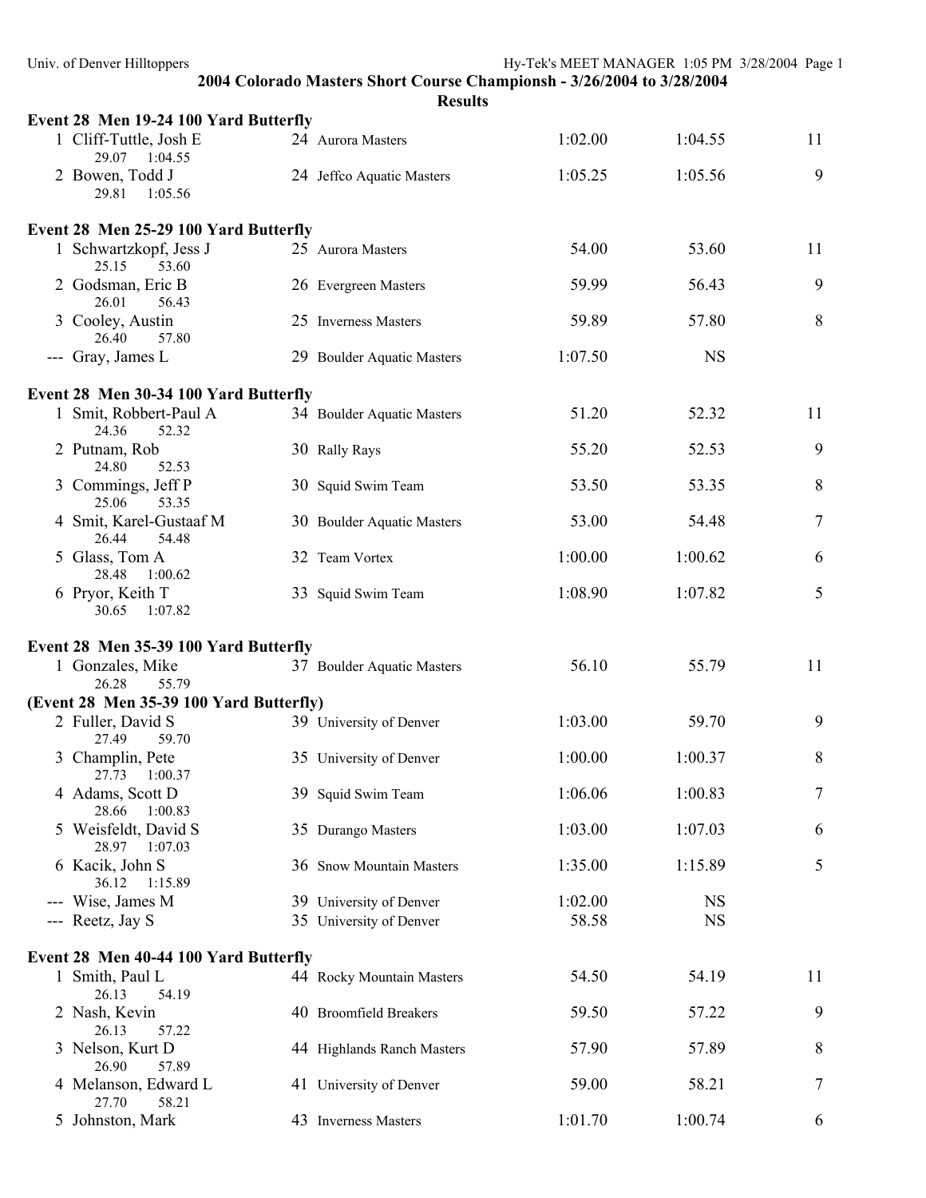## 2004 Colorado Masters Short Course Championsh - 3/26/2004 to 3/28/2004

## Results

### Event 28 Men 19-24 100 Yard Butterfly

| Place | Name | Age | Team | Seed Time | Finals Time | Points |
|---|---|---|---|---|---|---|
| 1 | Cliff-Tuttle, Josh E | 24 | Aurora Masters | 1:02.00 | 1:04.55 | 11 |
| | 29.07 1:04.55 | | | | | |
| 2 | Bowen, Todd J | 24 | Jeffco Aquatic Masters | 1:05.25 | 1:05.56 | 9 |
| | 29.81 1:05.56 | | | | | |

### Event 28 Men 25-29 100 Yard Butterfly

| Place | Name | Age | Team | Seed Time | Finals Time | Points |
|---|---|---|---|---|---|---|
| 1 | Schwartzkopf, Jess J | 25 | Aurora Masters | 54.00 | 53.60 | 11 |
| | 25.15 53.60 | | | | | |
| 2 | Godsman, Eric B | 26 | Evergreen Masters | 59.99 | 56.43 | 9 |
| | 26.01 56.43 | | | | | |
| 3 | Cooley, Austin | 25 | Inverness Masters | 59.89 | 57.80 | 8 |
| | 26.40 57.80 | | | | | |
| --- | Gray, James L | 29 | Boulder Aquatic Masters | 1:07.50 | NS | |

### Event 28 Men 30-34 100 Yard Butterfly

| Place | Name | Age | Team | Seed Time | Finals Time | Points |
|---|---|---|---|---|---|---|
| 1 | Smit, Robbert-Paul A | 34 | Boulder Aquatic Masters | 51.20 | 52.32 | 11 |
| | 24.36 52.32 | | | | | |
| 2 | Putnam, Rob | 30 | Rally Rays | 55.20 | 52.53 | 9 |
| | 24.80 52.53 | | | | | |
| 3 | Commings, Jeff P | 30 | Squid Swim Team | 53.50 | 53.35 | 8 |
| | 25.06 53.35 | | | | | |
| 4 | Smit, Karel-Gustaaf M | 30 | Boulder Aquatic Masters | 53.00 | 54.48 | 7 |
| | 26.44 54.48 | | | | | |
| 5 | Glass, Tom A | 32 | Team Vortex | 1:00.00 | 1:00.62 | 6 |
| | 28.48 1:00.62 | | | | | |
| 6 | Pryor, Keith T | 33 | Squid Swim Team | 1:08.90 | 1:07.82 | 5 |
| | 30.65 1:07.82 | | | | | |

### Event 28 Men 35-39 100 Yard Butterfly

| Place | Name | Age | Team | Seed Time | Finals Time | Points |
|---|---|---|---|---|---|---|
| 1 | Gonzales, Mike | 37 | Boulder Aquatic Masters | 56.10 | 55.79 | 11 |
| | 26.28 55.79 | | | | | |
| 2 | Fuller, David S | 39 | University of Denver | 1:03.00 | 59.70 | 9 |
| | 27.49 59.70 | | | | | |
| 3 | Champlin, Pete | 35 | University of Denver | 1:00.00 | 1:00.37 | 8 |
| | 27.73 1:00.37 | | | | | |
| 4 | Adams, Scott D | 39 | Squid Swim Team | 1:06.06 | 1:00.83 | 7 |
| | 28.66 1:00.83 | | | | | |
| 5 | Weisfeldt, David S | 35 | Durango Masters | 1:03.00 | 1:07.03 | 6 |
| | 28.97 1:07.03 | | | | | |
| 6 | Kacik, John S | 36 | Snow Mountain Masters | 1:35.00 | 1:15.89 | 5 |
| | 36.12 1:15.89 | | | | | |
| --- | Wise, James M | 39 | University of Denver | 1:02.00 | NS | |
| --- | Reetz, Jay S | 35 | University of Denver | 58.58 | NS | |

### Event 28 Men 40-44 100 Yard Butterfly

| Place | Name | Age | Team | Seed Time | Finals Time | Points |
|---|---|---|---|---|---|---|
| 1 | Smith, Paul L | 44 | Rocky Mountain Masters | 54.50 | 54.19 | 11 |
| | 26.13 54.19 | | | | | |
| 2 | Nash, Kevin | 40 | Broomfield Breakers | 59.50 | 57.22 | 9 |
| | 26.13 57.22 | | | | | |
| 3 | Nelson, Kurt D | 44 | Highlands Ranch Masters | 57.90 | 57.89 | 8 |
| | 26.90 57.89 | | | | | |
| 4 | Melanson, Edward L | 41 | University of Denver | 59.00 | 58.21 | 7 |
| | 27.70 58.21 | | | | | |
| 5 | Johnston, Mark | 43 | Inverness Masters | 1:01.70 | 1:00.74 | 6 |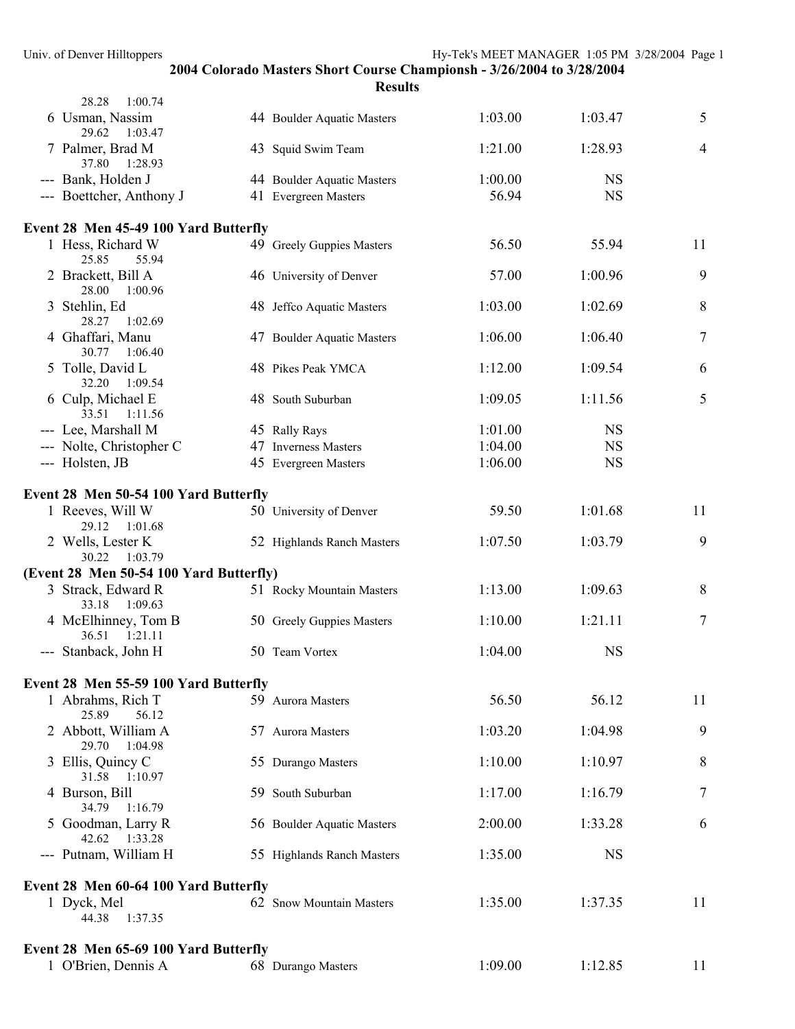## 2004 Colorado Masters Short Course Championsh - 3/26/2004 to 3/28/2004

### Results

| | Name | Age | Team | Seed Time | Finals Time | Points |
|---|---|---|---|---|---|---|
| | 28.28 1:00.74 | | | | | |
| 6 | Usman, Nassim | 44 | Boulder Aquatic Masters | 1:03.00 | 1:03.47 | 5 |
| | 29.62 1:03.47 | | | | | |
| 7 | Palmer, Brad M | 43 | Squid Swim Team | 1:21.00 | 1:28.93 | 4 |
| | 37.80 1:28.93 | | | | | |
| --- | Bank, Holden J | 44 | Boulder Aquatic Masters | 1:00.00 | NS | |
| --- | Boettcher, Anthony J | 41 | Evergreen Masters | 56.94 | NS | |

**Event 28 Men 45-49 100 Yard Butterfly**

| | Name | Age | Team | Seed Time | Finals Time | Points |
|---|---|---|---|---|---|---|
| 1 | Hess, Richard W | 49 | Greely Guppies Masters | 56.50 | 55.94 | 11 |
| | 25.85 55.94 | | | | | |
| 2 | Brackett, Bill A | 46 | University of Denver | 57.00 | 1:00.96 | 9 |
| | 28.00 1:00.96 | | | | | |
| 3 | Stehlin, Ed | 48 | Jeffco Aquatic Masters | 1:03.00 | 1:02.69 | 8 |
| | 28.27 1:02.69 | | | | | |
| 4 | Ghaffari, Manu | 47 | Boulder Aquatic Masters | 1:06.00 | 1:06.40 | 7 |
| | 30.77 1:06.40 | | | | | |
| 5 | Tolle, David L | 48 | Pikes Peak YMCA | 1:12.00 | 1:09.54 | 6 |
| | 32.20 1:09.54 | | | | | |
| 6 | Culp, Michael E | 48 | South Suburban | 1:09.05 | 1:11.56 | 5 |
| | 33.51 1:11.56 | | | | | |
| --- | Lee, Marshall M | 45 | Rally Rays | 1:01.00 | NS | |
| --- | Nolte, Christopher C | 47 | Inverness Masters | 1:04.00 | NS | |
| --- | Holsten, JB | 45 | Evergreen Masters | 1:06.00 | NS | |

**Event 28 Men 50-54 100 Yard Butterfly**

| | Name | Age | Team | Seed Time | Finals Time | Points |
|---|---|---|---|---|---|---|
| 1 | Reeves, Will W | 50 | University of Denver | 59.50 | 1:01.68 | 11 |
| | 29.12 1:01.68 | | | | | |
| 2 | Wells, Lester K | 52 | Highlands Ranch Masters | 1:07.50 | 1:03.79 | 9 |
| | 30.22 1:03.79 | | | | | |
| 3 | Strack, Edward R | 51 | Rocky Mountain Masters | 1:13.00 | 1:09.63 | 8 |
| | 33.18 1:09.63 | | | | | |
| 4 | McElhinney, Tom B | 50 | Greely Guppies Masters | 1:10.00 | 1:21.11 | 7 |
| | 36.51 1:21.11 | | | | | |
| --- | Stanback, John H | 50 | Team Vortex | 1:04.00 | NS | |

**Event 28 Men 55-59 100 Yard Butterfly**

| | Name | Age | Team | Seed Time | Finals Time | Points |
|---|---|---|---|---|---|---|
| 1 | Abrahms, Rich T | 59 | Aurora Masters | 56.50 | 56.12 | 11 |
| | 25.89 56.12 | | | | | |
| 2 | Abbott, William A | 57 | Aurora Masters | 1:03.20 | 1:04.98 | 9 |
| | 29.70 1:04.98 | | | | | |
| 3 | Ellis, Quincy C | 55 | Durango Masters | 1:10.00 | 1:10.97 | 8 |
| | 31.58 1:10.97 | | | | | |
| 4 | Burson, Bill | 59 | South Suburban | 1:17.00 | 1:16.79 | 7 |
| | 34.79 1:16.79 | | | | | |
| 5 | Goodman, Larry R | 56 | Boulder Aquatic Masters | 2:00.00 | 1:33.28 | 6 |
| | 42.62 1:33.28 | | | | | |
| --- | Putnam, William H | 55 | Highlands Ranch Masters | 1:35.00 | NS | |

**Event 28 Men 60-64 100 Yard Butterfly**

| | Name | Age | Team | Seed Time | Finals Time | Points |
|---|---|---|---|---|---|---|
| 1 | Dyck, Mel | 62 | Snow Mountain Masters | 1:35.00 | 1:37.35 | 11 |
| | 44.38 1:37.35 | | | | | |

**Event 28 Men 65-69 100 Yard Butterfly**

| | Name | Age | Team | Seed Time | Finals Time | Points |
|---|---|---|---|---|---|---|
| 1 | O'Brien, Dennis A | 68 | Durango Masters | 1:09.00 | 1:12.85 | 11 |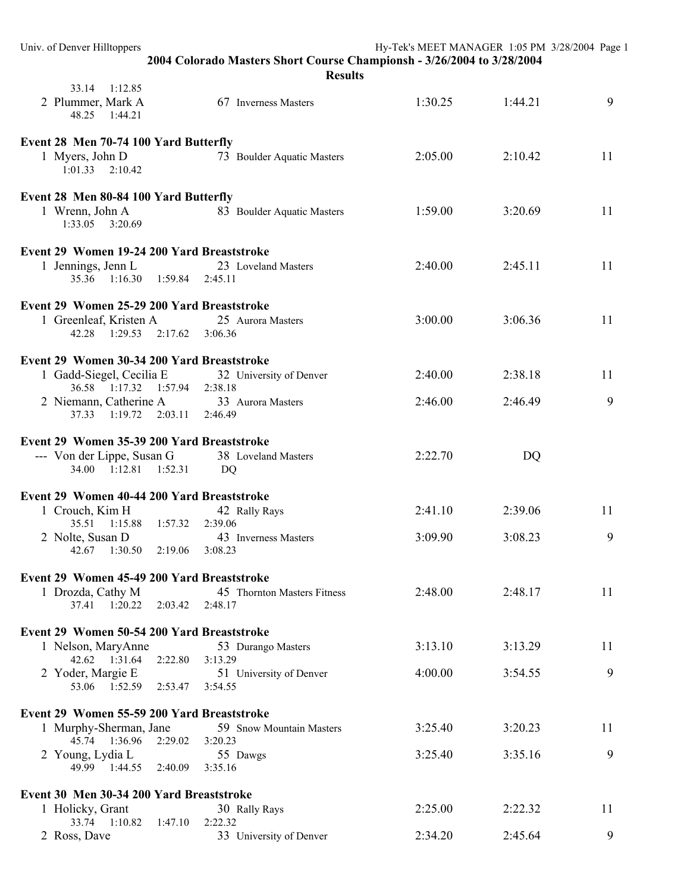## 2004 Colorado Masters Short Course Championsh - 3/26/2004 to 3/28/2004

### Results

33.14 1:12.85

| | Name | Age | Team | Seed Time | Finals Time | Points |
|---|---|---|---|---|---|---|
| 2 | Plummer, Mark A | 67 | Inverness Masters | 1:30.25 | 1:44.21 | 9 |

48.25 1:44.21

**Event 28 Men 70-74 100 Yard Butterfly**

| | Name | Age | Team | Seed Time | Finals Time | Points |
|---|---|---|---|---|---|---|
| 1 | Myers, John D | 73 | Boulder Aquatic Masters | 2:05.00 | 2:10.42 | 11 |

1:01.33 2:10.42

**Event 28 Men 80-84 100 Yard Butterfly**

| | Name | Age | Team | Seed Time | Finals Time | Points |
|---|---|---|---|---|---|---|
| 1 | Wrenn, John A | 83 | Boulder Aquatic Masters | 1:59.00 | 3:20.69 | 11 |

1:33.05 3:20.69

**Event 29 Women 19-24 200 Yard Breaststroke**

| | Name | Age | Team | Seed Time | Finals Time | Points |
|---|---|---|---|---|---|---|
| 1 | Jennings, Jenn L | 23 | Loveland Masters | 2:40.00 | 2:45.11 | 11 |

35.36 1:16.30 1:59.84 2:45.11

**Event 29 Women 25-29 200 Yard Breaststroke**

| | Name | Age | Team | Seed Time | Finals Time | Points |
|---|---|---|---|---|---|---|
| 1 | Greenleaf, Kristen A | 25 | Aurora Masters | 3:00.00 | 3:06.36 | 11 |

42.28 1:29.53 2:17.62 3:06.36

**Event 29 Women 30-34 200 Yard Breaststroke**

| | Name | Age | Team | Seed Time | Finals Time | Points |
|---|---|---|---|---|---|---|
| 1 | Gadd-Siegel, Cecilia E | 32 | University of Denver | 2:40.00 | 2:38.18 | 11 |
| | 36.58 1:17.32 1:57.94 2:38.18 | | | | | |
| 2 | Niemann, Catherine A | 33 | Aurora Masters | 2:46.00 | 2:46.49 | 9 |
| | 37.33 1:19.72 2:03.11 2:46.49 | | | | | |

**Event 29 Women 35-39 200 Yard Breaststroke**

| | Name | Age | Team | Seed Time | Finals Time | Points |
|---|---|---|---|---|---|---|
| --- | Von der Lippe, Susan G | 38 | Loveland Masters | 2:22.70 | DQ | |

34.00 1:12.81 1:52.31 DQ

**Event 29 Women 40-44 200 Yard Breaststroke**

| | Name | Age | Team | Seed Time | Finals Time | Points |
|---|---|---|---|---|---|---|
| 1 | Crouch, Kim H | 42 | Rally Rays | 2:41.10 | 2:39.06 | 11 |
| | 35.51 1:15.88 1:57.32 2:39.06 | | | | | |
| 2 | Nolte, Susan D | 43 | Inverness Masters | 3:09.90 | 3:08.23 | 9 |
| | 42.67 1:30.50 2:19.06 3:08.23 | | | | | |

**Event 29 Women 45-49 200 Yard Breaststroke**

| | Name | Age | Team | Seed Time | Finals Time | Points |
|---|---|---|---|---|---|---|
| 1 | Drozda, Cathy M | 45 | Thornton Masters Fitness | 2:48.00 | 2:48.17 | 11 |

37.41 1:20.22 2:03.42 2:48.17

**Event 29 Women 50-54 200 Yard Breaststroke**

| | Name | Age | Team | Seed Time | Finals Time | Points |
|---|---|---|---|---|---|---|
| 1 | Nelson, MaryAnne | 53 | Durango Masters | 3:13.10 | 3:13.29 | 11 |
| | 42.62 1:31.64 2:22.80 3:13.29 | | | | | |
| 2 | Yoder, Margie E | 51 | University of Denver | 4:00.00 | 3:54.55 | 9 |
| | 53.06 1:52.59 2:53.47 3:54.55 | | | | | |

**Event 29 Women 55-59 200 Yard Breaststroke**

| | Name | Age | Team | Seed Time | Finals Time | Points |
|---|---|---|---|---|---|---|
| 1 | Murphy-Sherman, Jane | 59 | Snow Mountain Masters | 3:25.40 | 3:20.23 | 11 |
| | 45.74 1:36.96 2:29.02 3:20.23 | | | | | |
| 2 | Young, Lydia L | 55 | Dawgs | 3:25.40 | 3:35.16 | 9 |
| | 49.99 1:44.55 2:40.09 3:35.16 | | | | | |

**Event 30 Men 30-34 200 Yard Breaststroke**

| | Name | Age | Team | Seed Time | Finals Time | Points |
|---|---|---|---|---|---|---|
| 1 | Holicky, Grant | 30 | Rally Rays | 2:25.00 | 2:22.32 | 11 |
| | 33.74 1:10.82 1:47.10 2:22.32 | | | | | |
| 2 | Ross, Dave | 33 | University of Denver | 2:34.20 | 2:45.64 | 9 |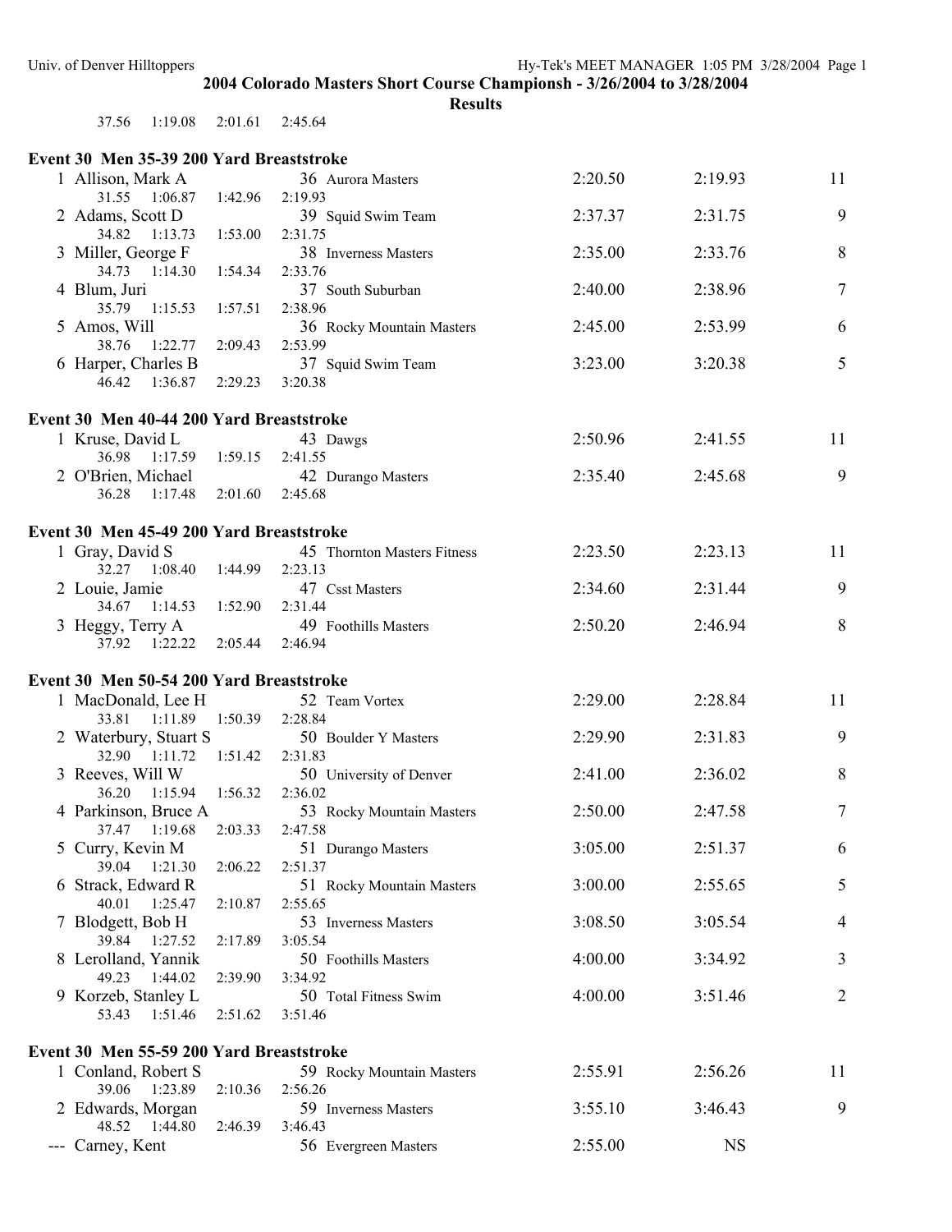## 2004 Colorado Masters Short Course Championsh - 3/26/2004 to 3/28/2004

### Results

37.56 1:19.08 2:01.61 2:45.64

### Event 30 Men 35-39 200 Yard Breaststroke

| Place | Name | Age | Team | Seed Time | Finals Time | Points |
|---|---|---|---|---|---|---|
| 1 | Allison, Mark A | 36 | Aurora Masters | 2:20.50 | 2:19.93 | 11 |
| | 31.55 1:06.87 1:42.96 2:19.93 | | | | | |
| 2 | Adams, Scott D | 39 | Squid Swim Team | 2:37.37 | 2:31.75 | 9 |
| | 34.82 1:13.73 1:53.00 2:31.75 | | | | | |
| 3 | Miller, George F | 38 | Inverness Masters | 2:35.00 | 2:33.76 | 8 |
| | 34.73 1:14.30 1:54.34 2:33.76 | | | | | |
| 4 | Blum, Juri | 37 | South Suburban | 2:40.00 | 2:38.96 | 7 |
| | 35.79 1:15.53 1:57.51 2:38.96 | | | | | |
| 5 | Amos, Will | 36 | Rocky Mountain Masters | 2:45.00 | 2:53.99 | 6 |
| | 38.76 1:22.77 2:09.43 2:53.99 | | | | | |
| 6 | Harper, Charles B | 37 | Squid Swim Team | 3:23.00 | 3:20.38 | 5 |
| | 46.42 1:36.87 2:29.23 3:20.38 | | | | | |

### Event 30 Men 40-44 200 Yard Breaststroke

| Place | Name | Age | Team | Seed Time | Finals Time | Points |
|---|---|---|---|---|---|---|
| 1 | Kruse, David L | 43 | Dawgs | 2:50.96 | 2:41.55 | 11 |
| | 36.98 1:17.59 1:59.15 2:41.55 | | | | | |
| 2 | O'Brien, Michael | 42 | Durango Masters | 2:35.40 | 2:45.68 | 9 |
| | 36.28 1:17.48 2:01.60 2:45.68 | | | | | |

### Event 30 Men 45-49 200 Yard Breaststroke

| Place | Name | Age | Team | Seed Time | Finals Time | Points |
|---|---|---|---|---|---|---|
| 1 | Gray, David S | 45 | Thornton Masters Fitness | 2:23.50 | 2:23.13 | 11 |
| | 32.27 1:08.40 1:44.99 2:23.13 | | | | | |
| 2 | Louie, Jamie | 47 | Csst Masters | 2:34.60 | 2:31.44 | 9 |
| | 34.67 1:14.53 1:52.90 2:31.44 | | | | | |
| 3 | Heggy, Terry A | 49 | Foothills Masters | 2:50.20 | 2:46.94 | 8 |
| | 37.92 1:22.22 2:05.44 2:46.94 | | | | | |

### Event 30 Men 50-54 200 Yard Breaststroke

| Place | Name | Age | Team | Seed Time | Finals Time | Points |
|---|---|---|---|---|---|---|
| 1 | MacDonald, Lee H | 52 | Team Vortex | 2:29.00 | 2:28.84 | 11 |
| | 33.81 1:11.89 1:50.39 2:28.84 | | | | | |
| 2 | Waterbury, Stuart S | 50 | Boulder Y Masters | 2:29.90 | 2:31.83 | 9 |
| | 32.90 1:11.72 1:51.42 2:31.83 | | | | | |
| 3 | Reeves, Will W | 50 | University of Denver | 2:41.00 | 2:36.02 | 8 |
| | 36.20 1:15.94 1:56.32 2:36.02 | | | | | |
| 4 | Parkinson, Bruce A | 53 | Rocky Mountain Masters | 2:50.00 | 2:47.58 | 7 |
| | 37.47 1:19.68 2:03.33 2:47.58 | | | | | |
| 5 | Curry, Kevin M | 51 | Durango Masters | 3:05.00 | 2:51.37 | 6 |
| | 39.04 1:21.30 2:06.22 2:51.37 | | | | | |
| 6 | Strack, Edward R | 51 | Rocky Mountain Masters | 3:00.00 | 2:55.65 | 5 |
| | 40.01 1:25.47 2:10.87 2:55.65 | | | | | |
| 7 | Blodgett, Bob H | 53 | Inverness Masters | 3:08.50 | 3:05.54 | 4 |
| | 39.84 1:27.52 2:17.89 3:05.54 | | | | | |
| 8 | Lerolland, Yannik | 50 | Foothills Masters | 4:00.00 | 3:34.92 | 3 |
| | 49.23 1:44.02 2:39.90 3:34.92 | | | | | |
| 9 | Korzeb, Stanley L | 50 | Total Fitness Swim | 4:00.00 | 3:51.46 | 2 |
| | 53.43 1:51.46 2:51.62 3:51.46 | | | | | |

### Event 30 Men 55-59 200 Yard Breaststroke

| Place | Name | Age | Team | Seed Time | Finals Time | Points |
|---|---|---|---|---|---|---|
| 1 | Conland, Robert S | 59 | Rocky Mountain Masters | 2:55.91 | 2:56.26 | 11 |
| | 39.06 1:23.89 2:10.36 2:56.26 | | | | | |
| 2 | Edwards, Morgan | 59 | Inverness Masters | 3:55.10 | 3:46.43 | 9 |
| | 48.52 1:44.80 2:46.39 3:46.43 | | | | | |
| --- | Carney, Kent | 56 | Evergreen Masters | 2:55.00 | NS | |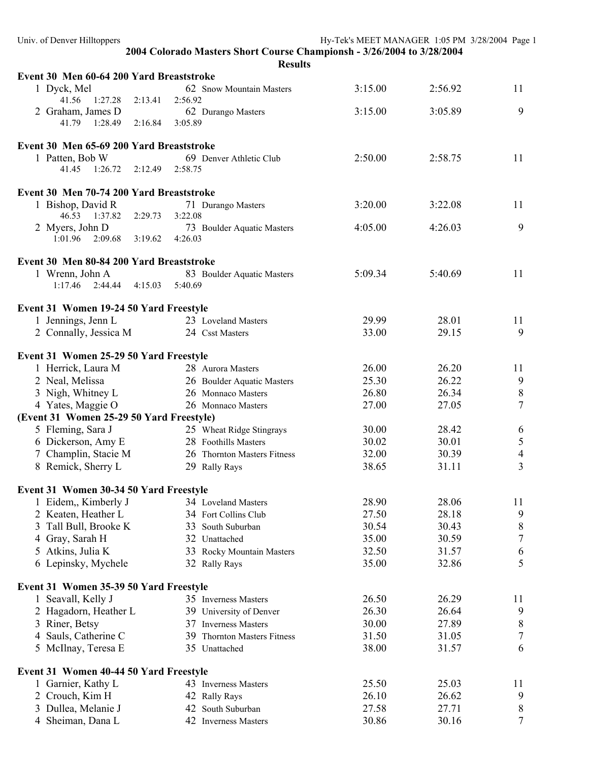## 2004 Colorado Masters Short Course Championsh - 3/26/2004 to 3/28/2004

### Results

**Event 30 Men 60-64 200 Yard Breaststroke**

| Place | Name | Age | Team | Seed Time | Finals Time | Points |
|---|---|---|---|---|---|---|
| 1 | Dyck, Mel | 62 | Snow Mountain Masters | 3:15.00 | 2:56.92 | 11 |
| | 41.56 1:27.28 2:13.41 2:56.92 | | | | | |
| 2 | Graham, James D | 62 | Durango Masters | 3:15.00 | 3:05.89 | 9 |
| | 41.79 1:28.49 2:16.84 3:05.89 | | | | | |

**Event 30 Men 65-69 200 Yard Breaststroke**

| Place | Name | Age | Team | Seed Time | Finals Time | Points |
|---|---|---|---|---|---|---|
| 1 | Patten, Bob W | 69 | Denver Athletic Club | 2:50.00 | 2:58.75 | 11 |
| | 41.45 1:26.72 2:12.49 2:58.75 | | | | | |

**Event 30 Men 70-74 200 Yard Breaststroke**

| Place | Name | Age | Team | Seed Time | Finals Time | Points |
|---|---|---|---|---|---|---|
| 1 | Bishop, David R | 71 | Durango Masters | 3:20.00 | 3:22.08 | 11 |
| | 46.53 1:37.82 2:29.73 3:22.08 | | | | | |
| 2 | Myers, John D | 73 | Boulder Aquatic Masters | 4:05.00 | 4:26.03 | 9 |
| | 1:01.96 2:09.68 3:19.62 4:26.03 | | | | | |

**Event 30 Men 80-84 200 Yard Breaststroke**

| Place | Name | Age | Team | Seed Time | Finals Time | Points |
|---|---|---|---|---|---|---|
| 1 | Wrenn, John A | 83 | Boulder Aquatic Masters | 5:09.34 | 5:40.69 | 11 |
| | 1:17.46 2:44.44 4:15.03 5:40.69 | | | | | |

**Event 31 Women 19-24 50 Yard Freestyle**

| Place | Name | Age | Team | Seed Time | Finals Time | Points |
|---|---|---|---|---|---|---|
| 1 | Jennings, Jenn L | 23 | Loveland Masters | 29.99 | 28.01 | 11 |
| 2 | Connally, Jessica M | 24 | Csst Masters | 33.00 | 29.15 | 9 |

**Event 31 Women 25-29 50 Yard Freestyle**

| Place | Name | Age | Team | Seed Time | Finals Time | Points |
|---|---|---|---|---|---|---|
| 1 | Herrick, Laura M | 28 | Aurora Masters | 26.00 | 26.20 | 11 |
| 2 | Neal, Melissa | 26 | Boulder Aquatic Masters | 25.30 | 26.22 | 9 |
| 3 | Nigh, Whitney L | 26 | Monnaco Masters | 26.80 | 26.34 | 8 |
| 4 | Yates, Maggie O | 26 | Monnaco Masters | 27.00 | 27.05 | 7 |
| 5 | Fleming, Sara J | 25 | Wheat Ridge Stingrays | 30.00 | 28.42 | 6 |
| 6 | Dickerson, Amy E | 28 | Foothills Masters | 30.02 | 30.01 | 5 |
| 7 | Champlin, Stacie M | 26 | Thornton Masters Fitness | 32.00 | 30.39 | 4 |
| 8 | Remick, Sherry L | 29 | Rally Rays | 38.65 | 31.11 | 3 |

**Event 31 Women 30-34 50 Yard Freestyle**

| Place | Name | Age | Team | Seed Time | Finals Time | Points |
|---|---|---|---|---|---|---|
| 1 | Eidem,, Kimberly J | 34 | Loveland Masters | 28.90 | 28.06 | 11 |
| 2 | Keaten, Heather L | 34 | Fort Collins Club | 27.50 | 28.18 | 9 |
| 3 | Tall Bull, Brooke K | 33 | South Suburban | 30.54 | 30.43 | 8 |
| 4 | Gray, Sarah H | 32 | Unattached | 35.00 | 30.59 | 7 |
| 5 | Atkins, Julia K | 33 | Rocky Mountain Masters | 32.50 | 31.57 | 6 |
| 6 | Lepinsky, Mychele | 32 | Rally Rays | 35.00 | 32.86 | 5 |

**Event 31 Women 35-39 50 Yard Freestyle**

| Place | Name | Age | Team | Seed Time | Finals Time | Points |
|---|---|---|---|---|---|---|
| 1 | Seavall, Kelly J | 35 | Inverness Masters | 26.50 | 26.29 | 11 |
| 2 | Hagadorn, Heather L | 39 | University of Denver | 26.30 | 26.64 | 9 |
| 3 | Riner, Betsy | 37 | Inverness Masters | 30.00 | 27.89 | 8 |
| 4 | Sauls, Catherine C | 39 | Thornton Masters Fitness | 31.50 | 31.05 | 7 |
| 5 | McIlnay, Teresa E | 35 | Unattached | 38.00 | 31.57 | 6 |

**Event 31 Women 40-44 50 Yard Freestyle**

| Place | Name | Age | Team | Seed Time | Finals Time | Points |
|---|---|---|---|---|---|---|
| 1 | Garnier, Kathy L | 43 | Inverness Masters | 25.50 | 25.03 | 11 |
| 2 | Crouch, Kim H | 42 | Rally Rays | 26.10 | 26.62 | 9 |
| 3 | Dullea, Melanie J | 42 | South Suburban | 27.58 | 27.71 | 8 |
| 4 | Sheiman, Dana L | 42 | Inverness Masters | 30.86 | 30.16 | 7 |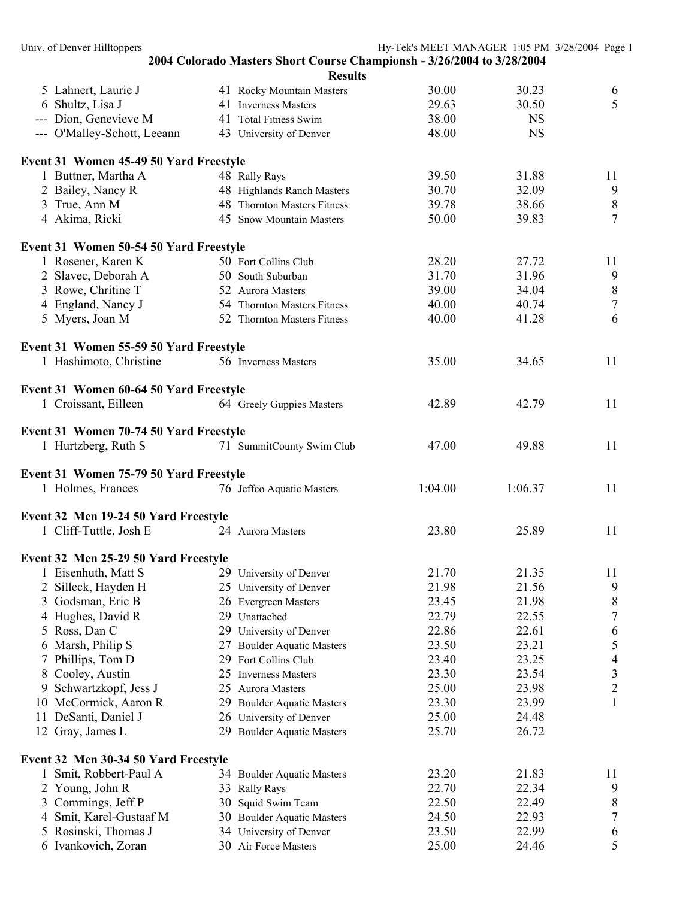## 2004 Colorado Masters Short Course Championsh - 3/26/2004 to 3/28/2004

### Results

| | Name | Age | Team | Seed | Finals | Points |
|---|---|---|---|---|---|---|
| 5 | Lahnert, Laurie J | 41 | Rocky Mountain Masters | 30.00 | 30.23 | 6 |
| 6 | Shultz, Lisa J | 41 | Inverness Masters | 29.63 | 30.50 | 5 |
| --- | Dion, Genevieve M | 41 | Total Fitness Swim | 38.00 | NS | |
| --- | O'Malley-Schott, Leeann | 43 | University of Denver | 48.00 | NS | |

**Event 31 Women 45-49 50 Yard Freestyle**

| | Name | Age | Team | Seed | Finals | Points |
|---|---|---|---|---|---|---|
| 1 | Buttner, Martha A | 48 | Rally Rays | 39.50 | 31.88 | 11 |
| 2 | Bailey, Nancy R | 48 | Highlands Ranch Masters | 30.70 | 32.09 | 9 |
| 3 | True, Ann M | 48 | Thornton Masters Fitness | 39.78 | 38.66 | 8 |
| 4 | Akima, Ricki | 45 | Snow Mountain Masters | 50.00 | 39.83 | 7 |

**Event 31 Women 50-54 50 Yard Freestyle**

| | Name | Age | Team | Seed | Finals | Points |
|---|---|---|---|---|---|---|
| 1 | Rosener, Karen K | 50 | Fort Collins Club | 28.20 | 27.72 | 11 |
| 2 | Slavec, Deborah A | 50 | South Suburban | 31.70 | 31.96 | 9 |
| 3 | Rowe, Chritine T | 52 | Aurora Masters | 39.00 | 34.04 | 8 |
| 4 | England, Nancy J | 54 | Thornton Masters Fitness | 40.00 | 40.74 | 7 |
| 5 | Myers, Joan M | 52 | Thornton Masters Fitness | 40.00 | 41.28 | 6 |

**Event 31 Women 55-59 50 Yard Freestyle**

| | Name | Age | Team | Seed | Finals | Points |
|---|---|---|---|---|---|---|
| 1 | Hashimoto, Christine | 56 | Inverness Masters | 35.00 | 34.65 | 11 |

**Event 31 Women 60-64 50 Yard Freestyle**

| | Name | Age | Team | Seed | Finals | Points |
|---|---|---|---|---|---|---|
| 1 | Croissant, Eilleen | 64 | Greely Guppies Masters | 42.89 | 42.79 | 11 |

**Event 31 Women 70-74 50 Yard Freestyle**

| | Name | Age | Team | Seed | Finals | Points |
|---|---|---|---|---|---|---|
| 1 | Hurtzberg, Ruth S | 71 | SummitCounty Swim Club | 47.00 | 49.88 | 11 |

**Event 31 Women 75-79 50 Yard Freestyle**

| | Name | Age | Team | Seed | Finals | Points |
|---|---|---|---|---|---|---|
| 1 | Holmes, Frances | 76 | Jeffco Aquatic Masters | 1:04.00 | 1:06.37 | 11 |

**Event 32 Men 19-24 50 Yard Freestyle**

| | Name | Age | Team | Seed | Finals | Points |
|---|---|---|---|---|---|---|
| 1 | Cliff-Tuttle, Josh E | 24 | Aurora Masters | 23.80 | 25.89 | 11 |

**Event 32 Men 25-29 50 Yard Freestyle**

| | Name | Age | Team | Seed | Finals | Points |
|---|---|---|---|---|---|---|
| 1 | Eisenhuth, Matt S | 29 | University of Denver | 21.70 | 21.35 | 11 |
| 2 | Silleck, Hayden H | 25 | University of Denver | 21.98 | 21.56 | 9 |
| 3 | Godsman, Eric B | 26 | Evergreen Masters | 23.45 | 21.98 | 8 |
| 4 | Hughes, David R | 29 | Unattached | 22.79 | 22.55 | 7 |
| 5 | Ross, Dan C | 29 | University of Denver | 22.86 | 22.61 | 6 |
| 6 | Marsh, Philip S | 27 | Boulder Aquatic Masters | 23.50 | 23.21 | 5 |
| 7 | Phillips, Tom D | 29 | Fort Collins Club | 23.40 | 23.25 | 4 |
| 8 | Cooley, Austin | 25 | Inverness Masters | 23.30 | 23.54 | 3 |
| 9 | Schwartzkopf, Jess J | 25 | Aurora Masters | 25.00 | 23.98 | 2 |
| 10 | McCormick, Aaron R | 29 | Boulder Aquatic Masters | 23.30 | 23.99 | 1 |
| 11 | DeSanti, Daniel J | 26 | University of Denver | 25.00 | 24.48 | |
| 12 | Gray, James L | 29 | Boulder Aquatic Masters | 25.70 | 26.72 | |

**Event 32 Men 30-34 50 Yard Freestyle**

| | Name | Age | Team | Seed | Finals | Points |
|---|---|---|---|---|---|---|
| 1 | Smit, Robbert-Paul A | 34 | Boulder Aquatic Masters | 23.20 | 21.83 | 11 |
| 2 | Young, John R | 33 | Rally Rays | 22.70 | 22.34 | 9 |
| 3 | Commings, Jeff P | 30 | Squid Swim Team | 22.50 | 22.49 | 8 |
| 4 | Smit, Karel-Gustaaf M | 30 | Boulder Aquatic Masters | 24.50 | 22.93 | 7 |
| 5 | Rosinski, Thomas J | 34 | University of Denver | 23.50 | 22.99 | 6 |
| 6 | Ivankovich, Zoran | 30 | Air Force Masters | 25.00 | 24.46 | 5 |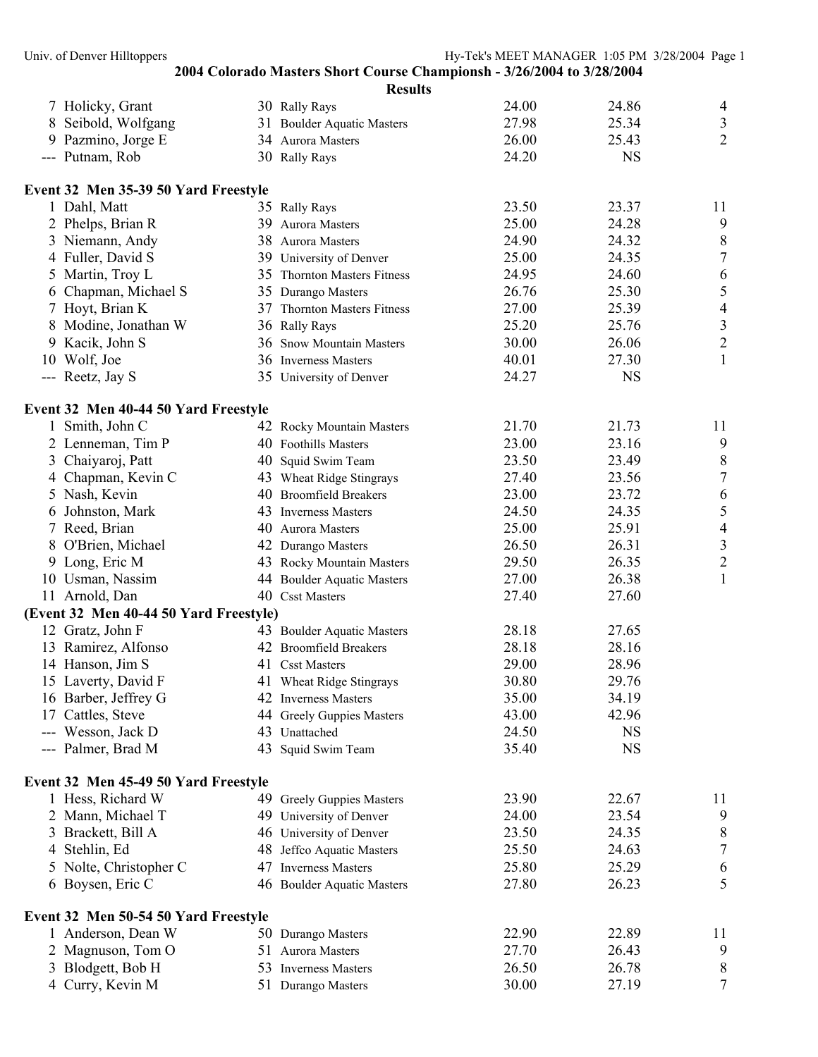## 2004 Colorado Masters Short Course Championsh - 3/26/2004 to 3/28/2004

### Results

| Place | Name | Age | Team | Seed Time | Finals Time | Points |
|---|---|---|---|---|---|---|
| 7 | Holicky, Grant | 30 | Rally Rays | 24.00 | 24.86 | 4 |
| 8 | Seibold, Wolfgang | 31 | Boulder Aquatic Masters | 27.98 | 25.34 | 3 |
| 9 | Pazmino, Jorge E | 34 | Aurora Masters | 26.00 | 25.43 | 2 |
| --- | Putnam, Rob | 30 | Rally Rays | 24.20 | NS | |

### Event 32 Men 35-39 50 Yard Freestyle

| Place | Name | Age | Team | Seed Time | Finals Time | Points |
|---|---|---|---|---|---|---|
| 1 | Dahl, Matt | 35 | Rally Rays | 23.50 | 23.37 | 11 |
| 2 | Phelps, Brian R | 39 | Aurora Masters | 25.00 | 24.28 | 9 |
| 3 | Niemann, Andy | 38 | Aurora Masters | 24.90 | 24.32 | 8 |
| 4 | Fuller, David S | 39 | University of Denver | 25.00 | 24.35 | 7 |
| 5 | Martin, Troy L | 35 | Thornton Masters Fitness | 24.95 | 24.60 | 6 |
| 6 | Chapman, Michael S | 35 | Durango Masters | 26.76 | 25.30 | 5 |
| 7 | Hoyt, Brian K | 37 | Thornton Masters Fitness | 27.00 | 25.39 | 4 |
| 8 | Modine, Jonathan W | 36 | Rally Rays | 25.20 | 25.76 | 3 |
| 9 | Kacik, John S | 36 | Snow Mountain Masters | 30.00 | 26.06 | 2 |
| 10 | Wolf, Joe | 36 | Inverness Masters | 40.01 | 27.30 | 1 |
| --- | Reetz, Jay S | 35 | University of Denver | 24.27 | NS | |

### Event 32 Men 40-44 50 Yard Freestyle

| Place | Name | Age | Team | Seed Time | Finals Time | Points |
|---|---|---|---|---|---|---|
| 1 | Smith, John C | 42 | Rocky Mountain Masters | 21.70 | 21.73 | 11 |
| 2 | Lenneman, Tim P | 40 | Foothills Masters | 23.00 | 23.16 | 9 |
| 3 | Chaiyaroj, Patt | 40 | Squid Swim Team | 23.50 | 23.49 | 8 |
| 4 | Chapman, Kevin C | 43 | Wheat Ridge Stingrays | 27.40 | 23.56 | 7 |
| 5 | Nash, Kevin | 40 | Broomfield Breakers | 23.00 | 23.72 | 6 |
| 6 | Johnston, Mark | 43 | Inverness Masters | 24.50 | 24.35 | 5 |
| 7 | Reed, Brian | 40 | Aurora Masters | 25.00 | 25.91 | 4 |
| 8 | O'Brien, Michael | 42 | Durango Masters | 26.50 | 26.31 | 3 |
| 9 | Long, Eric M | 43 | Rocky Mountain Masters | 29.50 | 26.35 | 2 |
| 10 | Usman, Nassim | 44 | Boulder Aquatic Masters | 27.00 | 26.38 | 1 |
| 11 | Arnold, Dan | 40 | Csst Masters | 27.40 | 27.60 | |
| 12 | Gratz, John F | 43 | Boulder Aquatic Masters | 28.18 | 27.65 | |
| 13 | Ramirez, Alfonso | 42 | Broomfield Breakers | 28.18 | 28.16 | |
| 14 | Hanson, Jim S | 41 | Csst Masters | 29.00 | 28.96 | |
| 15 | Laverty, David F | 41 | Wheat Ridge Stingrays | 30.80 | 29.76 | |
| 16 | Barber, Jeffrey G | 42 | Inverness Masters | 35.00 | 34.19 | |
| 17 | Cattles, Steve | 44 | Greely Guppies Masters | 43.00 | 42.96 | |
| --- | Wesson, Jack D | 43 | Unattached | 24.50 | NS | |
| --- | Palmer, Brad M | 43 | Squid Swim Team | 35.40 | NS | |

### Event 32 Men 45-49 50 Yard Freestyle

| Place | Name | Age | Team | Seed Time | Finals Time | Points |
|---|---|---|---|---|---|---|
| 1 | Hess, Richard W | 49 | Greely Guppies Masters | 23.90 | 22.67 | 11 |
| 2 | Mann, Michael T | 49 | University of Denver | 24.00 | 23.54 | 9 |
| 3 | Brackett, Bill A | 46 | University of Denver | 23.50 | 24.35 | 8 |
| 4 | Stehlin, Ed | 48 | Jeffco Aquatic Masters | 25.50 | 24.63 | 7 |
| 5 | Nolte, Christopher C | 47 | Inverness Masters | 25.80 | 25.29 | 6 |
| 6 | Boysen, Eric C | 46 | Boulder Aquatic Masters | 27.80 | 26.23 | 5 |

### Event 32 Men 50-54 50 Yard Freestyle

| Place | Name | Age | Team | Seed Time | Finals Time | Points |
|---|---|---|---|---|---|---|
| 1 | Anderson, Dean W | 50 | Durango Masters | 22.90 | 22.89 | 11 |
| 2 | Magnuson, Tom O | 51 | Aurora Masters | 27.70 | 26.43 | 9 |
| 3 | Blodgett, Bob H | 53 | Inverness Masters | 26.50 | 26.78 | 8 |
| 4 | Curry, Kevin M | 51 | Durango Masters | 30.00 | 27.19 | 7 |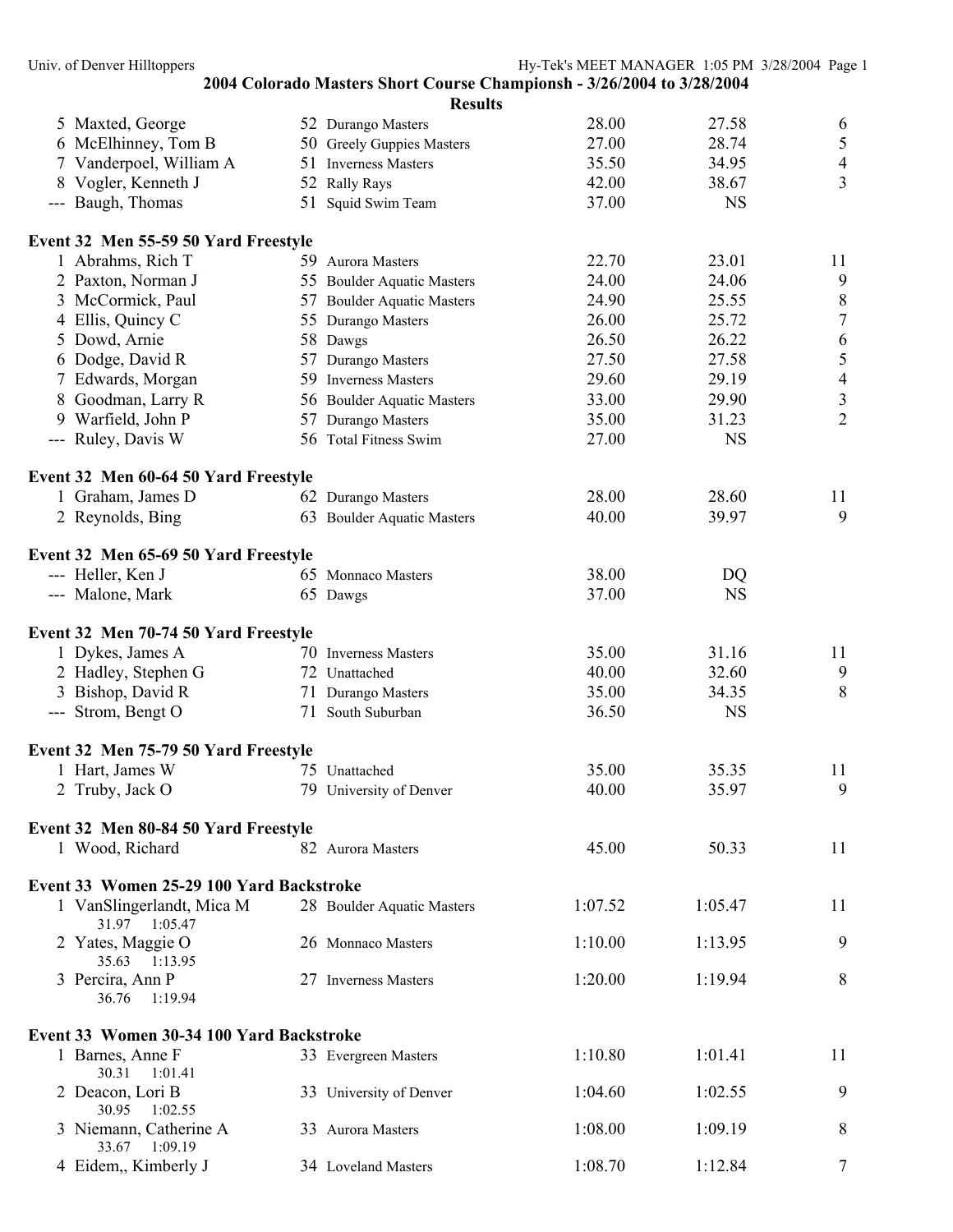## 2004 Colorado Masters Short Course Championsh - 3/26/2004 to 3/28/2004

### Results

| Place | Name | Age | Team | Seed Time | Finals Time | Points |
|---|---|---|---|---|---|---|
| 5 | Maxted, George | 52 | Durango Masters | 28.00 | 27.58 | 6 |
| 6 | McElhinney, Tom B | 50 | Greely Guppies Masters | 27.00 | 28.74 | 5 |
| 7 | Vanderpoel, William A | 51 | Inverness Masters | 35.50 | 34.95 | 4 |
| 8 | Vogler, Kenneth J | 52 | Rally Rays | 42.00 | 38.67 | 3 |
| --- | Baugh, Thomas | 51 | Squid Swim Team | 37.00 | NS | |

**Event 32 Men 55-59 50 Yard Freestyle**

| Place | Name | Age | Team | Seed Time | Finals Time | Points |
|---|---|---|---|---|---|---|
| 1 | Abrahms, Rich T | 59 | Aurora Masters | 22.70 | 23.01 | 11 |
| 2 | Paxton, Norman J | 55 | Boulder Aquatic Masters | 24.00 | 24.06 | 9 |
| 3 | McCormick, Paul | 57 | Boulder Aquatic Masters | 24.90 | 25.55 | 8 |
| 4 | Ellis, Quincy C | 55 | Durango Masters | 26.00 | 25.72 | 7 |
| 5 | Dowd, Arnie | 58 | Dawgs | 26.50 | 26.22 | 6 |
| 6 | Dodge, David R | 57 | Durango Masters | 27.50 | 27.58 | 5 |
| 7 | Edwards, Morgan | 59 | Inverness Masters | 29.60 | 29.19 | 4 |
| 8 | Goodman, Larry R | 56 | Boulder Aquatic Masters | 33.00 | 29.90 | 3 |
| 9 | Warfield, John P | 57 | Durango Masters | 35.00 | 31.23 | 2 |
| --- | Ruley, Davis W | 56 | Total Fitness Swim | 27.00 | NS | |

**Event 32 Men 60-64 50 Yard Freestyle**

| Place | Name | Age | Team | Seed Time | Finals Time | Points |
|---|---|---|---|---|---|---|
| 1 | Graham, James D | 62 | Durango Masters | 28.00 | 28.60 | 11 |
| 2 | Reynolds, Bing | 63 | Boulder Aquatic Masters | 40.00 | 39.97 | 9 |

**Event 32 Men 65-69 50 Yard Freestyle**

| Place | Name | Age | Team | Seed Time | Finals Time | Points |
|---|---|---|---|---|---|---|
| --- | Heller, Ken J | 65 | Monnaco Masters | 38.00 | DQ | |
| --- | Malone, Mark | 65 | Dawgs | 37.00 | NS | |

**Event 32 Men 70-74 50 Yard Freestyle**

| Place | Name | Age | Team | Seed Time | Finals Time | Points |
|---|---|---|---|---|---|---|
| 1 | Dykes, James A | 70 | Inverness Masters | 35.00 | 31.16 | 11 |
| 2 | Hadley, Stephen G | 72 | Unattached | 40.00 | 32.60 | 9 |
| 3 | Bishop, David R | 71 | Durango Masters | 35.00 | 34.35 | 8 |
| --- | Strom, Bengt O | 71 | South Suburban | 36.50 | NS | |

**Event 32 Men 75-79 50 Yard Freestyle**

| Place | Name | Age | Team | Seed Time | Finals Time | Points |
|---|---|---|---|---|---|---|
| 1 | Hart, James W | 75 | Unattached | 35.00 | 35.35 | 11 |
| 2 | Truby, Jack O | 79 | University of Denver | 40.00 | 35.97 | 9 |

**Event 32 Men 80-84 50 Yard Freestyle**

| Place | Name | Age | Team | Seed Time | Finals Time | Points |
|---|---|---|---|---|---|---|
| 1 | Wood, Richard | 82 | Aurora Masters | 45.00 | 50.33 | 11 |

**Event 33 Women 25-29 100 Yard Backstroke**

| Place | Name | Age | Team | Seed Time | Finals Time | Points |
|---|---|---|---|---|---|---|
| 1 | VanSlingerlandt, Mica M | 28 | Boulder Aquatic Masters | 1:07.52 | 1:05.47 | 11 |
| | 31.97 1:05.47 | | | | | |
| 2 | Yates, Maggie O | 26 | Monnaco Masters | 1:10.00 | 1:13.95 | 9 |
| | 35.63 1:13.95 | | | | | |
| 3 | Percira, Ann P | 27 | Inverness Masters | 1:20.00 | 1:19.94 | 8 |
| | 36.76 1:19.94 | | | | | |

**Event 33 Women 30-34 100 Yard Backstroke**

| Place | Name | Age | Team | Seed Time | Finals Time | Points |
|---|---|---|---|---|---|---|
| 1 | Barnes, Anne F | 33 | Evergreen Masters | 1:10.80 | 1:01.41 | 11 |
| | 30.31 1:01.41 | | | | | |
| 2 | Deacon, Lori B | 33 | University of Denver | 1:04.60 | 1:02.55 | 9 |
| | 30.95 1:02.55 | | | | | |
| 3 | Niemann, Catherine A | 33 | Aurora Masters | 1:08.00 | 1:09.19 | 8 |
| | 33.67 1:09.19 | | | | | |
| 4 | Eidem,, Kimberly J | 34 | Loveland Masters | 1:08.70 | 1:12.84 | 7 |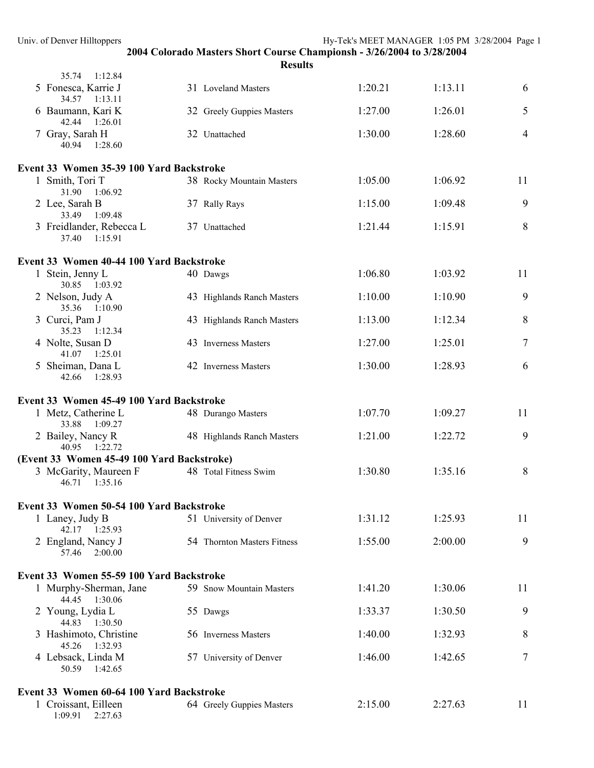## 2004 Colorado Masters Short Course Championsh - 3/26/2004 to 3/28/2004

### Results

35.74 1:12.84

| | Name | Age | Team | Seed | Finals | Points |
|---|---|---|---|---|---|---|
| 5 | Fonesca, Karrie J | 31 | Loveland Masters | 1:20.21 | 1:13.11 | 6 |
| | 34.57 1:13.11 | | | | | |
| 6 | Baumann, Kari K | 32 | Greely Guppies Masters | 1:27.00 | 1:26.01 | 5 |
| | 42.44 1:26.01 | | | | | |
| 7 | Gray, Sarah H | 32 | Unattached | 1:30.00 | 1:28.60 | 4 |
| | 40.94 1:28.60 | | | | | |

**Event 33 Women 35-39 100 Yard Backstroke**

| | Name | Age | Team | Seed | Finals | Points |
|---|---|---|---|---|---|---|
| 1 | Smith, Tori T | 38 | Rocky Mountain Masters | 1:05.00 | 1:06.92 | 11 |
| | 31.90 1:06.92 | | | | | |
| 2 | Lee, Sarah B | 37 | Rally Rays | 1:15.00 | 1:09.48 | 9 |
| | 33.49 1:09.48 | | | | | |
| 3 | Freidlander, Rebecca L | 37 | Unattached | 1:21.44 | 1:15.91 | 8 |
| | 37.40 1:15.91 | | | | | |

**Event 33 Women 40-44 100 Yard Backstroke**

| | Name | Age | Team | Seed | Finals | Points |
|---|---|---|---|---|---|---|
| 1 | Stein, Jenny L | 40 | Dawgs | 1:06.80 | 1:03.92 | 11 |
| | 30.85 1:03.92 | | | | | |
| 2 | Nelson, Judy A | 43 | Highlands Ranch Masters | 1:10.00 | 1:10.90 | 9 |
| | 35.36 1:10.90 | | | | | |
| 3 | Curci, Pam J | 43 | Highlands Ranch Masters | 1:13.00 | 1:12.34 | 8 |
| | 35.23 1:12.34 | | | | | |
| 4 | Nolte, Susan D | 43 | Inverness Masters | 1:27.00 | 1:25.01 | 7 |
| | 41.07 1:25.01 | | | | | |
| 5 | Sheiman, Dana L | 42 | Inverness Masters | 1:30.00 | 1:28.93 | 6 |
| | 42.66 1:28.93 | | | | | |

**Event 33 Women 45-49 100 Yard Backstroke**

| | Name | Age | Team | Seed | Finals | Points |
|---|---|---|---|---|---|---|
| 1 | Metz, Catherine L | 48 | Durango Masters | 1:07.70 | 1:09.27 | 11 |
| | 33.88 1:09.27 | | | | | |
| 2 | Bailey, Nancy R | 48 | Highlands Ranch Masters | 1:21.00 | 1:22.72 | 9 |
| | 40.95 1:22.72 | | | | | |

**(Event 33 Women 45-49 100 Yard Backstroke)**

| | Name | Age | Team | Seed | Finals | Points |
|---|---|---|---|---|---|---|
| 3 | McGarity, Maureen F | 48 | Total Fitness Swim | 1:30.80 | 1:35.16 | 8 |
| | 46.71 1:35.16 | | | | | |

**Event 33 Women 50-54 100 Yard Backstroke**

| | Name | Age | Team | Seed | Finals | Points |
|---|---|---|---|---|---|---|
| 1 | Laney, Judy B | 51 | University of Denver | 1:31.12 | 1:25.93 | 11 |
| | 42.17 1:25.93 | | | | | |
| 2 | England, Nancy J | 54 | Thornton Masters Fitness | 1:55.00 | 2:00.00 | 9 |
| | 57.46 2:00.00 | | | | | |

**Event 33 Women 55-59 100 Yard Backstroke**

| | Name | Age | Team | Seed | Finals | Points |
|---|---|---|---|---|---|---|
| 1 | Murphy-Sherman, Jane | 59 | Snow Mountain Masters | 1:41.20 | 1:30.06 | 11 |
| | 44.45 1:30.06 | | | | | |
| 2 | Young, Lydia L | 55 | Dawgs | 1:33.37 | 1:30.50 | 9 |
| | 44.83 1:30.50 | | | | | |
| 3 | Hashimoto, Christine | 56 | Inverness Masters | 1:40.00 | 1:32.93 | 8 |
| | 45.26 1:32.93 | | | | | |
| 4 | Lebsack, Linda M | 57 | University of Denver | 1:46.00 | 1:42.65 | 7 |
| | 50.59 1:42.65 | | | | | |

**Event 33 Women 60-64 100 Yard Backstroke**

| | Name | Age | Team | Seed | Finals | Points |
|---|---|---|---|---|---|---|
| 1 | Croissant, Eilleen | 64 | Greely Guppies Masters | 2:15.00 | 2:27.63 | 11 |
| | 1:09.91 2:27.63 | | | | | |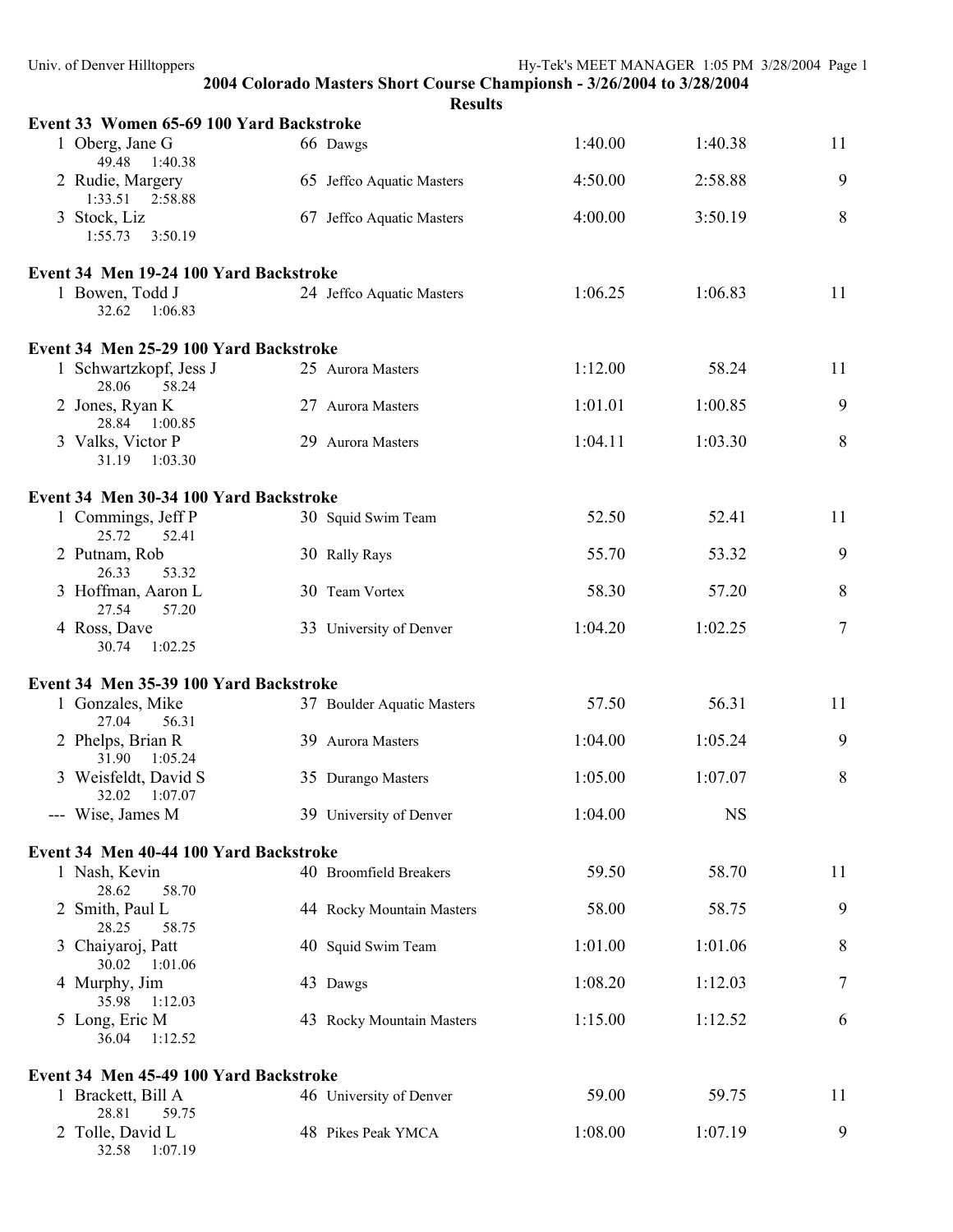## 2004 Colorado Masters Short Course Championsh - 3/26/2004 to 3/28/2004

### Results

**Event 33 Women 65-69 100 Yard Backstroke**

| | Name | Age | Team | Seed Time | Finals Time | Points |
|---|---|---|---|---|---|---|
| 1 | Oberg, Jane G | 66 | Dawgs | 1:40.00 | 1:40.38 | 11 |
| | 49.48 1:40.38 | | | | | |
| 2 | Rudie, Margery | 65 | Jeffco Aquatic Masters | 4:50.00 | 2:58.88 | 9 |
| | 1:33.51 2:58.88 | | | | | |
| 3 | Stock, Liz | 67 | Jeffco Aquatic Masters | 4:00.00 | 3:50.19 | 8 |
| | 1:55.73 3:50.19 | | | | | |

**Event 34 Men 19-24 100 Yard Backstroke**

| | Name | Age | Team | Seed Time | Finals Time | Points |
|---|---|---|---|---|---|---|
| 1 | Bowen, Todd J | 24 | Jeffco Aquatic Masters | 1:06.25 | 1:06.83 | 11 |
| | 32.62 1:06.83 | | | | | |

**Event 34 Men 25-29 100 Yard Backstroke**

| | Name | Age | Team | Seed Time | Finals Time | Points |
|---|---|---|---|---|---|---|
| 1 | Schwartzkopf, Jess J | 25 | Aurora Masters | 1:12.00 | 58.24 | 11 |
| | 28.06 58.24 | | | | | |
| 2 | Jones, Ryan K | 27 | Aurora Masters | 1:01.01 | 1:00.85 | 9 |
| | 28.84 1:00.85 | | | | | |
| 3 | Valks, Victor P | 29 | Aurora Masters | 1:04.11 | 1:03.30 | 8 |
| | 31.19 1:03.30 | | | | | |

**Event 34 Men 30-34 100 Yard Backstroke**

| | Name | Age | Team | Seed Time | Finals Time | Points |
|---|---|---|---|---|---|---|
| 1 | Commings, Jeff P | 30 | Squid Swim Team | 52.50 | 52.41 | 11 |
| | 25.72 52.41 | | | | | |
| 2 | Putnam, Rob | 30 | Rally Rays | 55.70 | 53.32 | 9 |
| | 26.33 53.32 | | | | | |
| 3 | Hoffman, Aaron L | 30 | Team Vortex | 58.30 | 57.20 | 8 |
| | 27.54 57.20 | | | | | |
| 4 | Ross, Dave | 33 | University of Denver | 1:04.20 | 1:02.25 | 7 |
| | 30.74 1:02.25 | | | | | |

**Event 34 Men 35-39 100 Yard Backstroke**

| | Name | Age | Team | Seed Time | Finals Time | Points |
|---|---|---|---|---|---|---|
| 1 | Gonzales, Mike | 37 | Boulder Aquatic Masters | 57.50 | 56.31 | 11 |
| | 27.04 56.31 | | | | | |
| 2 | Phelps, Brian R | 39 | Aurora Masters | 1:04.00 | 1:05.24 | 9 |
| | 31.90 1:05.24 | | | | | |
| 3 | Weisfeldt, David S | 35 | Durango Masters | 1:05.00 | 1:07.07 | 8 |
| | 32.02 1:07.07 | | | | | |
| --- | Wise, James M | 39 | University of Denver | 1:04.00 | NS | |

**Event 34 Men 40-44 100 Yard Backstroke**

| | Name | Age | Team | Seed Time | Finals Time | Points |
|---|---|---|---|---|---|---|
| 1 | Nash, Kevin | 40 | Broomfield Breakers | 59.50 | 58.70 | 11 |
| | 28.62 58.70 | | | | | |
| 2 | Smith, Paul L | 44 | Rocky Mountain Masters | 58.00 | 58.75 | 9 |
| | 28.25 58.75 | | | | | |
| 3 | Chaiyaroj, Patt | 40 | Squid Swim Team | 1:01.00 | 1:01.06 | 8 |
| | 30.02 1:01.06 | | | | | |
| 4 | Murphy, Jim | 43 | Dawgs | 1:08.20 | 1:12.03 | 7 |
| | 35.98 1:12.03 | | | | | |
| 5 | Long, Eric M | 43 | Rocky Mountain Masters | 1:15.00 | 1:12.52 | 6 |
| | 36.04 1:12.52 | | | | | |

**Event 34 Men 45-49 100 Yard Backstroke**

| | Name | Age | Team | Seed Time | Finals Time | Points |
|---|---|---|---|---|---|---|
| 1 | Brackett, Bill A | 46 | University of Denver | 59.00 | 59.75 | 11 |
| | 28.81 59.75 | | | | | |
| 2 | Tolle, David L | 48 | Pikes Peak YMCA | 1:08.00 | 1:07.19 | 9 |
| | 32.58 1:07.19 | | | | | |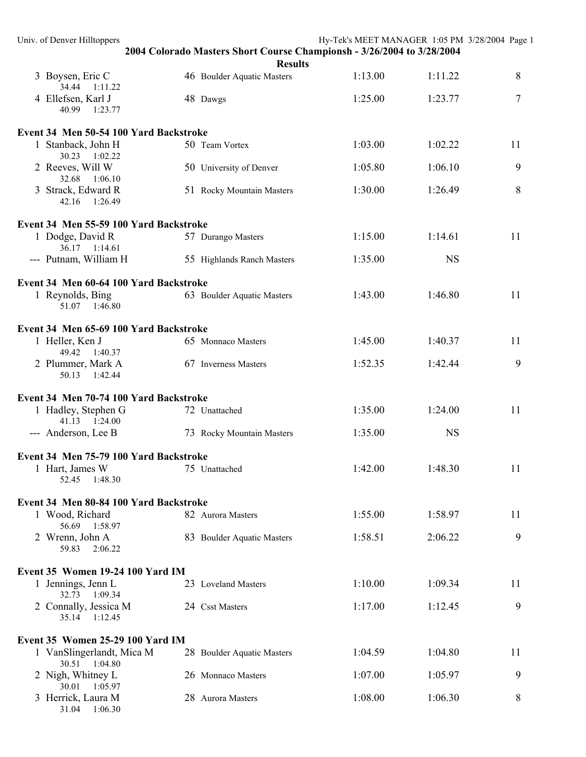## 2004 Colorado Masters Short Course Championsh - 3/26/2004 to 3/28/2004

### Results

| Place | Name | Age | Team | Seed | Finals | Points |
|---|---|---|---|---|---|---|
| 3 | Boysen, Eric C | 46 | Boulder Aquatic Masters | 1:13.00 | 1:11.22 | 8 |
| | 34.44 1:11.22 | | | | | |
| 4 | Ellefsen, Karl J | 48 | Dawgs | 1:25.00 | 1:23.77 | 7 |
| | 40.99 1:23.77 | | | | | |

**Event 34 Men 50-54 100 Yard Backstroke**

| Place | Name | Age | Team | Seed | Finals | Points |
|---|---|---|---|---|---|---|
| 1 | Stanback, John H | 50 | Team Vortex | 1:03.00 | 1:02.22 | 11 |
| | 30.23 1:02.22 | | | | | |
| 2 | Reeves, Will W | 50 | University of Denver | 1:05.80 | 1:06.10 | 9 |
| | 32.68 1:06.10 | | | | | |
| 3 | Strack, Edward R | 51 | Rocky Mountain Masters | 1:30.00 | 1:26.49 | 8 |
| | 42.16 1:26.49 | | | | | |

**Event 34 Men 55-59 100 Yard Backstroke**

| Place | Name | Age | Team | Seed | Finals | Points |
|---|---|---|---|---|---|---|
| 1 | Dodge, David R | 57 | Durango Masters | 1:15.00 | 1:14.61 | 11 |
| | 36.17 1:14.61 | | | | | |
| --- | Putnam, William H | 55 | Highlands Ranch Masters | 1:35.00 | NS | |

**Event 34 Men 60-64 100 Yard Backstroke**

| Place | Name | Age | Team | Seed | Finals | Points |
|---|---|---|---|---|---|---|
| 1 | Reynolds, Bing | 63 | Boulder Aquatic Masters | 1:43.00 | 1:46.80 | 11 |
| | 51.07 1:46.80 | | | | | |

**Event 34 Men 65-69 100 Yard Backstroke**

| Place | Name | Age | Team | Seed | Finals | Points |
|---|---|---|---|---|---|---|
| 1 | Heller, Ken J | 65 | Monnaco Masters | 1:45.00 | 1:40.37 | 11 |
| | 49.42 1:40.37 | | | | | |
| 2 | Plummer, Mark A | 67 | Inverness Masters | 1:52.35 | 1:42.44 | 9 |
| | 50.13 1:42.44 | | | | | |

**Event 34 Men 70-74 100 Yard Backstroke**

| Place | Name | Age | Team | Seed | Finals | Points |
|---|---|---|---|---|---|---|
| 1 | Hadley, Stephen G | 72 | Unattached | 1:35.00 | 1:24.00 | 11 |
| | 41.13 1:24.00 | | | | | |
| --- | Anderson, Lee B | 73 | Rocky Mountain Masters | 1:35.00 | NS | |

**Event 34 Men 75-79 100 Yard Backstroke**

| Place | Name | Age | Team | Seed | Finals | Points |
|---|---|---|---|---|---|---|
| 1 | Hart, James W | 75 | Unattached | 1:42.00 | 1:48.30 | 11 |
| | 52.45 1:48.30 | | | | | |

**Event 34 Men 80-84 100 Yard Backstroke**

| Place | Name | Age | Team | Seed | Finals | Points |
|---|---|---|---|---|---|---|
| 1 | Wood, Richard | 82 | Aurora Masters | 1:55.00 | 1:58.97 | 11 |
| | 56.69 1:58.97 | | | | | |
| 2 | Wrenn, John A | 83 | Boulder Aquatic Masters | 1:58.51 | 2:06.22 | 9 |
| | 59.83 2:06.22 | | | | | |

**Event 35 Women 19-24 100 Yard IM**

| Place | Name | Age | Team | Seed | Finals | Points |
|---|---|---|---|---|---|---|
| 1 | Jennings, Jenn L | 23 | Loveland Masters | 1:10.00 | 1:09.34 | 11 |
| | 32.73 1:09.34 | | | | | |
| 2 | Connally, Jessica M | 24 | Csst Masters | 1:17.00 | 1:12.45 | 9 |
| | 35.14 1:12.45 | | | | | |

**Event 35 Women 25-29 100 Yard IM**

| Place | Name | Age | Team | Seed | Finals | Points |
|---|---|---|---|---|---|---|
| 1 | VanSlingerlandt, Mica M | 28 | Boulder Aquatic Masters | 1:04.59 | 1:04.80 | 11 |
| | 30.51 1:04.80 | | | | | |
| 2 | Nigh, Whitney L | 26 | Monnaco Masters | 1:07.00 | 1:05.97 | 9 |
| | 30.01 1:05.97 | | | | | |
| 3 | Herrick, Laura M | 28 | Aurora Masters | 1:08.00 | 1:06.30 | 8 |
| | 31.04 1:06.30 | | | | | |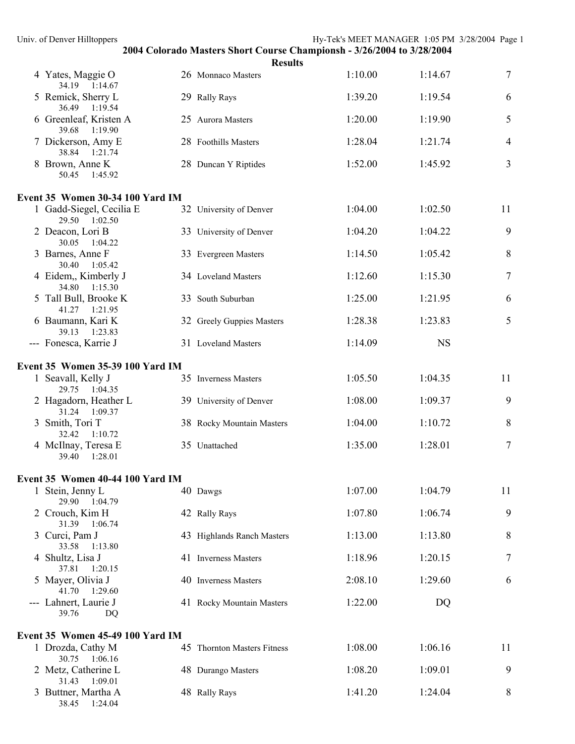## 2004 Colorado Masters Short Course Championsh - 3/26/2004 to 3/28/2004

### Results

| Place | Name | Age | Team | Seed Time | Finals Time | Points |
|---|---|---|---|---|---|---|
| 4 | Yates, Maggie O | 26 | Monnaco Masters | 1:10.00 | 1:14.67 | 7 |
| | 34.19 1:14.67 | | | | | |
| 5 | Remick, Sherry L | 29 | Rally Rays | 1:39.20 | 1:19.54 | 6 |
| | 36.49 1:19.54 | | | | | |
| 6 | Greenleaf, Kristen A | 25 | Aurora Masters | 1:20.00 | 1:19.90 | 5 |
| | 39.68 1:19.90 | | | | | |
| 7 | Dickerson, Amy E | 28 | Foothills Masters | 1:28.04 | 1:21.74 | 4 |
| | 38.84 1:21.74 | | | | | |
| 8 | Brown, Anne K | 28 | Duncan Y Riptides | 1:52.00 | 1:45.92 | 3 |
| | 50.45 1:45.92 | | | | | |

**Event 35 Women 30-34 100 Yard IM**

| Place | Name | Age | Team | Seed Time | Finals Time | Points |
|---|---|---|---|---|---|---|
| 1 | Gadd-Siegel, Cecilia E | 32 | University of Denver | 1:04.00 | 1:02.50 | 11 |
| | 29.50 1:02.50 | | | | | |
| 2 | Deacon, Lori B | 33 | University of Denver | 1:04.20 | 1:04.22 | 9 |
| | 30.05 1:04.22 | | | | | |
| 3 | Barnes, Anne F | 33 | Evergreen Masters | 1:14.50 | 1:05.42 | 8 |
| | 30.40 1:05.42 | | | | | |
| 4 | Eidem,, Kimberly J | 34 | Loveland Masters | 1:12.60 | 1:15.30 | 7 |
| | 34.80 1:15.30 | | | | | |
| 5 | Tall Bull, Brooke K | 33 | South Suburban | 1:25.00 | 1:21.95 | 6 |
| | 41.27 1:21.95 | | | | | |
| 6 | Baumann, Kari K | 32 | Greely Guppies Masters | 1:28.38 | 1:23.83 | 5 |
| | 39.13 1:23.83 | | | | | |
| --- | Fonesca, Karrie J | 31 | Loveland Masters | 1:14.09 | NS | |

**Event 35 Women 35-39 100 Yard IM**

| Place | Name | Age | Team | Seed Time | Finals Time | Points |
|---|---|---|---|---|---|---|
| 1 | Seavall, Kelly J | 35 | Inverness Masters | 1:05.50 | 1:04.35 | 11 |
| | 29.75 1:04.35 | | | | | |
| 2 | Hagadorn, Heather L | 39 | University of Denver | 1:08.00 | 1:09.37 | 9 |
| | 31.24 1:09.37 | | | | | |
| 3 | Smith, Tori T | 38 | Rocky Mountain Masters | 1:04.00 | 1:10.72 | 8 |
| | 32.42 1:10.72 | | | | | |
| 4 | McIlnay, Teresa E | 35 | Unattached | 1:35.00 | 1:28.01 | 7 |
| | 39.40 1:28.01 | | | | | |

**Event 35 Women 40-44 100 Yard IM**

| Place | Name | Age | Team | Seed Time | Finals Time | Points |
|---|---|---|---|---|---|---|
| 1 | Stein, Jenny L | 40 | Dawgs | 1:07.00 | 1:04.79 | 11 |
| | 29.90 1:04.79 | | | | | |
| 2 | Crouch, Kim H | 42 | Rally Rays | 1:07.80 | 1:06.74 | 9 |
| | 31.39 1:06.74 | | | | | |
| 3 | Curci, Pam J | 43 | Highlands Ranch Masters | 1:13.00 | 1:13.80 | 8 |
| | 33.58 1:13.80 | | | | | |
| 4 | Shultz, Lisa J | 41 | Inverness Masters | 1:18.96 | 1:20.15 | 7 |
| | 37.81 1:20.15 | | | | | |
| 5 | Mayer, Olivia J | 40 | Inverness Masters | 2:08.10 | 1:29.60 | 6 |
| | 41.70 1:29.60 | | | | | |
| --- | Lahnert, Laurie J | 41 | Rocky Mountain Masters | 1:22.00 | DQ | |
| | 39.76 DQ | | | | | |

**Event 35 Women 45-49 100 Yard IM**

| Place | Name | Age | Team | Seed Time | Finals Time | Points |
|---|---|---|---|---|---|---|
| 1 | Drozda, Cathy M | 45 | Thornton Masters Fitness | 1:08.00 | 1:06.16 | 11 |
| | 30.75 1:06.16 | | | | | |
| 2 | Metz, Catherine L | 48 | Durango Masters | 1:08.20 | 1:09.01 | 9 |
| | 31.43 1:09.01 | | | | | |
| 3 | Buttner, Martha A | 48 | Rally Rays | 1:41.20 | 1:24.04 | 8 |
| | 38.45 1:24.04 | | | | | |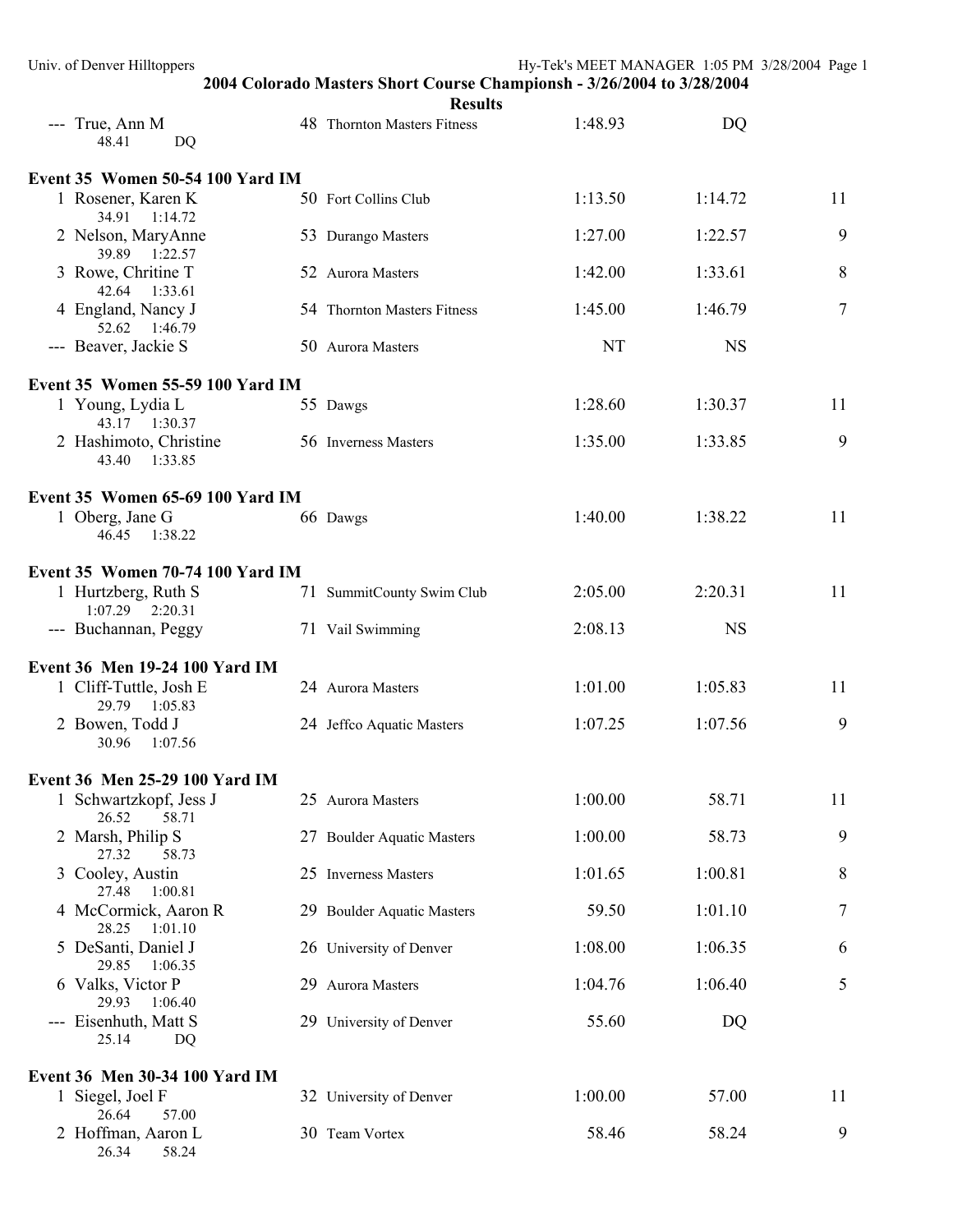## 2004 Colorado Masters Short Course Championsh - 3/26/2004 to 3/28/2004

### Results

| Place | Name | Age | Team | Seed Time | Finals Time | Points |
|---|---|---|---|---|---|---|
| --- | True, Ann M | 48 | Thornton Masters Fitness | 1:48.93 | DQ | |
| | 48.41 DQ | | | | | |

### Event 35 Women 50-54 100 Yard IM

| Place | Name | Age | Team | Seed Time | Finals Time | Points |
|---|---|---|---|---|---|---|
| 1 | Rosener, Karen K | 50 | Fort Collins Club | 1:13.50 | 1:14.72 | 11 |
| | 34.91 1:14.72 | | | | | |
| 2 | Nelson, MaryAnne | 53 | Durango Masters | 1:27.00 | 1:22.57 | 9 |
| | 39.89 1:22.57 | | | | | |
| 3 | Rowe, Chritine T | 52 | Aurora Masters | 1:42.00 | 1:33.61 | 8 |
| | 42.64 1:33.61 | | | | | |
| 4 | England, Nancy J | 54 | Thornton Masters Fitness | 1:45.00 | 1:46.79 | 7 |
| | 52.62 1:46.79 | | | | | |
| --- | Beaver, Jackie S | 50 | Aurora Masters | NT | NS | |

### Event 35 Women 55-59 100 Yard IM

| Place | Name | Age | Team | Seed Time | Finals Time | Points |
|---|---|---|---|---|---|---|
| 1 | Young, Lydia L | 55 | Dawgs | 1:28.60 | 1:30.37 | 11 |
| | 43.17 1:30.37 | | | | | |
| 2 | Hashimoto, Christine | 56 | Inverness Masters | 1:35.00 | 1:33.85 | 9 |
| | 43.40 1:33.85 | | | | | |

### Event 35 Women 65-69 100 Yard IM

| Place | Name | Age | Team | Seed Time | Finals Time | Points |
|---|---|---|---|---|---|---|
| 1 | Oberg, Jane G | 66 | Dawgs | 1:40.00 | 1:38.22 | 11 |
| | 46.45 1:38.22 | | | | | |

### Event 35 Women 70-74 100 Yard IM

| Place | Name | Age | Team | Seed Time | Finals Time | Points |
|---|---|---|---|---|---|---|
| 1 | Hurtzberg, Ruth S | 71 | SummitCounty Swim Club | 2:05.00 | 2:20.31 | 11 |
| | 1:07.29 2:20.31 | | | | | |
| --- | Buchannan, Peggy | 71 | Vail Swimming | 2:08.13 | NS | |

### Event 36 Men 19-24 100 Yard IM

| Place | Name | Age | Team | Seed Time | Finals Time | Points |
|---|---|---|---|---|---|---|
| 1 | Cliff-Tuttle, Josh E | 24 | Aurora Masters | 1:01.00 | 1:05.83 | 11 |
| | 29.79 1:05.83 | | | | | |
| 2 | Bowen, Todd J | 24 | Jeffco Aquatic Masters | 1:07.25 | 1:07.56 | 9 |
| | 30.96 1:07.56 | | | | | |

### Event 36 Men 25-29 100 Yard IM

| Place | Name | Age | Team | Seed Time | Finals Time | Points |
|---|---|---|---|---|---|---|
| 1 | Schwartzkopf, Jess J | 25 | Aurora Masters | 1:00.00 | 58.71 | 11 |
| | 26.52 58.71 | | | | | |
| 2 | Marsh, Philip S | 27 | Boulder Aquatic Masters | 1:00.00 | 58.73 | 9 |
| | 27.32 58.73 | | | | | |
| 3 | Cooley, Austin | 25 | Inverness Masters | 1:01.65 | 1:00.81 | 8 |
| | 27.48 1:00.81 | | | | | |
| 4 | McCormick, Aaron R | 29 | Boulder Aquatic Masters | 59.50 | 1:01.10 | 7 |
| | 28.25 1:01.10 | | | | | |
| 5 | DeSanti, Daniel J | 26 | University of Denver | 1:08.00 | 1:06.35 | 6 |
| | 29.85 1:06.35 | | | | | |
| 6 | Valks, Victor P | 29 | Aurora Masters | 1:04.76 | 1:06.40 | 5 |
| | 29.93 1:06.40 | | | | | |
| --- | Eisenhuth, Matt S | 29 | University of Denver | 55.60 | DQ | |
| | 25.14 DQ | | | | | |

### Event 36 Men 30-34 100 Yard IM

| Place | Name | Age | Team | Seed Time | Finals Time | Points |
|---|---|---|---|---|---|---|
| 1 | Siegel, Joel F | 32 | University of Denver | 1:00.00 | 57.00 | 11 |
| | 26.64 57.00 | | | | | |
| 2 | Hoffman, Aaron L | 30 | Team Vortex | 58.46 | 58.24 | 9 |
| | 26.34 58.24 | | | | | |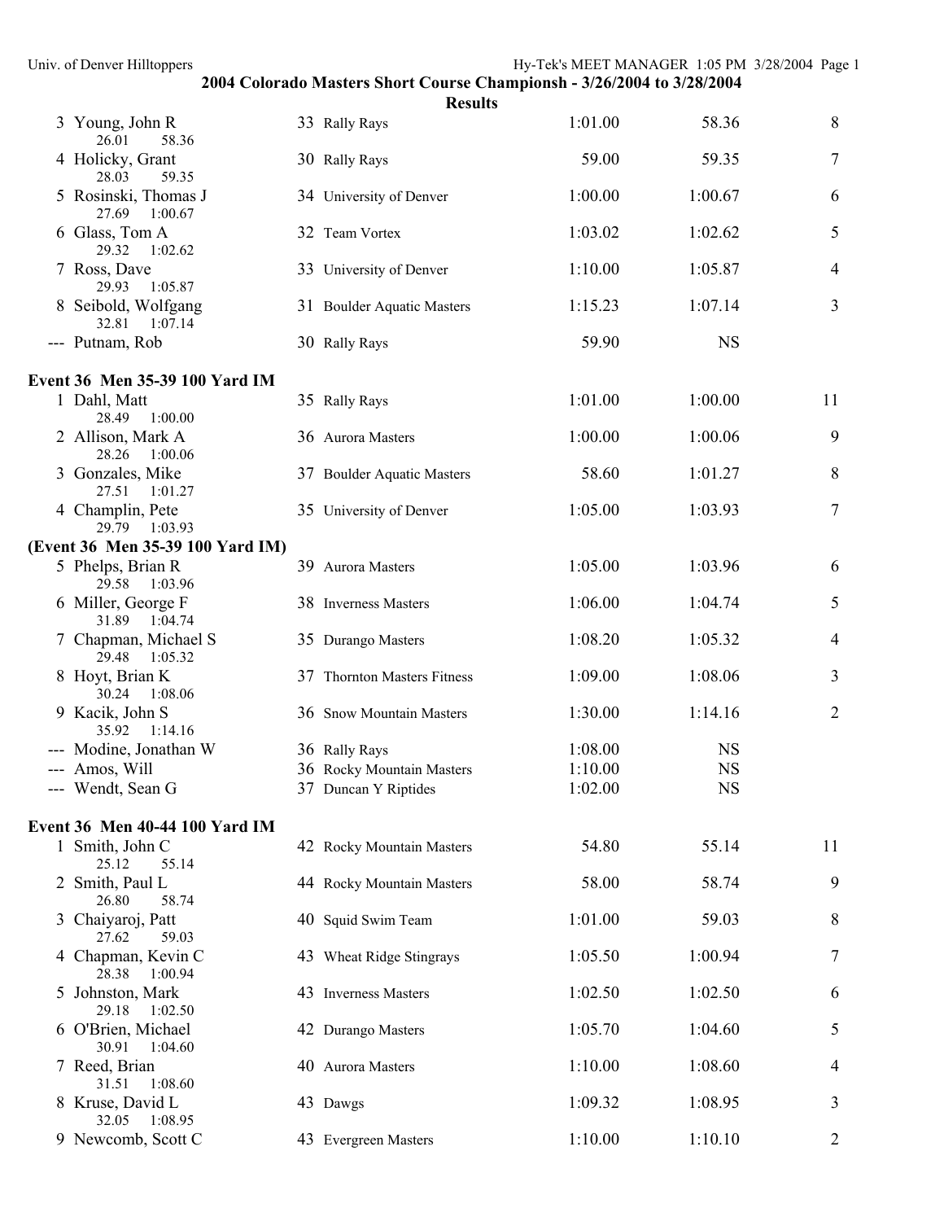## 2004 Colorado Masters Short Course Championsh - 3/26/2004 to 3/28/2004

### Results

| Place | Name | Age | Team | Seed Time | Finals Time | Points |
|---|---|---|---|---|---|---|
| 3 | Young, John R | 33 | Rally Rays | 1:01.00 | 58.36 | 8 |
| | 26.01 58.36 | | | | | |
| 4 | Holicky, Grant | 30 | Rally Rays | 59.00 | 59.35 | 7 |
| | 28.03 59.35 | | | | | |
| 5 | Rosinski, Thomas J | 34 | University of Denver | 1:00.00 | 1:00.67 | 6 |
| | 27.69 1:00.67 | | | | | |
| 6 | Glass, Tom A | 32 | Team Vortex | 1:03.02 | 1:02.62 | 5 |
| | 29.32 1:02.62 | | | | | |
| 7 | Ross, Dave | 33 | University of Denver | 1:10.00 | 1:05.87 | 4 |
| | 29.93 1:05.87 | | | | | |
| 8 | Seibold, Wolfgang | 31 | Boulder Aquatic Masters | 1:15.23 | 1:07.14 | 3 |
| | 32.81 1:07.14 | | | | | |
| --- | Putnam, Rob | 30 | Rally Rays | 59.90 | NS | |

### Event 36 Men 35-39 100 Yard IM

| Place | Name | Age | Team | Seed Time | Finals Time | Points |
|---|---|---|---|---|---|---|
| 1 | Dahl, Matt | 35 | Rally Rays | 1:01.00 | 1:00.00 | 11 |
| | 28.49 1:00.00 | | | | | |
| 2 | Allison, Mark A | 36 | Aurora Masters | 1:00.00 | 1:00.06 | 9 |
| | 28.26 1:00.06 | | | | | |
| 3 | Gonzales, Mike | 37 | Boulder Aquatic Masters | 58.60 | 1:01.27 | 8 |
| | 27.51 1:01.27 | | | | | |
| 4 | Champlin, Pete | 35 | University of Denver | 1:05.00 | 1:03.93 | 7 |
| | 29.79 1:03.93 | | | | | |
| 5 | Phelps, Brian R | 39 | Aurora Masters | 1:05.00 | 1:03.96 | 6 |
| | 29.58 1:03.96 | | | | | |
| 6 | Miller, George F | 38 | Inverness Masters | 1:06.00 | 1:04.74 | 5 |
| | 31.89 1:04.74 | | | | | |
| 7 | Chapman, Michael S | 35 | Durango Masters | 1:08.20 | 1:05.32 | 4 |
| | 29.48 1:05.32 | | | | | |
| 8 | Hoyt, Brian K | 37 | Thornton Masters Fitness | 1:09.00 | 1:08.06 | 3 |
| | 30.24 1:08.06 | | | | | |
| 9 | Kacik, John S | 36 | Snow Mountain Masters | 1:30.00 | 1:14.16 | 2 |
| | 35.92 1:14.16 | | | | | |
| --- | Modine, Jonathan W | 36 | Rally Rays | 1:08.00 | NS | |
| --- | Amos, Will | 36 | Rocky Mountain Masters | 1:10.00 | NS | |
| --- | Wendt, Sean G | 37 | Duncan Y Riptides | 1:02.00 | NS | |

### Event 36 Men 40-44 100 Yard IM

| Place | Name | Age | Team | Seed Time | Finals Time | Points |
|---|---|---|---|---|---|---|
| 1 | Smith, John C | 42 | Rocky Mountain Masters | 54.80 | 55.14 | 11 |
| | 25.12 55.14 | | | | | |
| 2 | Smith, Paul L | 44 | Rocky Mountain Masters | 58.00 | 58.74 | 9 |
| | 26.80 58.74 | | | | | |
| 3 | Chaiyaroj, Patt | 40 | Squid Swim Team | 1:01.00 | 59.03 | 8 |
| | 27.62 59.03 | | | | | |
| 4 | Chapman, Kevin C | 43 | Wheat Ridge Stingrays | 1:05.50 | 1:00.94 | 7 |
| | 28.38 1:00.94 | | | | | |
| 5 | Johnston, Mark | 43 | Inverness Masters | 1:02.50 | 1:02.50 | 6 |
| | 29.18 1:02.50 | | | | | |
| 6 | O'Brien, Michael | 42 | Durango Masters | 1:05.70 | 1:04.60 | 5 |
| | 30.91 1:04.60 | | | | | |
| 7 | Reed, Brian | 40 | Aurora Masters | 1:10.00 | 1:08.60 | 4 |
| | 31.51 1:08.60 | | | | | |
| 8 | Kruse, David L | 43 | Dawgs | 1:09.32 | 1:08.95 | 3 |
| | 32.05 1:08.95 | | | | | |
| 9 | Newcomb, Scott C | 43 | Evergreen Masters | 1:10.00 | 1:10.10 | 2 |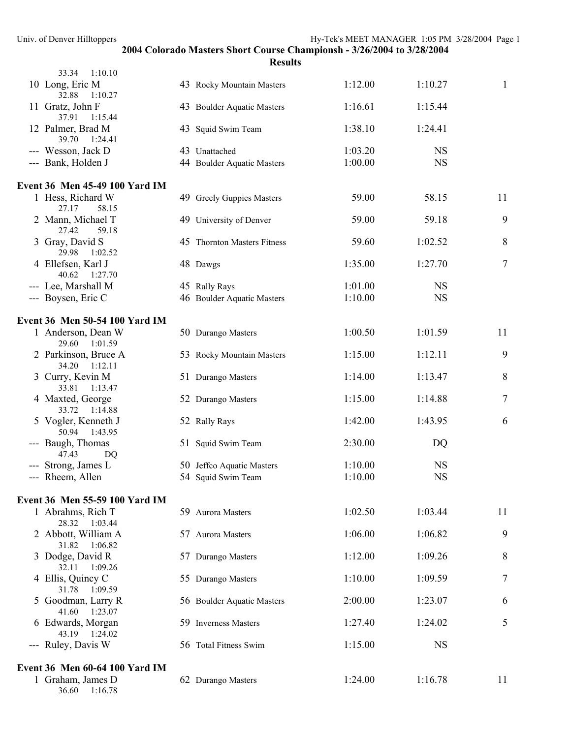**2004 Colorado Masters Short Course Championsh - 3/26/2004 to 3/28/2004**

**Results**

33.34 1:10.10

| Place | Name | Age | Team | Seed Time | Finals Time | Points |
|---|---|---|---|---|---|---|
| 10 | Long, Eric M | 43 | Rocky Mountain Masters | 1:12.00 | 1:10.27 | 1 |
| | 32.88 1:10.27 | | | | | |
| 11 | Gratz, John F | 43 | Boulder Aquatic Masters | 1:16.61 | 1:15.44 | |
| | 37.91 1:15.44 | | | | | |
| 12 | Palmer, Brad M | 43 | Squid Swim Team | 1:38.10 | 1:24.41 | |
| | 39.70 1:24.41 | | | | | |
| --- | Wesson, Jack D | 43 | Unattached | 1:03.20 | NS | |
| --- | Bank, Holden J | 44 | Boulder Aquatic Masters | 1:00.00 | NS | |

**Event 36 Men 45-49 100 Yard IM**

| Place | Name | Age | Team | Seed Time | Finals Time | Points |
|---|---|---|---|---|---|---|
| 1 | Hess, Richard W | 49 | Greely Guppies Masters | 59.00 | 58.15 | 11 |
| | 27.17 58.15 | | | | | |
| 2 | Mann, Michael T | 49 | University of Denver | 59.00 | 59.18 | 9 |
| | 27.42 59.18 | | | | | |
| 3 | Gray, David S | 45 | Thornton Masters Fitness | 59.60 | 1:02.52 | 8 |
| | 29.98 1:02.52 | | | | | |
| 4 | Ellefsen, Karl J | 48 | Dawgs | 1:35.00 | 1:27.70 | 7 |
| | 40.62 1:27.70 | | | | | |
| --- | Lee, Marshall M | 45 | Rally Rays | 1:01.00 | NS | |
| --- | Boysen, Eric C | 46 | Boulder Aquatic Masters | 1:10.00 | NS | |

**Event 36 Men 50-54 100 Yard IM**

| Place | Name | Age | Team | Seed Time | Finals Time | Points |
|---|---|---|---|---|---|---|
| 1 | Anderson, Dean W | 50 | Durango Masters | 1:00.50 | 1:01.59 | 11 |
| | 29.60 1:01.59 | | | | | |
| 2 | Parkinson, Bruce A | 53 | Rocky Mountain Masters | 1:15.00 | 1:12.11 | 9 |
| | 34.20 1:12.11 | | | | | |
| 3 | Curry, Kevin M | 51 | Durango Masters | 1:14.00 | 1:13.47 | 8 |
| | 33.81 1:13.47 | | | | | |
| 4 | Maxted, George | 52 | Durango Masters | 1:15.00 | 1:14.88 | 7 |
| | 33.72 1:14.88 | | | | | |
| 5 | Vogler, Kenneth J | 52 | Rally Rays | 1:42.00 | 1:43.95 | 6 |
| | 50.94 1:43.95 | | | | | |
| --- | Baugh, Thomas | 51 | Squid Swim Team | 2:30.00 | DQ | |
| | 47.43 DQ | | | | | |
| --- | Strong, James L | 50 | Jeffco Aquatic Masters | 1:10.00 | NS | |
| --- | Rheem, Allen | 54 | Squid Swim Team | 1:10.00 | NS | |

**Event 36 Men 55-59 100 Yard IM**

| Place | Name | Age | Team | Seed Time | Finals Time | Points |
|---|---|---|---|---|---|---|
| 1 | Abrahms, Rich T | 59 | Aurora Masters | 1:02.50 | 1:03.44 | 11 |
| | 28.32 1:03.44 | | | | | |
| 2 | Abbott, William A | 57 | Aurora Masters | 1:06.00 | 1:06.82 | 9 |
| | 31.82 1:06.82 | | | | | |
| 3 | Dodge, David R | 57 | Durango Masters | 1:12.00 | 1:09.26 | 8 |
| | 32.11 1:09.26 | | | | | |
| 4 | Ellis, Quincy C | 55 | Durango Masters | 1:10.00 | 1:09.59 | 7 |
| | 31.78 1:09.59 | | | | | |
| 5 | Goodman, Larry R | 56 | Boulder Aquatic Masters | 2:00.00 | 1:23.07 | 6 |
| | 41.60 1:23.07 | | | | | |
| 6 | Edwards, Morgan | 59 | Inverness Masters | 1:27.40 | 1:24.02 | 5 |
| | 43.19 1:24.02 | | | | | |
| --- | Ruley, Davis W | 56 | Total Fitness Swim | 1:15.00 | NS | |

**Event 36 Men 60-64 100 Yard IM**

| Place | Name | Age | Team | Seed Time | Finals Time | Points |
|---|---|---|---|---|---|---|
| 1 | Graham, James D | 62 | Durango Masters | 1:24.00 | 1:16.78 | 11 |
| | 36.60 1:16.78 | | | | | |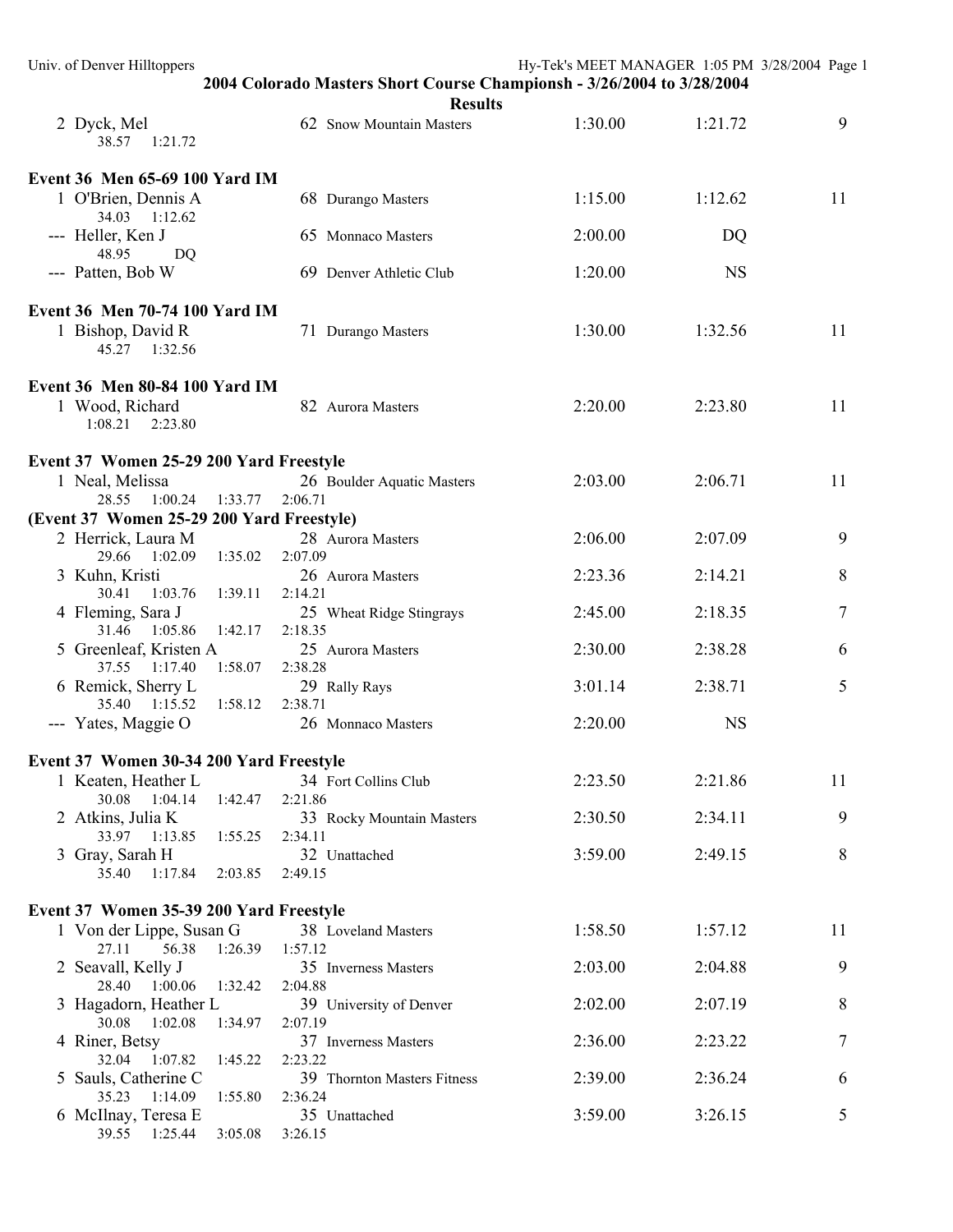## 2004 Colorado Masters Short Course Championsh - 3/26/2004 to 3/28/2004

### Results

| | Name | Age | Team | Seed Time | Finals Time | Points |
|---|---|---|---|---|---|---|
| 2 | Dyck, Mel | 62 | Snow Mountain Masters | 1:30.00 | 1:21.72 | 9 |
| | 38.57 1:21.72 | | | | | |

**Event 36 Men 65-69 100 Yard IM**

| | Name | Age | Team | Seed Time | Finals Time | Points |
|---|---|---|---|---|---|---|
| 1 | O'Brien, Dennis A | 68 | Durango Masters | 1:15.00 | 1:12.62 | 11 |
| | 34.03 1:12.62 | | | | | |
| --- | Heller, Ken J | 65 | Monnaco Masters | 2:00.00 | DQ | |
| | 48.95 DQ | | | | | |
| --- | Patten, Bob W | 69 | Denver Athletic Club | 1:20.00 | NS | |

**Event 36 Men 70-74 100 Yard IM**

| | Name | Age | Team | Seed Time | Finals Time | Points |
|---|---|---|---|---|---|---|
| 1 | Bishop, David R | 71 | Durango Masters | 1:30.00 | 1:32.56 | 11 |
| | 45.27 1:32.56 | | | | | |

**Event 36 Men 80-84 100 Yard IM**

| | Name | Age | Team | Seed Time | Finals Time | Points |
|---|---|---|---|---|---|---|
| 1 | Wood, Richard | 82 | Aurora Masters | 2:20.00 | 2:23.80 | 11 |
| | 1:08.21 2:23.80 | | | | | |

**Event 37 Women 25-29 200 Yard Freestyle**

| | Name | Age | Team | Seed Time | Finals Time | Points |
|---|---|---|---|---|---|---|
| 1 | Neal, Melissa | 26 | Boulder Aquatic Masters | 2:03.00 | 2:06.71 | 11 |
| | 28.55 1:00.24 1:33.77 2:06.71 | | | | | |

**(Event 37 Women 25-29 200 Yard Freestyle)**

| | Name | Age | Team | Seed Time | Finals Time | Points |
|---|---|---|---|---|---|---|
| 2 | Herrick, Laura M | 28 | Aurora Masters | 2:06.00 | 2:07.09 | 9 |
| | 29.66 1:02.09 1:35.02 2:07.09 | | | | | |
| 3 | Kuhn, Kristi | 26 | Aurora Masters | 2:23.36 | 2:14.21 | 8 |
| | 30.41 1:03.76 1:39.11 2:14.21 | | | | | |
| 4 | Fleming, Sara J | 25 | Wheat Ridge Stingrays | 2:45.00 | 2:18.35 | 7 |
| | 31.46 1:05.86 1:42.17 2:18.35 | | | | | |
| 5 | Greenleaf, Kristen A | 25 | Aurora Masters | 2:30.00 | 2:38.28 | 6 |
| | 37.55 1:17.40 1:58.07 2:38.28 | | | | | |
| 6 | Remick, Sherry L | 29 | Rally Rays | 3:01.14 | 2:38.71 | 5 |
| | 35.40 1:15.52 1:58.12 2:38.71 | | | | | |
| --- | Yates, Maggie O | 26 | Monnaco Masters | 2:20.00 | NS | |

**Event 37 Women 30-34 200 Yard Freestyle**

| | Name | Age | Team | Seed Time | Finals Time | Points |
|---|---|---|---|---|---|---|
| 1 | Keaten, Heather L | 34 | Fort Collins Club | 2:23.50 | 2:21.86 | 11 |
| | 30.08 1:04.14 1:42.47 2:21.86 | | | | | |
| 2 | Atkins, Julia K | 33 | Rocky Mountain Masters | 2:30.50 | 2:34.11 | 9 |
| | 33.97 1:13.85 1:55.25 2:34.11 | | | | | |
| 3 | Gray, Sarah H | 32 | Unattached | 3:59.00 | 2:49.15 | 8 |
| | 35.40 1:17.84 2:03.85 2:49.15 | | | | | |

**Event 37 Women 35-39 200 Yard Freestyle**

| | Name | Age | Team | Seed Time | Finals Time | Points |
|---|---|---|---|---|---|---|
| 1 | Von der Lippe, Susan G | 38 | Loveland Masters | 1:58.50 | 1:57.12 | 11 |
| | 27.11 56.38 1:26.39 1:57.12 | | | | | |
| 2 | Seavall, Kelly J | 35 | Inverness Masters | 2:03.00 | 2:04.88 | 9 |
| | 28.40 1:00.06 1:32.42 2:04.88 | | | | | |
| 3 | Hagadorn, Heather L | 39 | University of Denver | 2:02.00 | 2:07.19 | 8 |
| | 30.08 1:02.08 1:34.97 2:07.19 | | | | | |
| 4 | Riner, Betsy | 37 | Inverness Masters | 2:36.00 | 2:23.22 | 7 |
| | 32.04 1:07.82 1:45.22 2:23.22 | | | | | |
| 5 | Sauls, Catherine C | 39 | Thornton Masters Fitness | 2:39.00 | 2:36.24 | 6 |
| | 35.23 1:14.09 1:55.80 2:36.24 | | | | | |
| 6 | McIlnay, Teresa E | 35 | Unattached | 3:59.00 | 3:26.15 | 5 |
| | 39.55 1:25.44 3:05.08 3:26.15 | | | | | |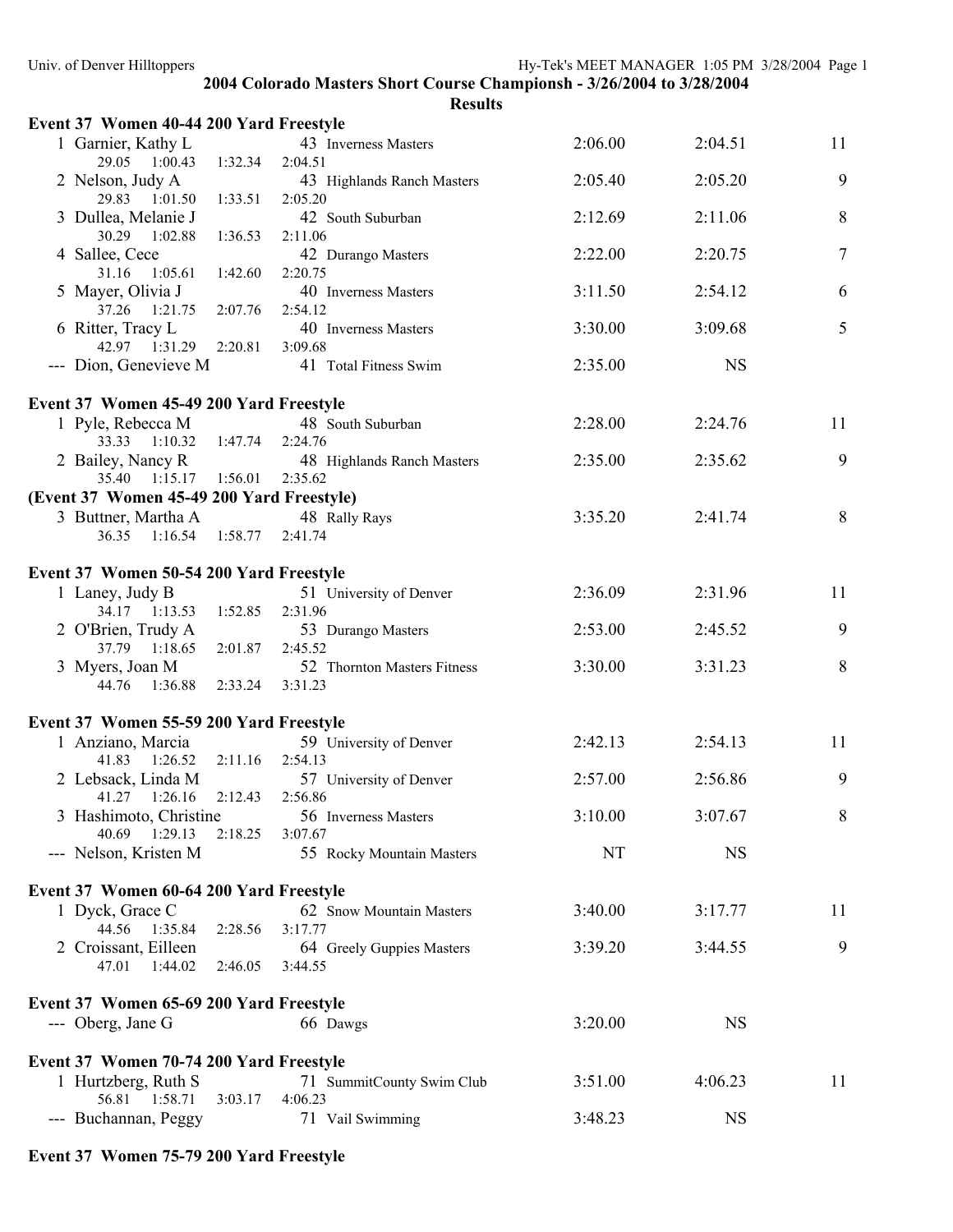**2004 Colorado Masters Short Course Championsh - 3/26/2004 to 3/28/2004**

**Results**

### Event 37 Women 40-44 200 Yard Freestyle

| Place | Name | Age | Team | Seed Time | Finals Time | Points |
|---|---|---|---|---|---|---|
| 1 | Garnier, Kathy L | 43 | Inverness Masters | 2:06.00 | 2:04.51 | 11 |
| | 29.05 1:00.43 1:32.34 2:04.51 | | | | | |
| 2 | Nelson, Judy A | 43 | Highlands Ranch Masters | 2:05.40 | 2:05.20 | 9 |
| | 29.83 1:01.50 1:33.51 2:05.20 | | | | | |
| 3 | Dullea, Melanie J | 42 | South Suburban | 2:12.69 | 2:11.06 | 8 |
| | 30.29 1:02.88 1:36.53 2:11.06 | | | | | |
| 4 | Sallee, Cece | 42 | Durango Masters | 2:22.00 | 2:20.75 | 7 |
| | 31.16 1:05.61 1:42.60 2:20.75 | | | | | |
| 5 | Mayer, Olivia J | 40 | Inverness Masters | 3:11.50 | 2:54.12 | 6 |
| | 37.26 1:21.75 2:07.76 2:54.12 | | | | | |
| 6 | Ritter, Tracy L | 40 | Inverness Masters | 3:30.00 | 3:09.68 | 5 |
| | 42.97 1:31.29 2:20.81 3:09.68 | | | | | |
| --- | Dion, Genevieve M | 41 | Total Fitness Swim | 2:35.00 | NS | |

### Event 37 Women 45-49 200 Yard Freestyle

| Place | Name | Age | Team | Seed Time | Finals Time | Points |
|---|---|---|---|---|---|---|
| 1 | Pyle, Rebecca M | 48 | South Suburban | 2:28.00 | 2:24.76 | 11 |
| | 33.33 1:10.32 1:47.74 2:24.76 | | | | | |
| 2 | Bailey, Nancy R | 48 | Highlands Ranch Masters | 2:35.00 | 2:35.62 | 9 |
| | 35.40 1:15.17 1:56.01 2:35.62 | | | | | |
| 3 | Buttner, Martha A | 48 | Rally Rays | 3:35.20 | 2:41.74 | 8 |
| | 36.35 1:16.54 1:58.77 2:41.74 | | | | | |

### Event 37 Women 50-54 200 Yard Freestyle

| Place | Name | Age | Team | Seed Time | Finals Time | Points |
|---|---|---|---|---|---|---|
| 1 | Laney, Judy B | 51 | University of Denver | 2:36.09 | 2:31.96 | 11 |
| | 34.17 1:13.53 1:52.85 2:31.96 | | | | | |
| 2 | O'Brien, Trudy A | 53 | Durango Masters | 2:53.00 | 2:45.52 | 9 |
| | 37.79 1:18.65 2:01.87 2:45.52 | | | | | |
| 3 | Myers, Joan M | 52 | Thornton Masters Fitness | 3:30.00 | 3:31.23 | 8 |
| | 44.76 1:36.88 2:33.24 3:31.23 | | | | | |

### Event 37 Women 55-59 200 Yard Freestyle

| Place | Name | Age | Team | Seed Time | Finals Time | Points |
|---|---|---|---|---|---|---|
| 1 | Anziano, Marcia | 59 | University of Denver | 2:42.13 | 2:54.13 | 11 |
| | 41.83 1:26.52 2:11.16 2:54.13 | | | | | |
| 2 | Lebsack, Linda M | 57 | University of Denver | 2:57.00 | 2:56.86 | 9 |
| | 41.27 1:26.16 2:12.43 2:56.86 | | | | | |
| 3 | Hashimoto, Christine | 56 | Inverness Masters | 3:10.00 | 3:07.67 | 8 |
| | 40.69 1:29.13 2:18.25 3:07.67 | | | | | |
| --- | Nelson, Kristen M | 55 | Rocky Mountain Masters | NT | NS | |

### Event 37 Women 60-64 200 Yard Freestyle

| Place | Name | Age | Team | Seed Time | Finals Time | Points |
|---|---|---|---|---|---|---|
| 1 | Dyck, Grace C | 62 | Snow Mountain Masters | 3:40.00 | 3:17.77 | 11 |
| | 44.56 1:35.84 2:28.56 3:17.77 | | | | | |
| 2 | Croissant, Eilleen | 64 | Greely Guppies Masters | 3:39.20 | 3:44.55 | 9 |
| | 47.01 1:44.02 2:46.05 3:44.55 | | | | | |

### Event 37 Women 65-69 200 Yard Freestyle

| Place | Name | Age | Team | Seed Time | Finals Time | Points |
|---|---|---|---|---|---|---|
| --- | Oberg, Jane G | 66 | Dawgs | 3:20.00 | NS | |

### Event 37 Women 70-74 200 Yard Freestyle

| Place | Name | Age | Team | Seed Time | Finals Time | Points |
|---|---|---|---|---|---|---|
| 1 | Hurtzberg, Ruth S | 71 | SummitCounty Swim Club | 3:51.00 | 4:06.23 | 11 |
| | 56.81 1:58.71 3:03.17 4:06.23 | | | | | |
| --- | Buchannan, Peggy | 71 | Vail Swimming | 3:48.23 | NS | |

### Event 37 Women 75-79 200 Yard Freestyle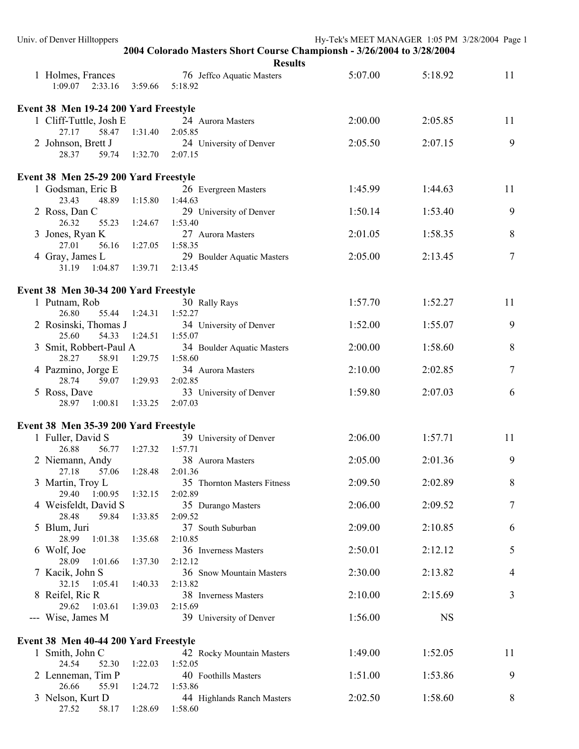## 2004 Colorado Masters Short Course Championsh - 3/26/2004 to 3/28/2004

### Results

| Place | Name | Age | Team | Seed Time | Finals Time | Points |
|---|---|---|---|---|---|---|
| 1 | Holmes, Frances | 76 | Jeffco Aquatic Masters | 5:07.00 | 5:18.92 | 11 |
| | 1:09.07 2:33.16 3:59.66 5:18.92 | | | | | |

### Event 38 Men 19-24 200 Yard Freestyle

| Place | Name | Age | Team | Seed Time | Finals Time | Points |
|---|---|---|---|---|---|---|
| 1 | Cliff-Tuttle, Josh E | 24 | Aurora Masters | 2:00.00 | 2:05.85 | 11 |
| | 27.17 58.47 1:31.40 2:05.85 | | | | | |
| 2 | Johnson, Brett J | 24 | University of Denver | 2:05.50 | 2:07.15 | 9 |
| | 28.37 59.74 1:32.70 2:07.15 | | | | | |

### Event 38 Men 25-29 200 Yard Freestyle

| Place | Name | Age | Team | Seed Time | Finals Time | Points |
|---|---|---|---|---|---|---|
| 1 | Godsman, Eric B | 26 | Evergreen Masters | 1:45.99 | 1:44.63 | 11 |
| | 23.43 48.89 1:15.80 1:44.63 | | | | | |
| 2 | Ross, Dan C | 29 | University of Denver | 1:50.14 | 1:53.40 | 9 |
| | 26.32 55.23 1:24.67 1:53.40 | | | | | |
| 3 | Jones, Ryan K | 27 | Aurora Masters | 2:01.05 | 1:58.35 | 8 |
| | 27.01 56.16 1:27.05 1:58.35 | | | | | |
| 4 | Gray, James L | 29 | Boulder Aquatic Masters | 2:05.00 | 2:13.45 | 7 |
| | 31.19 1:04.87 1:39.71 2:13.45 | | | | | |

### Event 38 Men 30-34 200 Yard Freestyle

| Place | Name | Age | Team | Seed Time | Finals Time | Points |
|---|---|---|---|---|---|---|
| 1 | Putnam, Rob | 30 | Rally Rays | 1:57.70 | 1:52.27 | 11 |
| | 26.80 55.44 1:24.31 1:52.27 | | | | | |
| 2 | Rosinski, Thomas J | 34 | University of Denver | 1:52.00 | 1:55.07 | 9 |
| | 25.60 54.33 1:24.51 1:55.07 | | | | | |
| 3 | Smit, Robbert-Paul A | 34 | Boulder Aquatic Masters | 2:00.00 | 1:58.60 | 8 |
| | 28.27 58.91 1:29.75 1:58.60 | | | | | |
| 4 | Pazmino, Jorge E | 34 | Aurora Masters | 2:10.00 | 2:02.85 | 7 |
| | 28.74 59.07 1:29.93 2:02.85 | | | | | |
| 5 | Ross, Dave | 33 | University of Denver | 1:59.80 | 2:07.03 | 6 |
| | 28.97 1:00.81 1:33.25 2:07.03 | | | | | |

### Event 38 Men 35-39 200 Yard Freestyle

| Place | Name | Age | Team | Seed Time | Finals Time | Points |
|---|---|---|---|---|---|---|
| 1 | Fuller, David S | 39 | University of Denver | 2:06.00 | 1:57.71 | 11 |
| | 26.88 56.77 1:27.32 1:57.71 | | | | | |
| 2 | Niemann, Andy | 38 | Aurora Masters | 2:05.00 | 2:01.36 | 9 |
| | 27.18 57.06 1:28.48 2:01.36 | | | | | |
| 3 | Martin, Troy L | 35 | Thornton Masters Fitness | 2:09.50 | 2:02.89 | 8 |
| | 29.40 1:00.95 1:32.15 2:02.89 | | | | | |
| 4 | Weisfeldt, David S | 35 | Durango Masters | 2:06.00 | 2:09.52 | 7 |
| | 28.48 59.84 1:33.85 2:09.52 | | | | | |
| 5 | Blum, Juri | 37 | South Suburban | 2:09.00 | 2:10.85 | 6 |
| | 28.99 1:01.38 1:35.68 2:10.85 | | | | | |
| 6 | Wolf, Joe | 36 | Inverness Masters | 2:50.01 | 2:12.12 | 5 |
| | 28.09 1:01.66 1:37.30 2:12.12 | | | | | |
| 7 | Kacik, John S | 36 | Snow Mountain Masters | 2:30.00 | 2:13.82 | 4 |
| | 32.15 1:05.41 1:40.33 2:13.82 | | | | | |
| 8 | Reifel, Ric R | 38 | Inverness Masters | 2:10.00 | 2:15.69 | 3 |
| | 29.62 1:03.61 1:39.03 2:15.69 | | | | | |
| --- | Wise, James M | 39 | University of Denver | 1:56.00 | NS | |

### Event 38 Men 40-44 200 Yard Freestyle

| Place | Name | Age | Team | Seed Time | Finals Time | Points |
|---|---|---|---|---|---|---|
| 1 | Smith, John C | 42 | Rocky Mountain Masters | 1:49.00 | 1:52.05 | 11 |
| | 24.54 52.30 1:22.03 1:52.05 | | | | | |
| 2 | Lenneman, Tim P | 40 | Foothills Masters | 1:51.00 | 1:53.86 | 9 |
| | 26.66 55.91 1:24.72 1:53.86 | | | | | |
| 3 | Nelson, Kurt D | 44 | Highlands Ranch Masters | 2:02.50 | 1:58.60 | 8 |
| | 27.52 58.17 1:28.69 1:58.60 | | | | | |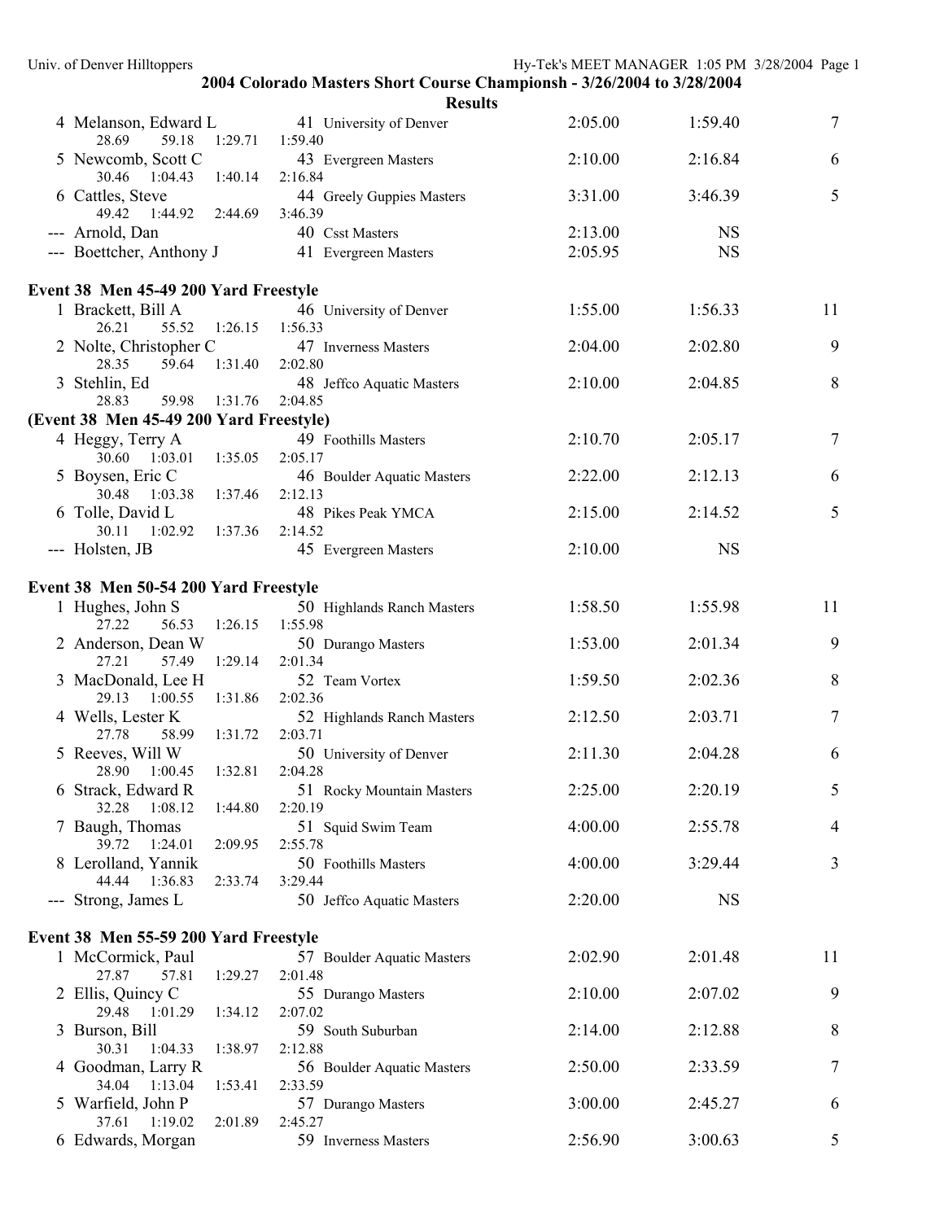**2004 Colorado Masters Short Course Championsh - 3/26/2004 to 3/28/2004**

**Results**

| | Name | Age | Team | Seed Time | Finals Time | Points |
|---|---|---|---|---|---|---|
| 4 | Melanson, Edward L | 41 | University of Denver | 2:05.00 | 1:59.40 | 7 |
| | 28.69 59.18 1:29.71 1:59.40 | | | | | |
| 5 | Newcomb, Scott C | 43 | Evergreen Masters | 2:10.00 | 2:16.84 | 6 |
| | 30.46 1:04.43 1:40.14 2:16.84 | | | | | |
| 6 | Cattles, Steve | 44 | Greely Guppies Masters | 3:31.00 | 3:46.39 | 5 |
| | 49.42 1:44.92 2:44.69 3:46.39 | | | | | |
| --- | Arnold, Dan | 40 | Csst Masters | 2:13.00 | NS | |
| --- | Boettcher, Anthony J | 41 | Evergreen Masters | 2:05.95 | NS | |

**Event 38 Men 45-49 200 Yard Freestyle**

| | Name | Age | Team | Seed Time | Finals Time | Points |
|---|---|---|---|---|---|---|
| 1 | Brackett, Bill A | 46 | University of Denver | 1:55.00 | 1:56.33 | 11 |
| | 26.21 55.52 1:26.15 1:56.33 | | | | | |
| 2 | Nolte, Christopher C | 47 | Inverness Masters | 2:04.00 | 2:02.80 | 9 |
| | 28.35 59.64 1:31.40 2:02.80 | | | | | |
| 3 | Stehlin, Ed | 48 | Jeffco Aquatic Masters | 2:10.00 | 2:04.85 | 8 |
| | 28.83 59.98 1:31.76 2:04.85 | | | | | |

**(Event 38 Men 45-49 200 Yard Freestyle)**

| | Name | Age | Team | Seed Time | Finals Time | Points |
|---|---|---|---|---|---|---|
| 4 | Heggy, Terry A | 49 | Foothills Masters | 2:10.70 | 2:05.17 | 7 |
| | 30.60 1:03.01 1:35.05 2:05.17 | | | | | |
| 5 | Boysen, Eric C | 46 | Boulder Aquatic Masters | 2:22.00 | 2:12.13 | 6 |
| | 30.48 1:03.38 1:37.46 2:12.13 | | | | | |
| 6 | Tolle, David L | 48 | Pikes Peak YMCA | 2:15.00 | 2:14.52 | 5 |
| | 30.11 1:02.92 1:37.36 2:14.52 | | | | | |
| --- | Holsten, JB | 45 | Evergreen Masters | 2:10.00 | NS | |

**Event 38 Men 50-54 200 Yard Freestyle**

| | Name | Age | Team | Seed Time | Finals Time | Points |
|---|---|---|---|---|---|---|
| 1 | Hughes, John S | 50 | Highlands Ranch Masters | 1:58.50 | 1:55.98 | 11 |
| | 27.22 56.53 1:26.15 1:55.98 | | | | | |
| 2 | Anderson, Dean W | 50 | Durango Masters | 1:53.00 | 2:01.34 | 9 |
| | 27.21 57.49 1:29.14 2:01.34 | | | | | |
| 3 | MacDonald, Lee H | 52 | Team Vortex | 1:59.50 | 2:02.36 | 8 |
| | 29.13 1:00.55 1:31.86 2:02.36 | | | | | |
| 4 | Wells, Lester K | 52 | Highlands Ranch Masters | 2:12.50 | 2:03.71 | 7 |
| | 27.78 58.99 1:31.72 2:03.71 | | | | | |
| 5 | Reeves, Will W | 50 | University of Denver | 2:11.30 | 2:04.28 | 6 |
| | 28.90 1:00.45 1:32.81 2:04.28 | | | | | |
| 6 | Strack, Edward R | 51 | Rocky Mountain Masters | 2:25.00 | 2:20.19 | 5 |
| | 32.28 1:08.12 1:44.80 2:20.19 | | | | | |
| 7 | Baugh, Thomas | 51 | Squid Swim Team | 4:00.00 | 2:55.78 | 4 |
| | 39.72 1:24.01 2:09.95 2:55.78 | | | | | |
| 8 | Lerolland, Yannik | 50 | Foothills Masters | 4:00.00 | 3:29.44 | 3 |
| | 44.44 1:36.83 2:33.74 3:29.44 | | | | | |
| --- | Strong, James L | 50 | Jeffco Aquatic Masters | 2:20.00 | NS | |

**Event 38 Men 55-59 200 Yard Freestyle**

| | Name | Age | Team | Seed Time | Finals Time | Points |
|---|---|---|---|---|---|---|
| 1 | McCormick, Paul | 57 | Boulder Aquatic Masters | 2:02.90 | 2:01.48 | 11 |
| | 27.87 57.81 1:29.27 2:01.48 | | | | | |
| 2 | Ellis, Quincy C | 55 | Durango Masters | 2:10.00 | 2:07.02 | 9 |
| | 29.48 1:01.29 1:34.12 2:07.02 | | | | | |
| 3 | Burson, Bill | 59 | South Suburban | 2:14.00 | 2:12.88 | 8 |
| | 30.31 1:04.33 1:38.97 2:12.88 | | | | | |
| 4 | Goodman, Larry R | 56 | Boulder Aquatic Masters | 2:50.00 | 2:33.59 | 7 |
| | 34.04 1:13.04 1:53.41 2:33.59 | | | | | |
| 5 | Warfield, John P | 57 | Durango Masters | 3:00.00 | 2:45.27 | 6 |
| | 37.61 1:19.02 2:01.89 2:45.27 | | | | | |
| 6 | Edwards, Morgan | 59 | Inverness Masters | 2:56.90 | 3:00.63 | 5 |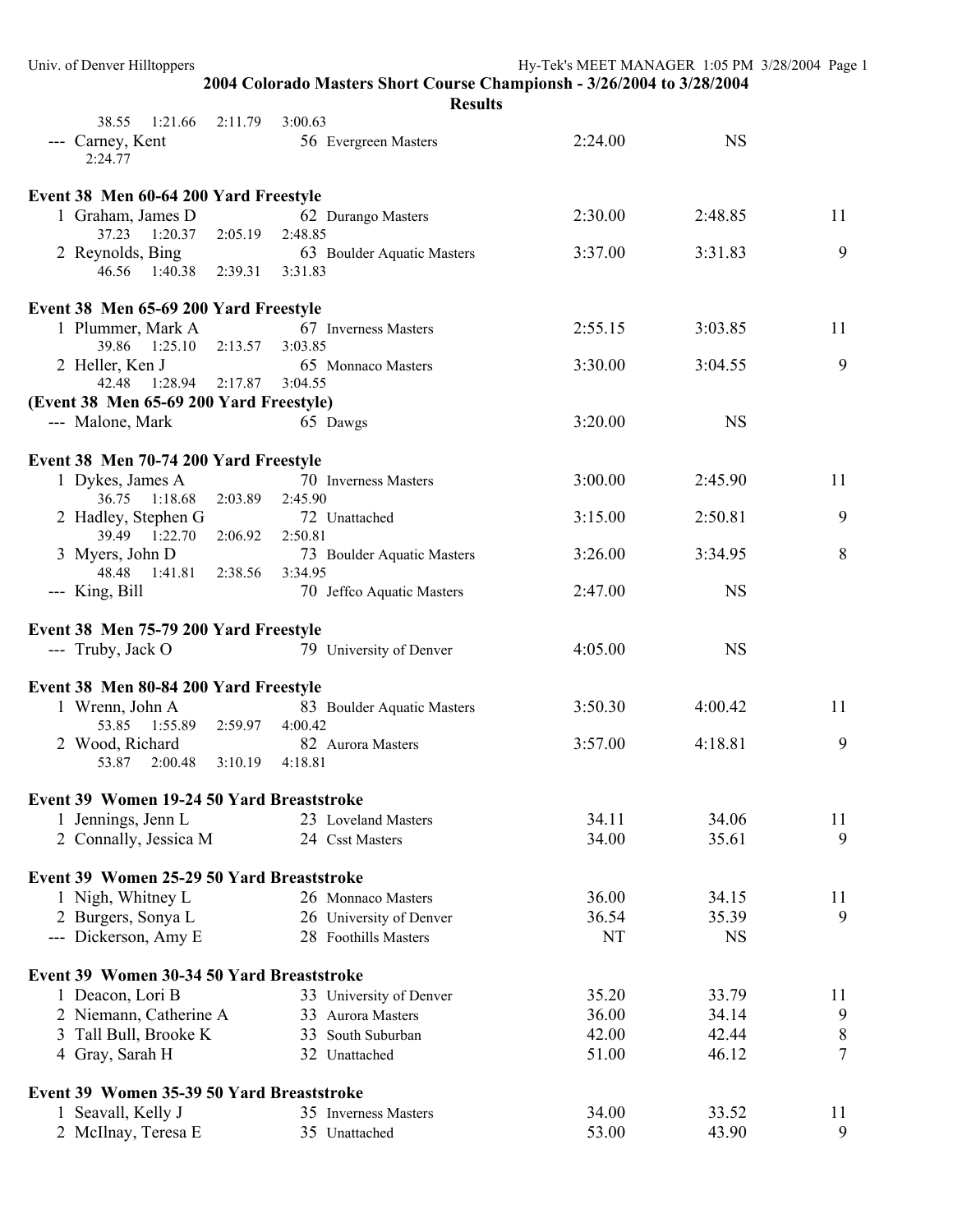## 2004 Colorado Masters Short Course Championsh - 3/26/2004 to 3/28/2004

### Results

38.55 1:21.66 2:11.79 3:00.63

--- Carney, Kent 56 Evergreen Masters 2:24.00 NS

2:24.77

**Event 38 Men 60-64 200 Yard Freestyle**

| Place | Name | Age | Team | Seed Time | Finals Time | Points |
|---|---|---|---|---|---|---|
| 1 | Graham, James D | 62 | Durango Masters | 2:30.00 | 2:48.85 | 11 |
| | 37.23 1:20.37 2:05.19 2:48.85 | | | | | |
| 2 | Reynolds, Bing | 63 | Boulder Aquatic Masters | 3:37.00 | 3:31.83 | 9 |
| | 46.56 1:40.38 2:39.31 3:31.83 | | | | | |

**Event 38 Men 65-69 200 Yard Freestyle**

| Place | Name | Age | Team | Seed Time | Finals Time | Points |
|---|---|---|---|---|---|---|
| 1 | Plummer, Mark A | 67 | Inverness Masters | 2:55.15 | 3:03.85 | 11 |
| | 39.86 1:25.10 2:13.57 3:03.85 | | | | | |
| 2 | Heller, Ken J | 65 | Monnaco Masters | 3:30.00 | 3:04.55 | 9 |
| | 42.48 1:28.94 2:17.87 3:04.55 | | | | | |

**(Event 38 Men 65-69 200 Yard Freestyle)**

| Place | Name | Age | Team | Seed Time | Finals Time | Points |
|---|---|---|---|---|---|---|
| --- | Malone, Mark | 65 | Dawgs | 3:20.00 | NS | |

**Event 38 Men 70-74 200 Yard Freestyle**

| Place | Name | Age | Team | Seed Time | Finals Time | Points |
|---|---|---|---|---|---|---|
| 1 | Dykes, James A | 70 | Inverness Masters | 3:00.00 | 2:45.90 | 11 |
| | 36.75 1:18.68 2:03.89 2:45.90 | | | | | |
| 2 | Hadley, Stephen G | 72 | Unattached | 3:15.00 | 2:50.81 | 9 |
| | 39.49 1:22.70 2:06.92 2:50.81 | | | | | |
| 3 | Myers, John D | 73 | Boulder Aquatic Masters | 3:26.00 | 3:34.95 | 8 |
| | 48.48 1:41.81 2:38.56 3:34.95 | | | | | |
| --- | King, Bill | 70 | Jeffco Aquatic Masters | 2:47.00 | NS | |

**Event 38 Men 75-79 200 Yard Freestyle**

| Place | Name | Age | Team | Seed Time | Finals Time | Points |
|---|---|---|---|---|---|---|
| --- | Truby, Jack O | 79 | University of Denver | 4:05.00 | NS | |

**Event 38 Men 80-84 200 Yard Freestyle**

| Place | Name | Age | Team | Seed Time | Finals Time | Points |
|---|---|---|---|---|---|---|
| 1 | Wrenn, John A | 83 | Boulder Aquatic Masters | 3:50.30 | 4:00.42 | 11 |
| | 53.85 1:55.89 2:59.97 4:00.42 | | | | | |
| 2 | Wood, Richard | 82 | Aurora Masters | 3:57.00 | 4:18.81 | 9 |
| | 53.87 2:00.48 3:10.19 4:18.81 | | | | | |

**Event 39 Women 19-24 50 Yard Breaststroke**

| Place | Name | Age | Team | Seed Time | Finals Time | Points |
|---|---|---|---|---|---|---|
| 1 | Jennings, Jenn L | 23 | Loveland Masters | 34.11 | 34.06 | 11 |
| 2 | Connally, Jessica M | 24 | Csst Masters | 34.00 | 35.61 | 9 |

**Event 39 Women 25-29 50 Yard Breaststroke**

| Place | Name | Age | Team | Seed Time | Finals Time | Points |
|---|---|---|---|---|---|---|
| 1 | Nigh, Whitney L | 26 | Monnaco Masters | 36.00 | 34.15 | 11 |
| 2 | Burgers, Sonya L | 26 | University of Denver | 36.54 | 35.39 | 9 |
| --- | Dickerson, Amy E | 28 | Foothills Masters | NT | NS | |

**Event 39 Women 30-34 50 Yard Breaststroke**

| Place | Name | Age | Team | Seed Time | Finals Time | Points |
|---|---|---|---|---|---|---|
| 1 | Deacon, Lori B | 33 | University of Denver | 35.20 | 33.79 | 11 |
| 2 | Niemann, Catherine A | 33 | Aurora Masters | 36.00 | 34.14 | 9 |
| 3 | Tall Bull, Brooke K | 33 | South Suburban | 42.00 | 42.44 | 8 |
| 4 | Gray, Sarah H | 32 | Unattached | 51.00 | 46.12 | 7 |

**Event 39 Women 35-39 50 Yard Breaststroke**

| Place | Name | Age | Team | Seed Time | Finals Time | Points |
|---|---|---|---|---|---|---|
| 1 | Seavall, Kelly J | 35 | Inverness Masters | 34.00 | 33.52 | 11 |
| 2 | McIlnay, Teresa E | 35 | Unattached | 53.00 | 43.90 | 9 |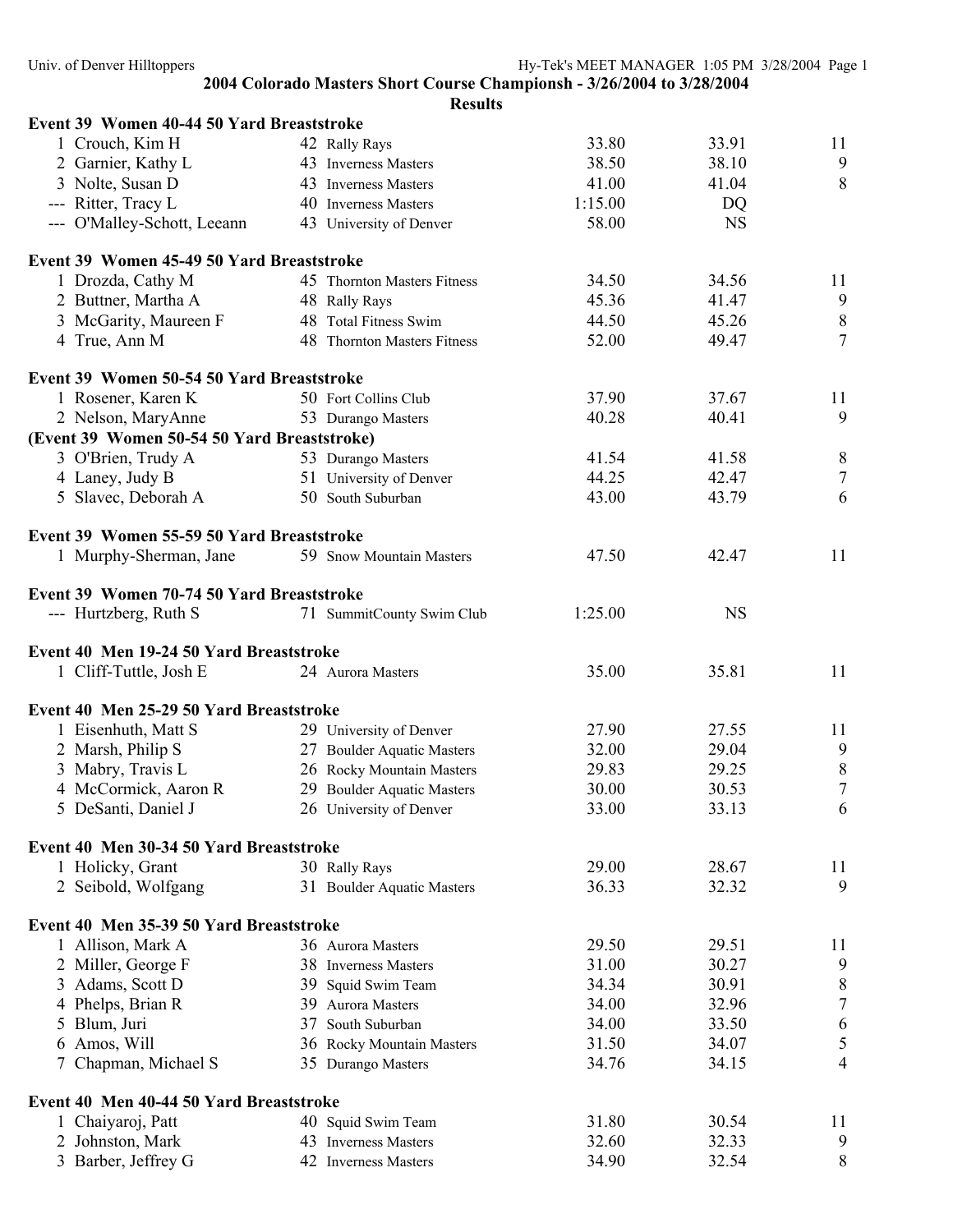## 2004 Colorado Masters Short Course Championsh - 3/26/2004 to 3/28/2004

### Results

**Event 39 Women 40-44 50 Yard Breaststroke**

| Place | Name | Age | Team | Seed | Finals | Points |
|---|---|---|---|---|---|---|
| 1 | Crouch, Kim H | 42 | Rally Rays | 33.80 | 33.91 | 11 |
| 2 | Garnier, Kathy L | 43 | Inverness Masters | 38.50 | 38.10 | 9 |
| 3 | Nolte, Susan D | 43 | Inverness Masters | 41.00 | 41.04 | 8 |
| --- | Ritter, Tracy L | 40 | Inverness Masters | 1:15.00 | DQ | |
| --- | O'Malley-Schott, Leeann | 43 | University of Denver | 58.00 | NS | |

**Event 39 Women 45-49 50 Yard Breaststroke**

| Place | Name | Age | Team | Seed | Finals | Points |
|---|---|---|---|---|---|---|
| 1 | Drozda, Cathy M | 45 | Thornton Masters Fitness | 34.50 | 34.56 | 11 |
| 2 | Buttner, Martha A | 48 | Rally Rays | 45.36 | 41.47 | 9 |
| 3 | McGarity, Maureen F | 48 | Total Fitness Swim | 44.50 | 45.26 | 8 |
| 4 | True, Ann M | 48 | Thornton Masters Fitness | 52.00 | 49.47 | 7 |

**Event 39 Women 50-54 50 Yard Breaststroke**

| Place | Name | Age | Team | Seed | Finals | Points |
|---|---|---|---|---|---|---|
| 1 | Rosener, Karen K | 50 | Fort Collins Club | 37.90 | 37.67 | 11 |
| 2 | Nelson, MaryAnne | 53 | Durango Masters | 40.28 | 40.41 | 9 |
| 3 | O'Brien, Trudy A | 53 | Durango Masters | 41.54 | 41.58 | 8 |
| 4 | Laney, Judy B | 51 | University of Denver | 44.25 | 42.47 | 7 |
| 5 | Slavec, Deborah A | 50 | South Suburban | 43.00 | 43.79 | 6 |

**Event 39 Women 55-59 50 Yard Breaststroke**

| Place | Name | Age | Team | Seed | Finals | Points |
|---|---|---|---|---|---|---|
| 1 | Murphy-Sherman, Jane | 59 | Snow Mountain Masters | 47.50 | 42.47 | 11 |

**Event 39 Women 70-74 50 Yard Breaststroke**

| Place | Name | Age | Team | Seed | Finals | Points |
|---|---|---|---|---|---|---|
| --- | Hurtzberg, Ruth S | 71 | SummitCounty Swim Club | 1:25.00 | NS | |

**Event 40 Men 19-24 50 Yard Breaststroke**

| Place | Name | Age | Team | Seed | Finals | Points |
|---|---|---|---|---|---|---|
| 1 | Cliff-Tuttle, Josh E | 24 | Aurora Masters | 35.00 | 35.81 | 11 |

**Event 40 Men 25-29 50 Yard Breaststroke**

| Place | Name | Age | Team | Seed | Finals | Points |
|---|---|---|---|---|---|---|
| 1 | Eisenhuth, Matt S | 29 | University of Denver | 27.90 | 27.55 | 11 |
| 2 | Marsh, Philip S | 27 | Boulder Aquatic Masters | 32.00 | 29.04 | 9 |
| 3 | Mabry, Travis L | 26 | Rocky Mountain Masters | 29.83 | 29.25 | 8 |
| 4 | McCormick, Aaron R | 29 | Boulder Aquatic Masters | 30.00 | 30.53 | 7 |
| 5 | DeSanti, Daniel J | 26 | University of Denver | 33.00 | 33.13 | 6 |

**Event 40 Men 30-34 50 Yard Breaststroke**

| Place | Name | Age | Team | Seed | Finals | Points |
|---|---|---|---|---|---|---|
| 1 | Holicky, Grant | 30 | Rally Rays | 29.00 | 28.67 | 11 |
| 2 | Seibold, Wolfgang | 31 | Boulder Aquatic Masters | 36.33 | 32.32 | 9 |

**Event 40 Men 35-39 50 Yard Breaststroke**

| Place | Name | Age | Team | Seed | Finals | Points |
|---|---|---|---|---|---|---|
| 1 | Allison, Mark A | 36 | Aurora Masters | 29.50 | 29.51 | 11 |
| 2 | Miller, George F | 38 | Inverness Masters | 31.00 | 30.27 | 9 |
| 3 | Adams, Scott D | 39 | Squid Swim Team | 34.34 | 30.91 | 8 |
| 4 | Phelps, Brian R | 39 | Aurora Masters | 34.00 | 32.96 | 7 |
| 5 | Blum, Juri | 37 | South Suburban | 34.00 | 33.50 | 6 |
| 6 | Amos, Will | 36 | Rocky Mountain Masters | 31.50 | 34.07 | 5 |
| 7 | Chapman, Michael S | 35 | Durango Masters | 34.76 | 34.15 | 4 |

**Event 40 Men 40-44 50 Yard Breaststroke**

| Place | Name | Age | Team | Seed | Finals | Points |
|---|---|---|---|---|---|---|
| 1 | Chaiyaroj, Patt | 40 | Squid Swim Team | 31.80 | 30.54 | 11 |
| 2 | Johnston, Mark | 43 | Inverness Masters | 32.60 | 32.33 | 9 |
| 3 | Barber, Jeffrey G | 42 | Inverness Masters | 34.90 | 32.54 | 8 |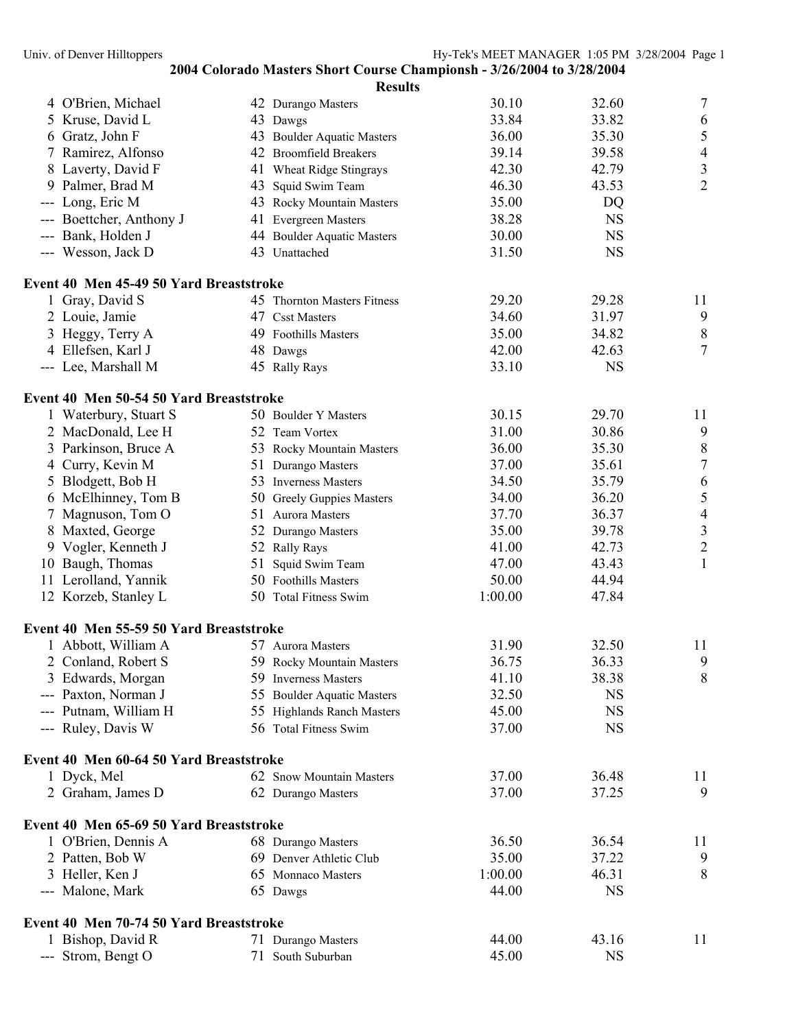## 2004 Colorado Masters Short Course Championsh - 3/26/2004 to 3/28/2004

### Results

| | Name | Age | Team | Seed Time | Finals Time | Points |
|---|---|---|---|---|---|---|
| 4 | O'Brien, Michael | 42 | Durango Masters | 30.10 | 32.60 | 7 |
| 5 | Kruse, David L | 43 | Dawgs | 33.84 | 33.82 | 6 |
| 6 | Gratz, John F | 43 | Boulder Aquatic Masters | 36.00 | 35.30 | 5 |
| 7 | Ramirez, Alfonso | 42 | Broomfield Breakers | 39.14 | 39.58 | 4 |
| 8 | Laverty, David F | 41 | Wheat Ridge Stingrays | 42.30 | 42.79 | 3 |
| 9 | Palmer, Brad M | 43 | Squid Swim Team | 46.30 | 43.53 | 2 |
| --- | Long, Eric M | 43 | Rocky Mountain Masters | 35.00 | DQ | |
| --- | Boettcher, Anthony J | 41 | Evergreen Masters | 38.28 | NS | |
| --- | Bank, Holden J | 44 | Boulder Aquatic Masters | 30.00 | NS | |
| --- | Wesson, Jack D | 43 | Unattached | 31.50 | NS | |

**Event 40 Men 45-49 50 Yard Breaststroke**

| | Name | Age | Team | Seed Time | Finals Time | Points |
|---|---|---|---|---|---|---|
| 1 | Gray, David S | 45 | Thornton Masters Fitness | 29.20 | 29.28 | 11 |
| 2 | Louie, Jamie | 47 | Csst Masters | 34.60 | 31.97 | 9 |
| 3 | Heggy, Terry A | 49 | Foothills Masters | 35.00 | 34.82 | 8 |
| 4 | Ellefsen, Karl J | 48 | Dawgs | 42.00 | 42.63 | 7 |
| --- | Lee, Marshall M | 45 | Rally Rays | 33.10 | NS | |

**Event 40 Men 50-54 50 Yard Breaststroke**

| | Name | Age | Team | Seed Time | Finals Time | Points |
|---|---|---|---|---|---|---|
| 1 | Waterbury, Stuart S | 50 | Boulder Y Masters | 30.15 | 29.70 | 11 |
| 2 | MacDonald, Lee H | 52 | Team Vortex | 31.00 | 30.86 | 9 |
| 3 | Parkinson, Bruce A | 53 | Rocky Mountain Masters | 36.00 | 35.30 | 8 |
| 4 | Curry, Kevin M | 51 | Durango Masters | 37.00 | 35.61 | 7 |
| 5 | Blodgett, Bob H | 53 | Inverness Masters | 34.50 | 35.79 | 6 |
| 6 | McElhinney, Tom B | 50 | Greely Guppies Masters | 34.00 | 36.20 | 5 |
| 7 | Magnuson, Tom O | 51 | Aurora Masters | 37.70 | 36.37 | 4 |
| 8 | Maxted, George | 52 | Durango Masters | 35.00 | 39.78 | 3 |
| 9 | Vogler, Kenneth J | 52 | Rally Rays | 41.00 | 42.73 | 2 |
| 10 | Baugh, Thomas | 51 | Squid Swim Team | 47.00 | 43.43 | 1 |
| 11 | Lerolland, Yannik | 50 | Foothills Masters | 50.00 | 44.94 | |
| 12 | Korzeb, Stanley L | 50 | Total Fitness Swim | 1:00.00 | 47.84 | |

**Event 40 Men 55-59 50 Yard Breaststroke**

| | Name | Age | Team | Seed Time | Finals Time | Points |
|---|---|---|---|---|---|---|
| 1 | Abbott, William A | 57 | Aurora Masters | 31.90 | 32.50 | 11 |
| 2 | Conland, Robert S | 59 | Rocky Mountain Masters | 36.75 | 36.33 | 9 |
| 3 | Edwards, Morgan | 59 | Inverness Masters | 41.10 | 38.38 | 8 |
| --- | Paxton, Norman J | 55 | Boulder Aquatic Masters | 32.50 | NS | |
| --- | Putnam, William H | 55 | Highlands Ranch Masters | 45.00 | NS | |
| --- | Ruley, Davis W | 56 | Total Fitness Swim | 37.00 | NS | |

**Event 40 Men 60-64 50 Yard Breaststroke**

| | Name | Age | Team | Seed Time | Finals Time | Points |
|---|---|---|---|---|---|---|
| 1 | Dyck, Mel | 62 | Snow Mountain Masters | 37.00 | 36.48 | 11 |
| 2 | Graham, James D | 62 | Durango Masters | 37.00 | 37.25 | 9 |

**Event 40 Men 65-69 50 Yard Breaststroke**

| | Name | Age | Team | Seed Time | Finals Time | Points |
|---|---|---|---|---|---|---|
| 1 | O'Brien, Dennis A | 68 | Durango Masters | 36.50 | 36.54 | 11 |
| 2 | Patten, Bob W | 69 | Denver Athletic Club | 35.00 | 37.22 | 9 |
| 3 | Heller, Ken J | 65 | Monnaco Masters | 1:00.00 | 46.31 | 8 |
| --- | Malone, Mark | 65 | Dawgs | 44.00 | NS | |

**Event 40 Men 70-74 50 Yard Breaststroke**

| | Name | Age | Team | Seed Time | Finals Time | Points |
|---|---|---|---|---|---|---|
| 1 | Bishop, David R | 71 | Durango Masters | 44.00 | 43.16 | 11 |
| --- | Strom, Bengt O | 71 | South Suburban | 45.00 | NS | |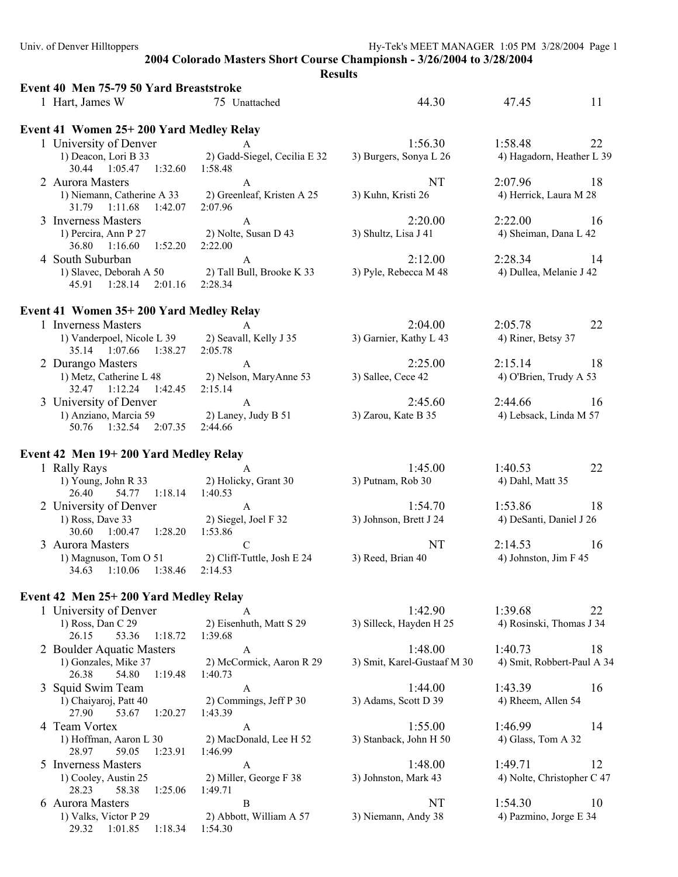## 2004 Colorado Masters Short Course Championsh - 3/26/2004 to 3/28/2004

### Results

**Event 40 Men 75-79 50 Yard Breaststroke**

1 Hart, James W 75 Unattached 44.30 47.45 11

**Event 41 Women 25+ 200 Yard Medley Relay**

1 University of Denver A 1:56.30 1:58.48 22
1) Deacon, Lori B 33 2) Gadd-Siegel, Cecilia E 32 3) Burgers, Sonya L 26 4) Hagadorn, Heather L 39
30.44 1:05.47 1:32.60 1:58.48

2 Aurora Masters A NT 2:07.96 18
1) Niemann, Catherine A 33 2) Greenleaf, Kristen A 25 3) Kuhn, Kristi 26 4) Herrick, Laura M 28
31.79 1:11.68 1:42.07 2:07.96

3 Inverness Masters A 2:20.00 2:22.00 16
1) Percira, Ann P 27 2) Nolte, Susan D 43 3) Shultz, Lisa J 41 4) Sheiman, Dana L 42
36.80 1:16.60 1:52.20 2:22.00

4 South Suburban A 2:12.00 2:28.34 14
1) Slavec, Deborah A 50 2) Tall Bull, Brooke K 33 3) Pyle, Rebecca M 48 4) Dullea, Melanie J 42
45.91 1:28.14 2:01.16 2:28.34

**Event 41 Women 35+ 200 Yard Medley Relay**

1 Inverness Masters A 2:04.00 2:05.78 22
1) Vanderpoel, Nicole L 39 2) Seavall, Kelly J 35 3) Garnier, Kathy L 43 4) Riner, Betsy 37
35.14 1:07.66 1:38.27 2:05.78

2 Durango Masters A 2:25.00 2:15.14 18
1) Metz, Catherine L 48 2) Nelson, MaryAnne 53 3) Sallee, Cece 42 4) O'Brien, Trudy A 53
32.47 1:12.24 1:42.45 2:15.14

3 University of Denver A 2:45.60 2:44.66 16
1) Anziano, Marcia 59 2) Laney, Judy B 51 3) Zarou, Kate B 35 4) Lebsack, Linda M 57
50.76 1:32.54 2:07.35 2:44.66

**Event 42 Men 19+ 200 Yard Medley Relay**

1 Rally Rays A 1:45.00 1:40.53 22
1) Young, John R 33 2) Holicky, Grant 30 3) Putnam, Rob 30 4) Dahl, Matt 35
26.40 54.77 1:18.14 1:40.53

2 University of Denver A 1:54.70 1:53.86 18
1) Ross, Dave 33 2) Siegel, Joel F 32 3) Johnson, Brett J 24 4) DeSanti, Daniel J 26
30.60 1:00.47 1:28.20 1:53.86

3 Aurora Masters C NT 2:14.53 16
1) Magnuson, Tom O 51 2) Cliff-Tuttle, Josh E 24 3) Reed, Brian 40 4) Johnston, Jim F 45
34.63 1:10.06 1:38.46 2:14.53

**Event 42 Men 25+ 200 Yard Medley Relay**

1 University of Denver A 1:42.90 1:39.68 22
1) Ross, Dan C 29 2) Eisenhuth, Matt S 29 3) Silleck, Hayden H 25 4) Rosinski, Thomas J 34
26.15 53.36 1:18.72 1:39.68

2 Boulder Aquatic Masters A 1:48.00 1:40.73 18
1) Gonzales, Mike 37 2) McCormick, Aaron R 29 3) Smit, Karel-Gustaaf M 30 4) Smit, Robbert-Paul A 34
26.38 54.80 1:19.48 1:40.73

3 Squid Swim Team A 1:44.00 1:43.39 16
1) Chaiyaroj, Patt 40 2) Commings, Jeff P 30 3) Adams, Scott D 39 4) Rheem, Allen 54
27.90 53.67 1:20.27 1:43.39

4 Team Vortex A 1:55.00 1:46.99 14
1) Hoffman, Aaron L 30 2) MacDonald, Lee H 52 3) Stanback, John H 50 4) Glass, Tom A 32
28.97 59.05 1:23.91 1:46.99

5 Inverness Masters A 1:48.00 1:49.71 12
1) Cooley, Austin 25 2) Miller, George F 38 3) Johnston, Mark 43 4) Nolte, Christopher C 47
28.23 58.38 1:25.06 1:49.71

6 Aurora Masters B NT 1:54.30 10
1) Valks, Victor P 29 2) Abbott, William A 57 3) Niemann, Andy 38 4) Pazmino, Jorge E 34
29.32 1:01.85 1:18.34 1:54.30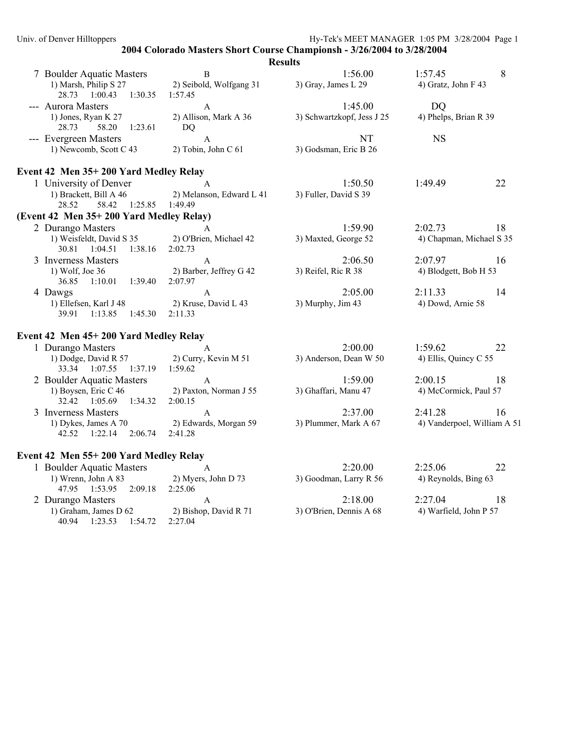## 2004 Colorado Masters Short Course Championsh - 3/26/2004 to 3/28/2004

### Results

| | | | | | |
|---|---|---|---|---|---|
| 7 | Boulder Aquatic Masters | B | 1:56.00 | 1:57.45 | 8 |
| | 1) Marsh, Philip S 27 | 2) Seibold, Wolfgang 31 | 3) Gray, James L 29 | 4) Gratz, John F 43 | |
| | 28.73 1:00.43 1:30.35 1:57.45 | | | | |
| --- | Aurora Masters | A | 1:45.00 | DQ | |
| | 1) Jones, Ryan K 27 | 2) Allison, Mark A 36 | 3) Schwartzkopf, Jess J 25 | 4) Phelps, Brian R 39 | |
| | 28.73 58.20 1:23.61 DQ | | | | |
| --- | Evergreen Masters | A | NT | NS | |
| | 1) Newcomb, Scott C 43 | 2) Tobin, John C 61 | 3) Godsman, Eric B 26 | | |

**Event 42 Men 35+ 200 Yard Medley Relay**

| | | | | | |
|---|---|---|---|---|---|
| 1 | University of Denver | A | 1:50.50 | 1:49.49 | 22 |
| | 1) Brackett, Bill A 46 | 2) Melanson, Edward L 41 | 3) Fuller, David S 39 | | |
| | 28.52 58.42 1:25.85 1:49.49 | | | | |

**(Event 42 Men 35+ 200 Yard Medley Relay)**

| | | | | | |
|---|---|---|---|---|---|
| 2 | Durango Masters | A | 1:59.90 | 2:02.73 | 18 |
| | 1) Weisfeldt, David S 35 | 2) O'Brien, Michael 42 | 3) Maxted, George 52 | 4) Chapman, Michael S 35 | |
| | 30.81 1:04.51 1:38.16 2:02.73 | | | | |
| 3 | Inverness Masters | A | 2:06.50 | 2:07.97 | 16 |
| | 1) Wolf, Joe 36 | 2) Barber, Jeffrey G 42 | 3) Reifel, Ric R 38 | 4) Blodgett, Bob H 53 | |
| | 36.85 1:10.01 1:39.40 2:07.97 | | | | |
| 4 | Dawgs | A | 2:05.00 | 2:11.33 | 14 |
| | 1) Ellefsen, Karl J 48 | 2) Kruse, David L 43 | 3) Murphy, Jim 43 | 4) Dowd, Arnie 58 | |
| | 39.91 1:13.85 1:45.30 2:11.33 | | | | |

**Event 42 Men 45+ 200 Yard Medley Relay**

| | | | | | |
|---|---|---|---|---|---|
| 1 | Durango Masters | A | 2:00.00 | 1:59.62 | 22 |
| | 1) Dodge, David R 57 | 2) Curry, Kevin M 51 | 3) Anderson, Dean W 50 | 4) Ellis, Quincy C 55 | |
| | 33.34 1:07.55 1:37.19 1:59.62 | | | | |
| 2 | Boulder Aquatic Masters | A | 1:59.00 | 2:00.15 | 18 |
| | 1) Boysen, Eric C 46 | 2) Paxton, Norman J 55 | 3) Ghaffari, Manu 47 | 4) McCormick, Paul 57 | |
| | 32.42 1:05.69 1:34.32 2:00.15 | | | | |
| 3 | Inverness Masters | A | 2:37.00 | 2:41.28 | 16 |
| | 1) Dykes, James A 70 | 2) Edwards, Morgan 59 | 3) Plummer, Mark A 67 | 4) Vanderpoel, William A 51 | |
| | 42.52 1:22.14 2:06.74 2:41.28 | | | | |

**Event 42 Men 55+ 200 Yard Medley Relay**

| | | | | | |
|---|---|---|---|---|---|
| 1 | Boulder Aquatic Masters | A | 2:20.00 | 2:25.06 | 22 |
| | 1) Wrenn, John A 83 | 2) Myers, John D 73 | 3) Goodman, Larry R 56 | 4) Reynolds, Bing 63 | |
| | 47.95 1:53.95 2:09.18 2:25.06 | | | | |
| 2 | Durango Masters | A | 2:18.00 | 2:27.04 | 18 |
| | 1) Graham, James D 62 | 2) Bishop, David R 71 | 3) O'Brien, Dennis A 68 | 4) Warfield, John P 57 | |
| | 40.94 1:23.53 1:54.72 2:27.04 | | | | |